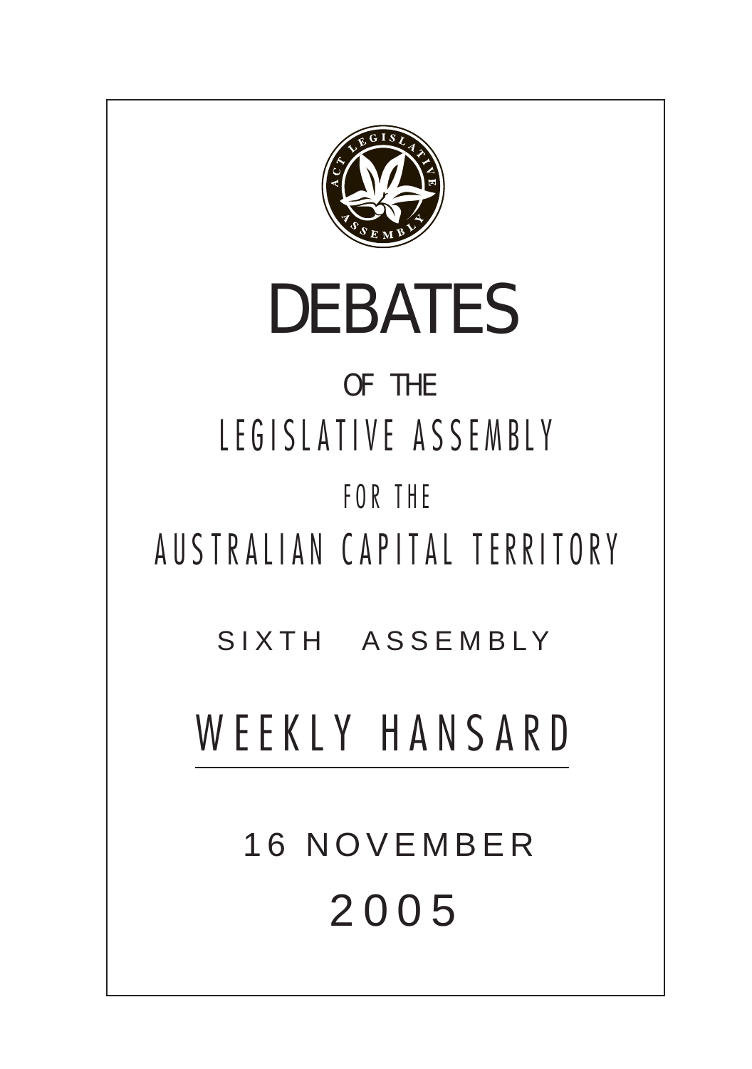# DEBATES

OF THE

LEGISLATIVE ASSEMBLY

FOR THE

AUSTRALIAN CAPITAL TERRITORY

SIXTH ASSEMBLY

## WEEKLY HANSARD

16 NOVEMBER

2005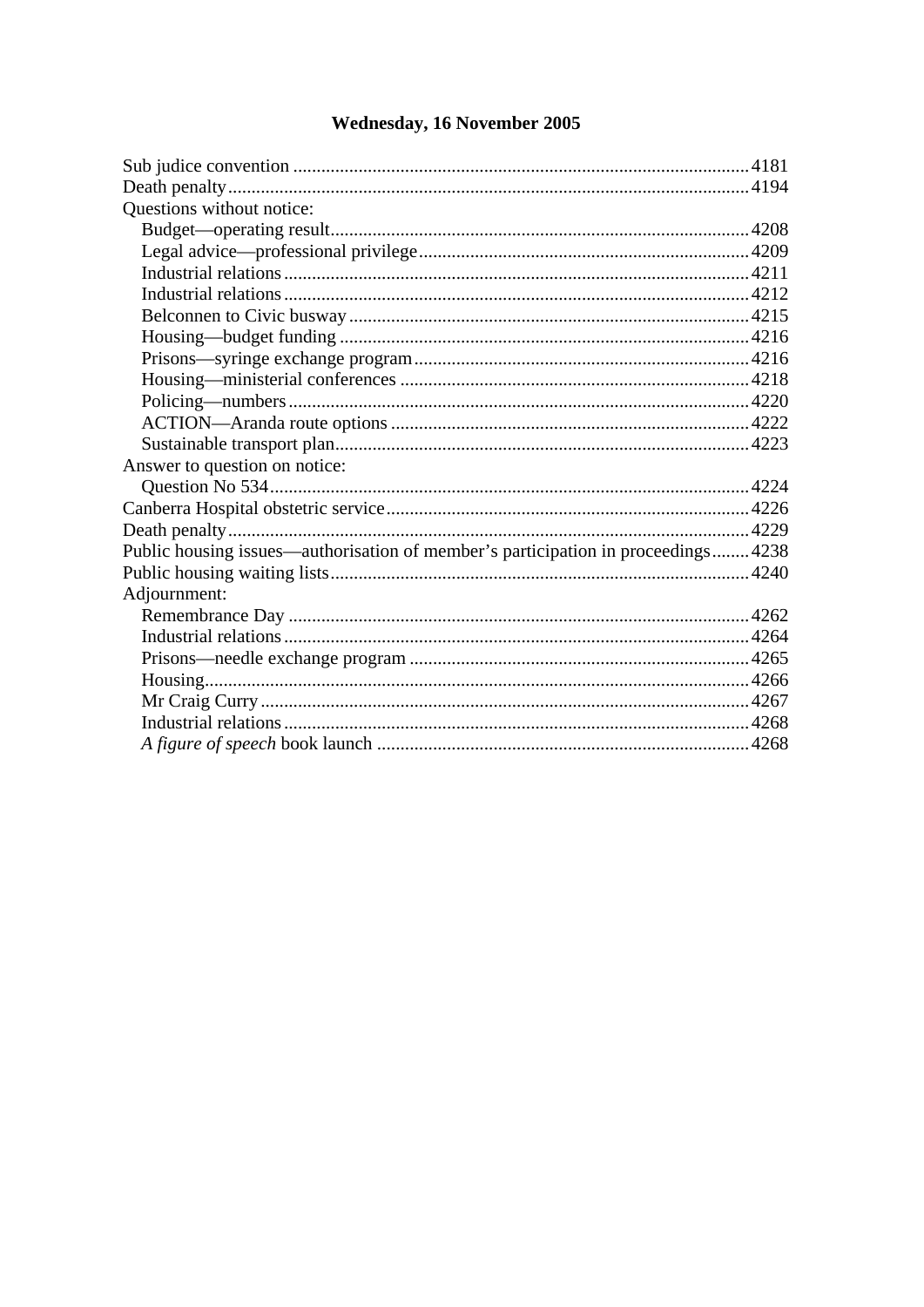# Wednesday, 16 November 2005

Sub judice convention ........................................................................................ 4181
Death penalty ...................................................................................................... 4194
Questions without notice:
- Budget—operating result ........................................................................... 4208
- Legal advice—professional privilege ......................................................... 4209
- Industrial relations ...................................................................................... 4211
- Industrial relations ...................................................................................... 4212
- Belconnen to Civic busway ........................................................................ 4215
- Housing—budget funding .......................................................................... 4216
- Prisons—syringe exchange program .......................................................... 4216
- Housing—ministerial conferences ............................................................. 4218
- Policing—numbers ..................................................................................... 4220
- ACTION—Aranda route options ............................................................... 4222
- Sustainable transport plan ........................................................................... 4223

Answer to question on notice:
- Question No 534 ......................................................................................... 4224

Canberra Hospital obstetric service ................................................................... 4226
Death penalty ...................................................................................................... 4229
Public housing issues—authorisation of member's participation in proceedings ........ 4238
Public housing waiting lists ................................................................................ 4240
Adjournment:
- Remembrance Day ..................................................................................... 4262
- Industrial relations ...................................................................................... 4264
- Prisons—needle exchange program ........................................................... 4265
- Housing ....................................................................................................... 4266
- Mr Craig Curry ........................................................................................... 4267
- Industrial relations ...................................................................................... 4268
- *A figure of speech* book launch ................................................................ 4268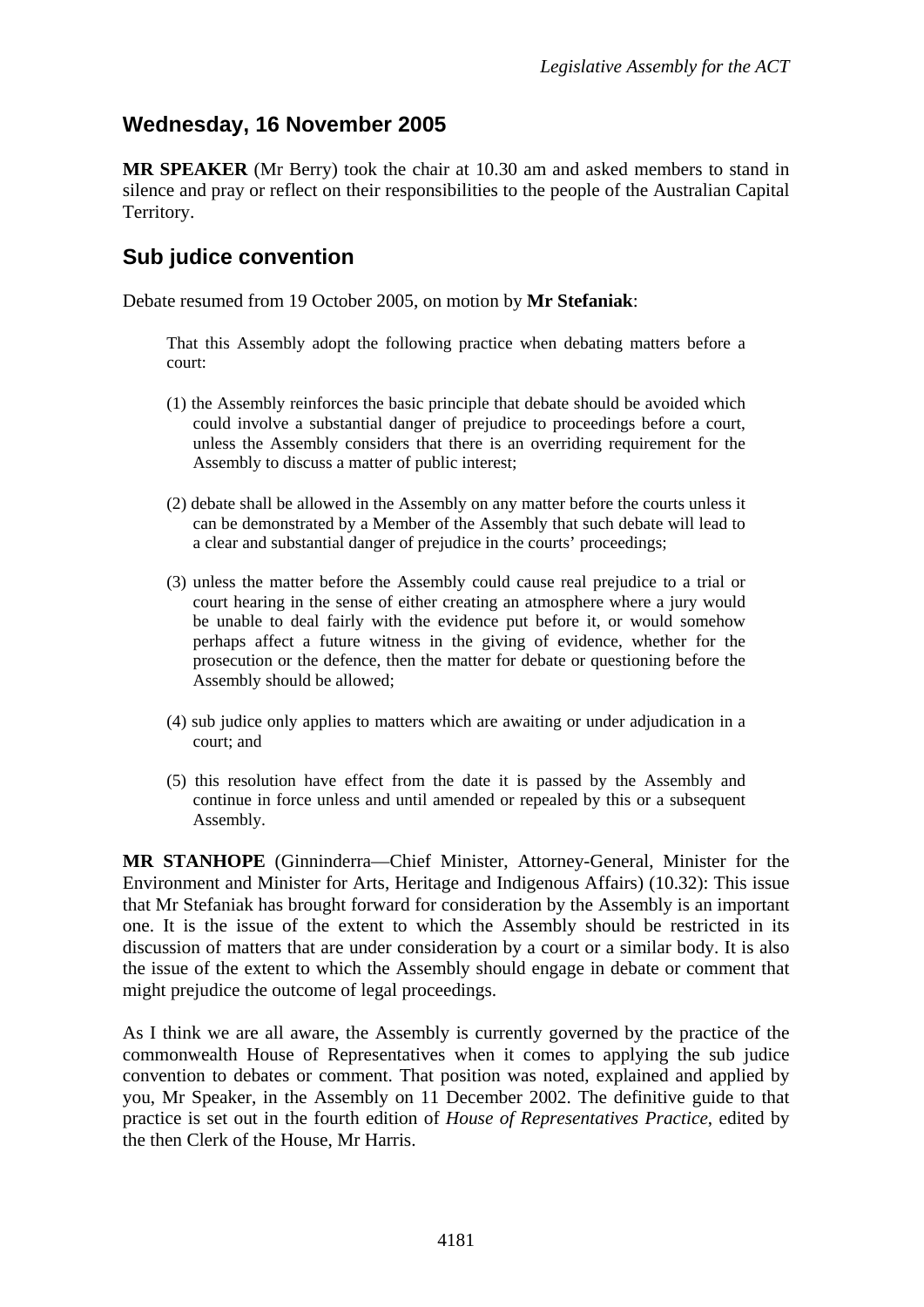## Wednesday, 16 November 2005

**MR SPEAKER** (Mr Berry) took the chair at 10.30 am and asked members to stand in silence and pray or reflect on their responsibilities to the people of the Australian Capital Territory.

## Sub judice convention

Debate resumed from 19 October 2005, on motion by **Mr Stefaniak**:

> That this Assembly adopt the following practice when debating matters before a court:
>
> (1) the Assembly reinforces the basic principle that debate should be avoided which could involve a substantial danger of prejudice to proceedings before a court, unless the Assembly considers that there is an overriding requirement for the Assembly to discuss a matter of public interest;
>
> (2) debate shall be allowed in the Assembly on any matter before the courts unless it can be demonstrated by a Member of the Assembly that such debate will lead to a clear and substantial danger of prejudice in the courts' proceedings;
>
> (3) unless the matter before the Assembly could cause real prejudice to a trial or court hearing in the sense of either creating an atmosphere where a jury would be unable to deal fairly with the evidence put before it, or would somehow perhaps affect a future witness in the giving of evidence, whether for the prosecution or the defence, then the matter for debate or questioning before the Assembly should be allowed;
>
> (4) sub judice only applies to matters which are awaiting or under adjudication in a court; and
>
> (5) this resolution have effect from the date it is passed by the Assembly and continue in force unless and until amended or repealed by this or a subsequent Assembly.

**MR STANHOPE** (Ginninderra—Chief Minister, Attorney-General, Minister for the Environment and Minister for Arts, Heritage and Indigenous Affairs) (10.32): This issue that Mr Stefaniak has brought forward for consideration by the Assembly is an important one. It is the issue of the extent to which the Assembly should be restricted in its discussion of matters that are under consideration by a court or a similar body. It is also the issue of the extent to which the Assembly should engage in debate or comment that might prejudice the outcome of legal proceedings.

As I think we are all aware, the Assembly is currently governed by the practice of the commonwealth House of Representatives when it comes to applying the sub judice convention to debates or comment. That position was noted, explained and applied by you, Mr Speaker, in the Assembly on 11 December 2002. The definitive guide to that practice is set out in the fourth edition of *House of Representatives Practice*, edited by the then Clerk of the House, Mr Harris.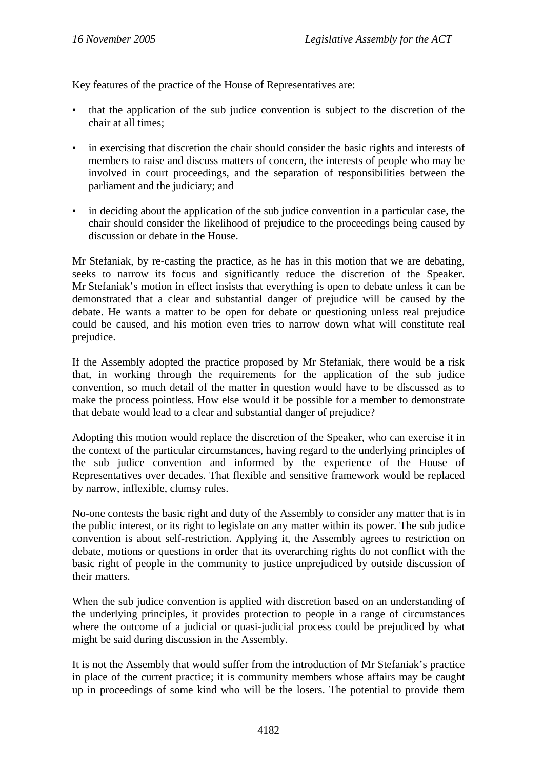Key features of the practice of the House of Representatives are:

- that the application of the sub judice convention is subject to the discretion of the chair at all times;
- in exercising that discretion the chair should consider the basic rights and interests of members to raise and discuss matters of concern, the interests of people who may be involved in court proceedings, and the separation of responsibilities between the parliament and the judiciary; and
- in deciding about the application of the sub judice convention in a particular case, the chair should consider the likelihood of prejudice to the proceedings being caused by discussion or debate in the House.

Mr Stefaniak, by re-casting the practice, as he has in this motion that we are debating, seeks to narrow its focus and significantly reduce the discretion of the Speaker. Mr Stefaniak's motion in effect insists that everything is open to debate unless it can be demonstrated that a clear and substantial danger of prejudice will be caused by the debate. He wants a matter to be open for debate or questioning unless real prejudice could be caused, and his motion even tries to narrow down what will constitute real prejudice.

If the Assembly adopted the practice proposed by Mr Stefaniak, there would be a risk that, in working through the requirements for the application of the sub judice convention, so much detail of the matter in question would have to be discussed as to make the process pointless. How else would it be possible for a member to demonstrate that debate would lead to a clear and substantial danger of prejudice?

Adopting this motion would replace the discretion of the Speaker, who can exercise it in the context of the particular circumstances, having regard to the underlying principles of the sub judice convention and informed by the experience of the House of Representatives over decades. That flexible and sensitive framework would be replaced by narrow, inflexible, clumsy rules.

No-one contests the basic right and duty of the Assembly to consider any matter that is in the public interest, or its right to legislate on any matter within its power. The sub judice convention is about self-restriction. Applying it, the Assembly agrees to restriction on debate, motions or questions in order that its overarching rights do not conflict with the basic right of people in the community to justice unprejudiced by outside discussion of their matters.

When the sub judice convention is applied with discretion based on an understanding of the underlying principles, it provides protection to people in a range of circumstances where the outcome of a judicial or quasi-judicial process could be prejudiced by what might be said during discussion in the Assembly.

It is not the Assembly that would suffer from the introduction of Mr Stefaniak's practice in place of the current practice; it is community members whose affairs may be caught up in proceedings of some kind who will be the losers. The potential to provide them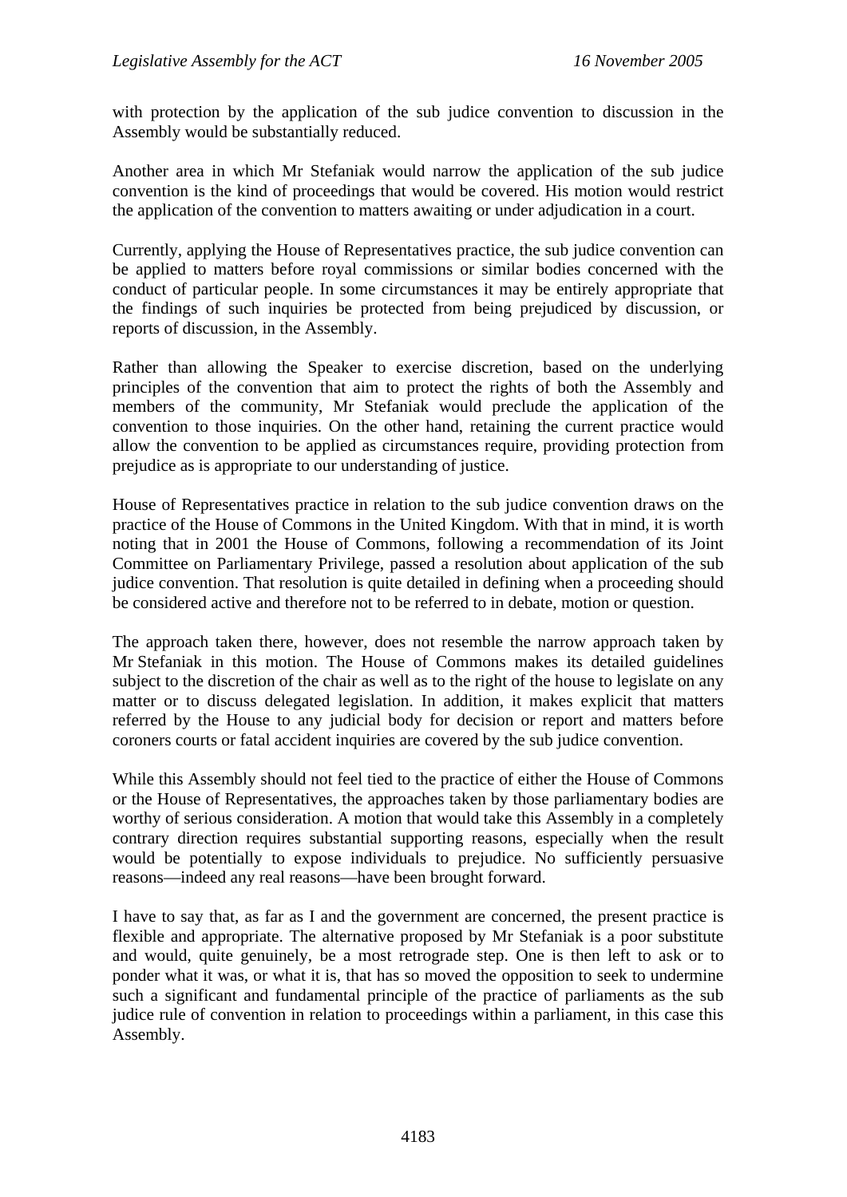with protection by the application of the sub judice convention to discussion in the Assembly would be substantially reduced.

Another area in which Mr Stefaniak would narrow the application of the sub judice convention is the kind of proceedings that would be covered. His motion would restrict the application of the convention to matters awaiting or under adjudication in a court.

Currently, applying the House of Representatives practice, the sub judice convention can be applied to matters before royal commissions or similar bodies concerned with the conduct of particular people. In some circumstances it may be entirely appropriate that the findings of such inquiries be protected from being prejudiced by discussion, or reports of discussion, in the Assembly.

Rather than allowing the Speaker to exercise discretion, based on the underlying principles of the convention that aim to protect the rights of both the Assembly and members of the community, Mr Stefaniak would preclude the application of the convention to those inquiries. On the other hand, retaining the current practice would allow the convention to be applied as circumstances require, providing protection from prejudice as is appropriate to our understanding of justice.

House of Representatives practice in relation to the sub judice convention draws on the practice of the House of Commons in the United Kingdom. With that in mind, it is worth noting that in 2001 the House of Commons, following a recommendation of its Joint Committee on Parliamentary Privilege, passed a resolution about application of the sub judice convention. That resolution is quite detailed in defining when a proceeding should be considered active and therefore not to be referred to in debate, motion or question.

The approach taken there, however, does not resemble the narrow approach taken by Mr Stefaniak in this motion. The House of Commons makes its detailed guidelines subject to the discretion of the chair as well as to the right of the house to legislate on any matter or to discuss delegated legislation. In addition, it makes explicit that matters referred by the House to any judicial body for decision or report and matters before coroners courts or fatal accident inquiries are covered by the sub judice convention.

While this Assembly should not feel tied to the practice of either the House of Commons or the House of Representatives, the approaches taken by those parliamentary bodies are worthy of serious consideration. A motion that would take this Assembly in a completely contrary direction requires substantial supporting reasons, especially when the result would be potentially to expose individuals to prejudice. No sufficiently persuasive reasons—indeed any real reasons—have been brought forward.

I have to say that, as far as I and the government are concerned, the present practice is flexible and appropriate. The alternative proposed by Mr Stefaniak is a poor substitute and would, quite genuinely, be a most retrograde step. One is then left to ask or to ponder what it was, or what it is, that has so moved the opposition to seek to undermine such a significant and fundamental principle of the practice of parliaments as the sub judice rule of convention in relation to proceedings within a parliament, in this case this Assembly.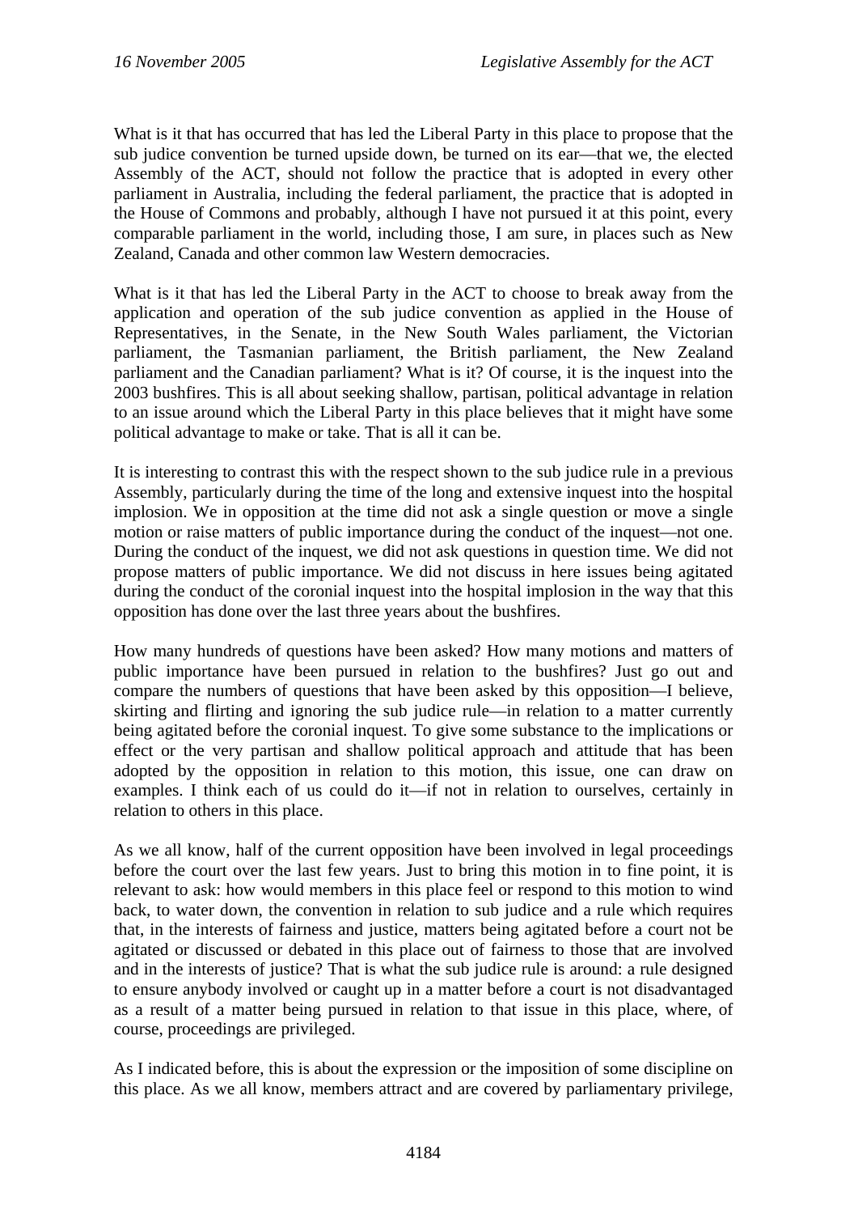What is it that has occurred that has led the Liberal Party in this place to propose that the sub judice convention be turned upside down, be turned on its ear—that we, the elected Assembly of the ACT, should not follow the practice that is adopted in every other parliament in Australia, including the federal parliament, the practice that is adopted in the House of Commons and probably, although I have not pursued it at this point, every comparable parliament in the world, including those, I am sure, in places such as New Zealand, Canada and other common law Western democracies.

What is it that has led the Liberal Party in the ACT to choose to break away from the application and operation of the sub judice convention as applied in the House of Representatives, in the Senate, in the New South Wales parliament, the Victorian parliament, the Tasmanian parliament, the British parliament, the New Zealand parliament and the Canadian parliament? What is it? Of course, it is the inquest into the 2003 bushfires. This is all about seeking shallow, partisan, political advantage in relation to an issue around which the Liberal Party in this place believes that it might have some political advantage to make or take. That is all it can be.

It is interesting to contrast this with the respect shown to the sub judice rule in a previous Assembly, particularly during the time of the long and extensive inquest into the hospital implosion. We in opposition at the time did not ask a single question or move a single motion or raise matters of public importance during the conduct of the inquest—not one. During the conduct of the inquest, we did not ask questions in question time. We did not propose matters of public importance. We did not discuss in here issues being agitated during the conduct of the coronial inquest into the hospital implosion in the way that this opposition has done over the last three years about the bushfires.

How many hundreds of questions have been asked? How many motions and matters of public importance have been pursued in relation to the bushfires? Just go out and compare the numbers of questions that have been asked by this opposition—I believe, skirting and flirting and ignoring the sub judice rule—in relation to a matter currently being agitated before the coronial inquest. To give some substance to the implications or effect or the very partisan and shallow political approach and attitude that has been adopted by the opposition in relation to this motion, this issue, one can draw on examples. I think each of us could do it—if not in relation to ourselves, certainly in relation to others in this place.

As we all know, half of the current opposition have been involved in legal proceedings before the court over the last few years. Just to bring this motion in to fine point, it is relevant to ask: how would members in this place feel or respond to this motion to wind back, to water down, the convention in relation to sub judice and a rule which requires that, in the interests of fairness and justice, matters being agitated before a court not be agitated or discussed or debated in this place out of fairness to those that are involved and in the interests of justice? That is what the sub judice rule is around: a rule designed to ensure anybody involved or caught up in a matter before a court is not disadvantaged as a result of a matter being pursued in relation to that issue in this place, where, of course, proceedings are privileged.

As I indicated before, this is about the expression or the imposition of some discipline on this place. As we all know, members attract and are covered by parliamentary privilege,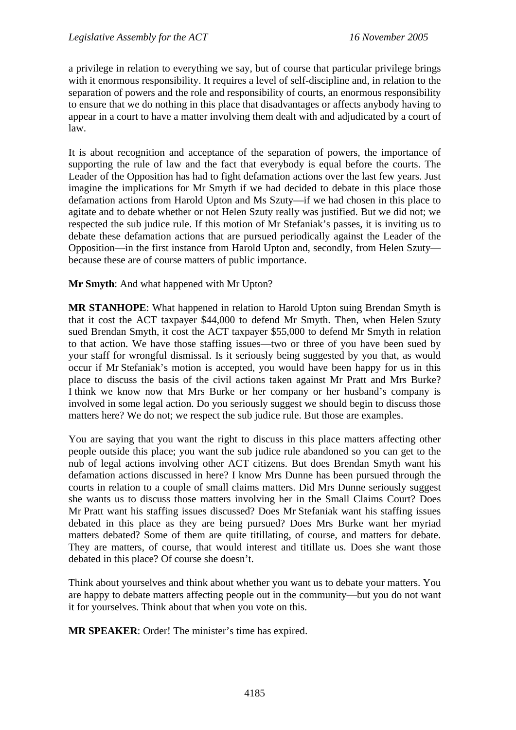a privilege in relation to everything we say, but of course that particular privilege brings with it enormous responsibility. It requires a level of self-discipline and, in relation to the separation of powers and the role and responsibility of courts, an enormous responsibility to ensure that we do nothing in this place that disadvantages or affects anybody having to appear in a court to have a matter involving them dealt with and adjudicated by a court of law.

It is about recognition and acceptance of the separation of powers, the importance of supporting the rule of law and the fact that everybody is equal before the courts. The Leader of the Opposition has had to fight defamation actions over the last few years. Just imagine the implications for Mr Smyth if we had decided to debate in this place those defamation actions from Harold Upton and Ms Szuty—if we had chosen in this place to agitate and to debate whether or not Helen Szuty really was justified. But we did not; we respected the sub judice rule. If this motion of Mr Stefaniak's passes, it is inviting us to debate these defamation actions that are pursued periodically against the Leader of the Opposition—in the first instance from Harold Upton and, secondly, from Helen Szuty—because these are of course matters of public importance.

**Mr Smyth**: And what happened with Mr Upton?

**MR STANHOPE**: What happened in relation to Harold Upton suing Brendan Smyth is that it cost the ACT taxpayer $44,000 to defend Mr Smyth. Then, when Helen Szuty sued Brendan Smyth, it cost the ACT taxpayer $55,000 to defend Mr Smyth in relation to that action. We have those staffing issues—two or three of you have been sued by your staff for wrongful dismissal. Is it seriously being suggested by you that, as would occur if Mr Stefaniak's motion is accepted, you would have been happy for us in this place to discuss the basis of the civil actions taken against Mr Pratt and Mrs Burke? I think we know now that Mrs Burke or her company or her husband's company is involved in some legal action. Do you seriously suggest we should begin to discuss those matters here? We do not; we respect the sub judice rule. But those are examples.

You are saying that you want the right to discuss in this place matters affecting other people outside this place; you want the sub judice rule abandoned so you can get to the nub of legal actions involving other ACT citizens. But does Brendan Smyth want his defamation actions discussed in here? I know Mrs Dunne has been pursued through the courts in relation to a couple of small claims matters. Did Mrs Dunne seriously suggest she wants us to discuss those matters involving her in the Small Claims Court? Does Mr Pratt want his staffing issues discussed? Does Mr Stefaniak want his staffing issues debated in this place as they are being pursued? Does Mrs Burke want her myriad matters debated? Some of them are quite titillating, of course, and matters for debate. They are matters, of course, that would interest and titillate us. Does she want those debated in this place? Of course she doesn't.

Think about yourselves and think about whether you want us to debate your matters. You are happy to debate matters affecting people out in the community—but you do not want it for yourselves. Think about that when you vote on this.

**MR SPEAKER**: Order! The minister's time has expired.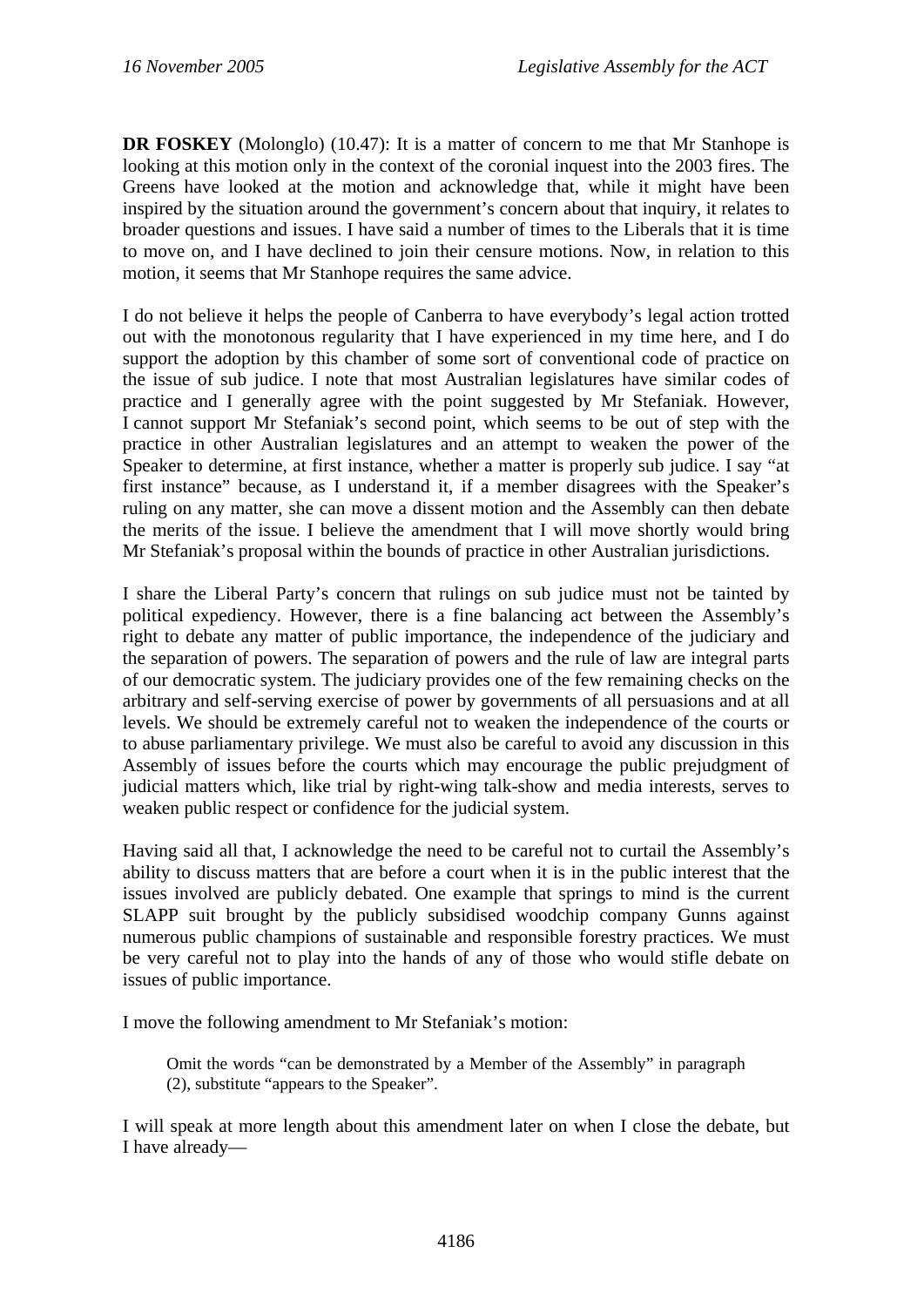**DR FOSKEY** (Molonglo) (10.47): It is a matter of concern to me that Mr Stanhope is looking at this motion only in the context of the coronial inquest into the 2003 fires. The Greens have looked at the motion and acknowledge that, while it might have been inspired by the situation around the government's concern about that inquiry, it relates to broader questions and issues. I have said a number of times to the Liberals that it is time to move on, and I have declined to join their censure motions. Now, in relation to this motion, it seems that Mr Stanhope requires the same advice.

I do not believe it helps the people of Canberra to have everybody's legal action trotted out with the monotonous regularity that I have experienced in my time here, and I do support the adoption by this chamber of some sort of conventional code of practice on the issue of sub judice. I note that most Australian legislatures have similar codes of practice and I generally agree with the point suggested by Mr Stefaniak. However, I cannot support Mr Stefaniak's second point, which seems to be out of step with the practice in other Australian legislatures and an attempt to weaken the power of the Speaker to determine, at first instance, whether a matter is properly sub judice. I say "at first instance" because, as I understand it, if a member disagrees with the Speaker's ruling on any matter, she can move a dissent motion and the Assembly can then debate the merits of the issue. I believe the amendment that I will move shortly would bring Mr Stefaniak's proposal within the bounds of practice in other Australian jurisdictions.

I share the Liberal Party's concern that rulings on sub judice must not be tainted by political expediency. However, there is a fine balancing act between the Assembly's right to debate any matter of public importance, the independence of the judiciary and the separation of powers. The separation of powers and the rule of law are integral parts of our democratic system. The judiciary provides one of the few remaining checks on the arbitrary and self-serving exercise of power by governments of all persuasions and at all levels. We should be extremely careful not to weaken the independence of the courts or to abuse parliamentary privilege. We must also be careful to avoid any discussion in this Assembly of issues before the courts which may encourage the public prejudgment of judicial matters which, like trial by right-wing talk-show and media interests, serves to weaken public respect or confidence for the judicial system.

Having said all that, I acknowledge the need to be careful not to curtail the Assembly's ability to discuss matters that are before a court when it is in the public interest that the issues involved are publicly debated. One example that springs to mind is the current SLAPP suit brought by the publicly subsidised woodchip company Gunns against numerous public champions of sustainable and responsible forestry practices. We must be very careful not to play into the hands of any of those who would stifle debate on issues of public importance.

I move the following amendment to Mr Stefaniak's motion:

> Omit the words "can be demonstrated by a Member of the Assembly" in paragraph (2), substitute "appears to the Speaker".

I will speak at more length about this amendment later on when I close the debate, but I have already—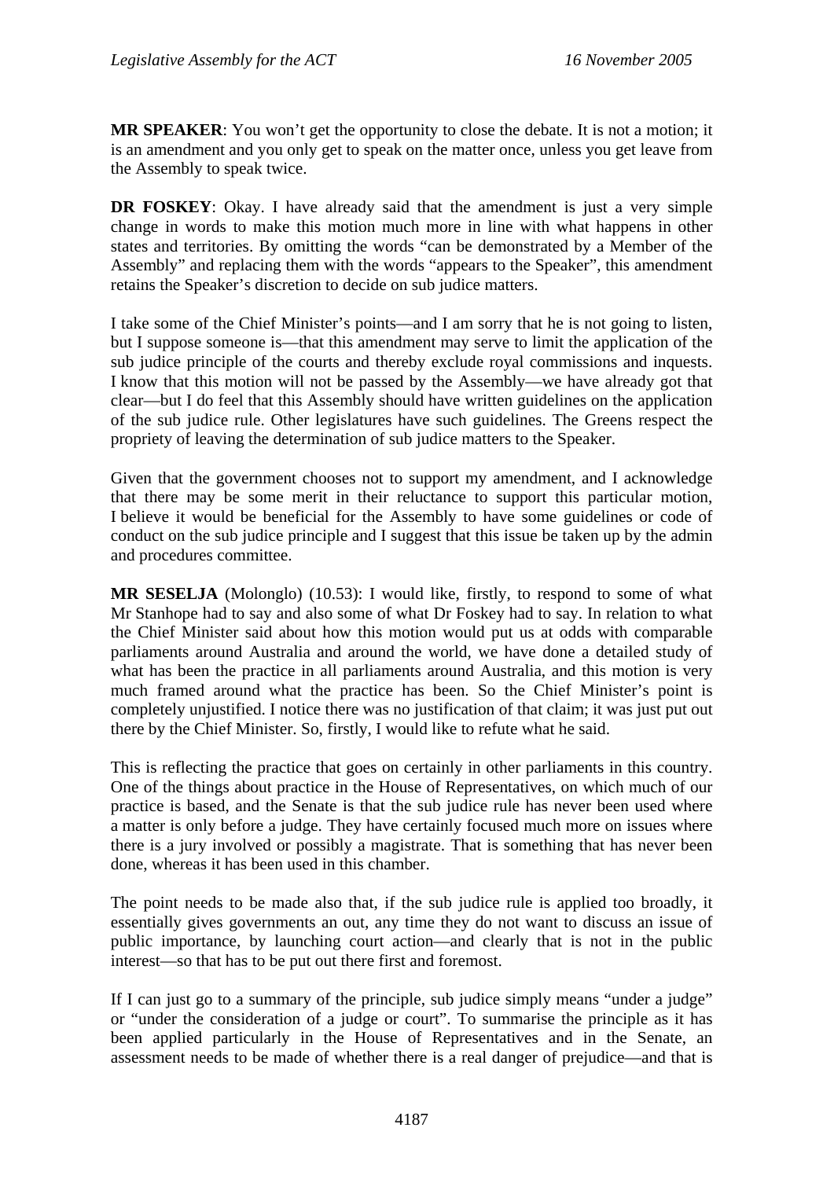**MR SPEAKER**: You won't get the opportunity to close the debate. It is not a motion; it is an amendment and you only get to speak on the matter once, unless you get leave from the Assembly to speak twice.

**DR FOSKEY**: Okay. I have already said that the amendment is just a very simple change in words to make this motion much more in line with what happens in other states and territories. By omitting the words "can be demonstrated by a Member of the Assembly" and replacing them with the words "appears to the Speaker", this amendment retains the Speaker's discretion to decide on sub judice matters.

I take some of the Chief Minister's points—and I am sorry that he is not going to listen, but I suppose someone is—that this amendment may serve to limit the application of the sub judice principle of the courts and thereby exclude royal commissions and inquests. I know that this motion will not be passed by the Assembly—we have already got that clear—but I do feel that this Assembly should have written guidelines on the application of the sub judice rule. Other legislatures have such guidelines. The Greens respect the propriety of leaving the determination of sub judice matters to the Speaker.

Given that the government chooses not to support my amendment, and I acknowledge that there may be some merit in their reluctance to support this particular motion, I believe it would be beneficial for the Assembly to have some guidelines or code of conduct on the sub judice principle and I suggest that this issue be taken up by the admin and procedures committee.

**MR SESELJA** (Molonglo) (10.53): I would like, firstly, to respond to some of what Mr Stanhope had to say and also some of what Dr Foskey had to say. In relation to what the Chief Minister said about how this motion would put us at odds with comparable parliaments around Australia and around the world, we have done a detailed study of what has been the practice in all parliaments around Australia, and this motion is very much framed around what the practice has been. So the Chief Minister's point is completely unjustified. I notice there was no justification of that claim; it was just put out there by the Chief Minister. So, firstly, I would like to refute what he said.

This is reflecting the practice that goes on certainly in other parliaments in this country. One of the things about practice in the House of Representatives, on which much of our practice is based, and the Senate is that the sub judice rule has never been used where a matter is only before a judge. They have certainly focused much more on issues where there is a jury involved or possibly a magistrate. That is something that has never been done, whereas it has been used in this chamber.

The point needs to be made also that, if the sub judice rule is applied too broadly, it essentially gives governments an out, any time they do not want to discuss an issue of public importance, by launching court action—and clearly that is not in the public interest—so that has to be put out there first and foremost.

If I can just go to a summary of the principle, sub judice simply means "under a judge" or "under the consideration of a judge or court". To summarise the principle as it has been applied particularly in the House of Representatives and in the Senate, an assessment needs to be made of whether there is a real danger of prejudice—and that is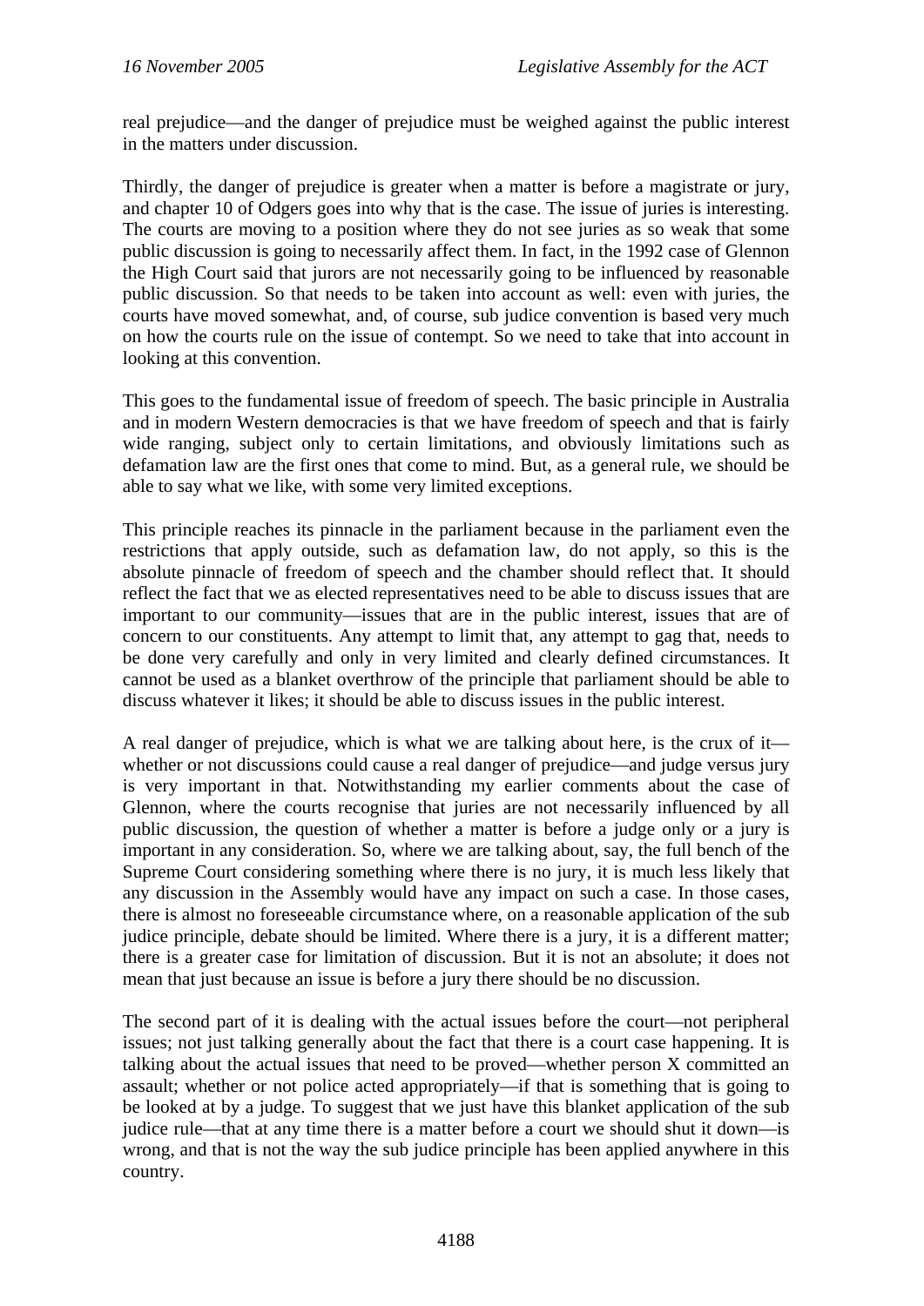real prejudice—and the danger of prejudice must be weighed against the public interest in the matters under discussion.

Thirdly, the danger of prejudice is greater when a matter is before a magistrate or jury, and chapter 10 of Odgers goes into why that is the case. The issue of juries is interesting. The courts are moving to a position where they do not see juries as so weak that some public discussion is going to necessarily affect them. In fact, in the 1992 case of Glennon the High Court said that jurors are not necessarily going to be influenced by reasonable public discussion. So that needs to be taken into account as well: even with juries, the courts have moved somewhat, and, of course, sub judice convention is based very much on how the courts rule on the issue of contempt. So we need to take that into account in looking at this convention.

This goes to the fundamental issue of freedom of speech. The basic principle in Australia and in modern Western democracies is that we have freedom of speech and that is fairly wide ranging, subject only to certain limitations, and obviously limitations such as defamation law are the first ones that come to mind. But, as a general rule, we should be able to say what we like, with some very limited exceptions.

This principle reaches its pinnacle in the parliament because in the parliament even the restrictions that apply outside, such as defamation law, do not apply, so this is the absolute pinnacle of freedom of speech and the chamber should reflect that. It should reflect the fact that we as elected representatives need to be able to discuss issues that are important to our community—issues that are in the public interest, issues that are of concern to our constituents. Any attempt to limit that, any attempt to gag that, needs to be done very carefully and only in very limited and clearly defined circumstances. It cannot be used as a blanket overthrow of the principle that parliament should be able to discuss whatever it likes; it should be able to discuss issues in the public interest.

A real danger of prejudice, which is what we are talking about here, is the crux of it—whether or not discussions could cause a real danger of prejudice—and judge versus jury is very important in that. Notwithstanding my earlier comments about the case of Glennon, where the courts recognise that juries are not necessarily influenced by all public discussion, the question of whether a matter is before a judge only or a jury is important in any consideration. So, where we are talking about, say, the full bench of the Supreme Court considering something where there is no jury, it is much less likely that any discussion in the Assembly would have any impact on such a case. In those cases, there is almost no foreseeable circumstance where, on a reasonable application of the sub judice principle, debate should be limited. Where there is a jury, it is a different matter; there is a greater case for limitation of discussion. But it is not an absolute; it does not mean that just because an issue is before a jury there should be no discussion.

The second part of it is dealing with the actual issues before the court—not peripheral issues; not just talking generally about the fact that there is a court case happening. It is talking about the actual issues that need to be proved—whether person X committed an assault; whether or not police acted appropriately—if that is something that is going to be looked at by a judge. To suggest that we just have this blanket application of the sub judice rule—that at any time there is a matter before a court we should shut it down—is wrong, and that is not the way the sub judice principle has been applied anywhere in this country.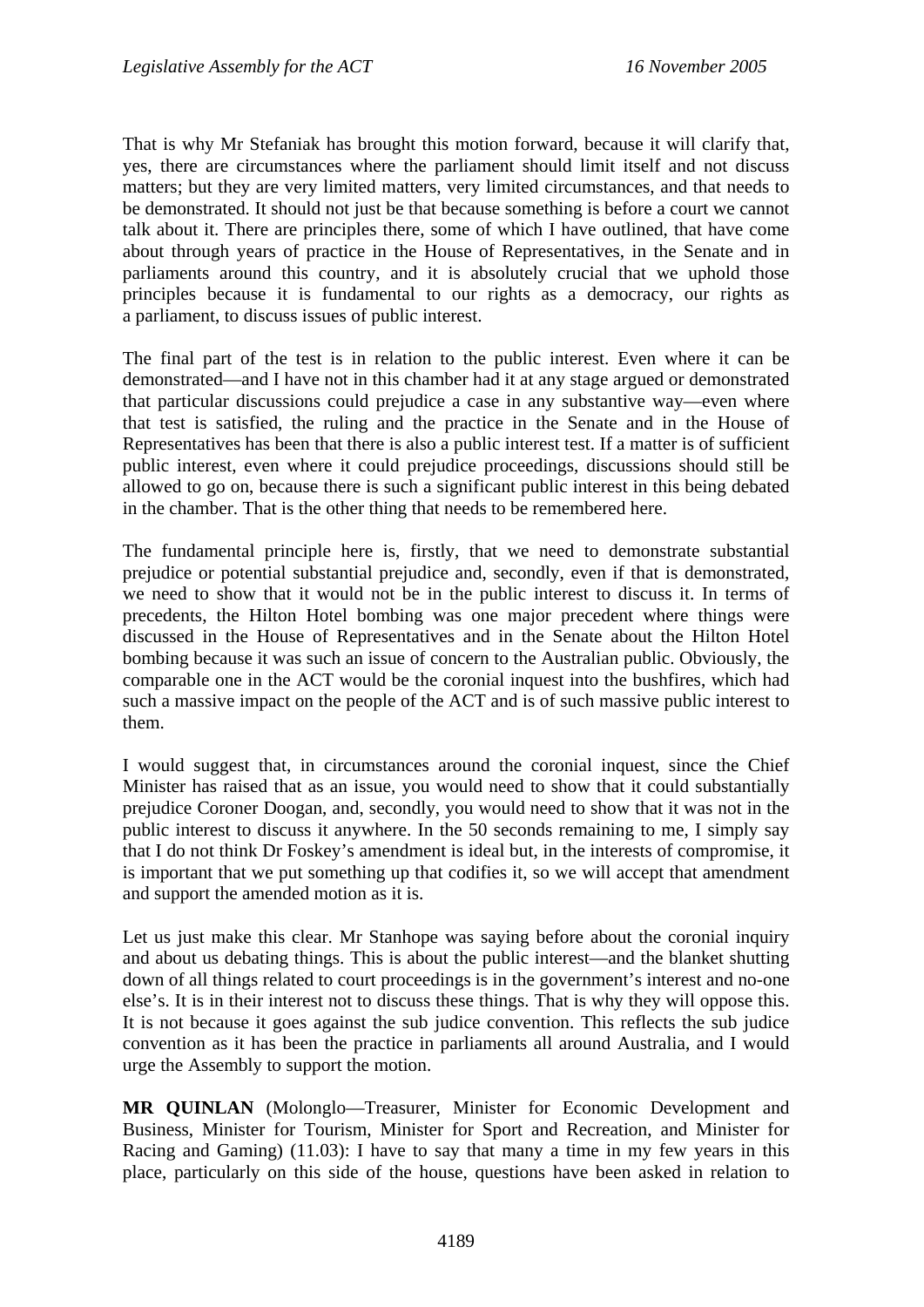That is why Mr Stefaniak has brought this motion forward, because it will clarify that, yes, there are circumstances where the parliament should limit itself and not discuss matters; but they are very limited matters, very limited circumstances, and that needs to be demonstrated. It should not just be that because something is before a court we cannot talk about it. There are principles there, some of which I have outlined, that have come about through years of practice in the House of Representatives, in the Senate and in parliaments around this country, and it is absolutely crucial that we uphold those principles because it is fundamental to our rights as a democracy, our rights as a parliament, to discuss issues of public interest.

The final part of the test is in relation to the public interest. Even where it can be demonstrated—and I have not in this chamber had it at any stage argued or demonstrated that particular discussions could prejudice a case in any substantive way—even where that test is satisfied, the ruling and the practice in the Senate and in the House of Representatives has been that there is also a public interest test. If a matter is of sufficient public interest, even where it could prejudice proceedings, discussions should still be allowed to go on, because there is such a significant public interest in this being debated in the chamber. That is the other thing that needs to be remembered here.

The fundamental principle here is, firstly, that we need to demonstrate substantial prejudice or potential substantial prejudice and, secondly, even if that is demonstrated, we need to show that it would not be in the public interest to discuss it. In terms of precedents, the Hilton Hotel bombing was one major precedent where things were discussed in the House of Representatives and in the Senate about the Hilton Hotel bombing because it was such an issue of concern to the Australian public. Obviously, the comparable one in the ACT would be the coronial inquest into the bushfires, which had such a massive impact on the people of the ACT and is of such massive public interest to them.

I would suggest that, in circumstances around the coronial inquest, since the Chief Minister has raised that as an issue, you would need to show that it could substantially prejudice Coroner Doogan, and, secondly, you would need to show that it was not in the public interest to discuss it anywhere. In the 50 seconds remaining to me, I simply say that I do not think Dr Foskey's amendment is ideal but, in the interests of compromise, it is important that we put something up that codifies it, so we will accept that amendment and support the amended motion as it is.

Let us just make this clear. Mr Stanhope was saying before about the coronial inquiry and about us debating things. This is about the public interest—and the blanket shutting down of all things related to court proceedings is in the government's interest and no-one else's. It is in their interest not to discuss these things. That is why they will oppose this. It is not because it goes against the sub judice convention. This reflects the sub judice convention as it has been the practice in parliaments all around Australia, and I would urge the Assembly to support the motion.

**MR QUINLAN** (Molonglo—Treasurer, Minister for Economic Development and Business, Minister for Tourism, Minister for Sport and Recreation, and Minister for Racing and Gaming) (11.03): I have to say that many a time in my few years in this place, particularly on this side of the house, questions have been asked in relation to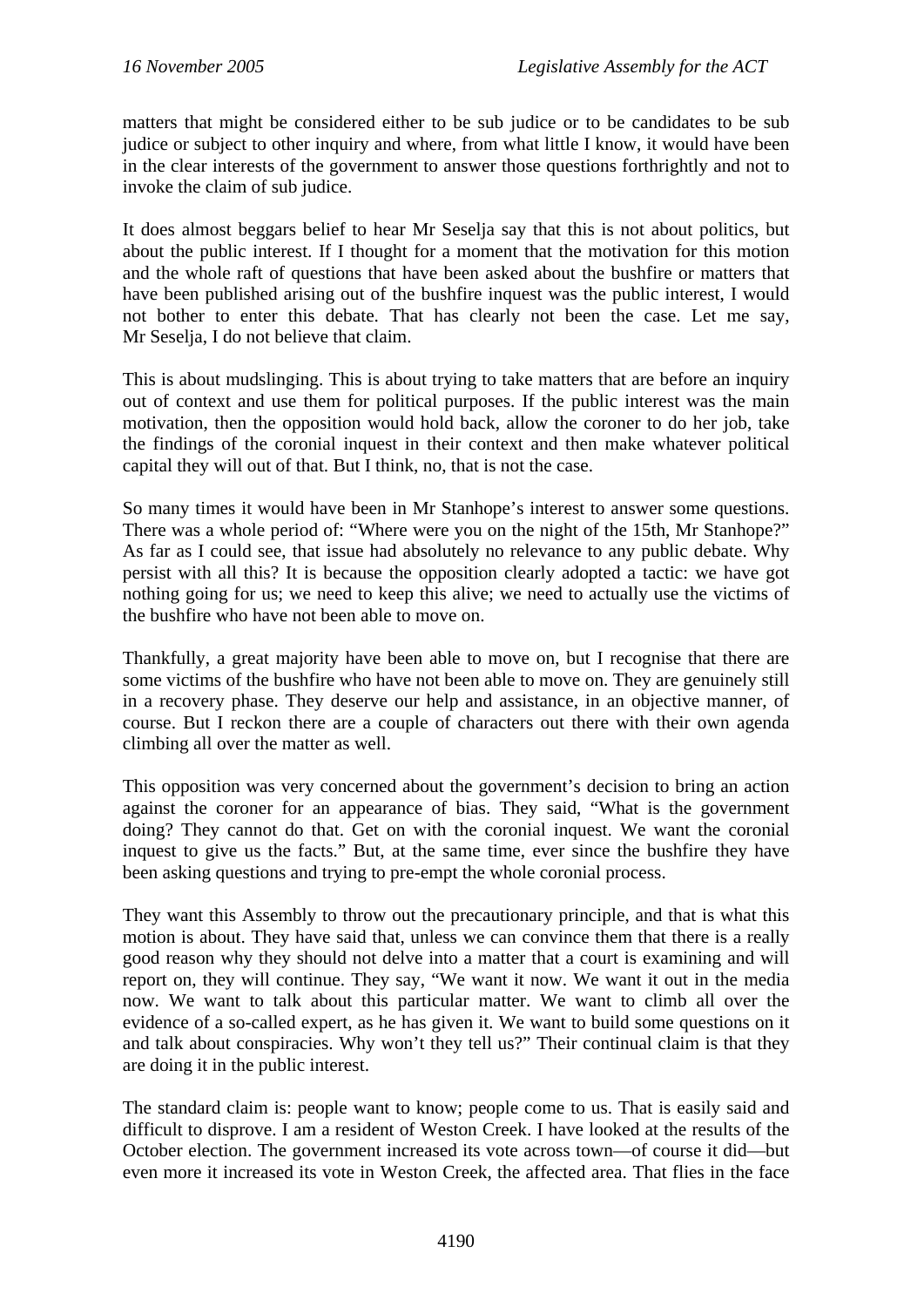matters that might be considered either to be sub judice or to be candidates to be sub judice or subject to other inquiry and where, from what little I know, it would have been in the clear interests of the government to answer those questions forthrightly and not to invoke the claim of sub judice.

It does almost beggars belief to hear Mr Seselja say that this is not about politics, but about the public interest. If I thought for a moment that the motivation for this motion and the whole raft of questions that have been asked about the bushfire or matters that have been published arising out of the bushfire inquest was the public interest, I would not bother to enter this debate. That has clearly not been the case. Let me say, Mr Seselja, I do not believe that claim.

This is about mudslinging. This is about trying to take matters that are before an inquiry out of context and use them for political purposes. If the public interest was the main motivation, then the opposition would hold back, allow the coroner to do her job, take the findings of the coronial inquest in their context and then make whatever political capital they will out of that. But I think, no, that is not the case.

So many times it would have been in Mr Stanhope's interest to answer some questions. There was a whole period of: "Where were you on the night of the 15th, Mr Stanhope?" As far as I could see, that issue had absolutely no relevance to any public debate. Why persist with all this? It is because the opposition clearly adopted a tactic: we have got nothing going for us; we need to keep this alive; we need to actually use the victims of the bushfire who have not been able to move on.

Thankfully, a great majority have been able to move on, but I recognise that there are some victims of the bushfire who have not been able to move on. They are genuinely still in a recovery phase. They deserve our help and assistance, in an objective manner, of course. But I reckon there are a couple of characters out there with their own agenda climbing all over the matter as well.

This opposition was very concerned about the government's decision to bring an action against the coroner for an appearance of bias. They said, "What is the government doing? They cannot do that. Get on with the coronial inquest. We want the coronial inquest to give us the facts." But, at the same time, ever since the bushfire they have been asking questions and trying to pre-empt the whole coronial process.

They want this Assembly to throw out the precautionary principle, and that is what this motion is about. They have said that, unless we can convince them that there is a really good reason why they should not delve into a matter that a court is examining and will report on, they will continue. They say, "We want it now. We want it out in the media now. We want to talk about this particular matter. We want to climb all over the evidence of a so-called expert, as he has given it. We want to build some questions on it and talk about conspiracies. Why won't they tell us?" Their continual claim is that they are doing it in the public interest.

The standard claim is: people want to know; people come to us. That is easily said and difficult to disprove. I am a resident of Weston Creek. I have looked at the results of the October election. The government increased its vote across town—of course it did—but even more it increased its vote in Weston Creek, the affected area. That flies in the face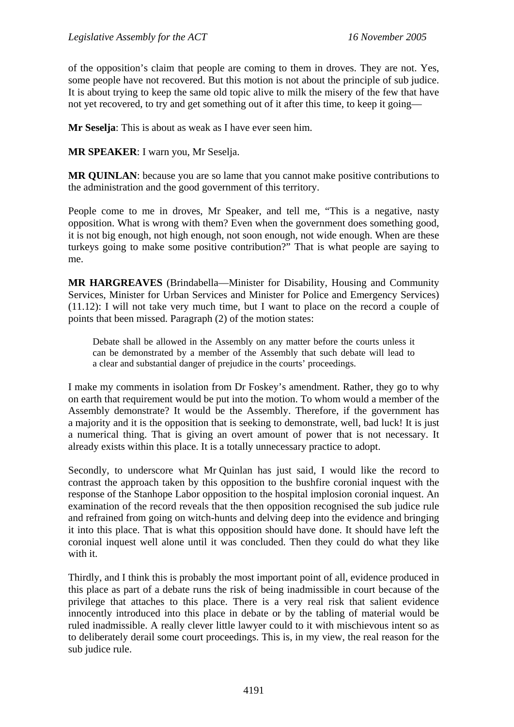of the opposition's claim that people are coming to them in droves. They are not. Yes, some people have not recovered. But this motion is not about the principle of sub judice. It is about trying to keep the same old topic alive to milk the misery of the few that have not yet recovered, to try and get something out of it after this time, to keep it going—

**Mr Seselja**: This is about as weak as I have ever seen him.

**MR SPEAKER**: I warn you, Mr Seselja.

**MR QUINLAN**: because you are so lame that you cannot make positive contributions to the administration and the good government of this territory.

People come to me in droves, Mr Speaker, and tell me, "This is a negative, nasty opposition. What is wrong with them? Even when the government does something good, it is not big enough, not high enough, not soon enough, not wide enough. When are these turkeys going to make some positive contribution?" That is what people are saying to me.

**MR HARGREAVES** (Brindabella—Minister for Disability, Housing and Community Services, Minister for Urban Services and Minister for Police and Emergency Services) (11.12): I will not take very much time, but I want to place on the record a couple of points that been missed. Paragraph (2) of the motion states:

> Debate shall be allowed in the Assembly on any matter before the courts unless it can be demonstrated by a member of the Assembly that such debate will lead to a clear and substantial danger of prejudice in the courts' proceedings.

I make my comments in isolation from Dr Foskey's amendment. Rather, they go to why on earth that requirement would be put into the motion. To whom would a member of the Assembly demonstrate? It would be the Assembly. Therefore, if the government has a majority and it is the opposition that is seeking to demonstrate, well, bad luck! It is just a numerical thing. That is giving an overt amount of power that is not necessary. It already exists within this place. It is a totally unnecessary practice to adopt.

Secondly, to underscore what Mr Quinlan has just said, I would like the record to contrast the approach taken by this opposition to the bushfire coronial inquest with the response of the Stanhope Labor opposition to the hospital implosion coronial inquest. An examination of the record reveals that the then opposition recognised the sub judice rule and refrained from going on witch-hunts and delving deep into the evidence and bringing it into this place. That is what this opposition should have done. It should have left the coronial inquest well alone until it was concluded. Then they could do what they like with it.

Thirdly, and I think this is probably the most important point of all, evidence produced in this place as part of a debate runs the risk of being inadmissible in court because of the privilege that attaches to this place. There is a very real risk that salient evidence innocently introduced into this place in debate or by the tabling of material would be ruled inadmissible. A really clever little lawyer could to it with mischievous intent so as to deliberately derail some court proceedings. This is, in my view, the real reason for the sub judice rule.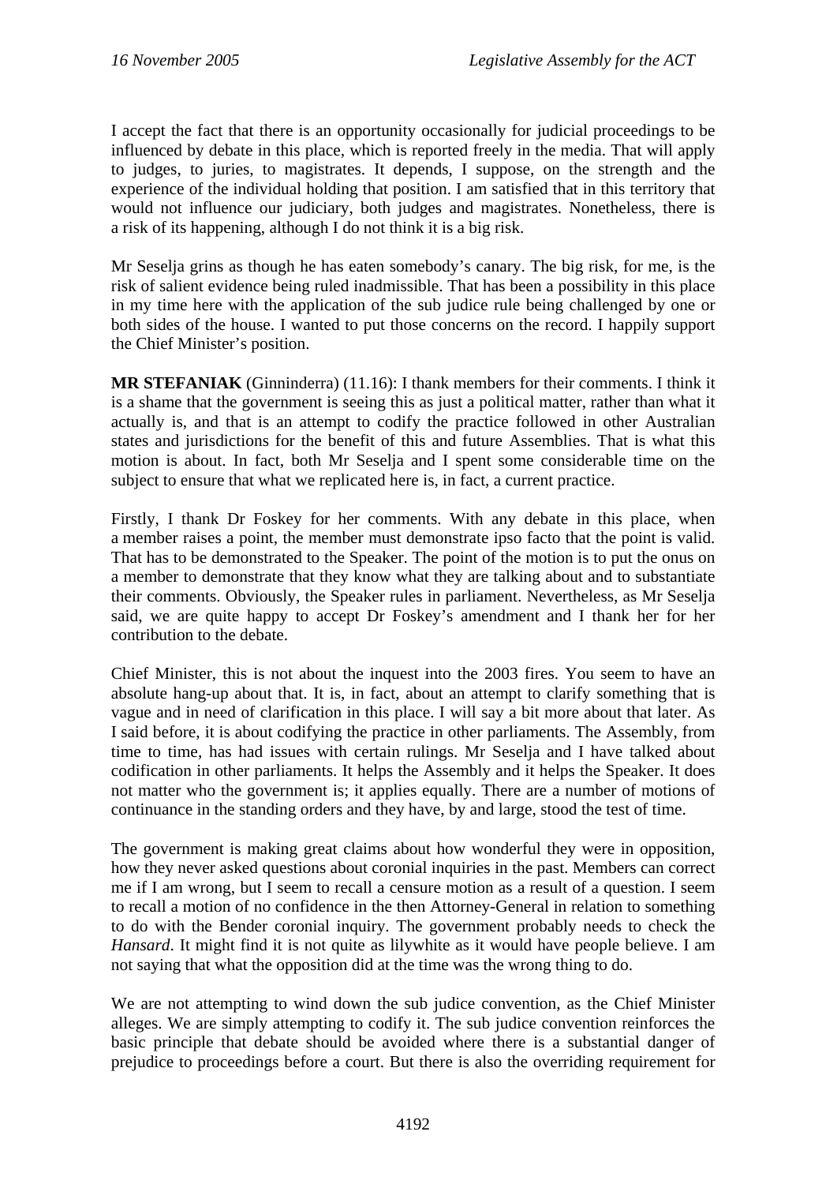I accept the fact that there is an opportunity occasionally for judicial proceedings to be influenced by debate in this place, which is reported freely in the media. That will apply to judges, to juries, to magistrates. It depends, I suppose, on the strength and the experience of the individual holding that position. I am satisfied that in this territory that would not influence our judiciary, both judges and magistrates. Nonetheless, there is a risk of its happening, although I do not think it is a big risk.

Mr Seselja grins as though he has eaten somebody's canary. The big risk, for me, is the risk of salient evidence being ruled inadmissible. That has been a possibility in this place in my time here with the application of the sub judice rule being challenged by one or both sides of the house. I wanted to put those concerns on the record. I happily support the Chief Minister's position.

**MR STEFANIAK** (Ginninderra) (11.16): I thank members for their comments. I think it is a shame that the government is seeing this as just a political matter, rather than what it actually is, and that is an attempt to codify the practice followed in other Australian states and jurisdictions for the benefit of this and future Assemblies. That is what this motion is about. In fact, both Mr Seselja and I spent some considerable time on the subject to ensure that what we replicated here is, in fact, a current practice.

Firstly, I thank Dr Foskey for her comments. With any debate in this place, when a member raises a point, the member must demonstrate ipso facto that the point is valid. That has to be demonstrated to the Speaker. The point of the motion is to put the onus on a member to demonstrate that they know what they are talking about and to substantiate their comments. Obviously, the Speaker rules in parliament. Nevertheless, as Mr Seselja said, we are quite happy to accept Dr Foskey's amendment and I thank her for her contribution to the debate.

Chief Minister, this is not about the inquest into the 2003 fires. You seem to have an absolute hang-up about that. It is, in fact, about an attempt to clarify something that is vague and in need of clarification in this place. I will say a bit more about that later. As I said before, it is about codifying the practice in other parliaments. The Assembly, from time to time, has had issues with certain rulings. Mr Seselja and I have talked about codification in other parliaments. It helps the Assembly and it helps the Speaker. It does not matter who the government is; it applies equally. There are a number of motions of continuance in the standing orders and they have, by and large, stood the test of time.

The government is making great claims about how wonderful they were in opposition, how they never asked questions about coronial inquiries in the past. Members can correct me if I am wrong, but I seem to recall a censure motion as a result of a question. I seem to recall a motion of no confidence in the then Attorney-General in relation to something to do with the Bender coronial inquiry. The government probably needs to check the *Hansard*. It might find it is not quite as lilywhite as it would have people believe. I am not saying that what the opposition did at the time was the wrong thing to do.

We are not attempting to wind down the sub judice convention, as the Chief Minister alleges. We are simply attempting to codify it. The sub judice convention reinforces the basic principle that debate should be avoided where there is a substantial danger of prejudice to proceedings before a court. But there is also the overriding requirement for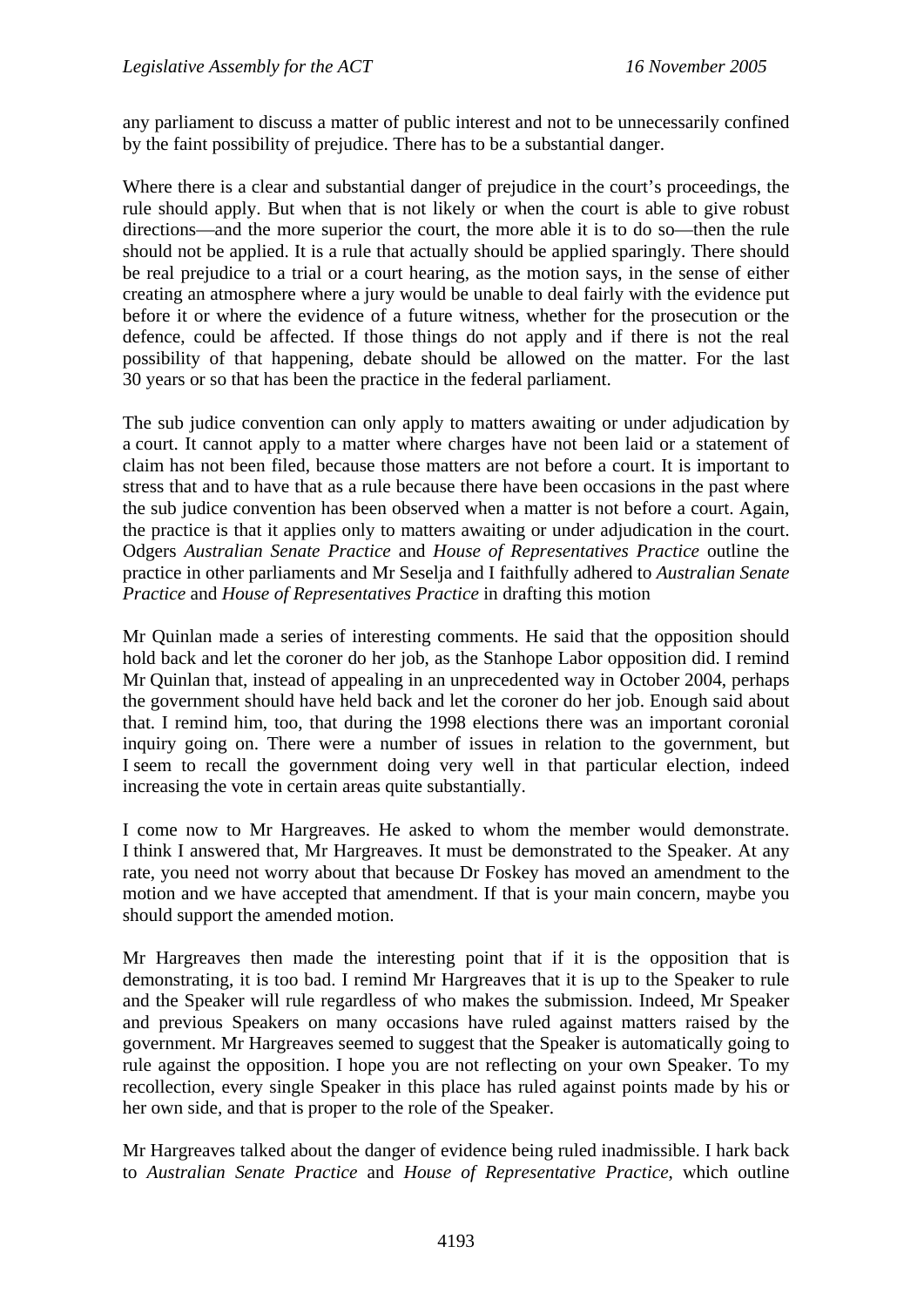any parliament to discuss a matter of public interest and not to be unnecessarily confined by the faint possibility of prejudice. There has to be a substantial danger.

Where there is a clear and substantial danger of prejudice in the court's proceedings, the rule should apply. But when that is not likely or when the court is able to give robust directions—and the more superior the court, the more able it is to do so—then the rule should not be applied. It is a rule that actually should be applied sparingly. There should be real prejudice to a trial or a court hearing, as the motion says, in the sense of either creating an atmosphere where a jury would be unable to deal fairly with the evidence put before it or where the evidence of a future witness, whether for the prosecution or the defence, could be affected. If those things do not apply and if there is not the real possibility of that happening, debate should be allowed on the matter. For the last 30 years or so that has been the practice in the federal parliament.

The sub judice convention can only apply to matters awaiting or under adjudication by a court. It cannot apply to a matter where charges have not been laid or a statement of claim has not been filed, because those matters are not before a court. It is important to stress that and to have that as a rule because there have been occasions in the past where the sub judice convention has been observed when a matter is not before a court. Again, the practice is that it applies only to matters awaiting or under adjudication in the court. Odgers *Australian Senate Practice* and *House of Representatives Practice* outline the practice in other parliaments and Mr Seselja and I faithfully adhered to *Australian Senate Practice* and *House of Representatives Practice* in drafting this motion

Mr Quinlan made a series of interesting comments. He said that the opposition should hold back and let the coroner do her job, as the Stanhope Labor opposition did. I remind Mr Quinlan that, instead of appealing in an unprecedented way in October 2004, perhaps the government should have held back and let the coroner do her job. Enough said about that. I remind him, too, that during the 1998 elections there was an important coronial inquiry going on. There were a number of issues in relation to the government, but I seem to recall the government doing very well in that particular election, indeed increasing the vote in certain areas quite substantially.

I come now to Mr Hargreaves. He asked to whom the member would demonstrate. I think I answered that, Mr Hargreaves. It must be demonstrated to the Speaker. At any rate, you need not worry about that because Dr Foskey has moved an amendment to the motion and we have accepted that amendment. If that is your main concern, maybe you should support the amended motion.

Mr Hargreaves then made the interesting point that if it is the opposition that is demonstrating, it is too bad. I remind Mr Hargreaves that it is up to the Speaker to rule and the Speaker will rule regardless of who makes the submission. Indeed, Mr Speaker and previous Speakers on many occasions have ruled against matters raised by the government. Mr Hargreaves seemed to suggest that the Speaker is automatically going to rule against the opposition. I hope you are not reflecting on your own Speaker. To my recollection, every single Speaker in this place has ruled against points made by his or her own side, and that is proper to the role of the Speaker.

Mr Hargreaves talked about the danger of evidence being ruled inadmissible. I hark back to *Australian Senate Practice* and *House of Representative Practice*, which outline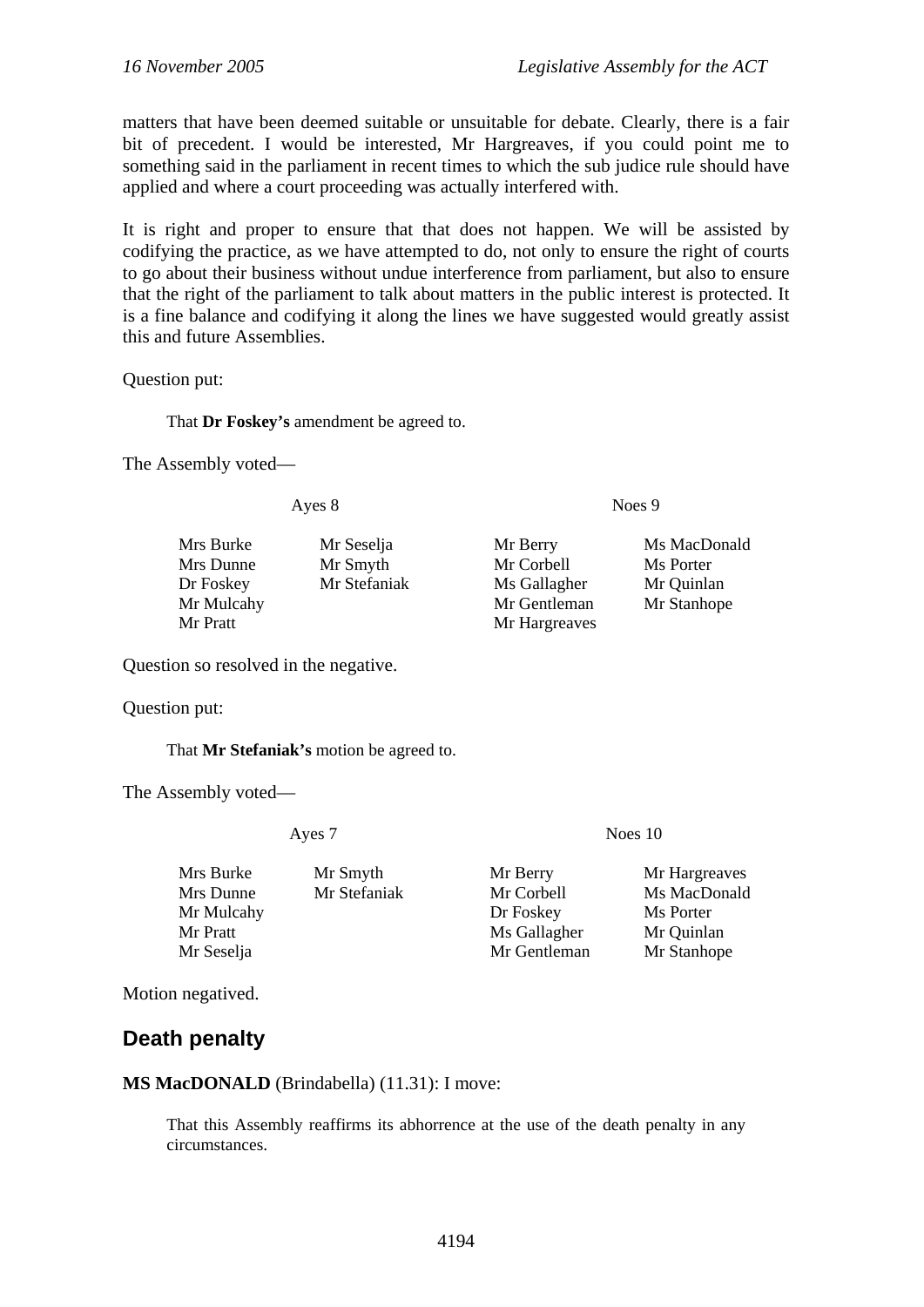matters that have been deemed suitable or unsuitable for debate. Clearly, there is a fair bit of precedent. I would be interested, Mr Hargreaves, if you could point me to something said in the parliament in recent times to which the sub judice rule should have applied and where a court proceeding was actually interfered with.

It is right and proper to ensure that that does not happen. We will be assisted by codifying the practice, as we have attempted to do, not only to ensure the right of courts to go about their business without undue interference from parliament, but also to ensure that the right of the parliament to talk about matters in the public interest is protected. It is a fine balance and codifying it along the lines we have suggested would greatly assist this and future Assemblies.

Question put:

> That **Dr Foskey's** amendment be agreed to.

The Assembly voted—

| Ayes 8 | | Noes 9 | |
|---|---|---|---|
| Mrs Burke | Mr Seselja | Mr Berry | Ms MacDonald |
| Mrs Dunne | Mr Smyth | Mr Corbell | Ms Porter |
| Dr Foskey | Mr Stefaniak | Ms Gallagher | Mr Quinlan |
| Mr Mulcahy | | Mr Gentleman | Mr Stanhope |
| Mr Pratt | | Mr Hargreaves | |

Question so resolved in the negative.

Question put:

> That **Mr Stefaniak's** motion be agreed to.

The Assembly voted—

| Ayes 7 | | Noes 10 | |
|---|---|---|---|
| Mrs Burke | Mr Smyth | Mr Berry | Mr Hargreaves |
| Mrs Dunne | Mr Stefaniak | Mr Corbell | Ms MacDonald |
| Mr Mulcahy | | Dr Foskey | Ms Porter |
| Mr Pratt | | Ms Gallagher | Mr Quinlan |
| Mr Seselja | | Mr Gentleman | Mr Stanhope |

Motion negatived.

## Death penalty

**MS MacDONALD** (Brindabella) (11.31): I move:

> That this Assembly reaffirms its abhorrence at the use of the death penalty in any circumstances.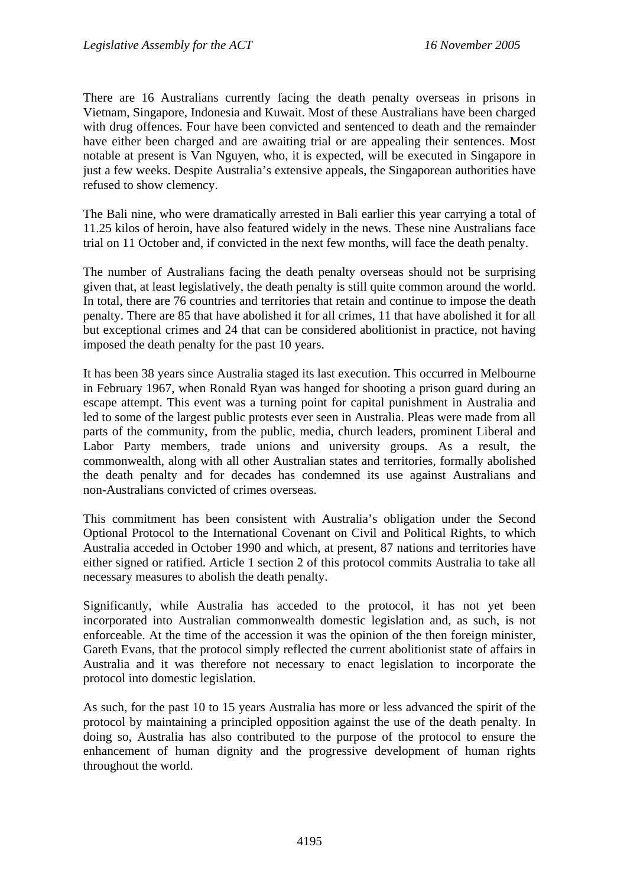There are 16 Australians currently facing the death penalty overseas in prisons in Vietnam, Singapore, Indonesia and Kuwait. Most of these Australians have been charged with drug offences. Four have been convicted and sentenced to death and the remainder have either been charged and are awaiting trial or are appealing their sentences. Most notable at present is Van Nguyen, who, it is expected, will be executed in Singapore in just a few weeks. Despite Australia's extensive appeals, the Singaporean authorities have refused to show clemency.

The Bali nine, who were dramatically arrested in Bali earlier this year carrying a total of 11.25 kilos of heroin, have also featured widely in the news. These nine Australians face trial on 11 October and, if convicted in the next few months, will face the death penalty.

The number of Australians facing the death penalty overseas should not be surprising given that, at least legislatively, the death penalty is still quite common around the world. In total, there are 76 countries and territories that retain and continue to impose the death penalty. There are 85 that have abolished it for all crimes, 11 that have abolished it for all but exceptional crimes and 24 that can be considered abolitionist in practice, not having imposed the death penalty for the past 10 years.

It has been 38 years since Australia staged its last execution. This occurred in Melbourne in February 1967, when Ronald Ryan was hanged for shooting a prison guard during an escape attempt. This event was a turning point for capital punishment in Australia and led to some of the largest public protests ever seen in Australia. Pleas were made from all parts of the community, from the public, media, church leaders, prominent Liberal and Labor Party members, trade unions and university groups. As a result, the commonwealth, along with all other Australian states and territories, formally abolished the death penalty and for decades has condemned its use against Australians and non-Australians convicted of crimes overseas.

This commitment has been consistent with Australia's obligation under the Second Optional Protocol to the International Covenant on Civil and Political Rights, to which Australia acceded in October 1990 and which, at present, 87 nations and territories have either signed or ratified. Article 1 section 2 of this protocol commits Australia to take all necessary measures to abolish the death penalty.

Significantly, while Australia has acceded to the protocol, it has not yet been incorporated into Australian commonwealth domestic legislation and, as such, is not enforceable. At the time of the accession it was the opinion of the then foreign minister, Gareth Evans, that the protocol simply reflected the current abolitionist state of affairs in Australia and it was therefore not necessary to enact legislation to incorporate the protocol into domestic legislation.

As such, for the past 10 to 15 years Australia has more or less advanced the spirit of the protocol by maintaining a principled opposition against the use of the death penalty. In doing so, Australia has also contributed to the purpose of the protocol to ensure the enhancement of human dignity and the progressive development of human rights throughout the world.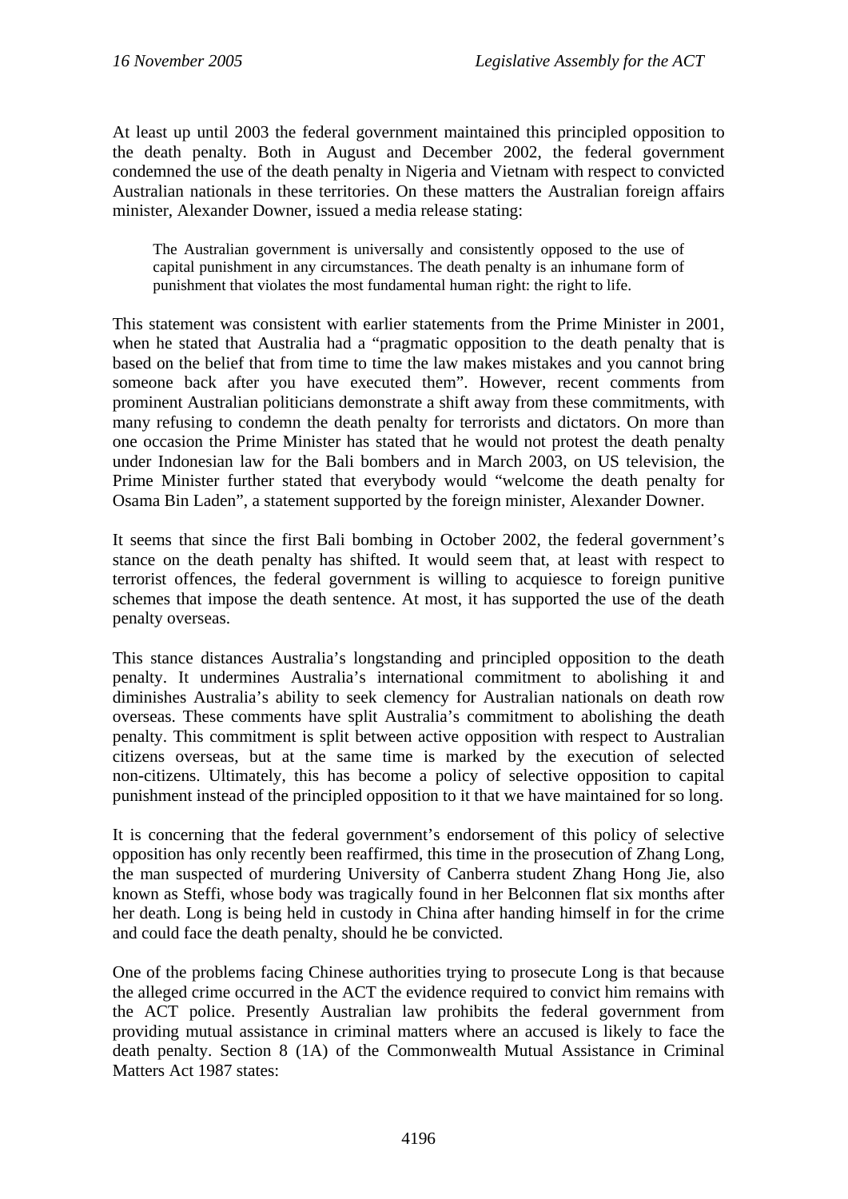At least up until 2003 the federal government maintained this principled opposition to the death penalty. Both in August and December 2002, the federal government condemned the use of the death penalty in Nigeria and Vietnam with respect to convicted Australian nationals in these territories. On these matters the Australian foreign affairs minister, Alexander Downer, issued a media release stating:

> The Australian government is universally and consistently opposed to the use of capital punishment in any circumstances. The death penalty is an inhumane form of punishment that violates the most fundamental human right: the right to life.

This statement was consistent with earlier statements from the Prime Minister in 2001, when he stated that Australia had a "pragmatic opposition to the death penalty that is based on the belief that from time to time the law makes mistakes and you cannot bring someone back after you have executed them". However, recent comments from prominent Australian politicians demonstrate a shift away from these commitments, with many refusing to condemn the death penalty for terrorists and dictators. On more than one occasion the Prime Minister has stated that he would not protest the death penalty under Indonesian law for the Bali bombers and in March 2003, on US television, the Prime Minister further stated that everybody would "welcome the death penalty for Osama Bin Laden", a statement supported by the foreign minister, Alexander Downer.

It seems that since the first Bali bombing in October 2002, the federal government's stance on the death penalty has shifted. It would seem that, at least with respect to terrorist offences, the federal government is willing to acquiesce to foreign punitive schemes that impose the death sentence. At most, it has supported the use of the death penalty overseas.

This stance distances Australia's longstanding and principled opposition to the death penalty. It undermines Australia's international commitment to abolishing it and diminishes Australia's ability to seek clemency for Australian nationals on death row overseas. These comments have split Australia's commitment to abolishing the death penalty. This commitment is split between active opposition with respect to Australian citizens overseas, but at the same time is marked by the execution of selected non-citizens. Ultimately, this has become a policy of selective opposition to capital punishment instead of the principled opposition to it that we have maintained for so long.

It is concerning that the federal government's endorsement of this policy of selective opposition has only recently been reaffirmed, this time in the prosecution of Zhang Long, the man suspected of murdering University of Canberra student Zhang Hong Jie, also known as Steffi, whose body was tragically found in her Belconnen flat six months after her death. Long is being held in custody in China after handing himself in for the crime and could face the death penalty, should he be convicted.

One of the problems facing Chinese authorities trying to prosecute Long is that because the alleged crime occurred in the ACT the evidence required to convict him remains with the ACT police. Presently Australian law prohibits the federal government from providing mutual assistance in criminal matters where an accused is likely to face the death penalty. Section 8 (1A) of the Commonwealth Mutual Assistance in Criminal Matters Act 1987 states: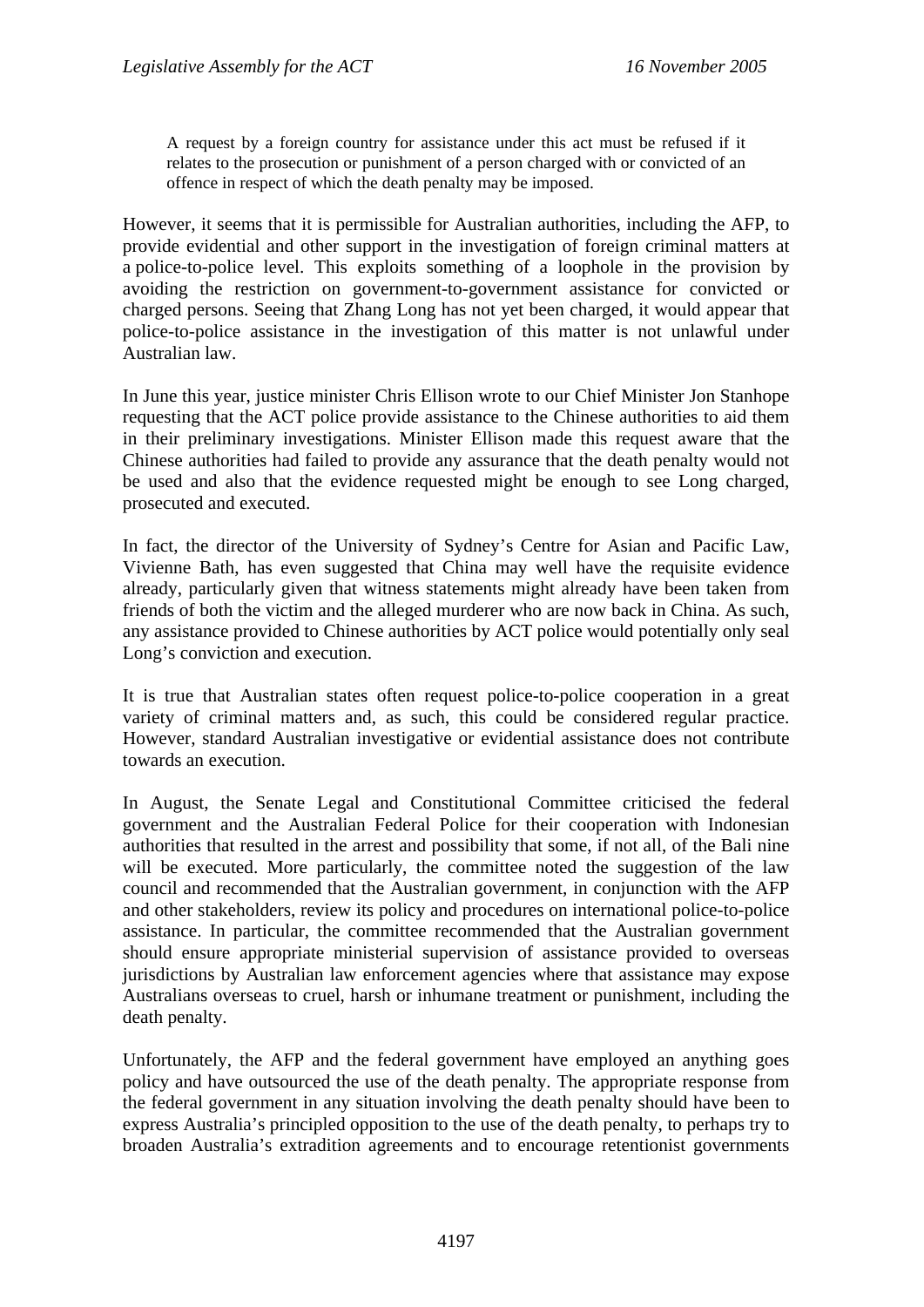> A request by a foreign country for assistance under this act must be refused if it relates to the prosecution or punishment of a person charged with or convicted of an offence in respect of which the death penalty may be imposed.

However, it seems that it is permissible for Australian authorities, including the AFP, to provide evidential and other support in the investigation of foreign criminal matters at a police-to-police level. This exploits something of a loophole in the provision by avoiding the restriction on government-to-government assistance for convicted or charged persons. Seeing that Zhang Long has not yet been charged, it would appear that police-to-police assistance in the investigation of this matter is not unlawful under Australian law.

In June this year, justice minister Chris Ellison wrote to our Chief Minister Jon Stanhope requesting that the ACT police provide assistance to the Chinese authorities to aid them in their preliminary investigations. Minister Ellison made this request aware that the Chinese authorities had failed to provide any assurance that the death penalty would not be used and also that the evidence requested might be enough to see Long charged, prosecuted and executed.

In fact, the director of the University of Sydney's Centre for Asian and Pacific Law, Vivienne Bath, has even suggested that China may well have the requisite evidence already, particularly given that witness statements might already have been taken from friends of both the victim and the alleged murderer who are now back in China. As such, any assistance provided to Chinese authorities by ACT police would potentially only seal Long's conviction and execution.

It is true that Australian states often request police-to-police cooperation in a great variety of criminal matters and, as such, this could be considered regular practice. However, standard Australian investigative or evidential assistance does not contribute towards an execution.

In August, the Senate Legal and Constitutional Committee criticised the federal government and the Australian Federal Police for their cooperation with Indonesian authorities that resulted in the arrest and possibility that some, if not all, of the Bali nine will be executed. More particularly, the committee noted the suggestion of the law council and recommended that the Australian government, in conjunction with the AFP and other stakeholders, review its policy and procedures on international police-to-police assistance. In particular, the committee recommended that the Australian government should ensure appropriate ministerial supervision of assistance provided to overseas jurisdictions by Australian law enforcement agencies where that assistance may expose Australians overseas to cruel, harsh or inhumane treatment or punishment, including the death penalty.

Unfortunately, the AFP and the federal government have employed an anything goes policy and have outsourced the use of the death penalty. The appropriate response from the federal government in any situation involving the death penalty should have been to express Australia's principled opposition to the use of the death penalty, to perhaps try to broaden Australia's extradition agreements and to encourage retentionist governments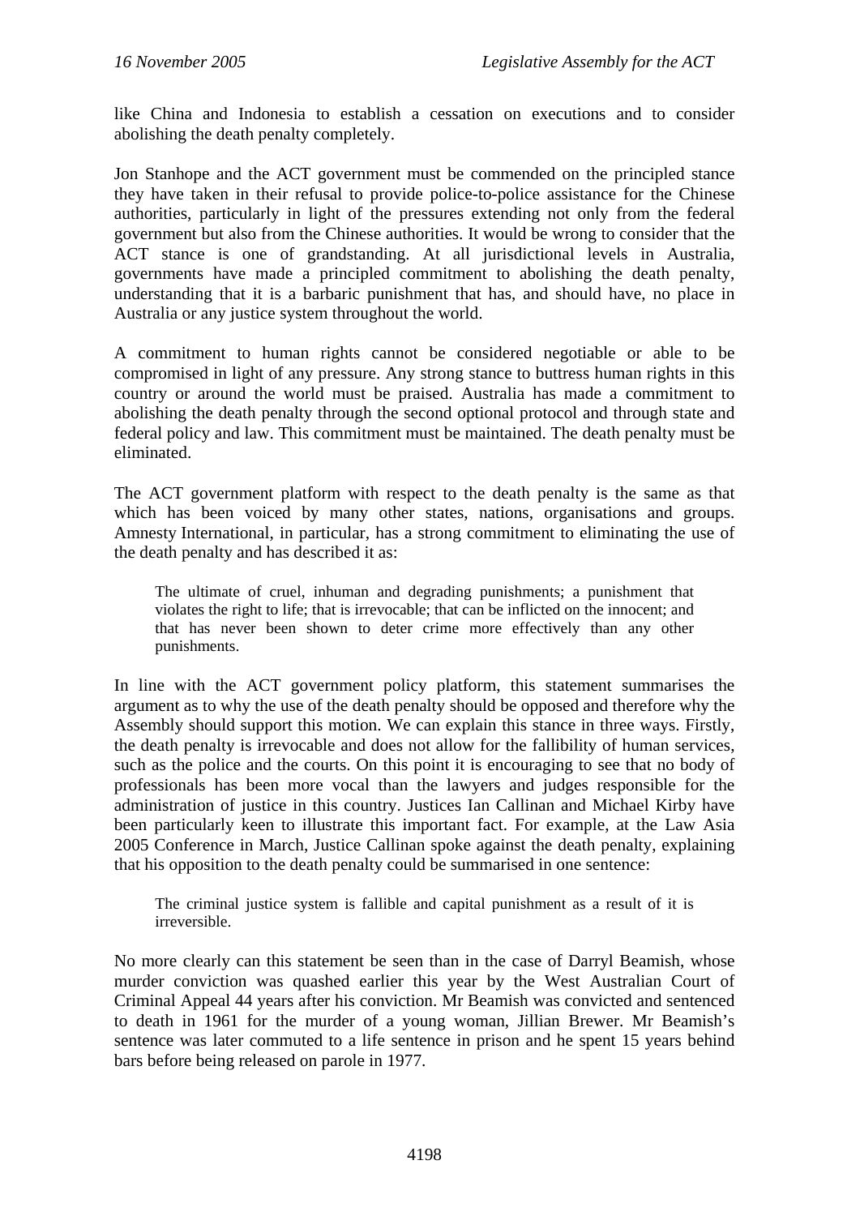like China and Indonesia to establish a cessation on executions and to consider abolishing the death penalty completely.

Jon Stanhope and the ACT government must be commended on the principled stance they have taken in their refusal to provide police-to-police assistance for the Chinese authorities, particularly in light of the pressures extending not only from the federal government but also from the Chinese authorities. It would be wrong to consider that the ACT stance is one of grandstanding. At all jurisdictional levels in Australia, governments have made a principled commitment to abolishing the death penalty, understanding that it is a barbaric punishment that has, and should have, no place in Australia or any justice system throughout the world.

A commitment to human rights cannot be considered negotiable or able to be compromised in light of any pressure. Any strong stance to buttress human rights in this country or around the world must be praised. Australia has made a commitment to abolishing the death penalty through the second optional protocol and through state and federal policy and law. This commitment must be maintained. The death penalty must be eliminated.

The ACT government platform with respect to the death penalty is the same as that which has been voiced by many other states, nations, organisations and groups. Amnesty International, in particular, has a strong commitment to eliminating the use of the death penalty and has described it as:

> The ultimate of cruel, inhuman and degrading punishments; a punishment that violates the right to life; that is irrevocable; that can be inflicted on the innocent; and that has never been shown to deter crime more effectively than any other punishments.

In line with the ACT government policy platform, this statement summarises the argument as to why the use of the death penalty should be opposed and therefore why the Assembly should support this motion. We can explain this stance in three ways. Firstly, the death penalty is irrevocable and does not allow for the fallibility of human services, such as the police and the courts. On this point it is encouraging to see that no body of professionals has been more vocal than the lawyers and judges responsible for the administration of justice in this country. Justices Ian Callinan and Michael Kirby have been particularly keen to illustrate this important fact. For example, at the Law Asia 2005 Conference in March, Justice Callinan spoke against the death penalty, explaining that his opposition to the death penalty could be summarised in one sentence:

> The criminal justice system is fallible and capital punishment as a result of it is irreversible.

No more clearly can this statement be seen than in the case of Darryl Beamish, whose murder conviction was quashed earlier this year by the West Australian Court of Criminal Appeal 44 years after his conviction. Mr Beamish was convicted and sentenced to death in 1961 for the murder of a young woman, Jillian Brewer. Mr Beamish's sentence was later commuted to a life sentence in prison and he spent 15 years behind bars before being released on parole in 1977.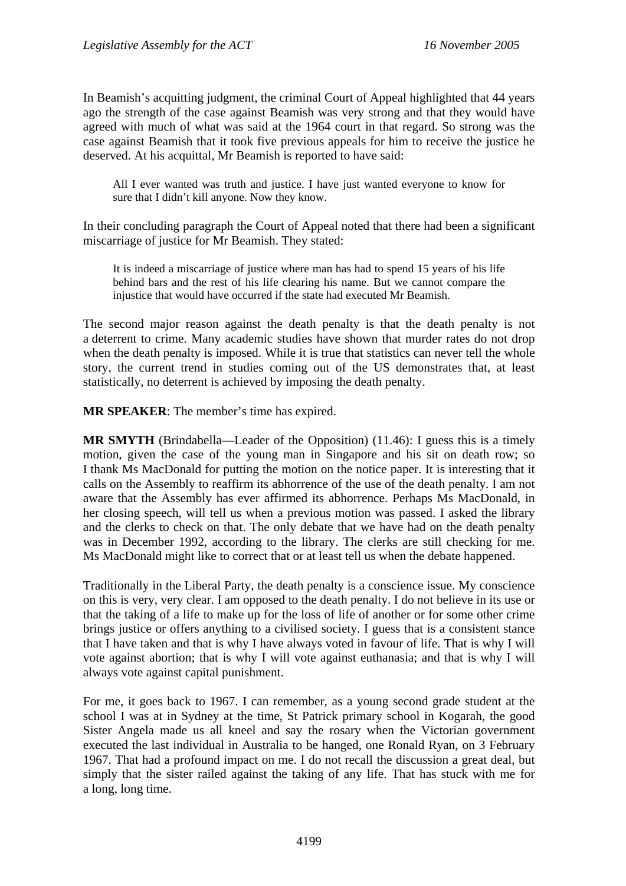In Beamish's acquitting judgment, the criminal Court of Appeal highlighted that 44 years ago the strength of the case against Beamish was very strong and that they would have agreed with much of what was said at the 1964 court in that regard. So strong was the case against Beamish that it took five previous appeals for him to receive the justice he deserved. At his acquittal, Mr Beamish is reported to have said:

> All I ever wanted was truth and justice. I have just wanted everyone to know for sure that I didn't kill anyone. Now they know.

In their concluding paragraph the Court of Appeal noted that there had been a significant miscarriage of justice for Mr Beamish. They stated:

> It is indeed a miscarriage of justice where man has had to spend 15 years of his life behind bars and the rest of his life clearing his name. But we cannot compare the injustice that would have occurred if the state had executed Mr Beamish.

The second major reason against the death penalty is that the death penalty is not a deterrent to crime. Many academic studies have shown that murder rates do not drop when the death penalty is imposed. While it is true that statistics can never tell the whole story, the current trend in studies coming out of the US demonstrates that, at least statistically, no deterrent is achieved by imposing the death penalty.

**MR SPEAKER**: The member's time has expired.

**MR SMYTH** (Brindabella—Leader of the Opposition) (11.46): I guess this is a timely motion, given the case of the young man in Singapore and his sit on death row; so I thank Ms MacDonald for putting the motion on the notice paper. It is interesting that it calls on the Assembly to reaffirm its abhorrence of the use of the death penalty. I am not aware that the Assembly has ever affirmed its abhorrence. Perhaps Ms MacDonald, in her closing speech, will tell us when a previous motion was passed. I asked the library and the clerks to check on that. The only debate that we have had on the death penalty was in December 1992, according to the library. The clerks are still checking for me. Ms MacDonald might like to correct that or at least tell us when the debate happened.

Traditionally in the Liberal Party, the death penalty is a conscience issue. My conscience on this is very, very clear. I am opposed to the death penalty. I do not believe in its use or that the taking of a life to make up for the loss of life of another or for some other crime brings justice or offers anything to a civilised society. I guess that is a consistent stance that I have taken and that is why I have always voted in favour of life. That is why I will vote against abortion; that is why I will vote against euthanasia; and that is why I will always vote against capital punishment.

For me, it goes back to 1967. I can remember, as a young second grade student at the school I was at in Sydney at the time, St Patrick primary school in Kogarah, the good Sister Angela made us all kneel and say the rosary when the Victorian government executed the last individual in Australia to be hanged, one Ronald Ryan, on 3 February 1967. That had a profound impact on me. I do not recall the discussion a great deal, but simply that the sister railed against the taking of any life. That has stuck with me for a long, long time.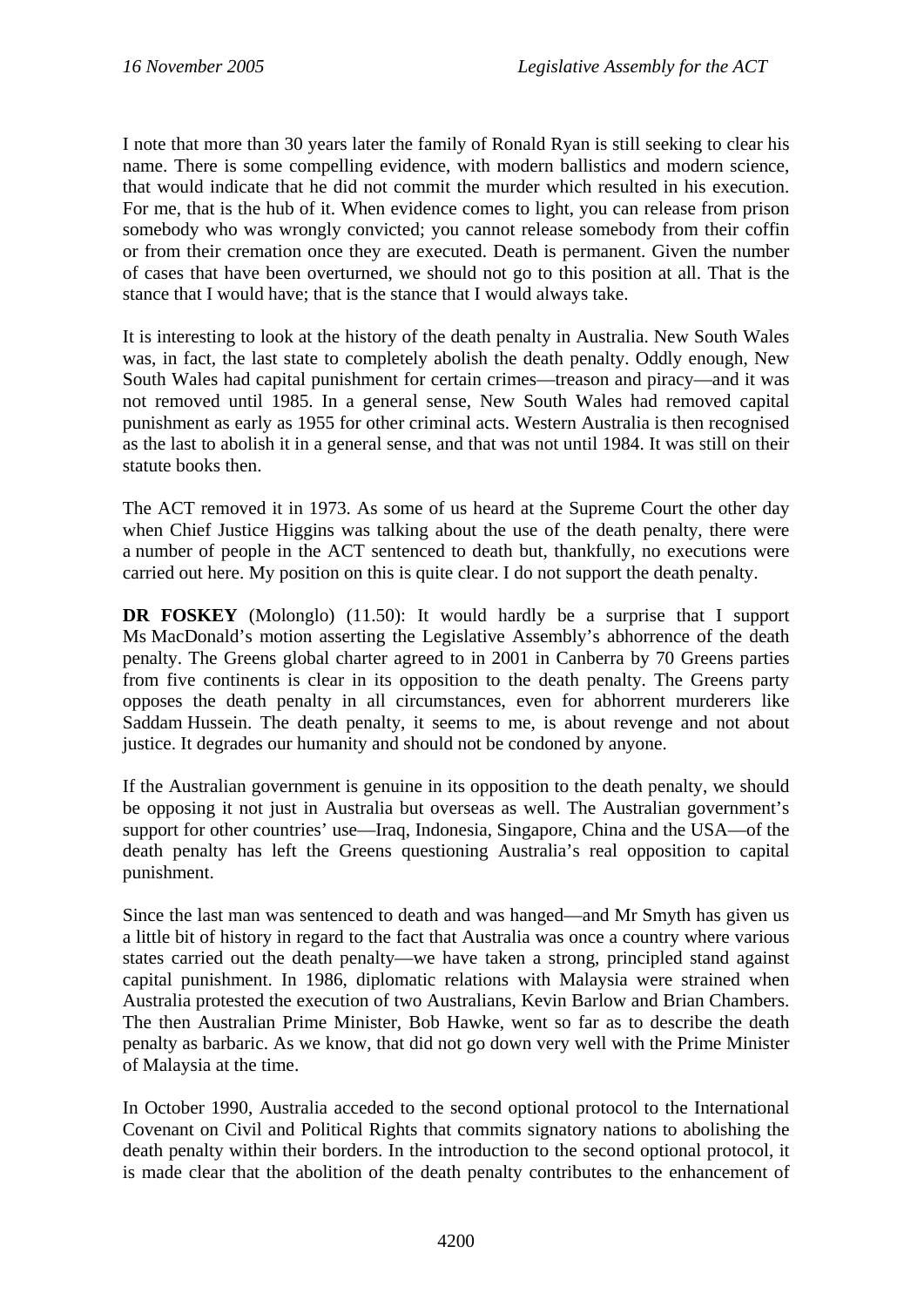I note that more than 30 years later the family of Ronald Ryan is still seeking to clear his name. There is some compelling evidence, with modern ballistics and modern science, that would indicate that he did not commit the murder which resulted in his execution. For me, that is the hub of it. When evidence comes to light, you can release from prison somebody who was wrongly convicted; you cannot release somebody from their coffin or from their cremation once they are executed. Death is permanent. Given the number of cases that have been overturned, we should not go to this position at all. That is the stance that I would have; that is the stance that I would always take.

It is interesting to look at the history of the death penalty in Australia. New South Wales was, in fact, the last state to completely abolish the death penalty. Oddly enough, New South Wales had capital punishment for certain crimes—treason and piracy—and it was not removed until 1985. In a general sense, New South Wales had removed capital punishment as early as 1955 for other criminal acts. Western Australia is then recognised as the last to abolish it in a general sense, and that was not until 1984. It was still on their statute books then.

The ACT removed it in 1973. As some of us heard at the Supreme Court the other day when Chief Justice Higgins was talking about the use of the death penalty, there were a number of people in the ACT sentenced to death but, thankfully, no executions were carried out here. My position on this is quite clear. I do not support the death penalty.

**DR FOSKEY** (Molonglo) (11.50): It would hardly be a surprise that I support Ms MacDonald's motion asserting the Legislative Assembly's abhorrence of the death penalty. The Greens global charter agreed to in 2001 in Canberra by 70 Greens parties from five continents is clear in its opposition to the death penalty. The Greens party opposes the death penalty in all circumstances, even for abhorrent murderers like Saddam Hussein. The death penalty, it seems to me, is about revenge and not about justice. It degrades our humanity and should not be condoned by anyone.

If the Australian government is genuine in its opposition to the death penalty, we should be opposing it not just in Australia but overseas as well. The Australian government's support for other countries' use—Iraq, Indonesia, Singapore, China and the USA—of the death penalty has left the Greens questioning Australia's real opposition to capital punishment.

Since the last man was sentenced to death and was hanged—and Mr Smyth has given us a little bit of history in regard to the fact that Australia was once a country where various states carried out the death penalty—we have taken a strong, principled stand against capital punishment. In 1986, diplomatic relations with Malaysia were strained when Australia protested the execution of two Australians, Kevin Barlow and Brian Chambers. The then Australian Prime Minister, Bob Hawke, went so far as to describe the death penalty as barbaric. As we know, that did not go down very well with the Prime Minister of Malaysia at the time.

In October 1990, Australia acceded to the second optional protocol to the International Covenant on Civil and Political Rights that commits signatory nations to abolishing the death penalty within their borders. In the introduction to the second optional protocol, it is made clear that the abolition of the death penalty contributes to the enhancement of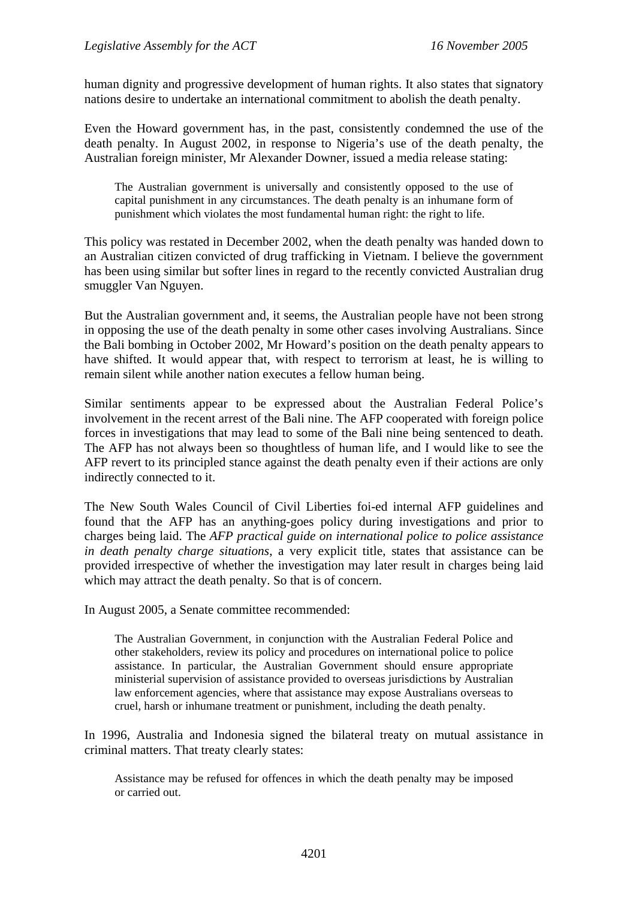human dignity and progressive development of human rights. It also states that signatory nations desire to undertake an international commitment to abolish the death penalty.

Even the Howard government has, in the past, consistently condemned the use of the death penalty. In August 2002, in response to Nigeria's use of the death penalty, the Australian foreign minister, Mr Alexander Downer, issued a media release stating:

> The Australian government is universally and consistently opposed to the use of capital punishment in any circumstances. The death penalty is an inhumane form of punishment which violates the most fundamental human right: the right to life.

This policy was restated in December 2002, when the death penalty was handed down to an Australian citizen convicted of drug trafficking in Vietnam. I believe the government has been using similar but softer lines in regard to the recently convicted Australian drug smuggler Van Nguyen.

But the Australian government and, it seems, the Australian people have not been strong in opposing the use of the death penalty in some other cases involving Australians. Since the Bali bombing in October 2002, Mr Howard's position on the death penalty appears to have shifted. It would appear that, with respect to terrorism at least, he is willing to remain silent while another nation executes a fellow human being.

Similar sentiments appear to be expressed about the Australian Federal Police's involvement in the recent arrest of the Bali nine. The AFP cooperated with foreign police forces in investigations that may lead to some of the Bali nine being sentenced to death. The AFP has not always been so thoughtless of human life, and I would like to see the AFP revert to its principled stance against the death penalty even if their actions are only indirectly connected to it.

The New South Wales Council of Civil Liberties foi-ed internal AFP guidelines and found that the AFP has an anything-goes policy during investigations and prior to charges being laid. The *AFP practical guide on international police to police assistance in death penalty charge situations*, a very explicit title, states that assistance can be provided irrespective of whether the investigation may later result in charges being laid which may attract the death penalty. So that is of concern.

In August 2005, a Senate committee recommended:

> The Australian Government, in conjunction with the Australian Federal Police and other stakeholders, review its policy and procedures on international police to police assistance. In particular, the Australian Government should ensure appropriate ministerial supervision of assistance provided to overseas jurisdictions by Australian law enforcement agencies, where that assistance may expose Australians overseas to cruel, harsh or inhumane treatment or punishment, including the death penalty.

In 1996, Australia and Indonesia signed the bilateral treaty on mutual assistance in criminal matters. That treaty clearly states:

> Assistance may be refused for offences in which the death penalty may be imposed or carried out.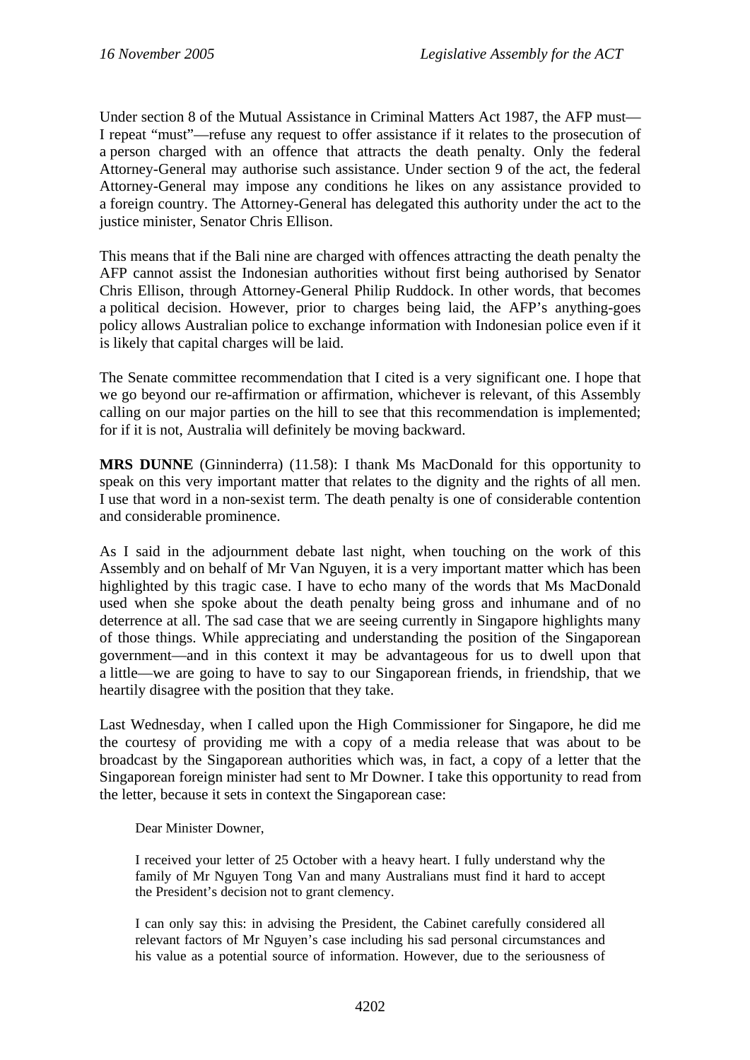Under section 8 of the Mutual Assistance in Criminal Matters Act 1987, the AFP must—I repeat "must"—refuse any request to offer assistance if it relates to the prosecution of a person charged with an offence that attracts the death penalty. Only the federal Attorney-General may authorise such assistance. Under section 9 of the act, the federal Attorney-General may impose any conditions he likes on any assistance provided to a foreign country. The Attorney-General has delegated this authority under the act to the justice minister, Senator Chris Ellison.

This means that if the Bali nine are charged with offences attracting the death penalty the AFP cannot assist the Indonesian authorities without first being authorised by Senator Chris Ellison, through Attorney-General Philip Ruddock. In other words, that becomes a political decision. However, prior to charges being laid, the AFP's anything-goes policy allows Australian police to exchange information with Indonesian police even if it is likely that capital charges will be laid.

The Senate committee recommendation that I cited is a very significant one. I hope that we go beyond our re-affirmation or affirmation, whichever is relevant, of this Assembly calling on our major parties on the hill to see that this recommendation is implemented; for if it is not, Australia will definitely be moving backward.

**MRS DUNNE** (Ginninderra) (11.58): I thank Ms MacDonald for this opportunity to speak on this very important matter that relates to the dignity and the rights of all men. I use that word in a non-sexist term. The death penalty is one of considerable contention and considerable prominence.

As I said in the adjournment debate last night, when touching on the work of this Assembly and on behalf of Mr Van Nguyen, it is a very important matter which has been highlighted by this tragic case. I have to echo many of the words that Ms MacDonald used when she spoke about the death penalty being gross and inhumane and of no deterrence at all. The sad case that we are seeing currently in Singapore highlights many of those things. While appreciating and understanding the position of the Singaporean government—and in this context it may be advantageous for us to dwell upon that a little—we are going to have to say to our Singaporean friends, in friendship, that we heartily disagree with the position that they take.

Last Wednesday, when I called upon the High Commissioner for Singapore, he did me the courtesy of providing me with a copy of a media release that was about to be broadcast by the Singaporean authorities which was, in fact, a copy of a letter that the Singaporean foreign minister had sent to Mr Downer. I take this opportunity to read from the letter, because it sets in context the Singaporean case:

> Dear Minister Downer,
>
> I received your letter of 25 October with a heavy heart. I fully understand why the family of Mr Nguyen Tong Van and many Australians must find it hard to accept the President's decision not to grant clemency.
>
> I can only say this: in advising the President, the Cabinet carefully considered all relevant factors of Mr Nguyen's case including his sad personal circumstances and his value as a potential source of information. However, due to the seriousness of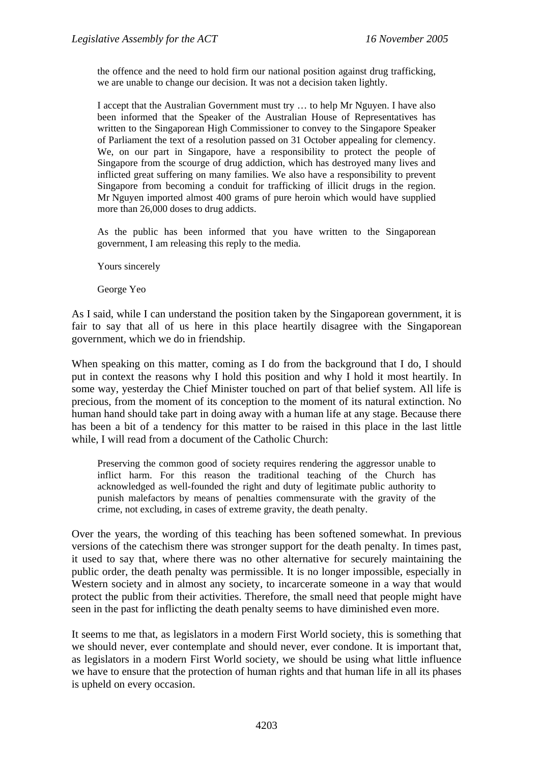> the offence and the need to hold firm our national position against drug trafficking, we are unable to change our decision. It was not a decision taken lightly.
>
> I accept that the Australian Government must try … to help Mr Nguyen. I have also been informed that the Speaker of the Australian House of Representatives has written to the Singaporean High Commissioner to convey to the Singapore Speaker of Parliament the text of a resolution passed on 31 October appealing for clemency. We, on our part in Singapore, have a responsibility to protect the people of Singapore from the scourge of drug addiction, which has destroyed many lives and inflicted great suffering on many families. We also have a responsibility to prevent Singapore from becoming a conduit for trafficking of illicit drugs in the region. Mr Nguyen imported almost 400 grams of pure heroin which would have supplied more than 26,000 doses to drug addicts.
>
> As the public has been informed that you have written to the Singaporean government, I am releasing this reply to the media.
>
> Yours sincerely
>
> George Yeo

As I said, while I can understand the position taken by the Singaporean government, it is fair to say that all of us here in this place heartily disagree with the Singaporean government, which we do in friendship.

When speaking on this matter, coming as I do from the background that I do, I should put in context the reasons why I hold this position and why I hold it most heartily. In some way, yesterday the Chief Minister touched on part of that belief system. All life is precious, from the moment of its conception to the moment of its natural extinction. No human hand should take part in doing away with a human life at any stage. Because there has been a bit of a tendency for this matter to be raised in this place in the last little while, I will read from a document of the Catholic Church:

> Preserving the common good of society requires rendering the aggressor unable to inflict harm. For this reason the traditional teaching of the Church has acknowledged as well-founded the right and duty of legitimate public authority to punish malefactors by means of penalties commensurate with the gravity of the crime, not excluding, in cases of extreme gravity, the death penalty.

Over the years, the wording of this teaching has been softened somewhat. In previous versions of the catechism there was stronger support for the death penalty. In times past, it used to say that, where there was no other alternative for securely maintaining the public order, the death penalty was permissible. It is no longer impossible, especially in Western society and in almost any society, to incarcerate someone in a way that would protect the public from their activities. Therefore, the small need that people might have seen in the past for inflicting the death penalty seems to have diminished even more.

It seems to me that, as legislators in a modern First World society, this is something that we should never, ever contemplate and should never, ever condone. It is important that, as legislators in a modern First World society, we should be using what little influence we have to ensure that the protection of human rights and that human life in all its phases is upheld on every occasion.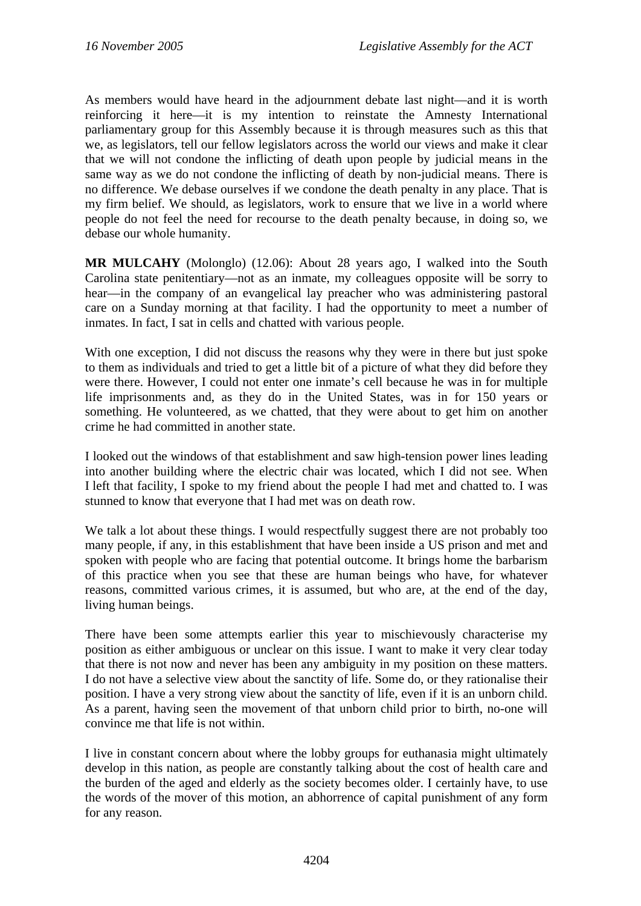As members would have heard in the adjournment debate last night—and it is worth reinforcing it here—it is my intention to reinstate the Amnesty International parliamentary group for this Assembly because it is through measures such as this that we, as legislators, tell our fellow legislators across the world our views and make it clear that we will not condone the inflicting of death upon people by judicial means in the same way as we do not condone the inflicting of death by non-judicial means. There is no difference. We debase ourselves if we condone the death penalty in any place. That is my firm belief. We should, as legislators, work to ensure that we live in a world where people do not feel the need for recourse to the death penalty because, in doing so, we debase our whole humanity.

**MR MULCAHY** (Molonglo) (12.06): About 28 years ago, I walked into the South Carolina state penitentiary—not as an inmate, my colleagues opposite will be sorry to hear—in the company of an evangelical lay preacher who was administering pastoral care on a Sunday morning at that facility. I had the opportunity to meet a number of inmates. In fact, I sat in cells and chatted with various people.

With one exception, I did not discuss the reasons why they were in there but just spoke to them as individuals and tried to get a little bit of a picture of what they did before they were there. However, I could not enter one inmate's cell because he was in for multiple life imprisonments and, as they do in the United States, was in for 150 years or something. He volunteered, as we chatted, that they were about to get him on another crime he had committed in another state.

I looked out the windows of that establishment and saw high-tension power lines leading into another building where the electric chair was located, which I did not see. When I left that facility, I spoke to my friend about the people I had met and chatted to. I was stunned to know that everyone that I had met was on death row.

We talk a lot about these things. I would respectfully suggest there are not probably too many people, if any, in this establishment that have been inside a US prison and met and spoken with people who are facing that potential outcome. It brings home the barbarism of this practice when you see that these are human beings who have, for whatever reasons, committed various crimes, it is assumed, but who are, at the end of the day, living human beings.

There have been some attempts earlier this year to mischievously characterise my position as either ambiguous or unclear on this issue. I want to make it very clear today that there is not now and never has been any ambiguity in my position on these matters. I do not have a selective view about the sanctity of life. Some do, or they rationalise their position. I have a very strong view about the sanctity of life, even if it is an unborn child. As a parent, having seen the movement of that unborn child prior to birth, no-one will convince me that life is not within.

I live in constant concern about where the lobby groups for euthanasia might ultimately develop in this nation, as people are constantly talking about the cost of health care and the burden of the aged and elderly as the society becomes older. I certainly have, to use the words of the mover of this motion, an abhorrence of capital punishment of any form for any reason.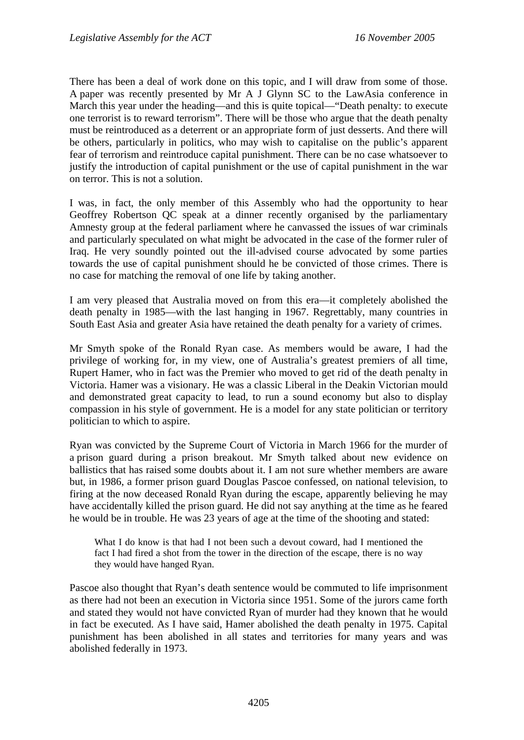There has been a deal of work done on this topic, and I will draw from some of those. A paper was recently presented by Mr A J Glynn SC to the LawAsia conference in March this year under the heading—and this is quite topical—"Death penalty: to execute one terrorist is to reward terrorism". There will be those who argue that the death penalty must be reintroduced as a deterrent or an appropriate form of just desserts. And there will be others, particularly in politics, who may wish to capitalise on the public's apparent fear of terrorism and reintroduce capital punishment. There can be no case whatsoever to justify the introduction of capital punishment or the use of capital punishment in the war on terror. This is not a solution.

I was, in fact, the only member of this Assembly who had the opportunity to hear Geoffrey Robertson QC speak at a dinner recently organised by the parliamentary Amnesty group at the federal parliament where he canvassed the issues of war criminals and particularly speculated on what might be advocated in the case of the former ruler of Iraq. He very soundly pointed out the ill-advised course advocated by some parties towards the use of capital punishment should he be convicted of those crimes. There is no case for matching the removal of one life by taking another.

I am very pleased that Australia moved on from this era—it completely abolished the death penalty in 1985—with the last hanging in 1967. Regrettably, many countries in South East Asia and greater Asia have retained the death penalty for a variety of crimes.

Mr Smyth spoke of the Ronald Ryan case. As members would be aware, I had the privilege of working for, in my view, one of Australia's greatest premiers of all time, Rupert Hamer, who in fact was the Premier who moved to get rid of the death penalty in Victoria. Hamer was a visionary. He was a classic Liberal in the Deakin Victorian mould and demonstrated great capacity to lead, to run a sound economy but also to display compassion in his style of government. He is a model for any state politician or territory politician to which to aspire.

Ryan was convicted by the Supreme Court of Victoria in March 1966 for the murder of a prison guard during a prison breakout. Mr Smyth talked about new evidence on ballistics that has raised some doubts about it. I am not sure whether members are aware but, in 1986, a former prison guard Douglas Pascoe confessed, on national television, to firing at the now deceased Ronald Ryan during the escape, apparently believing he may have accidentally killed the prison guard. He did not say anything at the time as he feared he would be in trouble. He was 23 years of age at the time of the shooting and stated:

> What I do know is that had I not been such a devout coward, had I mentioned the fact I had fired a shot from the tower in the direction of the escape, there is no way they would have hanged Ryan.

Pascoe also thought that Ryan's death sentence would be commuted to life imprisonment as there had not been an execution in Victoria since 1951. Some of the jurors came forth and stated they would not have convicted Ryan of murder had they known that he would in fact be executed. As I have said, Hamer abolished the death penalty in 1975. Capital punishment has been abolished in all states and territories for many years and was abolished federally in 1973.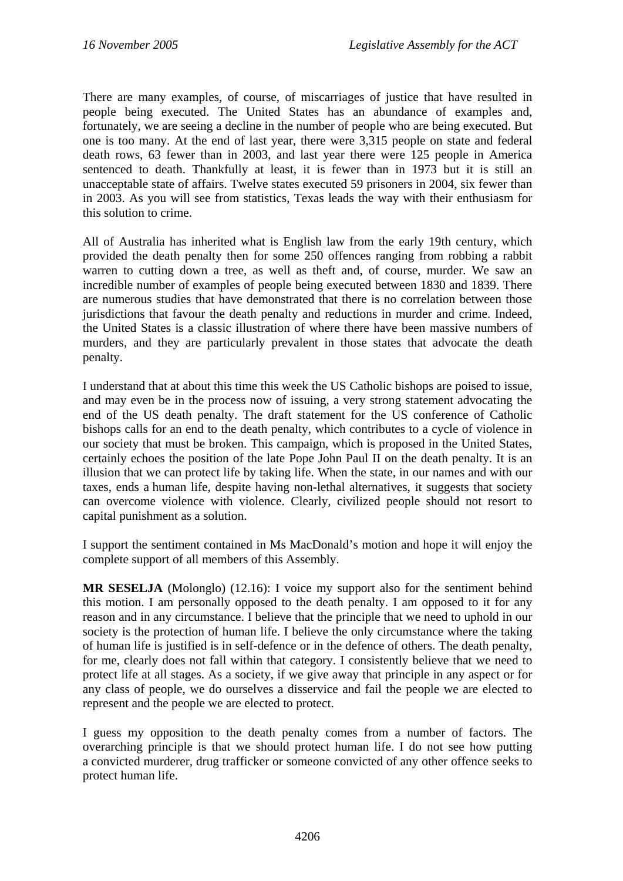There are many examples, of course, of miscarriages of justice that have resulted in people being executed. The United States has an abundance of examples and, fortunately, we are seeing a decline in the number of people who are being executed. But one is too many. At the end of last year, there were 3,315 people on state and federal death rows, 63 fewer than in 2003, and last year there were 125 people in America sentenced to death. Thankfully at least, it is fewer than in 1973 but it is still an unacceptable state of affairs. Twelve states executed 59 prisoners in 2004, six fewer than in 2003. As you will see from statistics, Texas leads the way with their enthusiasm for this solution to crime.

All of Australia has inherited what is English law from the early 19th century, which provided the death penalty then for some 250 offences ranging from robbing a rabbit warren to cutting down a tree, as well as theft and, of course, murder. We saw an incredible number of examples of people being executed between 1830 and 1839. There are numerous studies that have demonstrated that there is no correlation between those jurisdictions that favour the death penalty and reductions in murder and crime. Indeed, the United States is a classic illustration of where there have been massive numbers of murders, and they are particularly prevalent in those states that advocate the death penalty.

I understand that at about this time this week the US Catholic bishops are poised to issue, and may even be in the process now of issuing, a very strong statement advocating the end of the US death penalty. The draft statement for the US conference of Catholic bishops calls for an end to the death penalty, which contributes to a cycle of violence in our society that must be broken. This campaign, which is proposed in the United States, certainly echoes the position of the late Pope John Paul II on the death penalty. It is an illusion that we can protect life by taking life. When the state, in our names and with our taxes, ends a human life, despite having non-lethal alternatives, it suggests that society can overcome violence with violence. Clearly, civilized people should not resort to capital punishment as a solution.

I support the sentiment contained in Ms MacDonald's motion and hope it will enjoy the complete support of all members of this Assembly.

**MR SESELJA** (Molonglo) (12.16): I voice my support also for the sentiment behind this motion. I am personally opposed to the death penalty. I am opposed to it for any reason and in any circumstance. I believe that the principle that we need to uphold in our society is the protection of human life. I believe the only circumstance where the taking of human life is justified is in self-defence or in the defence of others. The death penalty, for me, clearly does not fall within that category. I consistently believe that we need to protect life at all stages. As a society, if we give away that principle in any aspect or for any class of people, we do ourselves a disservice and fail the people we are elected to represent and the people we are elected to protect.

I guess my opposition to the death penalty comes from a number of factors. The overarching principle is that we should protect human life. I do not see how putting a convicted murderer, drug trafficker or someone convicted of any other offence seeks to protect human life.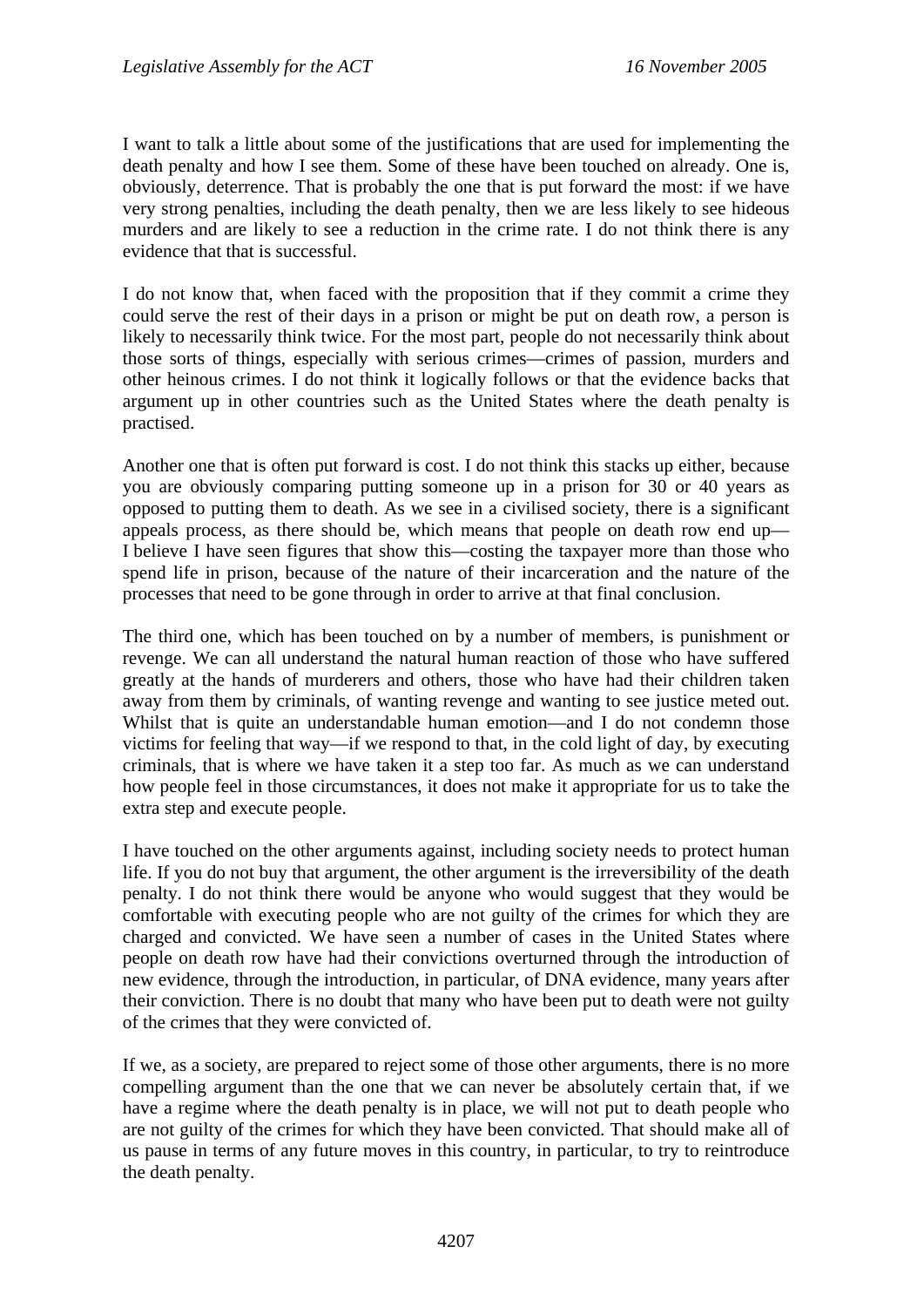I want to talk a little about some of the justifications that are used for implementing the death penalty and how I see them. Some of these have been touched on already. One is, obviously, deterrence. That is probably the one that is put forward the most: if we have very strong penalties, including the death penalty, then we are less likely to see hideous murders and are likely to see a reduction in the crime rate. I do not think there is any evidence that that is successful.

I do not know that, when faced with the proposition that if they commit a crime they could serve the rest of their days in a prison or might be put on death row, a person is likely to necessarily think twice. For the most part, people do not necessarily think about those sorts of things, especially with serious crimes—crimes of passion, murders and other heinous crimes. I do not think it logically follows or that the evidence backs that argument up in other countries such as the United States where the death penalty is practised.

Another one that is often put forward is cost. I do not think this stacks up either, because you are obviously comparing putting someone up in a prison for 30 or 40 years as opposed to putting them to death. As we see in a civilised society, there is a significant appeals process, as there should be, which means that people on death row end up—I believe I have seen figures that show this—costing the taxpayer more than those who spend life in prison, because of the nature of their incarceration and the nature of the processes that need to be gone through in order to arrive at that final conclusion.

The third one, which has been touched on by a number of members, is punishment or revenge. We can all understand the natural human reaction of those who have suffered greatly at the hands of murderers and others, those who have had their children taken away from them by criminals, of wanting revenge and wanting to see justice meted out. Whilst that is quite an understandable human emotion—and I do not condemn those victims for feeling that way—if we respond to that, in the cold light of day, by executing criminals, that is where we have taken it a step too far. As much as we can understand how people feel in those circumstances, it does not make it appropriate for us to take the extra step and execute people.

I have touched on the other arguments against, including society needs to protect human life. If you do not buy that argument, the other argument is the irreversibility of the death penalty. I do not think there would be anyone who would suggest that they would be comfortable with executing people who are not guilty of the crimes for which they are charged and convicted. We have seen a number of cases in the United States where people on death row have had their convictions overturned through the introduction of new evidence, through the introduction, in particular, of DNA evidence, many years after their conviction. There is no doubt that many who have been put to death were not guilty of the crimes that they were convicted of.

If we, as a society, are prepared to reject some of those other arguments, there is no more compelling argument than the one that we can never be absolutely certain that, if we have a regime where the death penalty is in place, we will not put to death people who are not guilty of the crimes for which they have been convicted. That should make all of us pause in terms of any future moves in this country, in particular, to try to reintroduce the death penalty.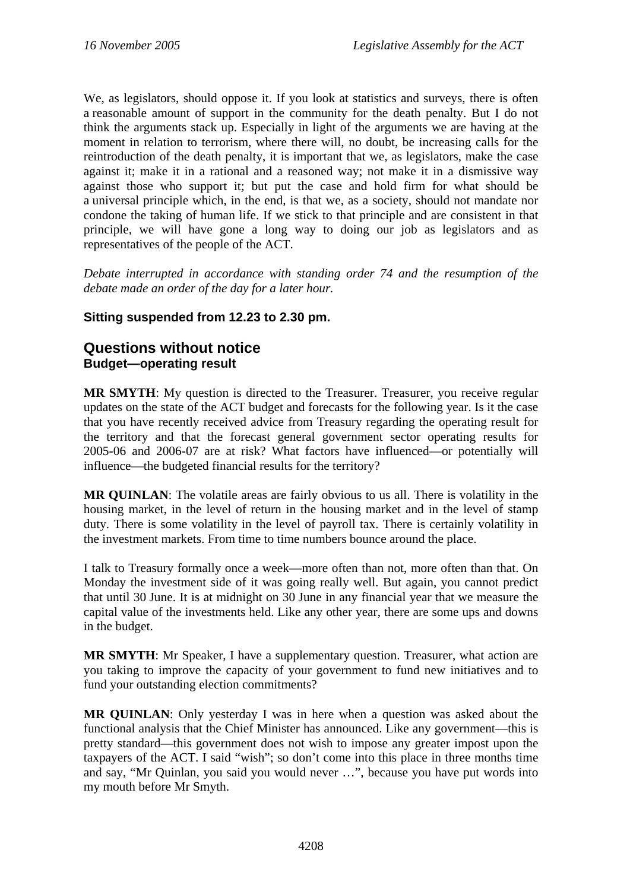We, as legislators, should oppose it. If you look at statistics and surveys, there is often a reasonable amount of support in the community for the death penalty. But I do not think the arguments stack up. Especially in light of the arguments we are having at the moment in relation to terrorism, where there will, no doubt, be increasing calls for the reintroduction of the death penalty, it is important that we, as legislators, make the case against it; make it in a rational and a reasoned way; not make it in a dismissive way against those who support it; but put the case and hold firm for what should be a universal principle which, in the end, is that we, as a society, should not mandate nor condone the taking of human life. If we stick to that principle and are consistent in that principle, we will have gone a long way to doing our job as legislators and as representatives of the people of the ACT.

*Debate interrupted in accordance with standing order 74 and the resumption of the debate made an order of the day for a later hour.*

**Sitting suspended from 12.23 to 2.30 pm.**

## Questions without notice

### Budget—operating result

**MR SMYTH**: My question is directed to the Treasurer. Treasurer, you receive regular updates on the state of the ACT budget and forecasts for the following year. Is it the case that you have recently received advice from Treasury regarding the operating result for the territory and that the forecast general government sector operating results for 2005-06 and 2006-07 are at risk? What factors have influenced—or potentially will influence—the budgeted financial results for the territory?

**MR QUINLAN**: The volatile areas are fairly obvious to us all. There is volatility in the housing market, in the level of return in the housing market and in the level of stamp duty. There is some volatility in the level of payroll tax. There is certainly volatility in the investment markets. From time to time numbers bounce around the place.

I talk to Treasury formally once a week—more often than not, more often than that. On Monday the investment side of it was going really well. But again, you cannot predict that until 30 June. It is at midnight on 30 June in any financial year that we measure the capital value of the investments held. Like any other year, there are some ups and downs in the budget.

**MR SMYTH**: Mr Speaker, I have a supplementary question. Treasurer, what action are you taking to improve the capacity of your government to fund new initiatives and to fund your outstanding election commitments?

**MR QUINLAN**: Only yesterday I was in here when a question was asked about the functional analysis that the Chief Minister has announced. Like any government—this is pretty standard—this government does not wish to impose any greater impost upon the taxpayers of the ACT. I said "wish"; so don't come into this place in three months time and say, "Mr Quinlan, you said you would never …", because you have put words into my mouth before Mr Smyth.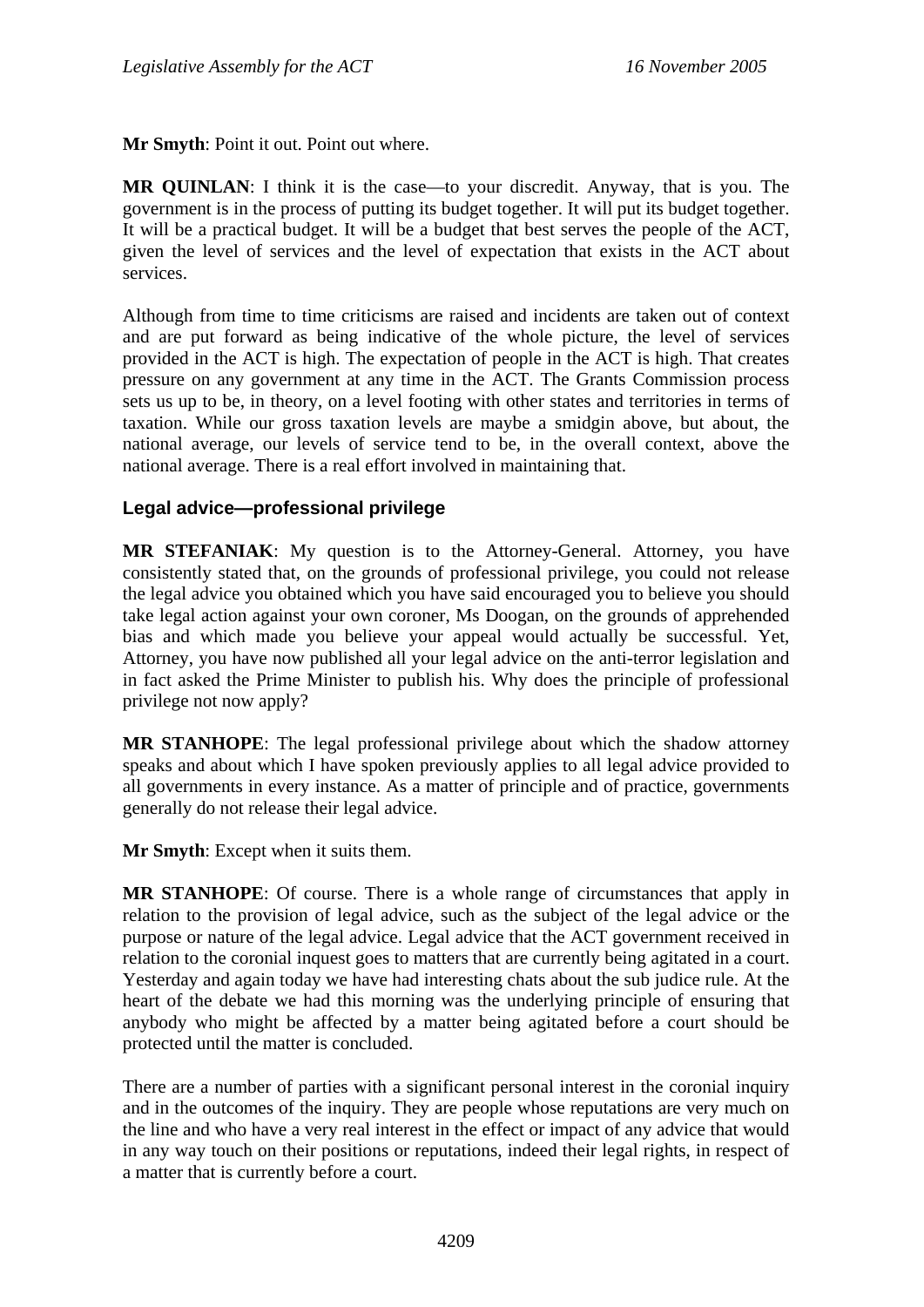**Mr Smyth**: Point it out. Point out where.

**MR QUINLAN**: I think it is the case—to your discredit. Anyway, that is you. The government is in the process of putting its budget together. It will put its budget together. It will be a practical budget. It will be a budget that best serves the people of the ACT, given the level of services and the level of expectation that exists in the ACT about services.

Although from time to time criticisms are raised and incidents are taken out of context and are put forward as being indicative of the whole picture, the level of services provided in the ACT is high. The expectation of people in the ACT is high. That creates pressure on any government at any time in the ACT. The Grants Commission process sets us up to be, in theory, on a level footing with other states and territories in terms of taxation. While our gross taxation levels are maybe a smidgin above, but about, the national average, our levels of service tend to be, in the overall context, above the national average. There is a real effort involved in maintaining that.

### Legal advice—professional privilege

**MR STEFANIAK**: My question is to the Attorney-General. Attorney, you have consistently stated that, on the grounds of professional privilege, you could not release the legal advice you obtained which you have said encouraged you to believe you should take legal action against your own coroner, Ms Doogan, on the grounds of apprehended bias and which made you believe your appeal would actually be successful. Yet, Attorney, you have now published all your legal advice on the anti-terror legislation and in fact asked the Prime Minister to publish his. Why does the principle of professional privilege not now apply?

**MR STANHOPE**: The legal professional privilege about which the shadow attorney speaks and about which I have spoken previously applies to all legal advice provided to all governments in every instance. As a matter of principle and of practice, governments generally do not release their legal advice.

**Mr Smyth**: Except when it suits them.

**MR STANHOPE**: Of course. There is a whole range of circumstances that apply in relation to the provision of legal advice, such as the subject of the legal advice or the purpose or nature of the legal advice. Legal advice that the ACT government received in relation to the coronial inquest goes to matters that are currently being agitated in a court. Yesterday and again today we have had interesting chats about the sub judice rule. At the heart of the debate we had this morning was the underlying principle of ensuring that anybody who might be affected by a matter being agitated before a court should be protected until the matter is concluded.

There are a number of parties with a significant personal interest in the coronial inquiry and in the outcomes of the inquiry. They are people whose reputations are very much on the line and who have a very real interest in the effect or impact of any advice that would in any way touch on their positions or reputations, indeed their legal rights, in respect of a matter that is currently before a court.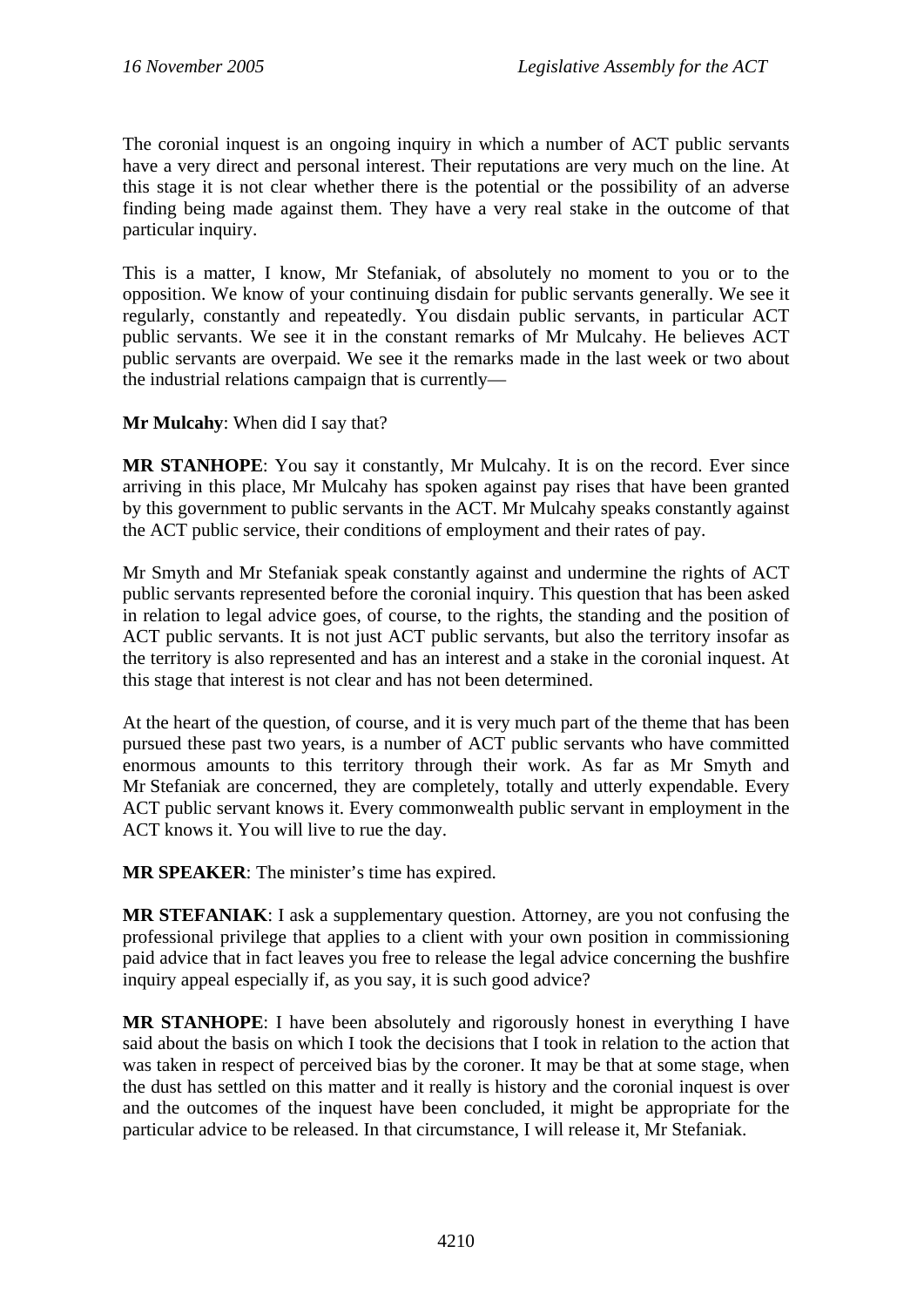The coronial inquest is an ongoing inquiry in which a number of ACT public servants have a very direct and personal interest. Their reputations are very much on the line. At this stage it is not clear whether there is the potential or the possibility of an adverse finding being made against them. They have a very real stake in the outcome of that particular inquiry.

This is a matter, I know, Mr Stefaniak, of absolutely no moment to you or to the opposition. We know of your continuing disdain for public servants generally. We see it regularly, constantly and repeatedly. You disdain public servants, in particular ACT public servants. We see it in the constant remarks of Mr Mulcahy. He believes ACT public servants are overpaid. We see it the remarks made in the last week or two about the industrial relations campaign that is currently—

**Mr Mulcahy**: When did I say that?

**MR STANHOPE**: You say it constantly, Mr Mulcahy. It is on the record. Ever since arriving in this place, Mr Mulcahy has spoken against pay rises that have been granted by this government to public servants in the ACT. Mr Mulcahy speaks constantly against the ACT public service, their conditions of employment and their rates of pay.

Mr Smyth and Mr Stefaniak speak constantly against and undermine the rights of ACT public servants represented before the coronial inquiry. This question that has been asked in relation to legal advice goes, of course, to the rights, the standing and the position of ACT public servants. It is not just ACT public servants, but also the territory insofar as the territory is also represented and has an interest and a stake in the coronial inquest. At this stage that interest is not clear and has not been determined.

At the heart of the question, of course, and it is very much part of the theme that has been pursued these past two years, is a number of ACT public servants who have committed enormous amounts to this territory through their work. As far as Mr Smyth and Mr Stefaniak are concerned, they are completely, totally and utterly expendable. Every ACT public servant knows it. Every commonwealth public servant in employment in the ACT knows it. You will live to rue the day.

**MR SPEAKER**: The minister's time has expired.

**MR STEFANIAK**: I ask a supplementary question. Attorney, are you not confusing the professional privilege that applies to a client with your own position in commissioning paid advice that in fact leaves you free to release the legal advice concerning the bushfire inquiry appeal especially if, as you say, it is such good advice?

**MR STANHOPE**: I have been absolutely and rigorously honest in everything I have said about the basis on which I took the decisions that I took in relation to the action that was taken in respect of perceived bias by the coroner. It may be that at some stage, when the dust has settled on this matter and it really is history and the coronial inquest is over and the outcomes of the inquest have been concluded, it might be appropriate for the particular advice to be released. In that circumstance, I will release it, Mr Stefaniak.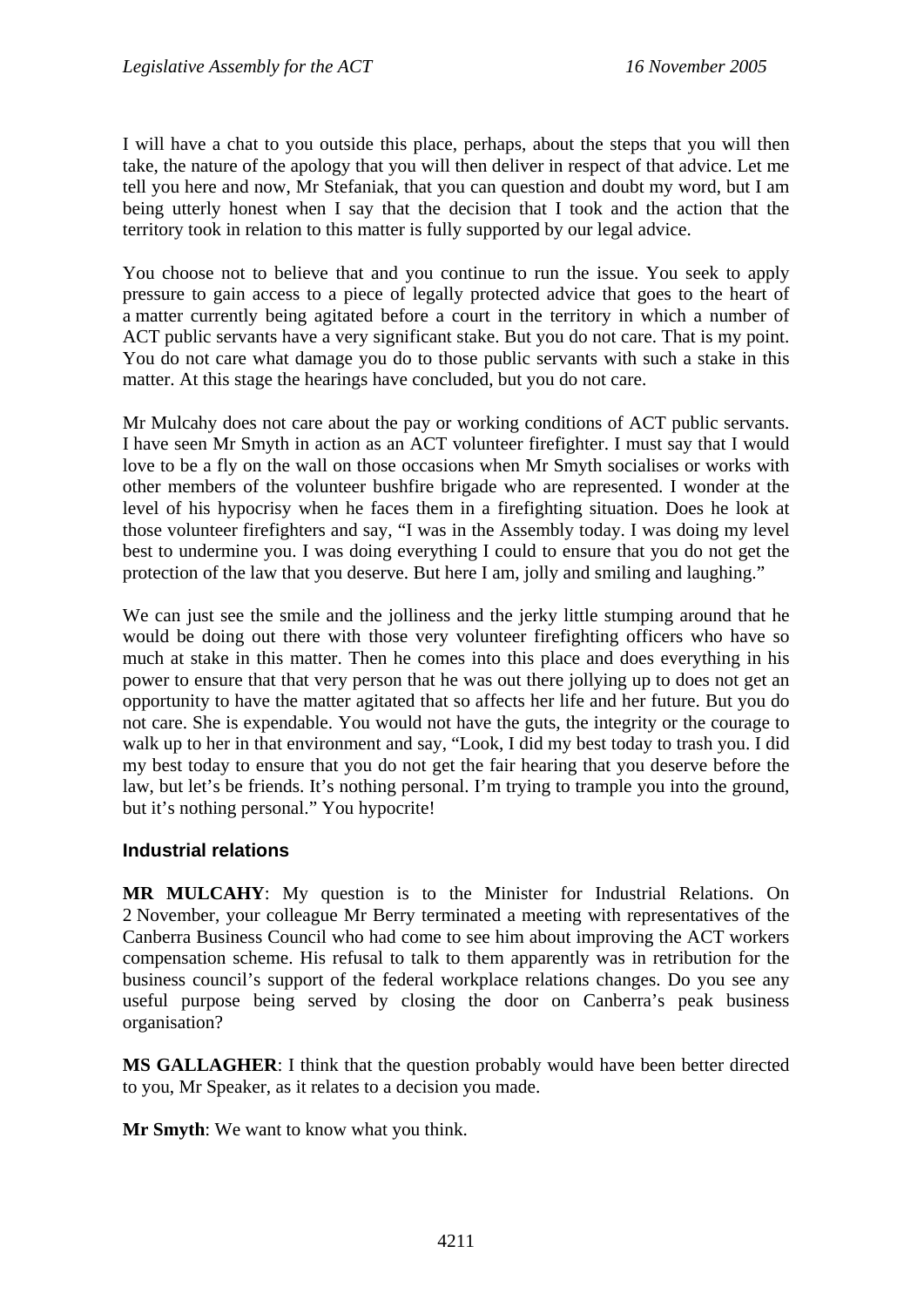I will have a chat to you outside this place, perhaps, about the steps that you will then take, the nature of the apology that you will then deliver in respect of that advice. Let me tell you here and now, Mr Stefaniak, that you can question and doubt my word, but I am being utterly honest when I say that the decision that I took and the action that the territory took in relation to this matter is fully supported by our legal advice.

You choose not to believe that and you continue to run the issue. You seek to apply pressure to gain access to a piece of legally protected advice that goes to the heart of a matter currently being agitated before a court in the territory in which a number of ACT public servants have a very significant stake. But you do not care. That is my point. You do not care what damage you do to those public servants with such a stake in this matter. At this stage the hearings have concluded, but you do not care.

Mr Mulcahy does not care about the pay or working conditions of ACT public servants. I have seen Mr Smyth in action as an ACT volunteer firefighter. I must say that I would love to be a fly on the wall on those occasions when Mr Smyth socialises or works with other members of the volunteer bushfire brigade who are represented. I wonder at the level of his hypocrisy when he faces them in a firefighting situation. Does he look at those volunteer firefighters and say, "I was in the Assembly today. I was doing my level best to undermine you. I was doing everything I could to ensure that you do not get the protection of the law that you deserve. But here I am, jolly and smiling and laughing."

We can just see the smile and the jolliness and the jerky little stumping around that he would be doing out there with those very volunteer firefighting officers who have so much at stake in this matter. Then he comes into this place and does everything in his power to ensure that that very person that he was out there jollying up to does not get an opportunity to have the matter agitated that so affects her life and her future. But you do not care. She is expendable. You would not have the guts, the integrity or the courage to walk up to her in that environment and say, "Look, I did my best today to trash you. I did my best today to ensure that you do not get the fair hearing that you deserve before the law, but let's be friends. It's nothing personal. I'm trying to trample you into the ground, but it's nothing personal." You hypocrite!

### Industrial relations

**MR MULCAHY**: My question is to the Minister for Industrial Relations. On 2 November, your colleague Mr Berry terminated a meeting with representatives of the Canberra Business Council who had come to see him about improving the ACT workers compensation scheme. His refusal to talk to them apparently was in retribution for the business council's support of the federal workplace relations changes. Do you see any useful purpose being served by closing the door on Canberra's peak business organisation?

**MS GALLAGHER**: I think that the question probably would have been better directed to you, Mr Speaker, as it relates to a decision you made.

**Mr Smyth**: We want to know what you think.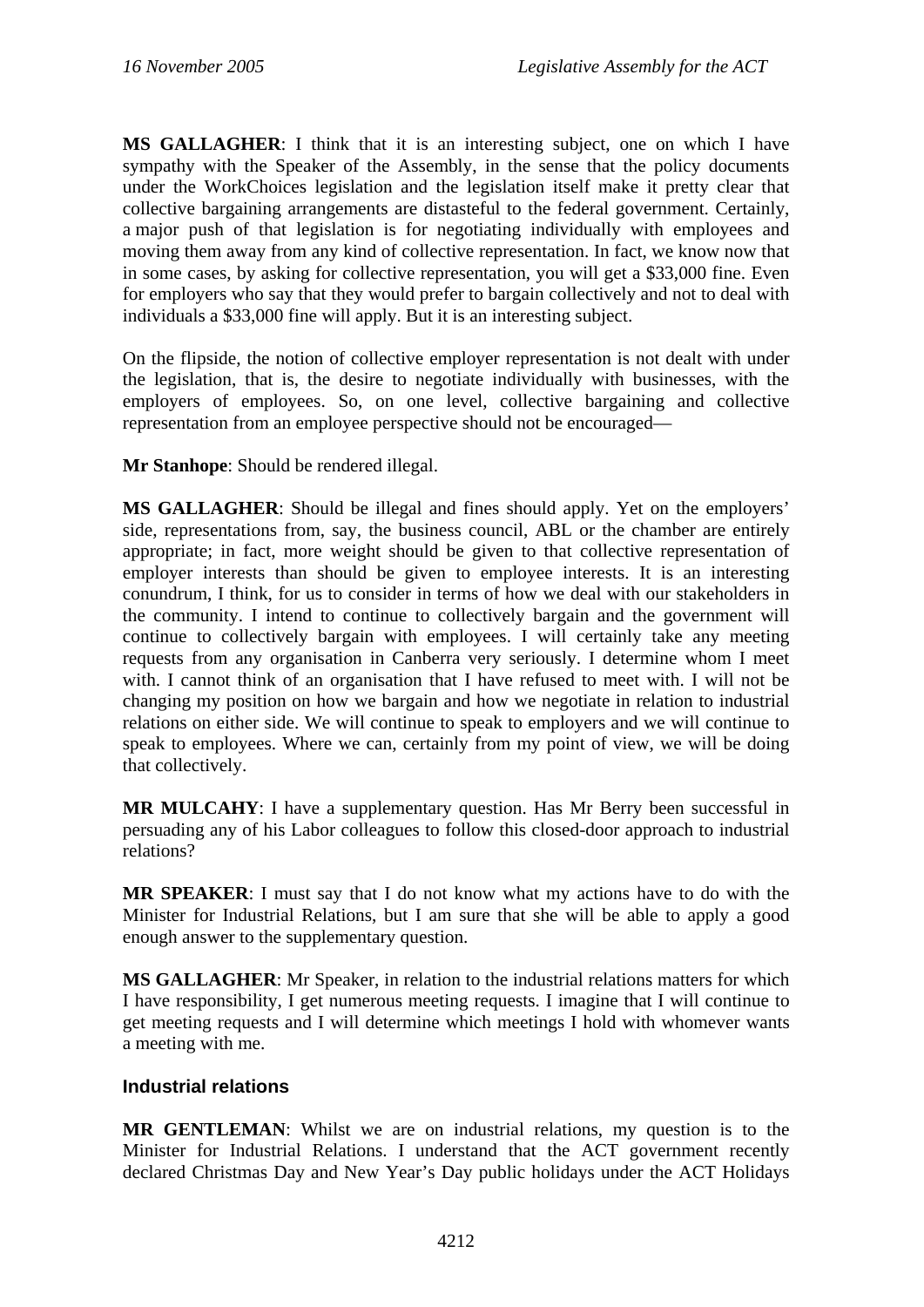**MS GALLAGHER**: I think that it is an interesting subject, one on which I have sympathy with the Speaker of the Assembly, in the sense that the policy documents under the WorkChoices legislation and the legislation itself make it pretty clear that collective bargaining arrangements are distasteful to the federal government. Certainly, a major push of that legislation is for negotiating individually with employees and moving them away from any kind of collective representation. In fact, we know now that in some cases, by asking for collective representation, you will get a $33,000 fine. Even for employers who say that they would prefer to bargain collectively and not to deal with individuals a $33,000 fine will apply. But it is an interesting subject.

On the flipside, the notion of collective employer representation is not dealt with under the legislation, that is, the desire to negotiate individually with businesses, with the employers of employees. So, on one level, collective bargaining and collective representation from an employee perspective should not be encouraged—

**Mr Stanhope**: Should be rendered illegal.

**MS GALLAGHER**: Should be illegal and fines should apply. Yet on the employers' side, representations from, say, the business council, ABL or the chamber are entirely appropriate; in fact, more weight should be given to that collective representation of employer interests than should be given to employee interests. It is an interesting conundrum, I think, for us to consider in terms of how we deal with our stakeholders in the community. I intend to continue to collectively bargain and the government will continue to collectively bargain with employees. I will certainly take any meeting requests from any organisation in Canberra very seriously. I determine whom I meet with. I cannot think of an organisation that I have refused to meet with. I will not be changing my position on how we bargain and how we negotiate in relation to industrial relations on either side. We will continue to speak to employers and we will continue to speak to employees. Where we can, certainly from my point of view, we will be doing that collectively.

**MR MULCAHY**: I have a supplementary question. Has Mr Berry been successful in persuading any of his Labor colleagues to follow this closed-door approach to industrial relations?

**MR SPEAKER**: I must say that I do not know what my actions have to do with the Minister for Industrial Relations, but I am sure that she will be able to apply a good enough answer to the supplementary question.

**MS GALLAGHER**: Mr Speaker, in relation to the industrial relations matters for which I have responsibility, I get numerous meeting requests. I imagine that I will continue to get meeting requests and I will determine which meetings I hold with whomever wants a meeting with me.

## Industrial relations

**MR GENTLEMAN**: Whilst we are on industrial relations, my question is to the Minister for Industrial Relations. I understand that the ACT government recently declared Christmas Day and New Year's Day public holidays under the ACT Holidays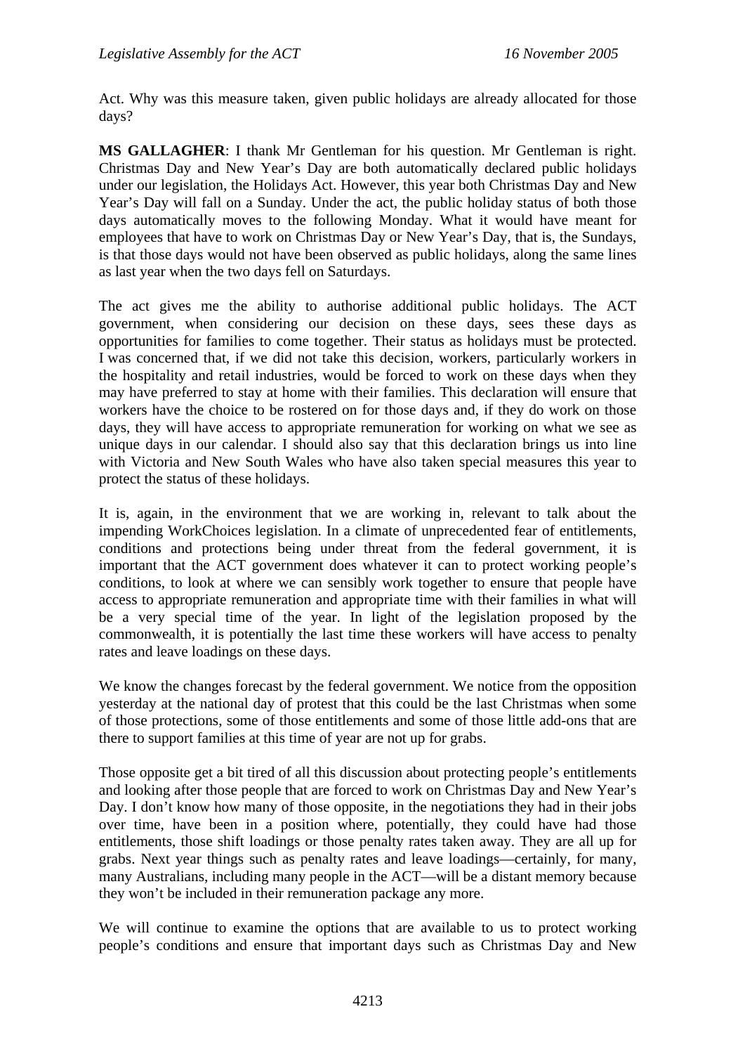Act. Why was this measure taken, given public holidays are already allocated for those days?

**MS GALLAGHER**: I thank Mr Gentleman for his question. Mr Gentleman is right. Christmas Day and New Year's Day are both automatically declared public holidays under our legislation, the Holidays Act. However, this year both Christmas Day and New Year's Day will fall on a Sunday. Under the act, the public holiday status of both those days automatically moves to the following Monday. What it would have meant for employees that have to work on Christmas Day or New Year's Day, that is, the Sundays, is that those days would not have been observed as public holidays, along the same lines as last year when the two days fell on Saturdays.

The act gives me the ability to authorise additional public holidays. The ACT government, when considering our decision on these days, sees these days as opportunities for families to come together. Their status as holidays must be protected. I was concerned that, if we did not take this decision, workers, particularly workers in the hospitality and retail industries, would be forced to work on these days when they may have preferred to stay at home with their families. This declaration will ensure that workers have the choice to be rostered on for those days and, if they do work on those days, they will have access to appropriate remuneration for working on what we see as unique days in our calendar. I should also say that this declaration brings us into line with Victoria and New South Wales who have also taken special measures this year to protect the status of these holidays.

It is, again, in the environment that we are working in, relevant to talk about the impending WorkChoices legislation. In a climate of unprecedented fear of entitlements, conditions and protections being under threat from the federal government, it is important that the ACT government does whatever it can to protect working people's conditions, to look at where we can sensibly work together to ensure that people have access to appropriate remuneration and appropriate time with their families in what will be a very special time of the year. In light of the legislation proposed by the commonwealth, it is potentially the last time these workers will have access to penalty rates and leave loadings on these days.

We know the changes forecast by the federal government. We notice from the opposition yesterday at the national day of protest that this could be the last Christmas when some of those protections, some of those entitlements and some of those little add-ons that are there to support families at this time of year are not up for grabs.

Those opposite get a bit tired of all this discussion about protecting people's entitlements and looking after those people that are forced to work on Christmas Day and New Year's Day. I don't know how many of those opposite, in the negotiations they had in their jobs over time, have been in a position where, potentially, they could have had those entitlements, those shift loadings or those penalty rates taken away. They are all up for grabs. Next year things such as penalty rates and leave loadings—certainly, for many, many Australians, including many people in the ACT—will be a distant memory because they won't be included in their remuneration package any more.

We will continue to examine the options that are available to us to protect working people's conditions and ensure that important days such as Christmas Day and New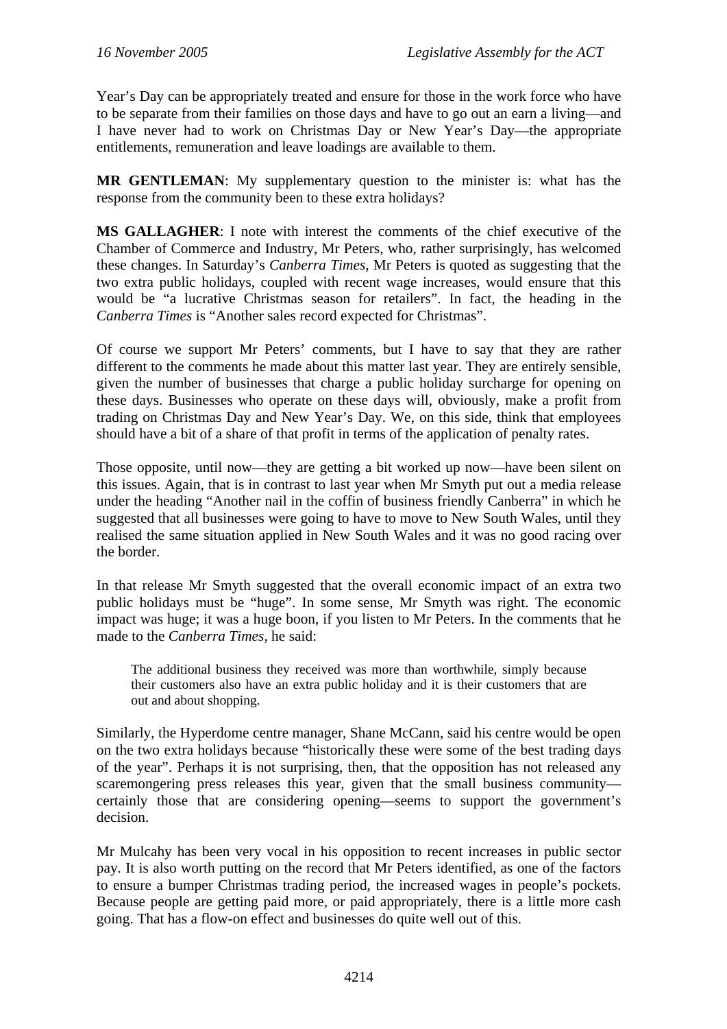Year's Day can be appropriately treated and ensure for those in the work force who have to be separate from their families on those days and have to go out an earn a living—and I have never had to work on Christmas Day or New Year's Day—the appropriate entitlements, remuneration and leave loadings are available to them.

**MR GENTLEMAN**: My supplementary question to the minister is: what has the response from the community been to these extra holidays?

**MS GALLAGHER**: I note with interest the comments of the chief executive of the Chamber of Commerce and Industry, Mr Peters, who, rather surprisingly, has welcomed these changes. In Saturday's *Canberra Times*, Mr Peters is quoted as suggesting that the two extra public holidays, coupled with recent wage increases, would ensure that this would be "a lucrative Christmas season for retailers". In fact, the heading in the *Canberra Times* is "Another sales record expected for Christmas".

Of course we support Mr Peters' comments, but I have to say that they are rather different to the comments he made about this matter last year. They are entirely sensible, given the number of businesses that charge a public holiday surcharge for opening on these days. Businesses who operate on these days will, obviously, make a profit from trading on Christmas Day and New Year's Day. We, on this side, think that employees should have a bit of a share of that profit in terms of the application of penalty rates.

Those opposite, until now—they are getting a bit worked up now—have been silent on this issues. Again, that is in contrast to last year when Mr Smyth put out a media release under the heading "Another nail in the coffin of business friendly Canberra" in which he suggested that all businesses were going to have to move to New South Wales, until they realised the same situation applied in New South Wales and it was no good racing over the border.

In that release Mr Smyth suggested that the overall economic impact of an extra two public holidays must be "huge". In some sense, Mr Smyth was right. The economic impact was huge; it was a huge boon, if you listen to Mr Peters. In the comments that he made to the *Canberra Times*, he said:

> The additional business they received was more than worthwhile, simply because their customers also have an extra public holiday and it is their customers that are out and about shopping.

Similarly, the Hyperdome centre manager, Shane McCann, said his centre would be open on the two extra holidays because "historically these were some of the best trading days of the year". Perhaps it is not surprising, then, that the opposition has not released any scaremongering press releases this year, given that the small business community—certainly those that are considering opening—seems to support the government's decision.

Mr Mulcahy has been very vocal in his opposition to recent increases in public sector pay. It is also worth putting on the record that Mr Peters identified, as one of the factors to ensure a bumper Christmas trading period, the increased wages in people's pockets. Because people are getting paid more, or paid appropriately, there is a little more cash going. That has a flow-on effect and businesses do quite well out of this.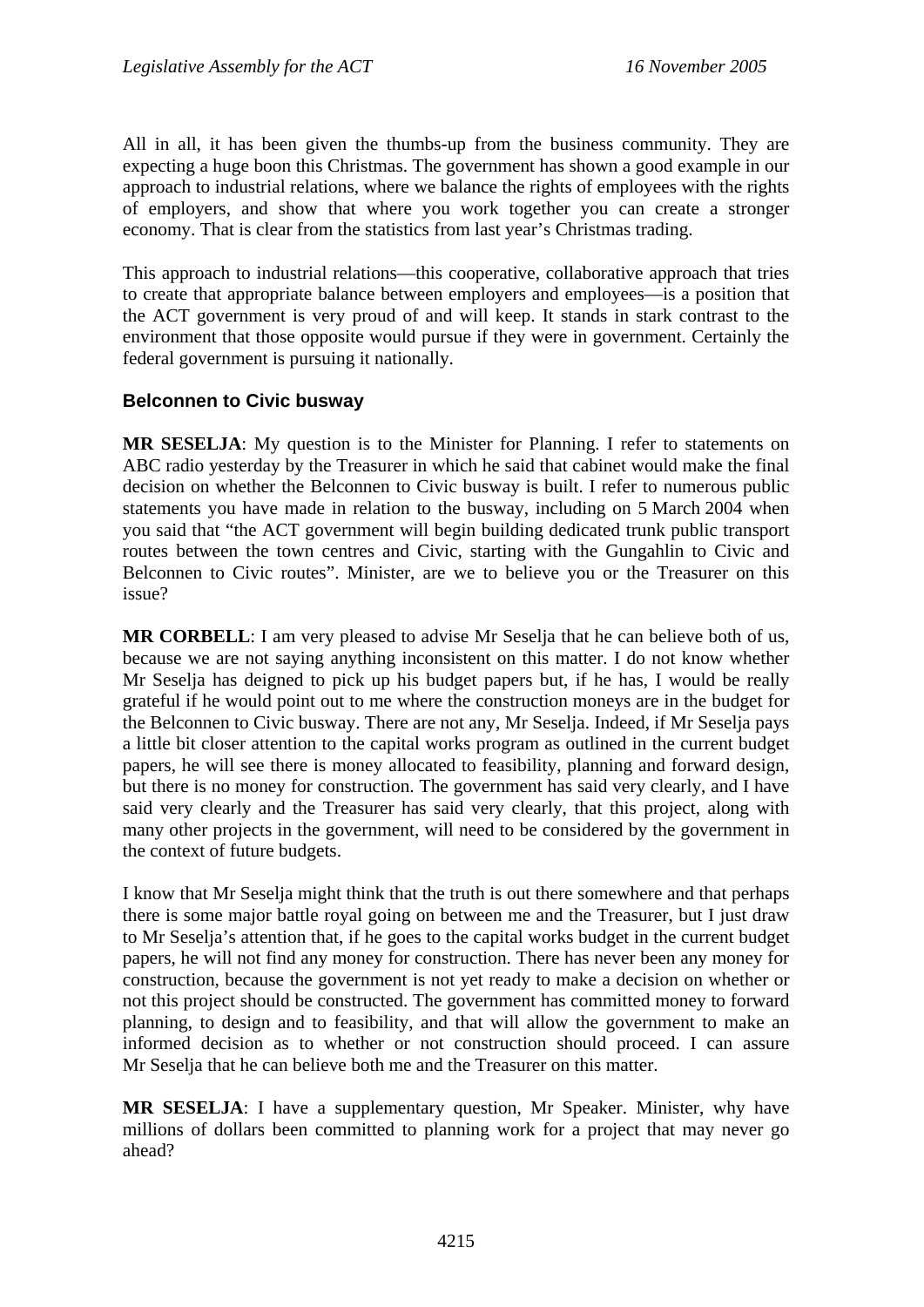All in all, it has been given the thumbs-up from the business community. They are expecting a huge boon this Christmas. The government has shown a good example in our approach to industrial relations, where we balance the rights of employees with the rights of employers, and show that where you work together you can create a stronger economy. That is clear from the statistics from last year's Christmas trading.

This approach to industrial relations—this cooperative, collaborative approach that tries to create that appropriate balance between employers and employees—is a position that the ACT government is very proud of and will keep. It stands in stark contrast to the environment that those opposite would pursue if they were in government. Certainly the federal government is pursuing it nationally.

## Belconnen to Civic busway

**MR SESELJA**: My question is to the Minister for Planning. I refer to statements on ABC radio yesterday by the Treasurer in which he said that cabinet would make the final decision on whether the Belconnen to Civic busway is built. I refer to numerous public statements you have made in relation to the busway, including on 5 March 2004 when you said that "the ACT government will begin building dedicated trunk public transport routes between the town centres and Civic, starting with the Gungahlin to Civic and Belconnen to Civic routes". Minister, are we to believe you or the Treasurer on this issue?

**MR CORBELL**: I am very pleased to advise Mr Seselja that he can believe both of us, because we are not saying anything inconsistent on this matter. I do not know whether Mr Seselja has deigned to pick up his budget papers but, if he has, I would be really grateful if he would point out to me where the construction moneys are in the budget for the Belconnen to Civic busway. There are not any, Mr Seselja. Indeed, if Mr Seselja pays a little bit closer attention to the capital works program as outlined in the current budget papers, he will see there is money allocated to feasibility, planning and forward design, but there is no money for construction. The government has said very clearly, and I have said very clearly and the Treasurer has said very clearly, that this project, along with many other projects in the government, will need to be considered by the government in the context of future budgets.

I know that Mr Seselja might think that the truth is out there somewhere and that perhaps there is some major battle royal going on between me and the Treasurer, but I just draw to Mr Seselja's attention that, if he goes to the capital works budget in the current budget papers, he will not find any money for construction. There has never been any money for construction, because the government is not yet ready to make a decision on whether or not this project should be constructed. The government has committed money to forward planning, to design and to feasibility, and that will allow the government to make an informed decision as to whether or not construction should proceed. I can assure Mr Seselja that he can believe both me and the Treasurer on this matter.

**MR SESELJA**: I have a supplementary question, Mr Speaker. Minister, why have millions of dollars been committed to planning work for a project that may never go ahead?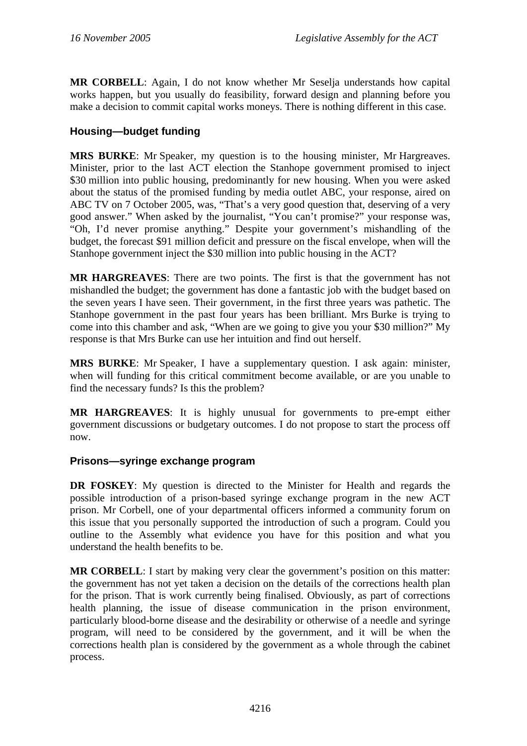**MR CORBELL**: Again, I do not know whether Mr Seselja understands how capital works happen, but you usually do feasibility, forward design and planning before you make a decision to commit capital works moneys. There is nothing different in this case.

### Housing—budget funding

**MRS BURKE**: Mr Speaker, my question is to the housing minister, Mr Hargreaves. Minister, prior to the last ACT election the Stanhope government promised to inject $30 million into public housing, predominantly for new housing. When you were asked about the status of the promised funding by media outlet ABC, your response, aired on ABC TV on 7 October 2005, was, "That's a very good question that, deserving of a very good answer." When asked by the journalist, "You can't promise?" your response was, "Oh, I'd never promise anything." Despite your government's mishandling of the budget, the forecast $91 million deficit and pressure on the fiscal envelope, when will the Stanhope government inject the $30 million into public housing in the ACT?

**MR HARGREAVES**: There are two points. The first is that the government has not mishandled the budget; the government has done a fantastic job with the budget based on the seven years I have seen. Their government, in the first three years was pathetic. The Stanhope government in the past four years has been brilliant. Mrs Burke is trying to come into this chamber and ask, "When are we going to give you your $30 million?" My response is that Mrs Burke can use her intuition and find out herself.

**MRS BURKE**: Mr Speaker, I have a supplementary question. I ask again: minister, when will funding for this critical commitment become available, or are you unable to find the necessary funds? Is this the problem?

**MR HARGREAVES**: It is highly unusual for governments to pre-empt either government discussions or budgetary outcomes. I do not propose to start the process off now.

### Prisons—syringe exchange program

**DR FOSKEY**: My question is directed to the Minister for Health and regards the possible introduction of a prison-based syringe exchange program in the new ACT prison. Mr Corbell, one of your departmental officers informed a community forum on this issue that you personally supported the introduction of such a program. Could you outline to the Assembly what evidence you have for this position and what you understand the health benefits to be.

**MR CORBELL**: I start by making very clear the government's position on this matter: the government has not yet taken a decision on the details of the corrections health plan for the prison. That is work currently being finalised. Obviously, as part of corrections health planning, the issue of disease communication in the prison environment, particularly blood-borne disease and the desirability or otherwise of a needle and syringe program, will need to be considered by the government, and it will be when the corrections health plan is considered by the government as a whole through the cabinet process.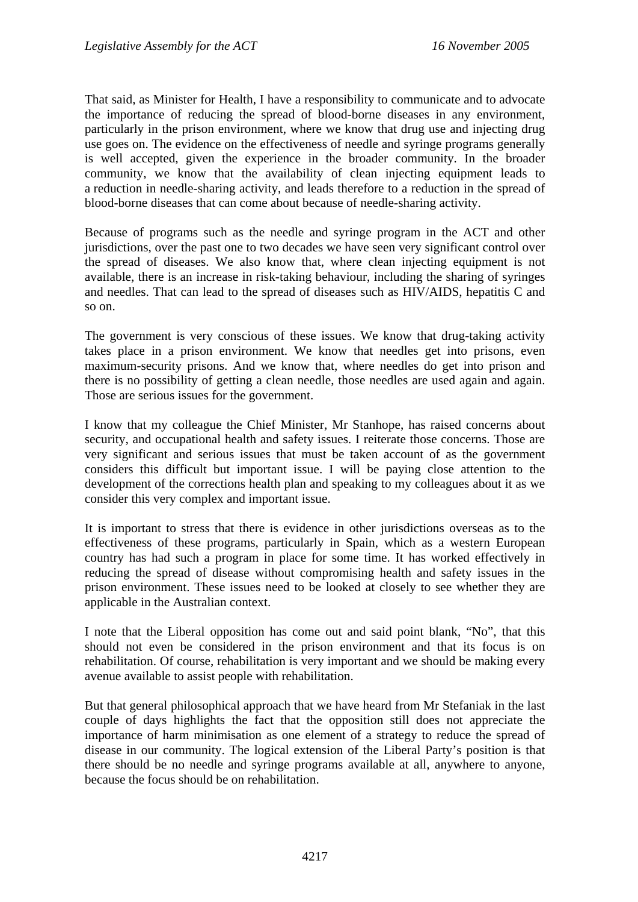That said, as Minister for Health, I have a responsibility to communicate and to advocate the importance of reducing the spread of blood-borne diseases in any environment, particularly in the prison environment, where we know that drug use and injecting drug use goes on. The evidence on the effectiveness of needle and syringe programs generally is well accepted, given the experience in the broader community. In the broader community, we know that the availability of clean injecting equipment leads to a reduction in needle-sharing activity, and leads therefore to a reduction in the spread of blood-borne diseases that can come about because of needle-sharing activity.

Because of programs such as the needle and syringe program in the ACT and other jurisdictions, over the past one to two decades we have seen very significant control over the spread of diseases. We also know that, where clean injecting equipment is not available, there is an increase in risk-taking behaviour, including the sharing of syringes and needles. That can lead to the spread of diseases such as HIV/AIDS, hepatitis C and so on.

The government is very conscious of these issues. We know that drug-taking activity takes place in a prison environment. We know that needles get into prisons, even maximum-security prisons. And we know that, where needles do get into prison and there is no possibility of getting a clean needle, those needles are used again and again. Those are serious issues for the government.

I know that my colleague the Chief Minister, Mr Stanhope, has raised concerns about security, and occupational health and safety issues. I reiterate those concerns. Those are very significant and serious issues that must be taken account of as the government considers this difficult but important issue. I will be paying close attention to the development of the corrections health plan and speaking to my colleagues about it as we consider this very complex and important issue.

It is important to stress that there is evidence in other jurisdictions overseas as to the effectiveness of these programs, particularly in Spain, which as a western European country has had such a program in place for some time. It has worked effectively in reducing the spread of disease without compromising health and safety issues in the prison environment. These issues need to be looked at closely to see whether they are applicable in the Australian context.

I note that the Liberal opposition has come out and said point blank, "No", that this should not even be considered in the prison environment and that its focus is on rehabilitation. Of course, rehabilitation is very important and we should be making every avenue available to assist people with rehabilitation.

But that general philosophical approach that we have heard from Mr Stefaniak in the last couple of days highlights the fact that the opposition still does not appreciate the importance of harm minimisation as one element of a strategy to reduce the spread of disease in our community. The logical extension of the Liberal Party's position is that there should be no needle and syringe programs available at all, anywhere to anyone, because the focus should be on rehabilitation.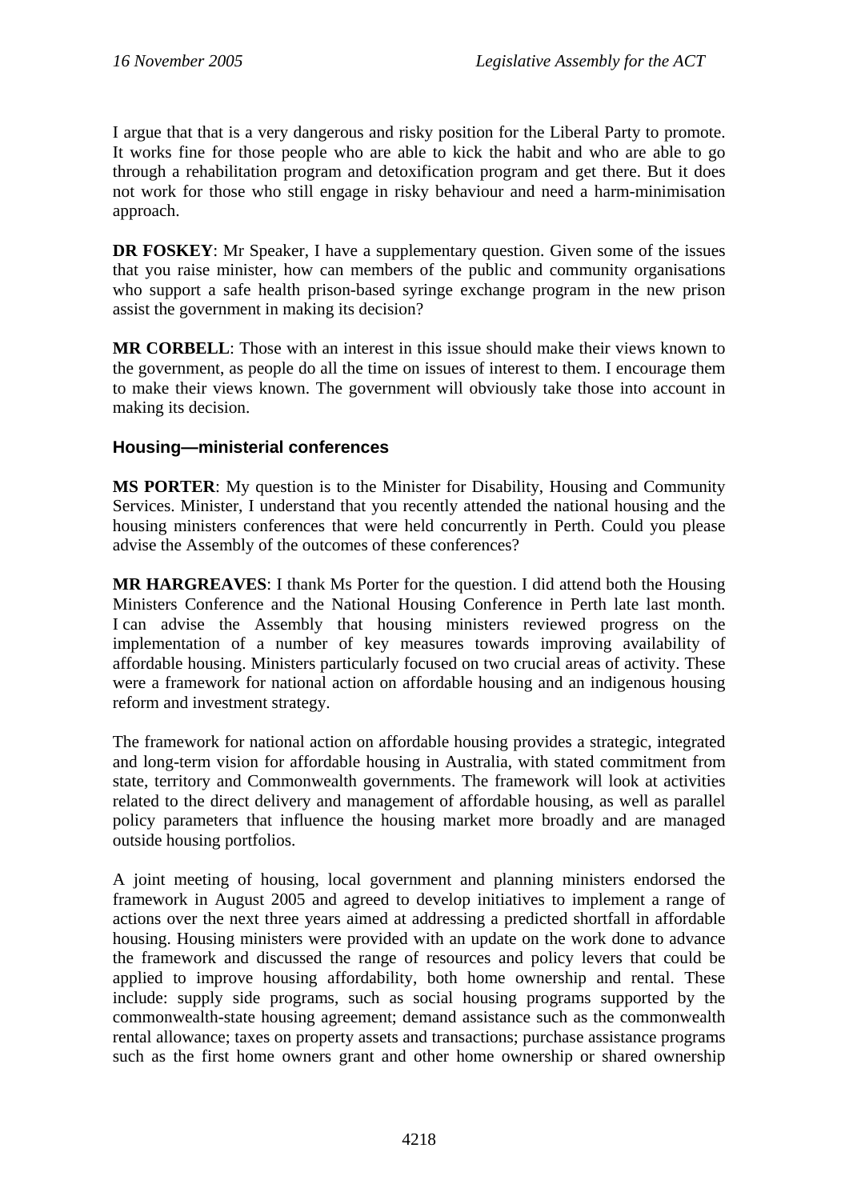I argue that that is a very dangerous and risky position for the Liberal Party to promote. It works fine for those people who are able to kick the habit and who are able to go through a rehabilitation program and detoxification program and get there. But it does not work for those who still engage in risky behaviour and need a harm-minimisation approach.

**DR FOSKEY**: Mr Speaker, I have a supplementary question. Given some of the issues that you raise minister, how can members of the public and community organisations who support a safe health prison-based syringe exchange program in the new prison assist the government in making its decision?

**MR CORBELL**: Those with an interest in this issue should make their views known to the government, as people do all the time on issues of interest to them. I encourage them to make their views known. The government will obviously take those into account in making its decision.

### Housing—ministerial conferences

**MS PORTER**: My question is to the Minister for Disability, Housing and Community Services. Minister, I understand that you recently attended the national housing and the housing ministers conferences that were held concurrently in Perth. Could you please advise the Assembly of the outcomes of these conferences?

**MR HARGREAVES**: I thank Ms Porter for the question. I did attend both the Housing Ministers Conference and the National Housing Conference in Perth late last month. I can advise the Assembly that housing ministers reviewed progress on the implementation of a number of key measures towards improving availability of affordable housing. Ministers particularly focused on two crucial areas of activity. These were a framework for national action on affordable housing and an indigenous housing reform and investment strategy.

The framework for national action on affordable housing provides a strategic, integrated and long-term vision for affordable housing in Australia, with stated commitment from state, territory and Commonwealth governments. The framework will look at activities related to the direct delivery and management of affordable housing, as well as parallel policy parameters that influence the housing market more broadly and are managed outside housing portfolios.

A joint meeting of housing, local government and planning ministers endorsed the framework in August 2005 and agreed to develop initiatives to implement a range of actions over the next three years aimed at addressing a predicted shortfall in affordable housing. Housing ministers were provided with an update on the work done to advance the framework and discussed the range of resources and policy levers that could be applied to improve housing affordability, both home ownership and rental. These include: supply side programs, such as social housing programs supported by the commonwealth-state housing agreement; demand assistance such as the commonwealth rental allowance; taxes on property assets and transactions; purchase assistance programs such as the first home owners grant and other home ownership or shared ownership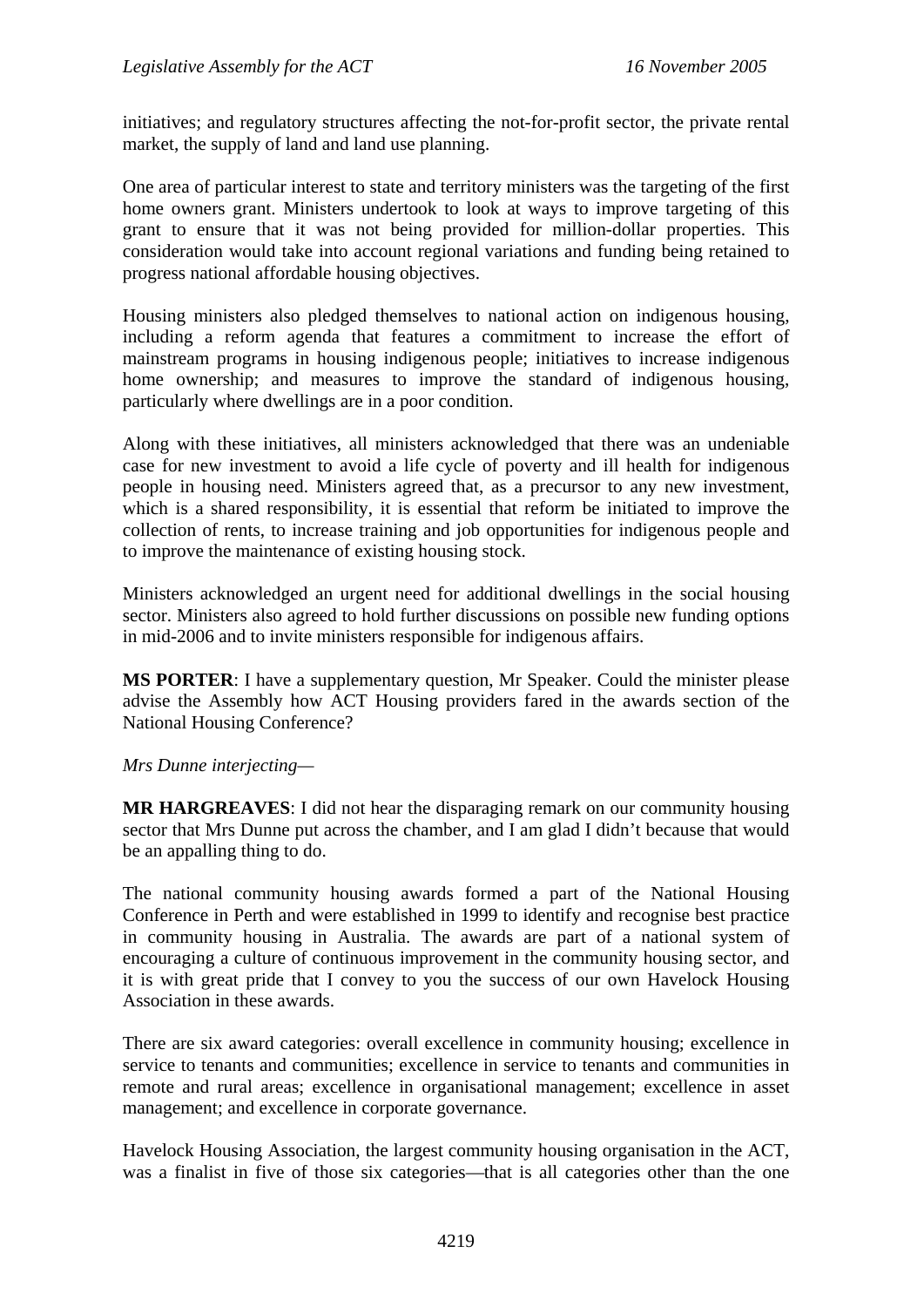initiatives; and regulatory structures affecting the not-for-profit sector, the private rental market, the supply of land and land use planning.

One area of particular interest to state and territory ministers was the targeting of the first home owners grant. Ministers undertook to look at ways to improve targeting of this grant to ensure that it was not being provided for million-dollar properties. This consideration would take into account regional variations and funding being retained to progress national affordable housing objectives.

Housing ministers also pledged themselves to national action on indigenous housing, including a reform agenda that features a commitment to increase the effort of mainstream programs in housing indigenous people; initiatives to increase indigenous home ownership; and measures to improve the standard of indigenous housing, particularly where dwellings are in a poor condition.

Along with these initiatives, all ministers acknowledged that there was an undeniable case for new investment to avoid a life cycle of poverty and ill health for indigenous people in housing need. Ministers agreed that, as a precursor to any new investment, which is a shared responsibility, it is essential that reform be initiated to improve the collection of rents, to increase training and job opportunities for indigenous people and to improve the maintenance of existing housing stock.

Ministers acknowledged an urgent need for additional dwellings in the social housing sector. Ministers also agreed to hold further discussions on possible new funding options in mid-2006 and to invite ministers responsible for indigenous affairs.

**MS PORTER**: I have a supplementary question, Mr Speaker. Could the minister please advise the Assembly how ACT Housing providers fared in the awards section of the National Housing Conference?

*Mrs Dunne interjecting*—

**MR HARGREAVES**: I did not hear the disparaging remark on our community housing sector that Mrs Dunne put across the chamber, and I am glad I didn't because that would be an appalling thing to do.

The national community housing awards formed a part of the National Housing Conference in Perth and were established in 1999 to identify and recognise best practice in community housing in Australia. The awards are part of a national system of encouraging a culture of continuous improvement in the community housing sector, and it is with great pride that I convey to you the success of our own Havelock Housing Association in these awards.

There are six award categories: overall excellence in community housing; excellence in service to tenants and communities; excellence in service to tenants and communities in remote and rural areas; excellence in organisational management; excellence in asset management; and excellence in corporate governance.

Havelock Housing Association, the largest community housing organisation in the ACT, was a finalist in five of those six categories—that is all categories other than the one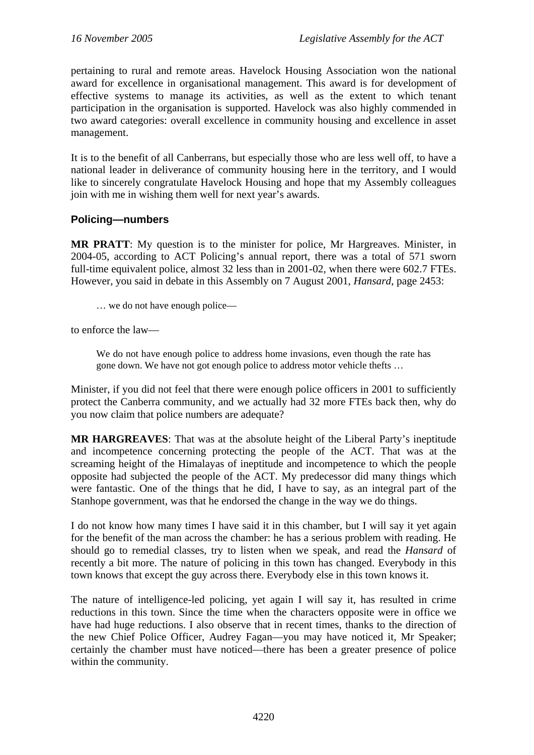pertaining to rural and remote areas. Havelock Housing Association won the national award for excellence in organisational management. This award is for development of effective systems to manage its activities, as well as the extent to which tenant participation in the organisation is supported. Havelock was also highly commended in two award categories: overall excellence in community housing and excellence in asset management.

It is to the benefit of all Canberrans, but especially those who are less well off, to have a national leader in deliverance of community housing here in the territory, and I would like to sincerely congratulate Havelock Housing and hope that my Assembly colleagues join with me in wishing them well for next year's awards.

### Policing—numbers

**MR PRATT**: My question is to the minister for police, Mr Hargreaves. Minister, in 2004-05, according to ACT Policing's annual report, there was a total of 571 sworn full-time equivalent police, almost 32 less than in 2001-02, when there were 602.7 FTEs. However, you said in debate in this Assembly on 7 August 2001, *Hansard*, page 2453:

> … we do not have enough police—

to enforce the law—

> We do not have enough police to address home invasions, even though the rate has gone down. We have not got enough police to address motor vehicle thefts …

Minister, if you did not feel that there were enough police officers in 2001 to sufficiently protect the Canberra community, and we actually had 32 more FTEs back then, why do you now claim that police numbers are adequate?

**MR HARGREAVES**: That was at the absolute height of the Liberal Party's ineptitude and incompetence concerning protecting the people of the ACT. That was at the screaming height of the Himalayas of ineptitude and incompetence to which the people opposite had subjected the people of the ACT. My predecessor did many things which were fantastic. One of the things that he did, I have to say, as an integral part of the Stanhope government, was that he endorsed the change in the way we do things.

I do not know how many times I have said it in this chamber, but I will say it yet again for the benefit of the man across the chamber: he has a serious problem with reading. He should go to remedial classes, try to listen when we speak, and read the *Hansard* of recently a bit more. The nature of policing in this town has changed. Everybody in this town knows that except the guy across there. Everybody else in this town knows it.

The nature of intelligence-led policing, yet again I will say it, has resulted in crime reductions in this town. Since the time when the characters opposite were in office we have had huge reductions. I also observe that in recent times, thanks to the direction of the new Chief Police Officer, Audrey Fagan—you may have noticed it, Mr Speaker; certainly the chamber must have noticed—there has been a greater presence of police within the community.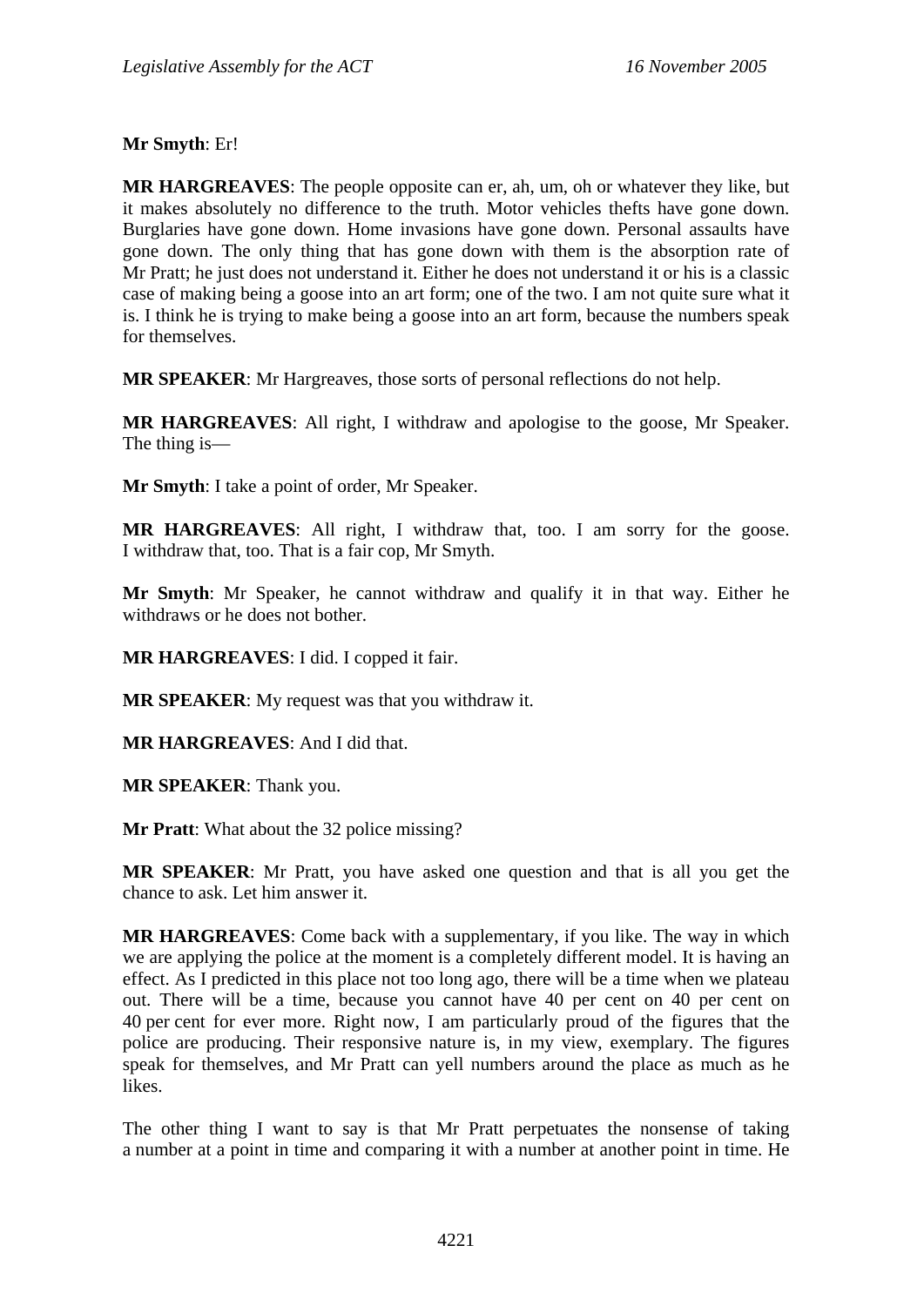**Mr Smyth**: Er!

**MR HARGREAVES**: The people opposite can er, ah, um, oh or whatever they like, but it makes absolutely no difference to the truth. Motor vehicles thefts have gone down. Burglaries have gone down. Home invasions have gone down. Personal assaults have gone down. The only thing that has gone down with them is the absorption rate of Mr Pratt; he just does not understand it. Either he does not understand it or his is a classic case of making being a goose into an art form; one of the two. I am not quite sure what it is. I think he is trying to make being a goose into an art form, because the numbers speak for themselves.

**MR SPEAKER**: Mr Hargreaves, those sorts of personal reflections do not help.

**MR HARGREAVES**: All right, I withdraw and apologise to the goose, Mr Speaker. The thing is—

**Mr Smyth**: I take a point of order, Mr Speaker.

**MR HARGREAVES**: All right, I withdraw that, too. I am sorry for the goose. I withdraw that, too. That is a fair cop, Mr Smyth.

**Mr Smyth**: Mr Speaker, he cannot withdraw and qualify it in that way. Either he withdraws or he does not bother.

**MR HARGREAVES**: I did. I copped it fair.

**MR SPEAKER**: My request was that you withdraw it.

**MR HARGREAVES**: And I did that.

**MR SPEAKER**: Thank you.

**Mr Pratt**: What about the 32 police missing?

**MR SPEAKER**: Mr Pratt, you have asked one question and that is all you get the chance to ask. Let him answer it.

**MR HARGREAVES**: Come back with a supplementary, if you like. The way in which we are applying the police at the moment is a completely different model. It is having an effect. As I predicted in this place not too long ago, there will be a time when we plateau out. There will be a time, because you cannot have 40 per cent on 40 per cent on 40 per cent for ever more. Right now, I am particularly proud of the figures that the police are producing. Their responsive nature is, in my view, exemplary. The figures speak for themselves, and Mr Pratt can yell numbers around the place as much as he likes.

The other thing I want to say is that Mr Pratt perpetuates the nonsense of taking a number at a point in time and comparing it with a number at another point in time. He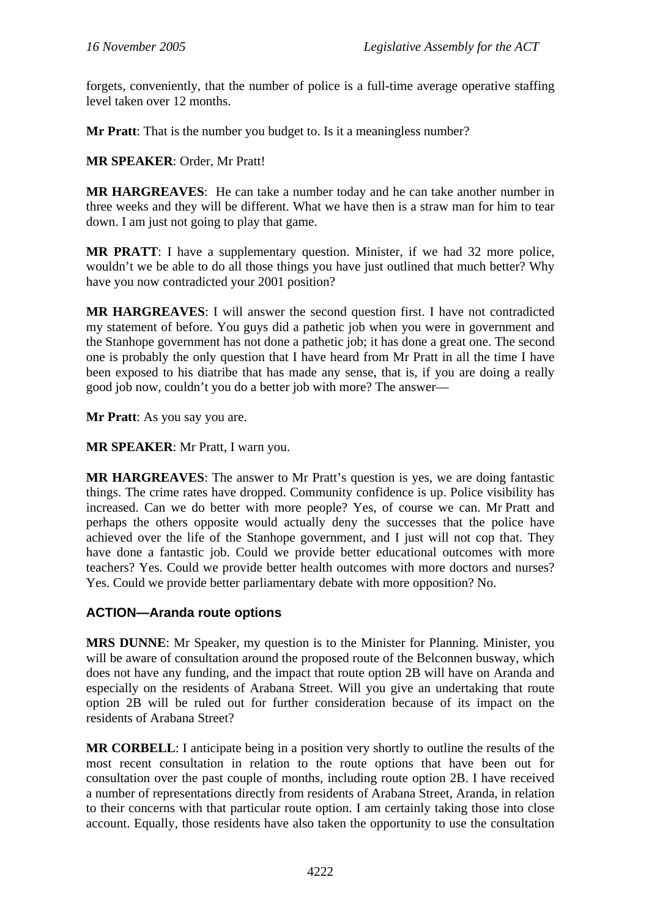forgets, conveniently, that the number of police is a full-time average operative staffing level taken over 12 months.

**Mr Pratt**: That is the number you budget to. Is it a meaningless number?

**MR SPEAKER**: Order, Mr Pratt!

**MR HARGREAVES**: He can take a number today and he can take another number in three weeks and they will be different. What we have then is a straw man for him to tear down. I am just not going to play that game.

**MR PRATT**: I have a supplementary question. Minister, if we had 32 more police, wouldn't we be able to do all those things you have just outlined that much better? Why have you now contradicted your 2001 position?

**MR HARGREAVES**: I will answer the second question first. I have not contradicted my statement of before. You guys did a pathetic job when you were in government and the Stanhope government has not done a pathetic job; it has done a great one. The second one is probably the only question that I have heard from Mr Pratt in all the time I have been exposed to his diatribe that has made any sense, that is, if you are doing a really good job now, couldn't you do a better job with more? The answer—

**Mr Pratt**: As you say you are.

**MR SPEAKER**: Mr Pratt, I warn you.

**MR HARGREAVES**: The answer to Mr Pratt's question is yes, we are doing fantastic things. The crime rates have dropped. Community confidence is up. Police visibility has increased. Can we do better with more people? Yes, of course we can. Mr Pratt and perhaps the others opposite would actually deny the successes that the police have achieved over the life of the Stanhope government, and I just will not cop that. They have done a fantastic job. Could we provide better educational outcomes with more teachers? Yes. Could we provide better health outcomes with more doctors and nurses? Yes. Could we provide better parliamentary debate with more opposition? No.

### ACTION—Aranda route options

**MRS DUNNE**: Mr Speaker, my question is to the Minister for Planning. Minister, you will be aware of consultation around the proposed route of the Belconnen busway, which does not have any funding, and the impact that route option 2B will have on Aranda and especially on the residents of Arabana Street. Will you give an undertaking that route option 2B will be ruled out for further consideration because of its impact on the residents of Arabana Street?

**MR CORBELL**: I anticipate being in a position very shortly to outline the results of the most recent consultation in relation to the route options that have been out for consultation over the past couple of months, including route option 2B. I have received a number of representations directly from residents of Arabana Street, Aranda, in relation to their concerns with that particular route option. I am certainly taking those into close account. Equally, those residents have also taken the opportunity to use the consultation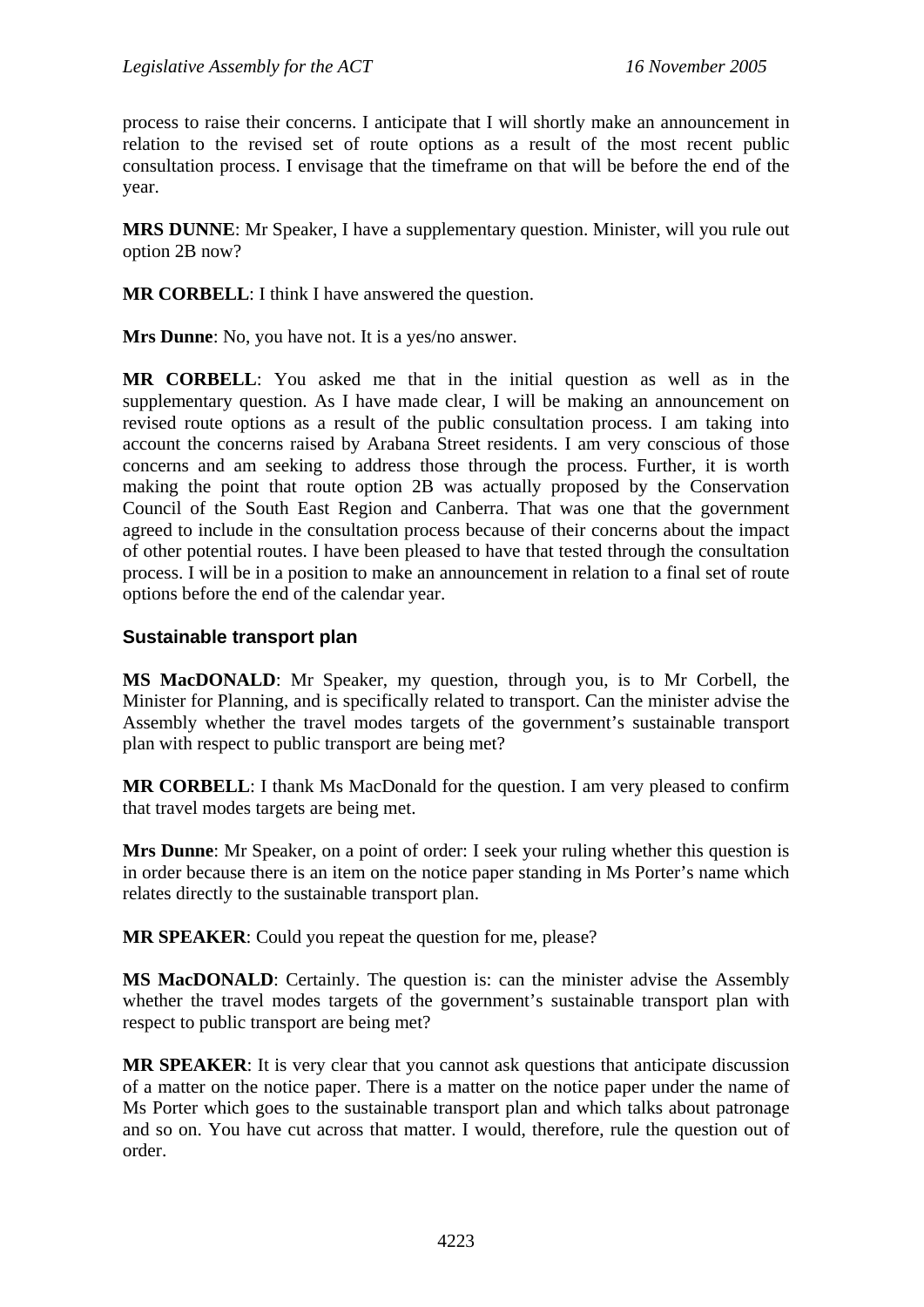process to raise their concerns. I anticipate that I will shortly make an announcement in relation to the revised set of route options as a result of the most recent public consultation process. I envisage that the timeframe on that will be before the end of the year.

**MRS DUNNE**: Mr Speaker, I have a supplementary question. Minister, will you rule out option 2B now?

**MR CORBELL**: I think I have answered the question.

**Mrs Dunne**: No, you have not. It is a yes/no answer.

**MR CORBELL**: You asked me that in the initial question as well as in the supplementary question. As I have made clear, I will be making an announcement on revised route options as a result of the public consultation process. I am taking into account the concerns raised by Arabana Street residents. I am very conscious of those concerns and am seeking to address those through the process. Further, it is worth making the point that route option 2B was actually proposed by the Conservation Council of the South East Region and Canberra. That was one that the government agreed to include in the consultation process because of their concerns about the impact of other potential routes. I have been pleased to have that tested through the consultation process. I will be in a position to make an announcement in relation to a final set of route options before the end of the calendar year.

### Sustainable transport plan

**MS MacDONALD**: Mr Speaker, my question, through you, is to Mr Corbell, the Minister for Planning, and is specifically related to transport. Can the minister advise the Assembly whether the travel modes targets of the government's sustainable transport plan with respect to public transport are being met?

**MR CORBELL**: I thank Ms MacDonald for the question. I am very pleased to confirm that travel modes targets are being met.

**Mrs Dunne**: Mr Speaker, on a point of order: I seek your ruling whether this question is in order because there is an item on the notice paper standing in Ms Porter's name which relates directly to the sustainable transport plan.

**MR SPEAKER**: Could you repeat the question for me, please?

**MS MacDONALD**: Certainly. The question is: can the minister advise the Assembly whether the travel modes targets of the government's sustainable transport plan with respect to public transport are being met?

**MR SPEAKER**: It is very clear that you cannot ask questions that anticipate discussion of a matter on the notice paper. There is a matter on the notice paper under the name of Ms Porter which goes to the sustainable transport plan and which talks about patronage and so on. You have cut across that matter. I would, therefore, rule the question out of order.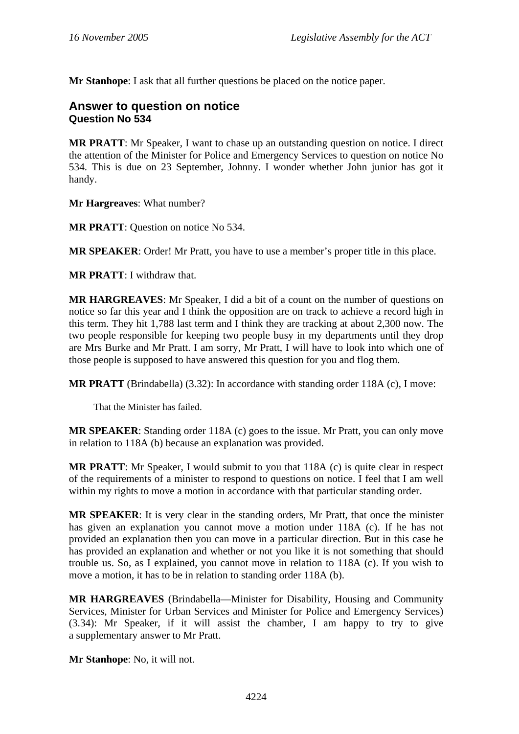**Mr Stanhope**: I ask that all further questions be placed on the notice paper.

## Answer to question on notice
### Question No 534

**MR PRATT**: Mr Speaker, I want to chase up an outstanding question on notice. I direct the attention of the Minister for Police and Emergency Services to question on notice No 534. This is due on 23 September, Johnny. I wonder whether John junior has got it handy.

**Mr Hargreaves**: What number?

**MR PRATT**: Question on notice No 534.

**MR SPEAKER**: Order! Mr Pratt, you have to use a member's proper title in this place.

**MR PRATT**: I withdraw that.

**MR HARGREAVES**: Mr Speaker, I did a bit of a count on the number of questions on notice so far this year and I think the opposition are on track to achieve a record high in this term. They hit 1,788 last term and I think they are tracking at about 2,300 now. The two people responsible for keeping two people busy in my departments until they drop are Mrs Burke and Mr Pratt. I am sorry, Mr Pratt, I will have to look into which one of those people is supposed to have answered this question for you and flog them.

**MR PRATT** (Brindabella) (3.32): In accordance with standing order 118A (c), I move:

> That the Minister has failed.

**MR SPEAKER**: Standing order 118A (c) goes to the issue. Mr Pratt, you can only move in relation to 118A (b) because an explanation was provided.

**MR PRATT**: Mr Speaker, I would submit to you that 118A (c) is quite clear in respect of the requirements of a minister to respond to questions on notice. I feel that I am well within my rights to move a motion in accordance with that particular standing order.

**MR SPEAKER**: It is very clear in the standing orders, Mr Pratt, that once the minister has given an explanation you cannot move a motion under 118A (c). If he has not provided an explanation then you can move in a particular direction. But in this case he has provided an explanation and whether or not you like it is not something that should trouble us. So, as I explained, you cannot move in relation to 118A (c). If you wish to move a motion, it has to be in relation to standing order 118A (b).

**MR HARGREAVES** (Brindabella—Minister for Disability, Housing and Community Services, Minister for Urban Services and Minister for Police and Emergency Services) (3.34): Mr Speaker, if it will assist the chamber, I am happy to try to give a supplementary answer to Mr Pratt.

**Mr Stanhope**: No, it will not.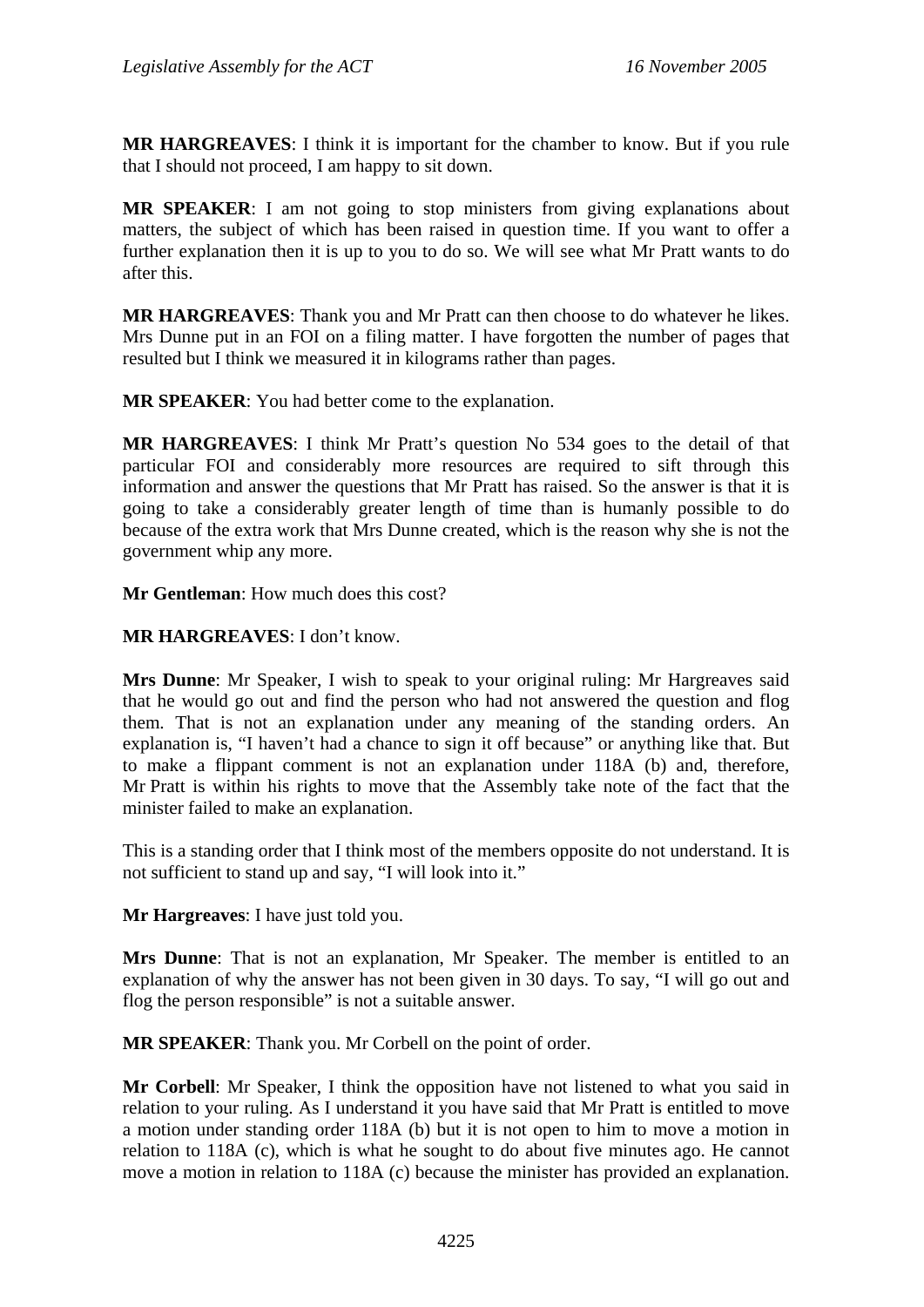**MR HARGREAVES**: I think it is important for the chamber to know. But if you rule that I should not proceed, I am happy to sit down.

**MR SPEAKER**: I am not going to stop ministers from giving explanations about matters, the subject of which has been raised in question time. If you want to offer a further explanation then it is up to you to do so. We will see what Mr Pratt wants to do after this.

**MR HARGREAVES**: Thank you and Mr Pratt can then choose to do whatever he likes. Mrs Dunne put in an FOI on a filing matter. I have forgotten the number of pages that resulted but I think we measured it in kilograms rather than pages.

**MR SPEAKER**: You had better come to the explanation.

**MR HARGREAVES**: I think Mr Pratt's question No 534 goes to the detail of that particular FOI and considerably more resources are required to sift through this information and answer the questions that Mr Pratt has raised. So the answer is that it is going to take a considerably greater length of time than is humanly possible to do because of the extra work that Mrs Dunne created, which is the reason why she is not the government whip any more.

**Mr Gentleman**: How much does this cost?

**MR HARGREAVES**: I don't know.

**Mrs Dunne**: Mr Speaker, I wish to speak to your original ruling: Mr Hargreaves said that he would go out and find the person who had not answered the question and flog them. That is not an explanation under any meaning of the standing orders. An explanation is, "I haven't had a chance to sign it off because" or anything like that. But to make a flippant comment is not an explanation under 118A (b) and, therefore, Mr Pratt is within his rights to move that the Assembly take note of the fact that the minister failed to make an explanation.

This is a standing order that I think most of the members opposite do not understand. It is not sufficient to stand up and say, "I will look into it."

**Mr Hargreaves**: I have just told you.

**Mrs Dunne**: That is not an explanation, Mr Speaker. The member is entitled to an explanation of why the answer has not been given in 30 days. To say, "I will go out and flog the person responsible" is not a suitable answer.

**MR SPEAKER**: Thank you. Mr Corbell on the point of order.

**Mr Corbell**: Mr Speaker, I think the opposition have not listened to what you said in relation to your ruling. As I understand it you have said that Mr Pratt is entitled to move a motion under standing order 118A (b) but it is not open to him to move a motion in relation to 118A (c), which is what he sought to do about five minutes ago. He cannot move a motion in relation to 118A (c) because the minister has provided an explanation.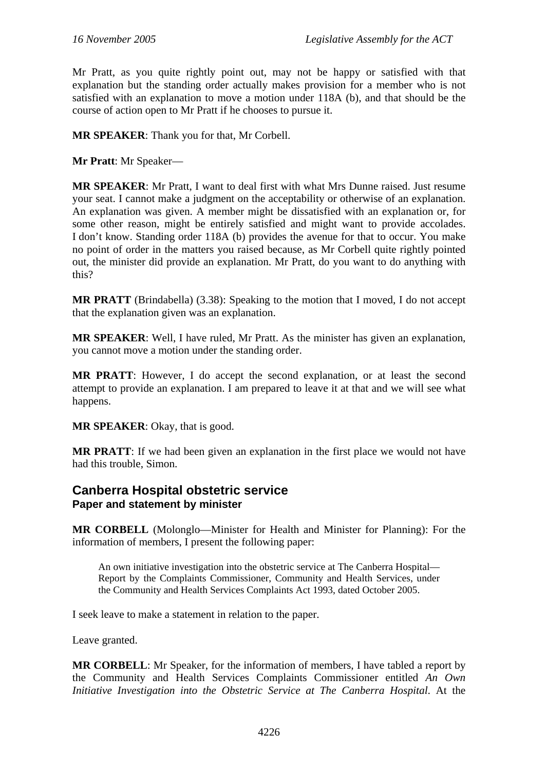Mr Pratt, as you quite rightly point out, may not be happy or satisfied with that explanation but the standing order actually makes provision for a member who is not satisfied with an explanation to move a motion under 118A (b), and that should be the course of action open to Mr Pratt if he chooses to pursue it.

**MR SPEAKER**: Thank you for that, Mr Corbell.

**Mr Pratt**: Mr Speaker—

**MR SPEAKER**: Mr Pratt, I want to deal first with what Mrs Dunne raised. Just resume your seat. I cannot make a judgment on the acceptability or otherwise of an explanation. An explanation was given. A member might be dissatisfied with an explanation or, for some other reason, might be entirely satisfied and might want to provide accolades. I don't know. Standing order 118A (b) provides the avenue for that to occur. You make no point of order in the matters you raised because, as Mr Corbell quite rightly pointed out, the minister did provide an explanation. Mr Pratt, do you want to do anything with this?

**MR PRATT** (Brindabella) (3.38): Speaking to the motion that I moved, I do not accept that the explanation given was an explanation.

**MR SPEAKER**: Well, I have ruled, Mr Pratt. As the minister has given an explanation, you cannot move a motion under the standing order.

**MR PRATT**: However, I do accept the second explanation, or at least the second attempt to provide an explanation. I am prepared to leave it at that and we will see what happens.

**MR SPEAKER**: Okay, that is good.

**MR PRATT**: If we had been given an explanation in the first place we would not have had this trouble, Simon.

## Canberra Hospital obstetric service
### Paper and statement by minister

**MR CORBELL** (Molonglo—Minister for Health and Minister for Planning): For the information of members, I present the following paper:

> An own initiative investigation into the obstetric service at The Canberra Hospital—Report by the Complaints Commissioner, Community and Health Services, under the Community and Health Services Complaints Act 1993, dated October 2005.

I seek leave to make a statement in relation to the paper.

Leave granted.

**MR CORBELL**: Mr Speaker, for the information of members, I have tabled a report by the Community and Health Services Complaints Commissioner entitled *An Own Initiative Investigation into the Obstetric Service at The Canberra Hospital*. At the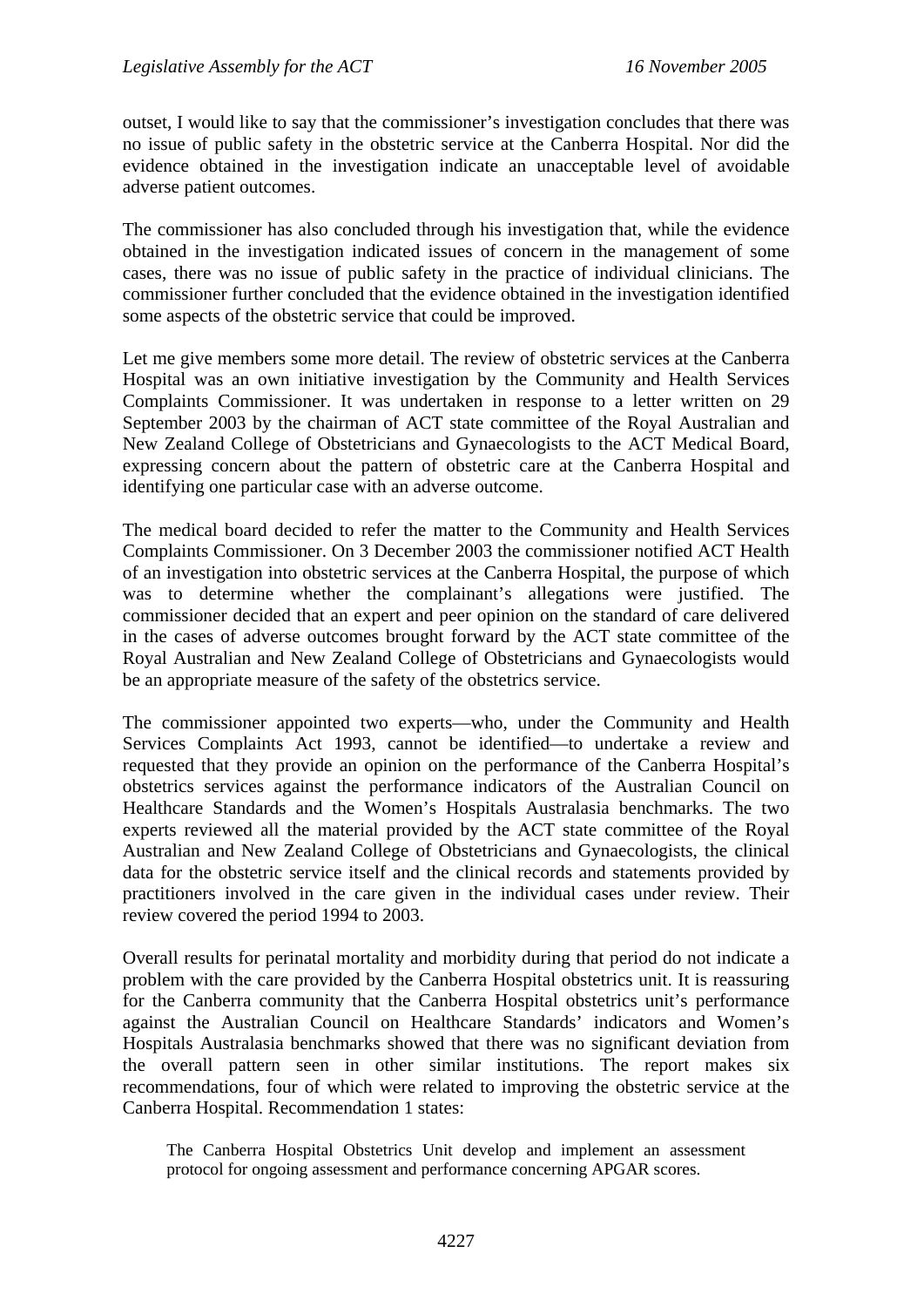outset, I would like to say that the commissioner's investigation concludes that there was no issue of public safety in the obstetric service at the Canberra Hospital. Nor did the evidence obtained in the investigation indicate an unacceptable level of avoidable adverse patient outcomes.

The commissioner has also concluded through his investigation that, while the evidence obtained in the investigation indicated issues of concern in the management of some cases, there was no issue of public safety in the practice of individual clinicians. The commissioner further concluded that the evidence obtained in the investigation identified some aspects of the obstetric service that could be improved.

Let me give members some more detail. The review of obstetric services at the Canberra Hospital was an own initiative investigation by the Community and Health Services Complaints Commissioner. It was undertaken in response to a letter written on 29 September 2003 by the chairman of ACT state committee of the Royal Australian and New Zealand College of Obstetricians and Gynaecologists to the ACT Medical Board, expressing concern about the pattern of obstetric care at the Canberra Hospital and identifying one particular case with an adverse outcome.

The medical board decided to refer the matter to the Community and Health Services Complaints Commissioner. On 3 December 2003 the commissioner notified ACT Health of an investigation into obstetric services at the Canberra Hospital, the purpose of which was to determine whether the complainant's allegations were justified. The commissioner decided that an expert and peer opinion on the standard of care delivered in the cases of adverse outcomes brought forward by the ACT state committee of the Royal Australian and New Zealand College of Obstetricians and Gynaecologists would be an appropriate measure of the safety of the obstetrics service.

The commissioner appointed two experts—who, under the Community and Health Services Complaints Act 1993, cannot be identified—to undertake a review and requested that they provide an opinion on the performance of the Canberra Hospital's obstetrics services against the performance indicators of the Australian Council on Healthcare Standards and the Women's Hospitals Australasia benchmarks. The two experts reviewed all the material provided by the ACT state committee of the Royal Australian and New Zealand College of Obstetricians and Gynaecologists, the clinical data for the obstetric service itself and the clinical records and statements provided by practitioners involved in the care given in the individual cases under review. Their review covered the period 1994 to 2003.

Overall results for perinatal mortality and morbidity during that period do not indicate a problem with the care provided by the Canberra Hospital obstetrics unit. It is reassuring for the Canberra community that the Canberra Hospital obstetrics unit's performance against the Australian Council on Healthcare Standards' indicators and Women's Hospitals Australasia benchmarks showed that there was no significant deviation from the overall pattern seen in other similar institutions. The report makes six recommendations, four of which were related to improving the obstetric service at the Canberra Hospital. Recommendation 1 states:

> The Canberra Hospital Obstetrics Unit develop and implement an assessment protocol for ongoing assessment and performance concerning APGAR scores.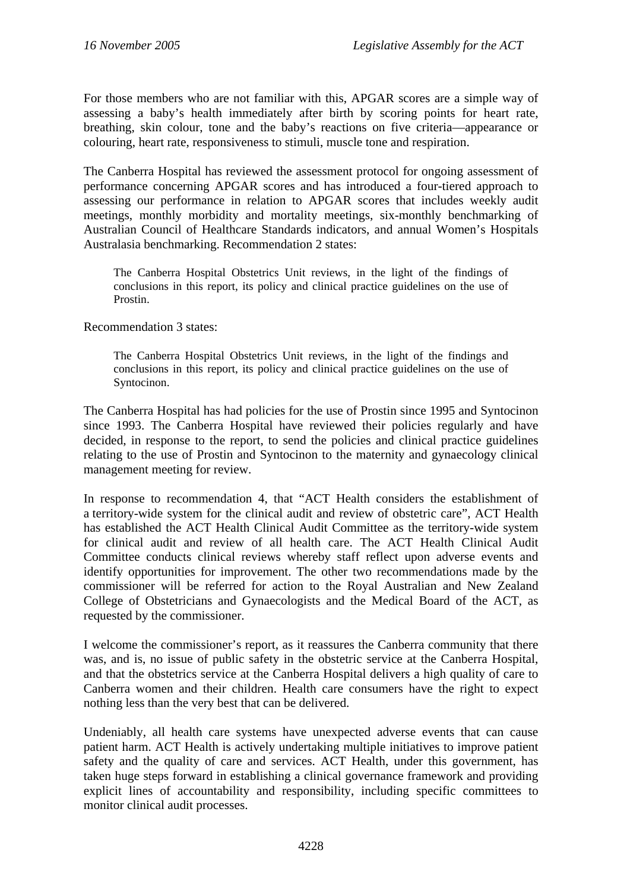For those members who are not familiar with this, APGAR scores are a simple way of assessing a baby's health immediately after birth by scoring points for heart rate, breathing, skin colour, tone and the baby's reactions on five criteria—appearance or colouring, heart rate, responsiveness to stimuli, muscle tone and respiration.

The Canberra Hospital has reviewed the assessment protocol for ongoing assessment of performance concerning APGAR scores and has introduced a four-tiered approach to assessing our performance in relation to APGAR scores that includes weekly audit meetings, monthly morbidity and mortality meetings, six-monthly benchmarking of Australian Council of Healthcare Standards indicators, and annual Women's Hospitals Australasia benchmarking. Recommendation 2 states:

> The Canberra Hospital Obstetrics Unit reviews, in the light of the findings of conclusions in this report, its policy and clinical practice guidelines on the use of Prostin.

Recommendation 3 states:

> The Canberra Hospital Obstetrics Unit reviews, in the light of the findings and conclusions in this report, its policy and clinical practice guidelines on the use of Syntocinon.

The Canberra Hospital has had policies for the use of Prostin since 1995 and Syntocinon since 1993. The Canberra Hospital have reviewed their policies regularly and have decided, in response to the report, to send the policies and clinical practice guidelines relating to the use of Prostin and Syntocinon to the maternity and gynaecology clinical management meeting for review.

In response to recommendation 4, that "ACT Health considers the establishment of a territory-wide system for the clinical audit and review of obstetric care", ACT Health has established the ACT Health Clinical Audit Committee as the territory-wide system for clinical audit and review of all health care. The ACT Health Clinical Audit Committee conducts clinical reviews whereby staff reflect upon adverse events and identify opportunities for improvement. The other two recommendations made by the commissioner will be referred for action to the Royal Australian and New Zealand College of Obstetricians and Gynaecologists and the Medical Board of the ACT, as requested by the commissioner.

I welcome the commissioner's report, as it reassures the Canberra community that there was, and is, no issue of public safety in the obstetric service at the Canberra Hospital, and that the obstetrics service at the Canberra Hospital delivers a high quality of care to Canberra women and their children. Health care consumers have the right to expect nothing less than the very best that can be delivered.

Undeniably, all health care systems have unexpected adverse events that can cause patient harm. ACT Health is actively undertaking multiple initiatives to improve patient safety and the quality of care and services. ACT Health, under this government, has taken huge steps forward in establishing a clinical governance framework and providing explicit lines of accountability and responsibility, including specific committees to monitor clinical audit processes.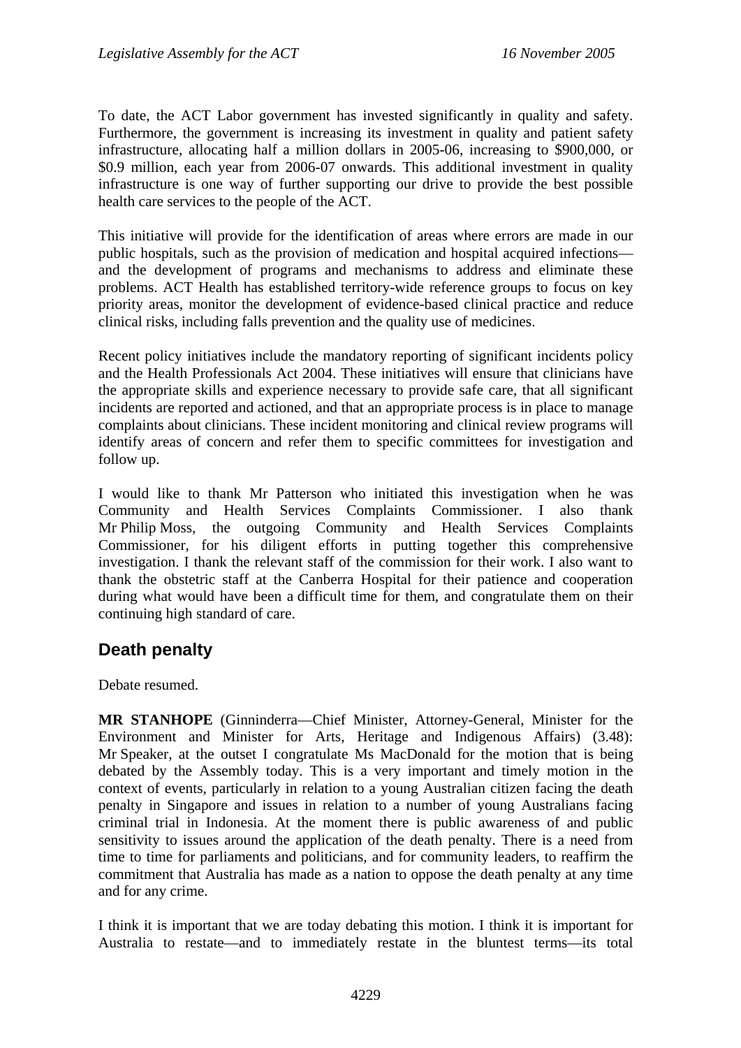To date, the ACT Labor government has invested significantly in quality and safety. Furthermore, the government is increasing its investment in quality and patient safety infrastructure, allocating half a million dollars in 2005-06, increasing to $900,000, or $0.9 million, each year from 2006-07 onwards. This additional investment in quality infrastructure is one way of further supporting our drive to provide the best possible health care services to the people of the ACT.

This initiative will provide for the identification of areas where errors are made in our public hospitals, such as the provision of medication and hospital acquired infections—and the development of programs and mechanisms to address and eliminate these problems. ACT Health has established territory-wide reference groups to focus on key priority areas, monitor the development of evidence-based clinical practice and reduce clinical risks, including falls prevention and the quality use of medicines.

Recent policy initiatives include the mandatory reporting of significant incidents policy and the Health Professionals Act 2004. These initiatives will ensure that clinicians have the appropriate skills and experience necessary to provide safe care, that all significant incidents are reported and actioned, and that an appropriate process is in place to manage complaints about clinicians. These incident monitoring and clinical review programs will identify areas of concern and refer them to specific committees for investigation and follow up.

I would like to thank Mr Patterson who initiated this investigation when he was Community and Health Services Complaints Commissioner. I also thank Mr Philip Moss, the outgoing Community and Health Services Complaints Commissioner, for his diligent efforts in putting together this comprehensive investigation. I thank the relevant staff of the commission for their work. I also want to thank the obstetric staff at the Canberra Hospital for their patience and cooperation during what would have been a difficult time for them, and congratulate them on their continuing high standard of care.

## Death penalty

Debate resumed.

**MR STANHOPE** (Ginninderra—Chief Minister, Attorney-General, Minister for the Environment and Minister for Arts, Heritage and Indigenous Affairs) (3.48): Mr Speaker, at the outset I congratulate Ms MacDonald for the motion that is being debated by the Assembly today. This is a very important and timely motion in the context of events, particularly in relation to a young Australian citizen facing the death penalty in Singapore and issues in relation to a number of young Australians facing criminal trial in Indonesia. At the moment there is public awareness of and public sensitivity to issues around the application of the death penalty. There is a need from time to time for parliaments and politicians, and for community leaders, to reaffirm the commitment that Australia has made as a nation to oppose the death penalty at any time and for any crime.

I think it is important that we are today debating this motion. I think it is important for Australia to restate—and to immediately restate in the bluntest terms—its total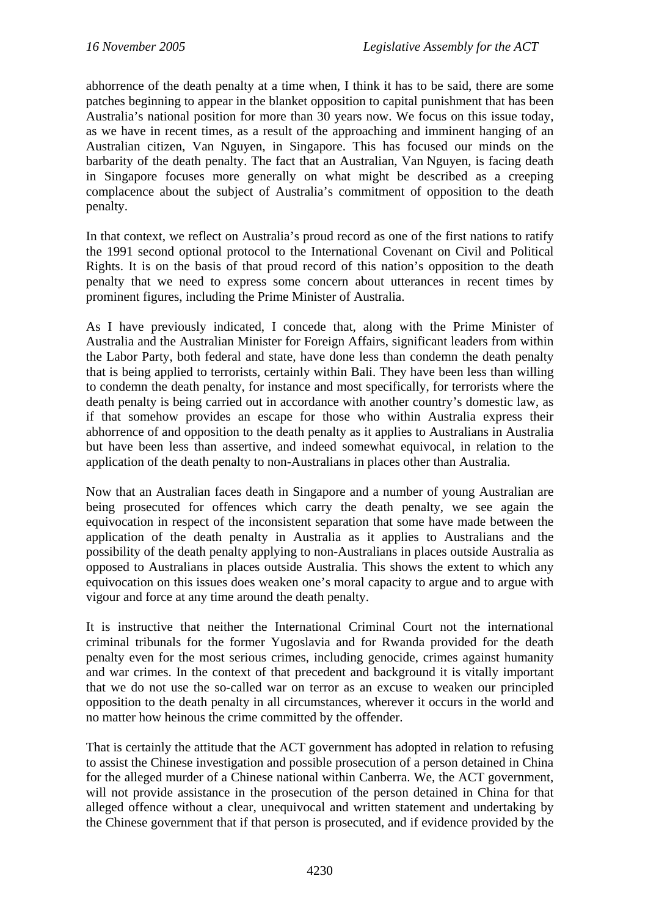abhorrence of the death penalty at a time when, I think it has to be said, there are some patches beginning to appear in the blanket opposition to capital punishment that has been Australia's national position for more than 30 years now. We focus on this issue today, as we have in recent times, as a result of the approaching and imminent hanging of an Australian citizen, Van Nguyen, in Singapore. This has focused our minds on the barbarity of the death penalty. The fact that an Australian, Van Nguyen, is facing death in Singapore focuses more generally on what might be described as a creeping complacence about the subject of Australia's commitment of opposition to the death penalty.

In that context, we reflect on Australia's proud record as one of the first nations to ratify the 1991 second optional protocol to the International Covenant on Civil and Political Rights. It is on the basis of that proud record of this nation's opposition to the death penalty that we need to express some concern about utterances in recent times by prominent figures, including the Prime Minister of Australia.

As I have previously indicated, I concede that, along with the Prime Minister of Australia and the Australian Minister for Foreign Affairs, significant leaders from within the Labor Party, both federal and state, have done less than condemn the death penalty that is being applied to terrorists, certainly within Bali. They have been less than willing to condemn the death penalty, for instance and most specifically, for terrorists where the death penalty is being carried out in accordance with another country's domestic law, as if that somehow provides an escape for those who within Australia express their abhorrence of and opposition to the death penalty as it applies to Australians in Australia but have been less than assertive, and indeed somewhat equivocal, in relation to the application of the death penalty to non-Australians in places other than Australia.

Now that an Australian faces death in Singapore and a number of young Australian are being prosecuted for offences which carry the death penalty, we see again the equivocation in respect of the inconsistent separation that some have made between the application of the death penalty in Australia as it applies to Australians and the possibility of the death penalty applying to non-Australians in places outside Australia as opposed to Australians in places outside Australia. This shows the extent to which any equivocation on this issues does weaken one's moral capacity to argue and to argue with vigour and force at any time around the death penalty.

It is instructive that neither the International Criminal Court not the international criminal tribunals for the former Yugoslavia and for Rwanda provided for the death penalty even for the most serious crimes, including genocide, crimes against humanity and war crimes. In the context of that precedent and background it is vitally important that we do not use the so-called war on terror as an excuse to weaken our principled opposition to the death penalty in all circumstances, wherever it occurs in the world and no matter how heinous the crime committed by the offender.

That is certainly the attitude that the ACT government has adopted in relation to refusing to assist the Chinese investigation and possible prosecution of a person detained in China for the alleged murder of a Chinese national within Canberra. We, the ACT government, will not provide assistance in the prosecution of the person detained in China for that alleged offence without a clear, unequivocal and written statement and undertaking by the Chinese government that if that person is prosecuted, and if evidence provided by the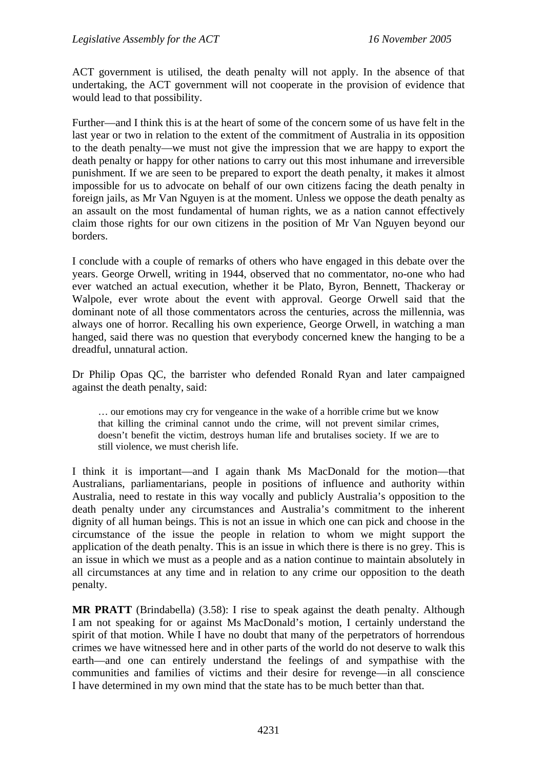ACT government is utilised, the death penalty will not apply. In the absence of that undertaking, the ACT government will not cooperate in the provision of evidence that would lead to that possibility.

Further—and I think this is at the heart of some of the concern some of us have felt in the last year or two in relation to the extent of the commitment of Australia in its opposition to the death penalty—we must not give the impression that we are happy to export the death penalty or happy for other nations to carry out this most inhumane and irreversible punishment. If we are seen to be prepared to export the death penalty, it makes it almost impossible for us to advocate on behalf of our own citizens facing the death penalty in foreign jails, as Mr Van Nguyen is at the moment. Unless we oppose the death penalty as an assault on the most fundamental of human rights, we as a nation cannot effectively claim those rights for our own citizens in the position of Mr Van Nguyen beyond our borders.

I conclude with a couple of remarks of others who have engaged in this debate over the years. George Orwell, writing in 1944, observed that no commentator, no-one who had ever watched an actual execution, whether it be Plato, Byron, Bennett, Thackeray or Walpole, ever wrote about the event with approval. George Orwell said that the dominant note of all those commentators across the centuries, across the millennia, was always one of horror. Recalling his own experience, George Orwell, in watching a man hanged, said there was no question that everybody concerned knew the hanging to be a dreadful, unnatural action.

Dr Philip Opas QC, the barrister who defended Ronald Ryan and later campaigned against the death penalty, said:

> … our emotions may cry for vengeance in the wake of a horrible crime but we know that killing the criminal cannot undo the crime, will not prevent similar crimes, doesn't benefit the victim, destroys human life and brutalises society. If we are to still violence, we must cherish life.

I think it is important—and I again thank Ms MacDonald for the motion—that Australians, parliamentarians, people in positions of influence and authority within Australia, need to restate in this way vocally and publicly Australia's opposition to the death penalty under any circumstances and Australia's commitment to the inherent dignity of all human beings. This is not an issue in which one can pick and choose in the circumstance of the issue the people in relation to whom we might support the application of the death penalty. This is an issue in which there is there is no grey. This is an issue in which we must as a people and as a nation continue to maintain absolutely in all circumstances at any time and in relation to any crime our opposition to the death penalty.

**MR PRATT** (Brindabella) (3.58): I rise to speak against the death penalty. Although I am not speaking for or against Ms MacDonald's motion, I certainly understand the spirit of that motion. While I have no doubt that many of the perpetrators of horrendous crimes we have witnessed here and in other parts of the world do not deserve to walk this earth—and one can entirely understand the feelings of and sympathise with the communities and families of victims and their desire for revenge—in all conscience I have determined in my own mind that the state has to be much better than that.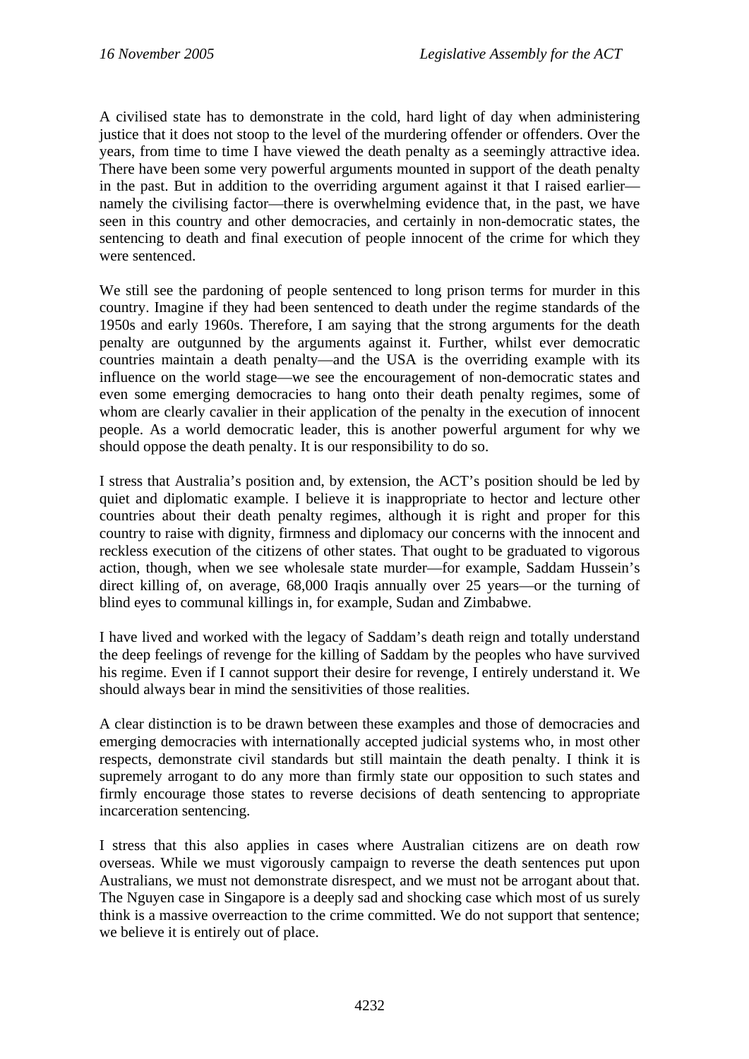A civilised state has to demonstrate in the cold, hard light of day when administering justice that it does not stoop to the level of the murdering offender or offenders. Over the years, from time to time I have viewed the death penalty as a seemingly attractive idea. There have been some very powerful arguments mounted in support of the death penalty in the past. But in addition to the overriding argument against it that I raised earlier—namely the civilising factor—there is overwhelming evidence that, in the past, we have seen in this country and other democracies, and certainly in non-democratic states, the sentencing to death and final execution of people innocent of the crime for which they were sentenced.

We still see the pardoning of people sentenced to long prison terms for murder in this country. Imagine if they had been sentenced to death under the regime standards of the 1950s and early 1960s. Therefore, I am saying that the strong arguments for the death penalty are outgunned by the arguments against it. Further, whilst ever democratic countries maintain a death penalty—and the USA is the overriding example with its influence on the world stage—we see the encouragement of non-democratic states and even some emerging democracies to hang onto their death penalty regimes, some of whom are clearly cavalier in their application of the penalty in the execution of innocent people. As a world democratic leader, this is another powerful argument for why we should oppose the death penalty. It is our responsibility to do so.

I stress that Australia's position and, by extension, the ACT's position should be led by quiet and diplomatic example. I believe it is inappropriate to hector and lecture other countries about their death penalty regimes, although it is right and proper for this country to raise with dignity, firmness and diplomacy our concerns with the innocent and reckless execution of the citizens of other states. That ought to be graduated to vigorous action, though, when we see wholesale state murder—for example, Saddam Hussein's direct killing of, on average, 68,000 Iraqis annually over 25 years—or the turning of blind eyes to communal killings in, for example, Sudan and Zimbabwe.

I have lived and worked with the legacy of Saddam's death reign and totally understand the deep feelings of revenge for the killing of Saddam by the peoples who have survived his regime. Even if I cannot support their desire for revenge, I entirely understand it. We should always bear in mind the sensitivities of those realities.

A clear distinction is to be drawn between these examples and those of democracies and emerging democracies with internationally accepted judicial systems who, in most other respects, demonstrate civil standards but still maintain the death penalty. I think it is supremely arrogant to do any more than firmly state our opposition to such states and firmly encourage those states to reverse decisions of death sentencing to appropriate incarceration sentencing.

I stress that this also applies in cases where Australian citizens are on death row overseas. While we must vigorously campaign to reverse the death sentences put upon Australians, we must not demonstrate disrespect, and we must not be arrogant about that. The Nguyen case in Singapore is a deeply sad and shocking case which most of us surely think is a massive overreaction to the crime committed. We do not support that sentence; we believe it is entirely out of place.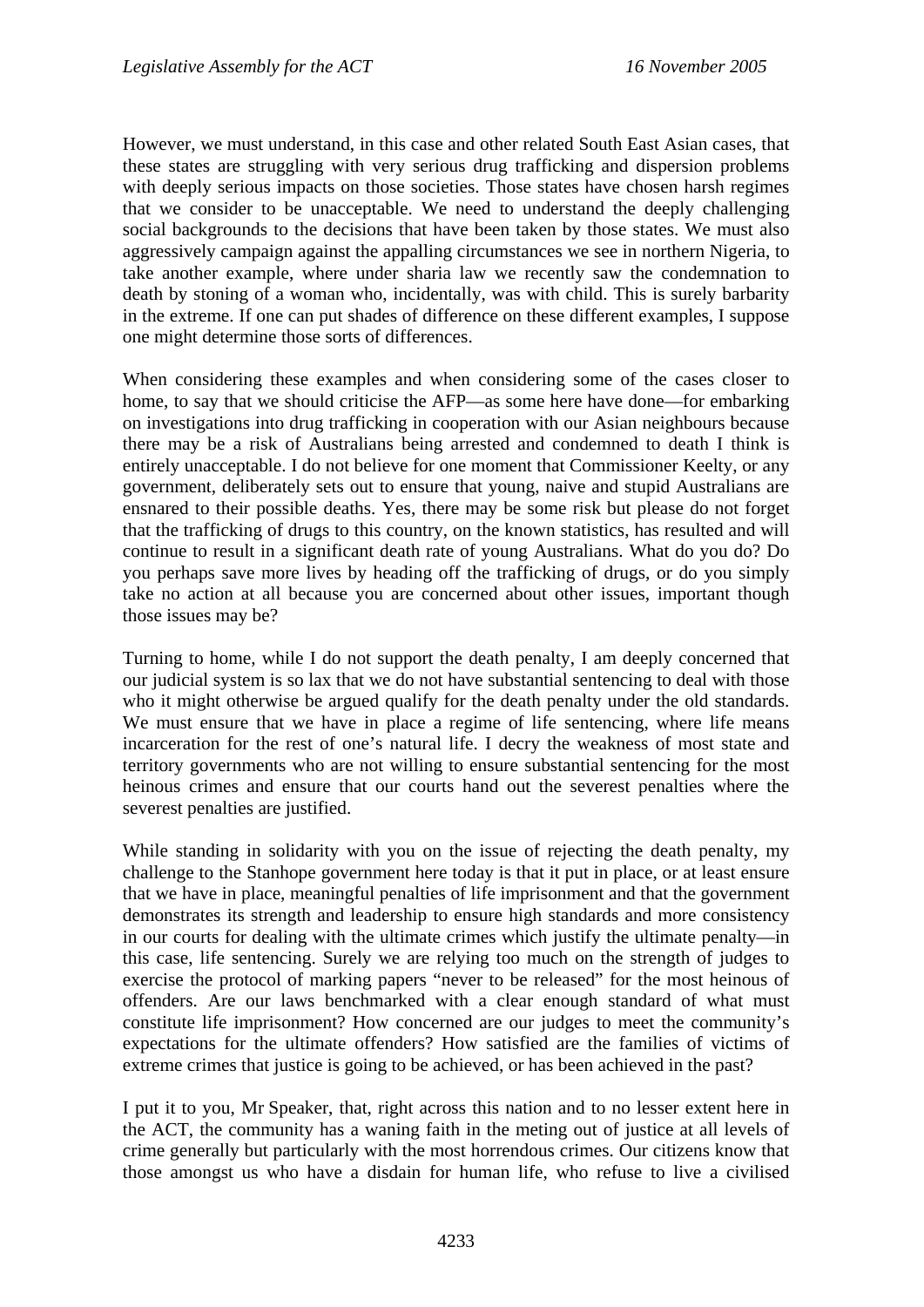However, we must understand, in this case and other related South East Asian cases, that these states are struggling with very serious drug trafficking and dispersion problems with deeply serious impacts on those societies. Those states have chosen harsh regimes that we consider to be unacceptable. We need to understand the deeply challenging social backgrounds to the decisions that have been taken by those states. We must also aggressively campaign against the appalling circumstances we see in northern Nigeria, to take another example, where under sharia law we recently saw the condemnation to death by stoning of a woman who, incidentally, was with child. This is surely barbarity in the extreme. If one can put shades of difference on these different examples, I suppose one might determine those sorts of differences.

When considering these examples and when considering some of the cases closer to home, to say that we should criticise the AFP—as some here have done—for embarking on investigations into drug trafficking in cooperation with our Asian neighbours because there may be a risk of Australians being arrested and condemned to death I think is entirely unacceptable. I do not believe for one moment that Commissioner Keelty, or any government, deliberately sets out to ensure that young, naive and stupid Australians are ensnared to their possible deaths. Yes, there may be some risk but please do not forget that the trafficking of drugs to this country, on the known statistics, has resulted and will continue to result in a significant death rate of young Australians. What do you do? Do you perhaps save more lives by heading off the trafficking of drugs, or do you simply take no action at all because you are concerned about other issues, important though those issues may be?

Turning to home, while I do not support the death penalty, I am deeply concerned that our judicial system is so lax that we do not have substantial sentencing to deal with those who it might otherwise be argued qualify for the death penalty under the old standards. We must ensure that we have in place a regime of life sentencing, where life means incarceration for the rest of one's natural life. I decry the weakness of most state and territory governments who are not willing to ensure substantial sentencing for the most heinous crimes and ensure that our courts hand out the severest penalties where the severest penalties are justified.

While standing in solidarity with you on the issue of rejecting the death penalty, my challenge to the Stanhope government here today is that it put in place, or at least ensure that we have in place, meaningful penalties of life imprisonment and that the government demonstrates its strength and leadership to ensure high standards and more consistency in our courts for dealing with the ultimate crimes which justify the ultimate penalty—in this case, life sentencing. Surely we are relying too much on the strength of judges to exercise the protocol of marking papers "never to be released" for the most heinous of offenders. Are our laws benchmarked with a clear enough standard of what must constitute life imprisonment? How concerned are our judges to meet the community's expectations for the ultimate offenders? How satisfied are the families of victims of extreme crimes that justice is going to be achieved, or has been achieved in the past?

I put it to you, Mr Speaker, that, right across this nation and to no lesser extent here in the ACT, the community has a waning faith in the meting out of justice at all levels of crime generally but particularly with the most horrendous crimes. Our citizens know that those amongst us who have a disdain for human life, who refuse to live a civilised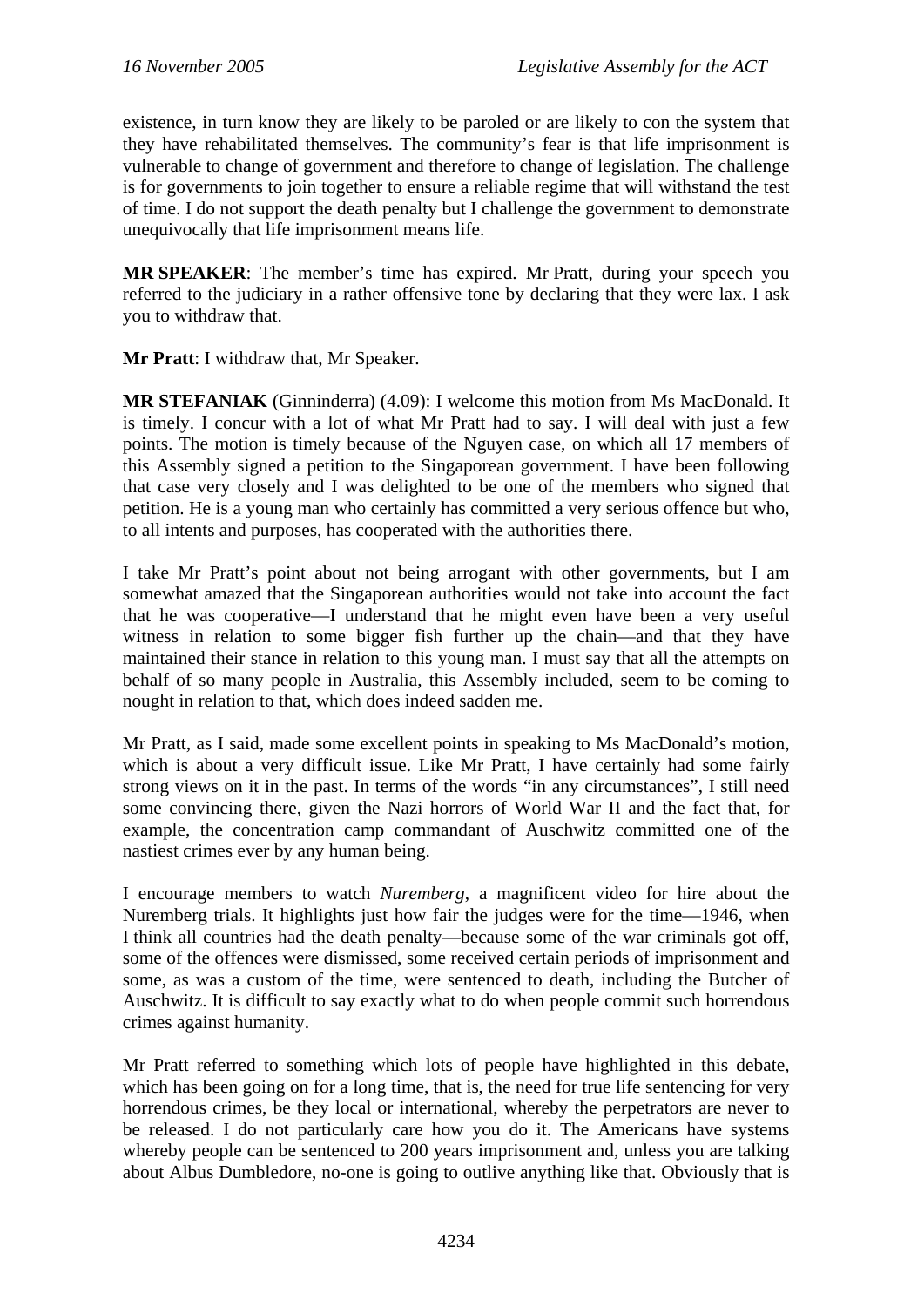existence, in turn know they are likely to be paroled or are likely to con the system that they have rehabilitated themselves. The community's fear is that life imprisonment is vulnerable to change of government and therefore to change of legislation. The challenge is for governments to join together to ensure a reliable regime that will withstand the test of time. I do not support the death penalty but I challenge the government to demonstrate unequivocally that life imprisonment means life.

**MR SPEAKER**: The member's time has expired. Mr Pratt, during your speech you referred to the judiciary in a rather offensive tone by declaring that they were lax. I ask you to withdraw that.

**Mr Pratt**: I withdraw that, Mr Speaker.

**MR STEFANIAK** (Ginninderra) (4.09): I welcome this motion from Ms MacDonald. It is timely. I concur with a lot of what Mr Pratt had to say. I will deal with just a few points. The motion is timely because of the Nguyen case, on which all 17 members of this Assembly signed a petition to the Singaporean government. I have been following that case very closely and I was delighted to be one of the members who signed that petition. He is a young man who certainly has committed a very serious offence but who, to all intents and purposes, has cooperated with the authorities there.

I take Mr Pratt's point about not being arrogant with other governments, but I am somewhat amazed that the Singaporean authorities would not take into account the fact that he was cooperative—I understand that he might even have been a very useful witness in relation to some bigger fish further up the chain—and that they have maintained their stance in relation to this young man. I must say that all the attempts on behalf of so many people in Australia, this Assembly included, seem to be coming to nought in relation to that, which does indeed sadden me.

Mr Pratt, as I said, made some excellent points in speaking to Ms MacDonald's motion, which is about a very difficult issue. Like Mr Pratt, I have certainly had some fairly strong views on it in the past. In terms of the words "in any circumstances", I still need some convincing there, given the Nazi horrors of World War II and the fact that, for example, the concentration camp commandant of Auschwitz committed one of the nastiest crimes ever by any human being.

I encourage members to watch *Nuremberg*, a magnificent video for hire about the Nuremberg trials. It highlights just how fair the judges were for the time—1946, when I think all countries had the death penalty—because some of the war criminals got off, some of the offences were dismissed, some received certain periods of imprisonment and some, as was a custom of the time, were sentenced to death, including the Butcher of Auschwitz. It is difficult to say exactly what to do when people commit such horrendous crimes against humanity.

Mr Pratt referred to something which lots of people have highlighted in this debate, which has been going on for a long time, that is, the need for true life sentencing for very horrendous crimes, be they local or international, whereby the perpetrators are never to be released. I do not particularly care how you do it. The Americans have systems whereby people can be sentenced to 200 years imprisonment and, unless you are talking about Albus Dumbledore, no-one is going to outlive anything like that. Obviously that is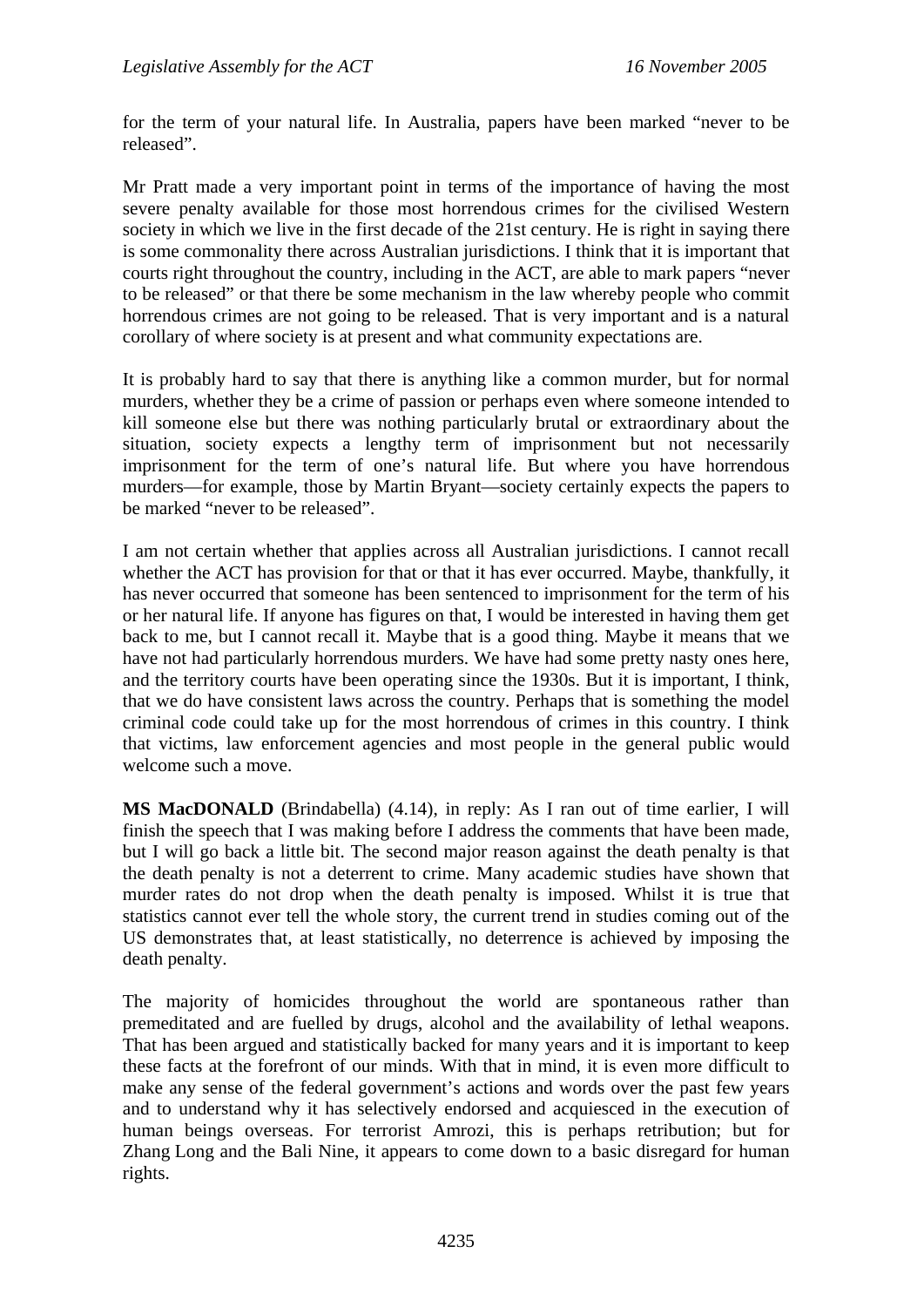for the term of your natural life. In Australia, papers have been marked "never to be released".

Mr Pratt made a very important point in terms of the importance of having the most severe penalty available for those most horrendous crimes for the civilised Western society in which we live in the first decade of the 21st century. He is right in saying there is some commonality there across Australian jurisdictions. I think that it is important that courts right throughout the country, including in the ACT, are able to mark papers "never to be released" or that there be some mechanism in the law whereby people who commit horrendous crimes are not going to be released. That is very important and is a natural corollary of where society is at present and what community expectations are.

It is probably hard to say that there is anything like a common murder, but for normal murders, whether they be a crime of passion or perhaps even where someone intended to kill someone else but there was nothing particularly brutal or extraordinary about the situation, society expects a lengthy term of imprisonment but not necessarily imprisonment for the term of one's natural life. But where you have horrendous murders—for example, those by Martin Bryant—society certainly expects the papers to be marked "never to be released".

I am not certain whether that applies across all Australian jurisdictions. I cannot recall whether the ACT has provision for that or that it has ever occurred. Maybe, thankfully, it has never occurred that someone has been sentenced to imprisonment for the term of his or her natural life. If anyone has figures on that, I would be interested in having them get back to me, but I cannot recall it. Maybe that is a good thing. Maybe it means that we have not had particularly horrendous murders. We have had some pretty nasty ones here, and the territory courts have been operating since the 1930s. But it is important, I think, that we do have consistent laws across the country. Perhaps that is something the model criminal code could take up for the most horrendous of crimes in this country. I think that victims, law enforcement agencies and most people in the general public would welcome such a move.

**MS MacDONALD** (Brindabella) (4.14), in reply: As I ran out of time earlier, I will finish the speech that I was making before I address the comments that have been made, but I will go back a little bit. The second major reason against the death penalty is that the death penalty is not a deterrent to crime. Many academic studies have shown that murder rates do not drop when the death penalty is imposed. Whilst it is true that statistics cannot ever tell the whole story, the current trend in studies coming out of the US demonstrates that, at least statistically, no deterrence is achieved by imposing the death penalty.

The majority of homicides throughout the world are spontaneous rather than premeditated and are fuelled by drugs, alcohol and the availability of lethal weapons. That has been argued and statistically backed for many years and it is important to keep these facts at the forefront of our minds. With that in mind, it is even more difficult to make any sense of the federal government's actions and words over the past few years and to understand why it has selectively endorsed and acquiesced in the execution of human beings overseas. For terrorist Amrozi, this is perhaps retribution; but for Zhang Long and the Bali Nine, it appears to come down to a basic disregard for human rights.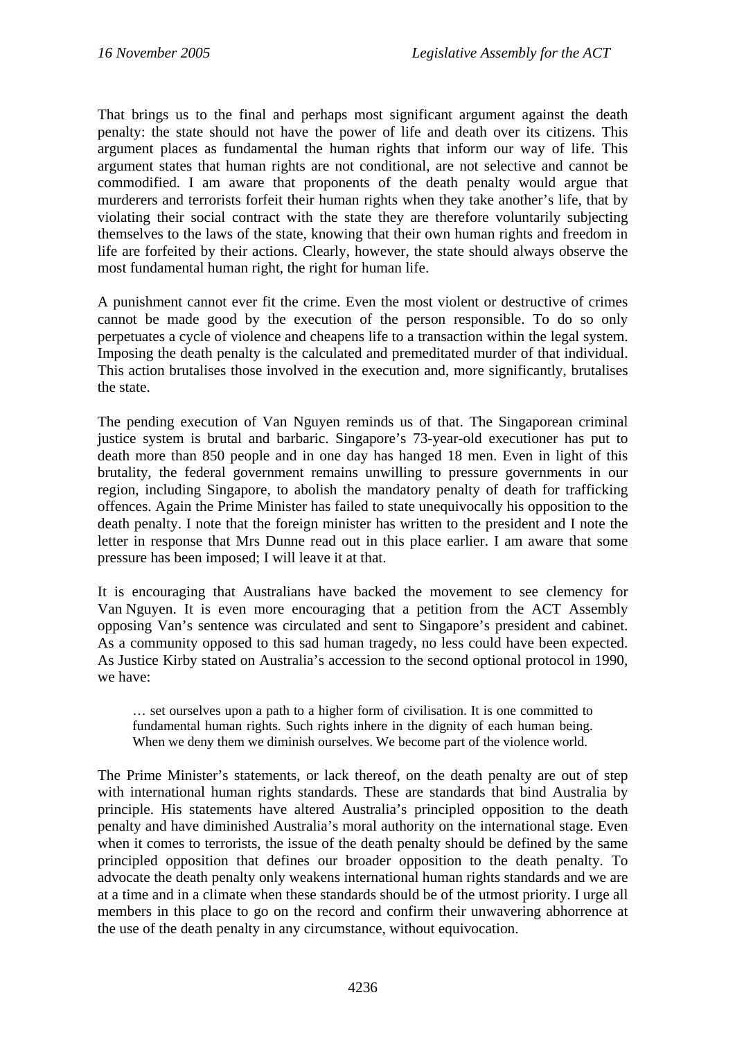That brings us to the final and perhaps most significant argument against the death penalty: the state should not have the power of life and death over its citizens. This argument places as fundamental the human rights that inform our way of life. This argument states that human rights are not conditional, are not selective and cannot be commodified. I am aware that proponents of the death penalty would argue that murderers and terrorists forfeit their human rights when they take another's life, that by violating their social contract with the state they are therefore voluntarily subjecting themselves to the laws of the state, knowing that their own human rights and freedom in life are forfeited by their actions. Clearly, however, the state should always observe the most fundamental human right, the right for human life.

A punishment cannot ever fit the crime. Even the most violent or destructive of crimes cannot be made good by the execution of the person responsible. To do so only perpetuates a cycle of violence and cheapens life to a transaction within the legal system. Imposing the death penalty is the calculated and premeditated murder of that individual. This action brutalises those involved in the execution and, more significantly, brutalises the state.

The pending execution of Van Nguyen reminds us of that. The Singaporean criminal justice system is brutal and barbaric. Singapore's 73-year-old executioner has put to death more than 850 people and in one day has hanged 18 men. Even in light of this brutality, the federal government remains unwilling to pressure governments in our region, including Singapore, to abolish the mandatory penalty of death for trafficking offences. Again the Prime Minister has failed to state unequivocally his opposition to the death penalty. I note that the foreign minister has written to the president and I note the letter in response that Mrs Dunne read out in this place earlier. I am aware that some pressure has been imposed; I will leave it at that.

It is encouraging that Australians have backed the movement to see clemency for Van Nguyen. It is even more encouraging that a petition from the ACT Assembly opposing Van's sentence was circulated and sent to Singapore's president and cabinet. As a community opposed to this sad human tragedy, no less could have been expected. As Justice Kirby stated on Australia's accession to the second optional protocol in 1990, we have:

> … set ourselves upon a path to a higher form of civilisation. It is one committed to fundamental human rights. Such rights inhere in the dignity of each human being. When we deny them we diminish ourselves. We become part of the violence world.

The Prime Minister's statements, or lack thereof, on the death penalty are out of step with international human rights standards. These are standards that bind Australia by principle. His statements have altered Australia's principled opposition to the death penalty and have diminished Australia's moral authority on the international stage. Even when it comes to terrorists, the issue of the death penalty should be defined by the same principled opposition that defines our broader opposition to the death penalty. To advocate the death penalty only weakens international human rights standards and we are at a time and in a climate when these standards should be of the utmost priority. I urge all members in this place to go on the record and confirm their unwavering abhorrence at the use of the death penalty in any circumstance, without equivocation.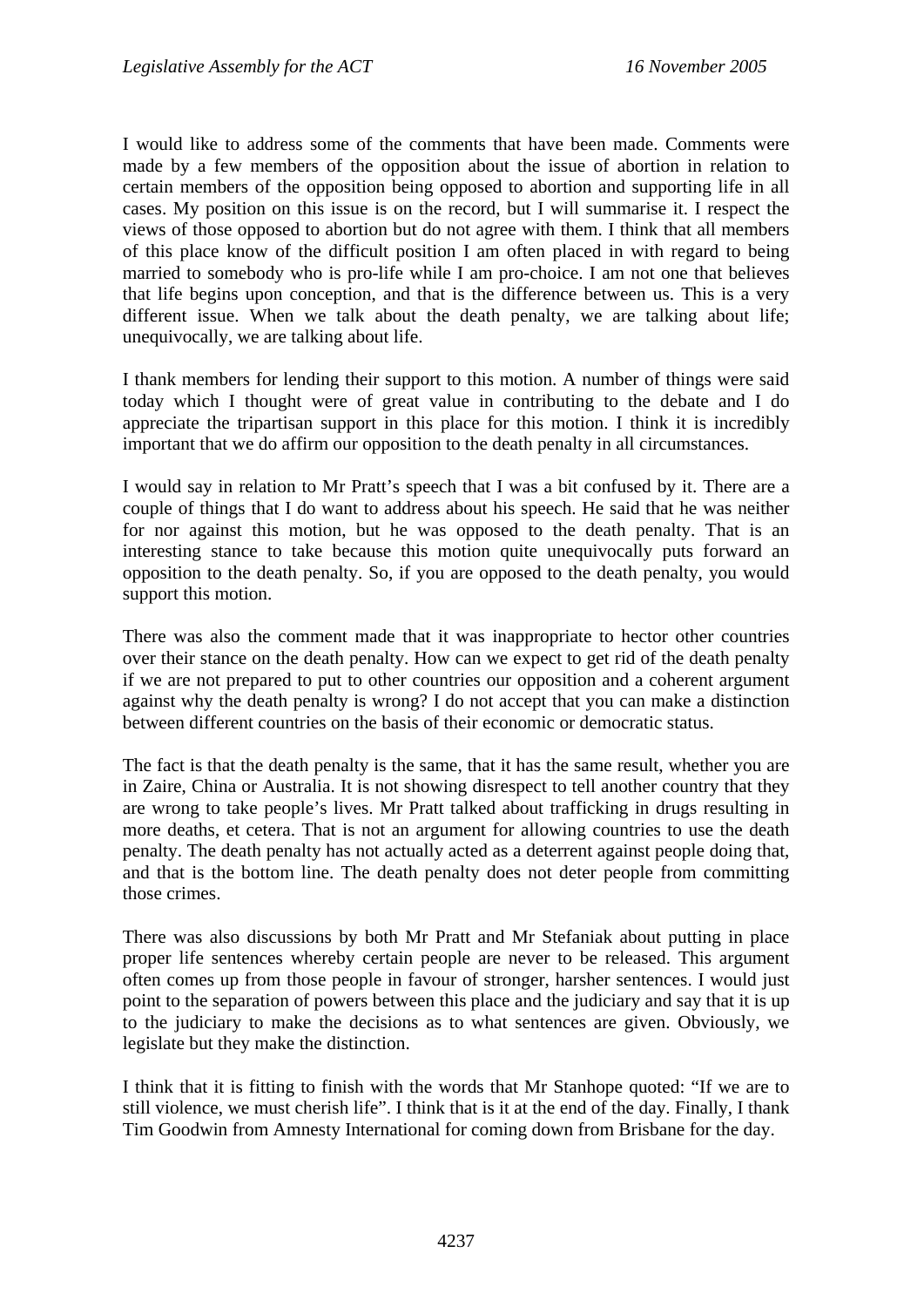I would like to address some of the comments that have been made. Comments were made by a few members of the opposition about the issue of abortion in relation to certain members of the opposition being opposed to abortion and supporting life in all cases. My position on this issue is on the record, but I will summarise it. I respect the views of those opposed to abortion but do not agree with them. I think that all members of this place know of the difficult position I am often placed in with regard to being married to somebody who is pro-life while I am pro-choice. I am not one that believes that life begins upon conception, and that is the difference between us. This is a very different issue. When we talk about the death penalty, we are talking about life; unequivocally, we are talking about life.

I thank members for lending their support to this motion. A number of things were said today which I thought were of great value in contributing to the debate and I do appreciate the tripartisan support in this place for this motion. I think it is incredibly important that we do affirm our opposition to the death penalty in all circumstances.

I would say in relation to Mr Pratt's speech that I was a bit confused by it. There are a couple of things that I do want to address about his speech. He said that he was neither for nor against this motion, but he was opposed to the death penalty. That is an interesting stance to take because this motion quite unequivocally puts forward an opposition to the death penalty. So, if you are opposed to the death penalty, you would support this motion.

There was also the comment made that it was inappropriate to hector other countries over their stance on the death penalty. How can we expect to get rid of the death penalty if we are not prepared to put to other countries our opposition and a coherent argument against why the death penalty is wrong? I do not accept that you can make a distinction between different countries on the basis of their economic or democratic status.

The fact is that the death penalty is the same, that it has the same result, whether you are in Zaire, China or Australia. It is not showing disrespect to tell another country that they are wrong to take people's lives. Mr Pratt talked about trafficking in drugs resulting in more deaths, et cetera. That is not an argument for allowing countries to use the death penalty. The death penalty has not actually acted as a deterrent against people doing that, and that is the bottom line. The death penalty does not deter people from committing those crimes.

There was also discussions by both Mr Pratt and Mr Stefaniak about putting in place proper life sentences whereby certain people are never to be released. This argument often comes up from those people in favour of stronger, harsher sentences. I would just point to the separation of powers between this place and the judiciary and say that it is up to the judiciary to make the decisions as to what sentences are given. Obviously, we legislate but they make the distinction.

I think that it is fitting to finish with the words that Mr Stanhope quoted: "If we are to still violence, we must cherish life". I think that is it at the end of the day. Finally, I thank Tim Goodwin from Amnesty International for coming down from Brisbane for the day.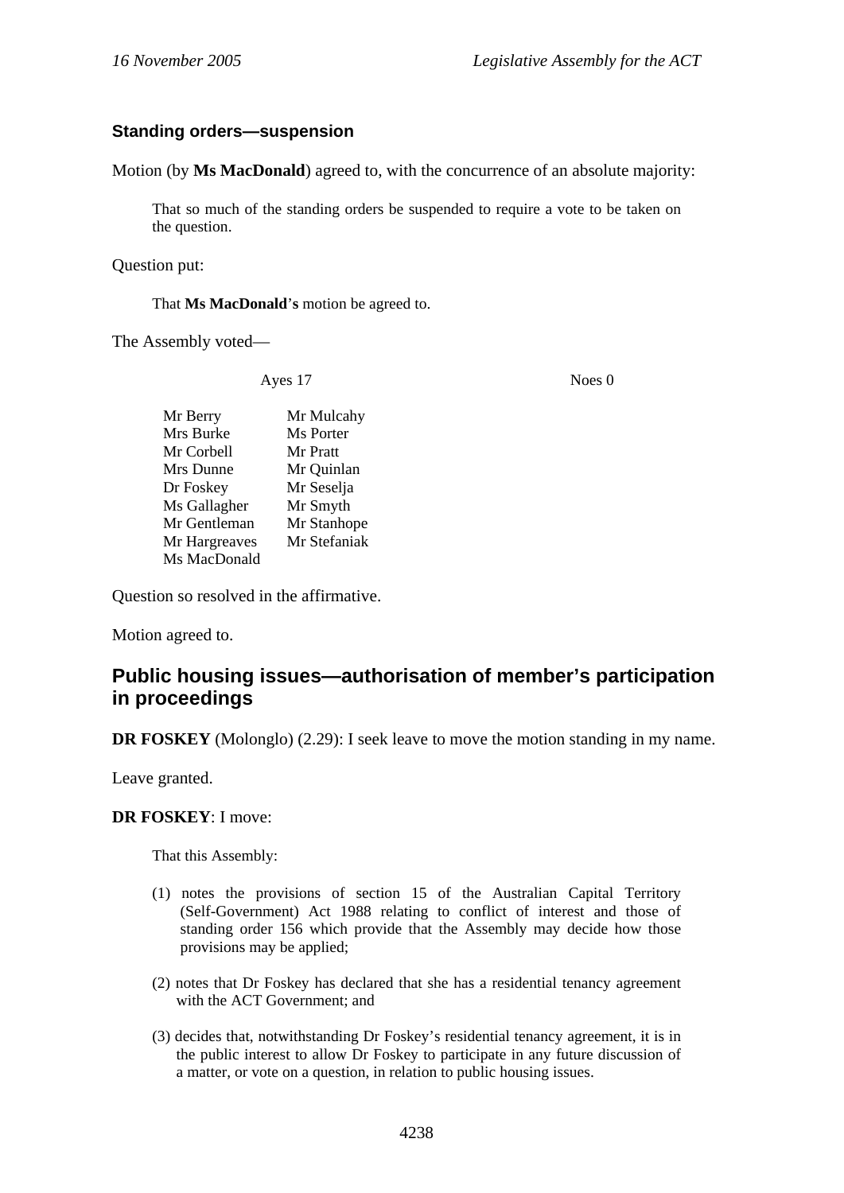### Standing orders—suspension

Motion (by **Ms MacDonald**) agreed to, with the concurrence of an absolute majority:

> That so much of the standing orders be suspended to require a vote to be taken on the question.

Question put:

> That **Ms MacDonald**'**s** motion be agreed to.

The Assembly voted—

| Ayes 17 | | Noes 0 |
|---|---|---|
| Mr Berry | Mr Mulcahy | |
| Mrs Burke | Ms Porter | |
| Mr Corbell | Mr Pratt | |
| Mrs Dunne | Mr Quinlan | |
| Dr Foskey | Mr Seselja | |
| Ms Gallagher | Mr Smyth | |
| Mr Gentleman | Mr Stanhope | |
| Mr Hargreaves | Mr Stefaniak | |
| Ms MacDonald | | |

Question so resolved in the affirmative.

Motion agreed to.

## Public housing issues—authorisation of member's participation in proceedings

**DR FOSKEY** (Molonglo) (2.29): I seek leave to move the motion standing in my name.

Leave granted.

**DR FOSKEY**: I move:

> That this Assembly:
>
> (1) notes the provisions of section 15 of the Australian Capital Territory (Self-Government) Act 1988 relating to conflict of interest and those of standing order 156 which provide that the Assembly may decide how those provisions may be applied;
>
> (2) notes that Dr Foskey has declared that she has a residential tenancy agreement with the ACT Government; and
>
> (3) decides that, notwithstanding Dr Foskey's residential tenancy agreement, it is in the public interest to allow Dr Foskey to participate in any future discussion of a matter, or vote on a question, in relation to public housing issues.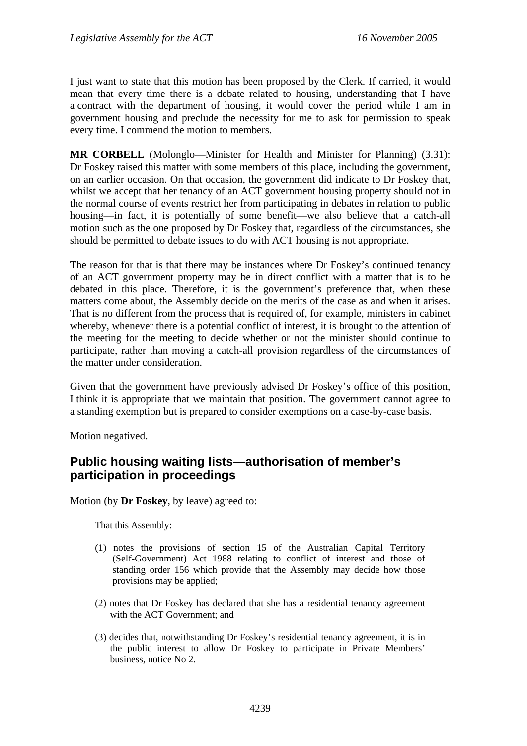I just want to state that this motion has been proposed by the Clerk. If carried, it would mean that every time there is a debate related to housing, understanding that I have a contract with the department of housing, it would cover the period while I am in government housing and preclude the necessity for me to ask for permission to speak every time. I commend the motion to members.

**MR CORBELL** (Molonglo—Minister for Health and Minister for Planning) (3.31): Dr Foskey raised this matter with some members of this place, including the government, on an earlier occasion. On that occasion, the government did indicate to Dr Foskey that, whilst we accept that her tenancy of an ACT government housing property should not in the normal course of events restrict her from participating in debates in relation to public housing—in fact, it is potentially of some benefit—we also believe that a catch-all motion such as the one proposed by Dr Foskey that, regardless of the circumstances, she should be permitted to debate issues to do with ACT housing is not appropriate.

The reason for that is that there may be instances where Dr Foskey's continued tenancy of an ACT government property may be in direct conflict with a matter that is to be debated in this place. Therefore, it is the government's preference that, when these matters come about, the Assembly decide on the merits of the case as and when it arises. That is no different from the process that is required of, for example, ministers in cabinet whereby, whenever there is a potential conflict of interest, it is brought to the attention of the meeting for the meeting to decide whether or not the minister should continue to participate, rather than moving a catch-all provision regardless of the circumstances of the matter under consideration.

Given that the government have previously advised Dr Foskey's office of this position, I think it is appropriate that we maintain that position. The government cannot agree to a standing exemption but is prepared to consider exemptions on a case-by-case basis.

Motion negatived.

## Public housing waiting lists—authorisation of member's participation in proceedings

Motion (by **Dr Foskey**, by leave) agreed to:

> That this Assembly:
>
> (1) notes the provisions of section 15 of the Australian Capital Territory (Self-Government) Act 1988 relating to conflict of interest and those of standing order 156 which provide that the Assembly may decide how those provisions may be applied;
>
> (2) notes that Dr Foskey has declared that she has a residential tenancy agreement with the ACT Government; and
>
> (3) decides that, notwithstanding Dr Foskey's residential tenancy agreement, it is in the public interest to allow Dr Foskey to participate in Private Members' business, notice No 2.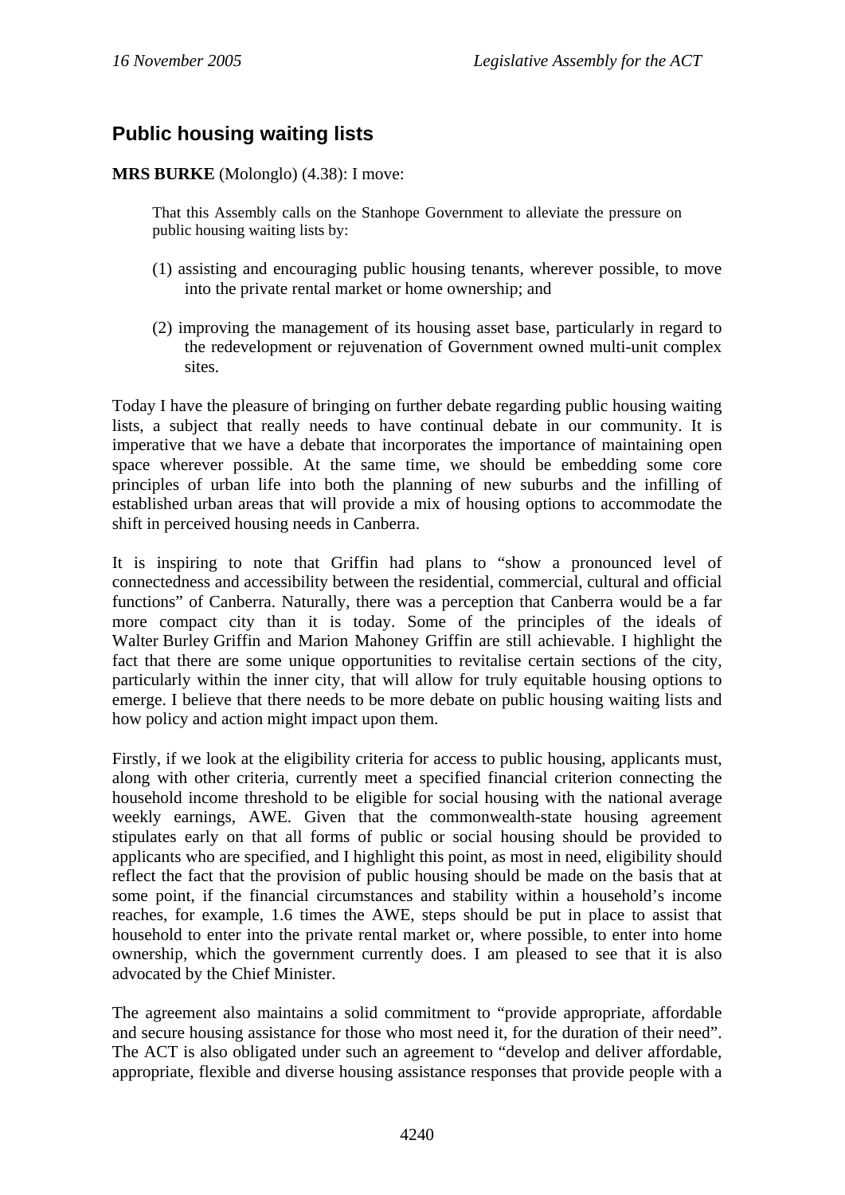## Public housing waiting lists

**MRS BURKE** (Molonglo) (4.38): I move:

> That this Assembly calls on the Stanhope Government to alleviate the pressure on public housing waiting lists by:
>
> (1) assisting and encouraging public housing tenants, wherever possible, to move into the private rental market or home ownership; and
>
> (2) improving the management of its housing asset base, particularly in regard to the redevelopment or rejuvenation of Government owned multi-unit complex sites.

Today I have the pleasure of bringing on further debate regarding public housing waiting lists, a subject that really needs to have continual debate in our community. It is imperative that we have a debate that incorporates the importance of maintaining open space wherever possible. At the same time, we should be embedding some core principles of urban life into both the planning of new suburbs and the infilling of established urban areas that will provide a mix of housing options to accommodate the shift in perceived housing needs in Canberra.

It is inspiring to note that Griffin had plans to "show a pronounced level of connectedness and accessibility between the residential, commercial, cultural and official functions" of Canberra. Naturally, there was a perception that Canberra would be a far more compact city than it is today. Some of the principles of the ideals of Walter Burley Griffin and Marion Mahoney Griffin are still achievable. I highlight the fact that there are some unique opportunities to revitalise certain sections of the city, particularly within the inner city, that will allow for truly equitable housing options to emerge. I believe that there needs to be more debate on public housing waiting lists and how policy and action might impact upon them.

Firstly, if we look at the eligibility criteria for access to public housing, applicants must, along with other criteria, currently meet a specified financial criterion connecting the household income threshold to be eligible for social housing with the national average weekly earnings, AWE. Given that the commonwealth-state housing agreement stipulates early on that all forms of public or social housing should be provided to applicants who are specified, and I highlight this point, as most in need, eligibility should reflect the fact that the provision of public housing should be made on the basis that at some point, if the financial circumstances and stability within a household's income reaches, for example, 1.6 times the AWE, steps should be put in place to assist that household to enter into the private rental market or, where possible, to enter into home ownership, which the government currently does. I am pleased to see that it is also advocated by the Chief Minister.

The agreement also maintains a solid commitment to "provide appropriate, affordable and secure housing assistance for those who most need it, for the duration of their need". The ACT is also obligated under such an agreement to "develop and deliver affordable, appropriate, flexible and diverse housing assistance responses that provide people with a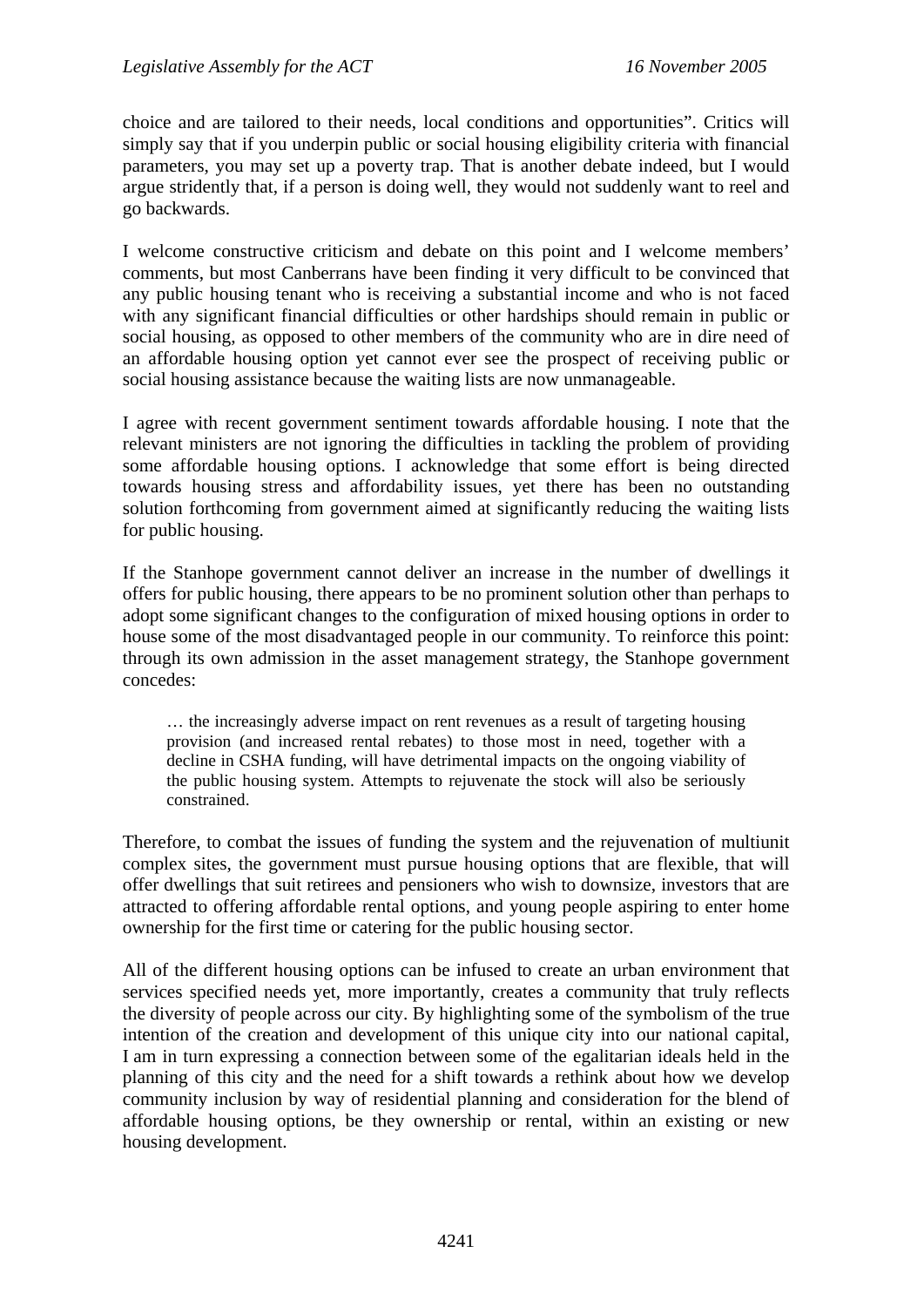choice and are tailored to their needs, local conditions and opportunities". Critics will simply say that if you underpin public or social housing eligibility criteria with financial parameters, you may set up a poverty trap. That is another debate indeed, but I would argue stridently that, if a person is doing well, they would not suddenly want to reel and go backwards.

I welcome constructive criticism and debate on this point and I welcome members' comments, but most Canberrans have been finding it very difficult to be convinced that any public housing tenant who is receiving a substantial income and who is not faced with any significant financial difficulties or other hardships should remain in public or social housing, as opposed to other members of the community who are in dire need of an affordable housing option yet cannot ever see the prospect of receiving public or social housing assistance because the waiting lists are now unmanageable.

I agree with recent government sentiment towards affordable housing. I note that the relevant ministers are not ignoring the difficulties in tackling the problem of providing some affordable housing options. I acknowledge that some effort is being directed towards housing stress and affordability issues, yet there has been no outstanding solution forthcoming from government aimed at significantly reducing the waiting lists for public housing.

If the Stanhope government cannot deliver an increase in the number of dwellings it offers for public housing, there appears to be no prominent solution other than perhaps to adopt some significant changes to the configuration of mixed housing options in order to house some of the most disadvantaged people in our community. To reinforce this point: through its own admission in the asset management strategy, the Stanhope government concedes:

> … the increasingly adverse impact on rent revenues as a result of targeting housing provision (and increased rental rebates) to those most in need, together with a decline in CSHA funding, will have detrimental impacts on the ongoing viability of the public housing system. Attempts to rejuvenate the stock will also be seriously constrained.

Therefore, to combat the issues of funding the system and the rejuvenation of multiunit complex sites, the government must pursue housing options that are flexible, that will offer dwellings that suit retirees and pensioners who wish to downsize, investors that are attracted to offering affordable rental options, and young people aspiring to enter home ownership for the first time or catering for the public housing sector.

All of the different housing options can be infused to create an urban environment that services specified needs yet, more importantly, creates a community that truly reflects the diversity of people across our city. By highlighting some of the symbolism of the true intention of the creation and development of this unique city into our national capital, I am in turn expressing a connection between some of the egalitarian ideals held in the planning of this city and the need for a shift towards a rethink about how we develop community inclusion by way of residential planning and consideration for the blend of affordable housing options, be they ownership or rental, within an existing or new housing development.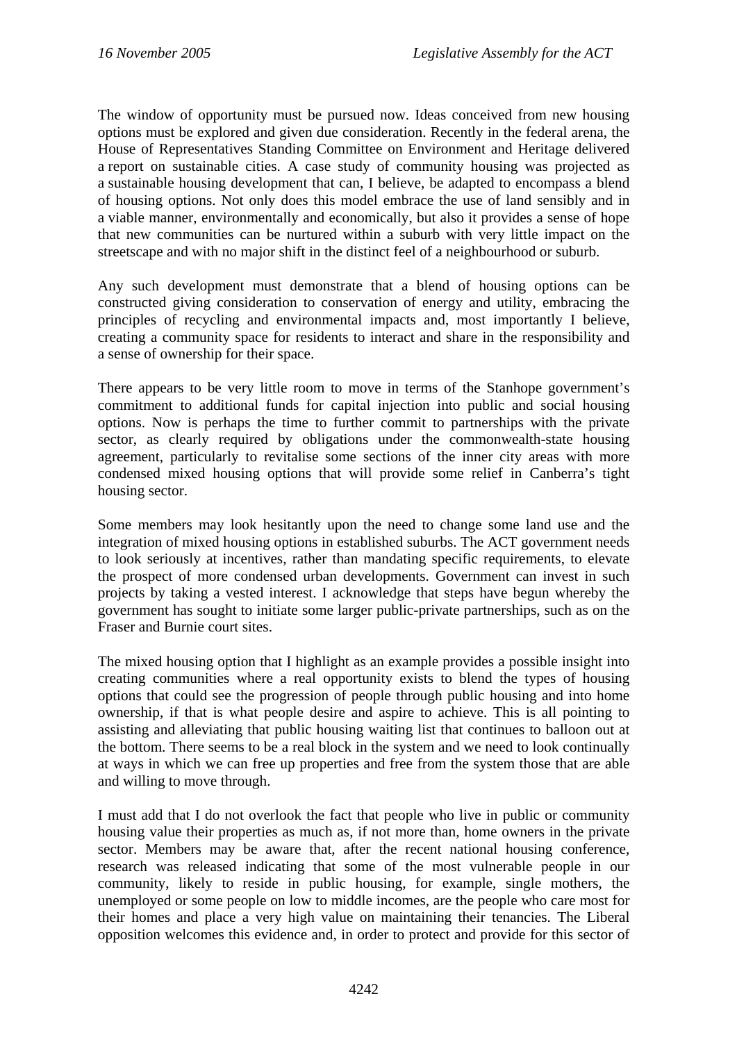The window of opportunity must be pursued now. Ideas conceived from new housing options must be explored and given due consideration. Recently in the federal arena, the House of Representatives Standing Committee on Environment and Heritage delivered a report on sustainable cities. A case study of community housing was projected as a sustainable housing development that can, I believe, be adapted to encompass a blend of housing options. Not only does this model embrace the use of land sensibly and in a viable manner, environmentally and economically, but also it provides a sense of hope that new communities can be nurtured within a suburb with very little impact on the streetscape and with no major shift in the distinct feel of a neighbourhood or suburb.

Any such development must demonstrate that a blend of housing options can be constructed giving consideration to conservation of energy and utility, embracing the principles of recycling and environmental impacts and, most importantly I believe, creating a community space for residents to interact and share in the responsibility and a sense of ownership for their space.

There appears to be very little room to move in terms of the Stanhope government's commitment to additional funds for capital injection into public and social housing options. Now is perhaps the time to further commit to partnerships with the private sector, as clearly required by obligations under the commonwealth-state housing agreement, particularly to revitalise some sections of the inner city areas with more condensed mixed housing options that will provide some relief in Canberra's tight housing sector.

Some members may look hesitantly upon the need to change some land use and the integration of mixed housing options in established suburbs. The ACT government needs to look seriously at incentives, rather than mandating specific requirements, to elevate the prospect of more condensed urban developments. Government can invest in such projects by taking a vested interest. I acknowledge that steps have begun whereby the government has sought to initiate some larger public-private partnerships, such as on the Fraser and Burnie court sites.

The mixed housing option that I highlight as an example provides a possible insight into creating communities where a real opportunity exists to blend the types of housing options that could see the progression of people through public housing and into home ownership, if that is what people desire and aspire to achieve. This is all pointing to assisting and alleviating that public housing waiting list that continues to balloon out at the bottom. There seems to be a real block in the system and we need to look continually at ways in which we can free up properties and free from the system those that are able and willing to move through.

I must add that I do not overlook the fact that people who live in public or community housing value their properties as much as, if not more than, home owners in the private sector. Members may be aware that, after the recent national housing conference, research was released indicating that some of the most vulnerable people in our community, likely to reside in public housing, for example, single mothers, the unemployed or some people on low to middle incomes, are the people who care most for their homes and place a very high value on maintaining their tenancies. The Liberal opposition welcomes this evidence and, in order to protect and provide for this sector of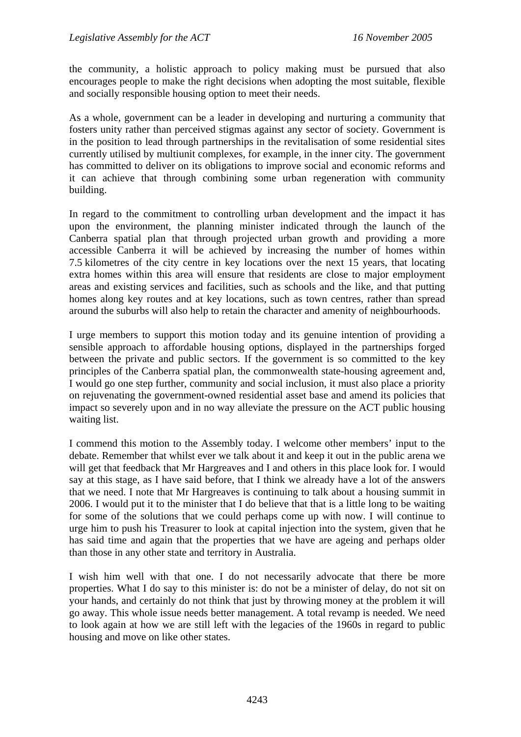the community, a holistic approach to policy making must be pursued that also encourages people to make the right decisions when adopting the most suitable, flexible and socially responsible housing option to meet their needs.

As a whole, government can be a leader in developing and nurturing a community that fosters unity rather than perceived stigmas against any sector of society. Government is in the position to lead through partnerships in the revitalisation of some residential sites currently utilised by multiunit complexes, for example, in the inner city. The government has committed to deliver on its obligations to improve social and economic reforms and it can achieve that through combining some urban regeneration with community building.

In regard to the commitment to controlling urban development and the impact it has upon the environment, the planning minister indicated through the launch of the Canberra spatial plan that through projected urban growth and providing a more accessible Canberra it will be achieved by increasing the number of homes within 7.5 kilometres of the city centre in key locations over the next 15 years, that locating extra homes within this area will ensure that residents are close to major employment areas and existing services and facilities, such as schools and the like, and that putting homes along key routes and at key locations, such as town centres, rather than spread around the suburbs will also help to retain the character and amenity of neighbourhoods.

I urge members to support this motion today and its genuine intention of providing a sensible approach to affordable housing options, displayed in the partnerships forged between the private and public sectors. If the government is so committed to the key principles of the Canberra spatial plan, the commonwealth state-housing agreement and, I would go one step further, community and social inclusion, it must also place a priority on rejuvenating the government-owned residential asset base and amend its policies that impact so severely upon and in no way alleviate the pressure on the ACT public housing waiting list.

I commend this motion to the Assembly today. I welcome other members' input to the debate. Remember that whilst ever we talk about it and keep it out in the public arena we will get that feedback that Mr Hargreaves and I and others in this place look for. I would say at this stage, as I have said before, that I think we already have a lot of the answers that we need. I note that Mr Hargreaves is continuing to talk about a housing summit in 2006. I would put it to the minister that I do believe that that is a little long to be waiting for some of the solutions that we could perhaps come up with now. I will continue to urge him to push his Treasurer to look at capital injection into the system, given that he has said time and again that the properties that we have are ageing and perhaps older than those in any other state and territory in Australia.

I wish him well with that one. I do not necessarily advocate that there be more properties. What I do say to this minister is: do not be a minister of delay, do not sit on your hands, and certainly do not think that just by throwing money at the problem it will go away. This whole issue needs better management. A total revamp is needed. We need to look again at how we are still left with the legacies of the 1960s in regard to public housing and move on like other states.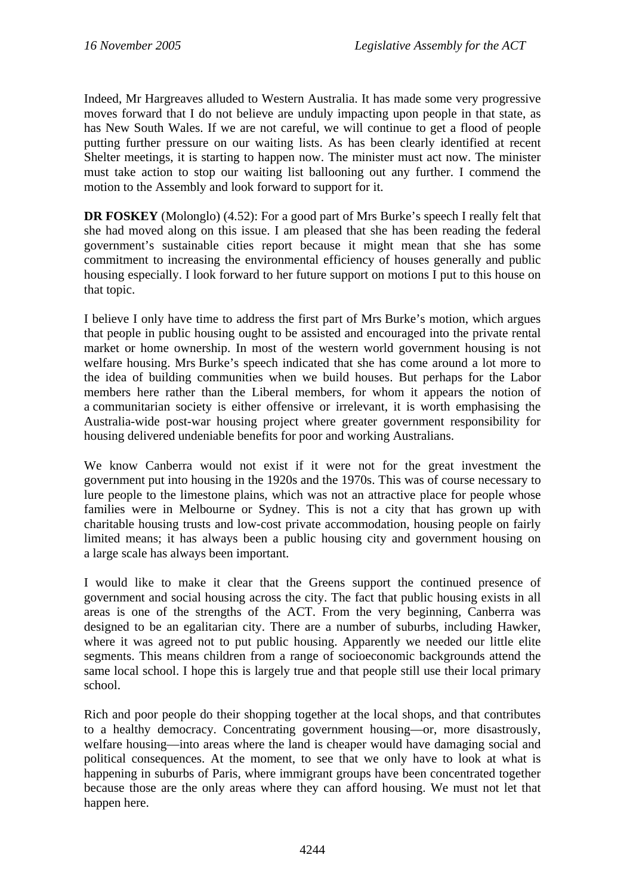Indeed, Mr Hargreaves alluded to Western Australia. It has made some very progressive moves forward that I do not believe are unduly impacting upon people in that state, as has New South Wales. If we are not careful, we will continue to get a flood of people putting further pressure on our waiting lists. As has been clearly identified at recent Shelter meetings, it is starting to happen now. The minister must act now. The minister must take action to stop our waiting list ballooning out any further. I commend the motion to the Assembly and look forward to support for it.

**DR FOSKEY** (Molonglo) (4.52): For a good part of Mrs Burke's speech I really felt that she had moved along on this issue. I am pleased that she has been reading the federal government's sustainable cities report because it might mean that she has some commitment to increasing the environmental efficiency of houses generally and public housing especially. I look forward to her future support on motions I put to this house on that topic.

I believe I only have time to address the first part of Mrs Burke's motion, which argues that people in public housing ought to be assisted and encouraged into the private rental market or home ownership. In most of the western world government housing is not welfare housing. Mrs Burke's speech indicated that she has come around a lot more to the idea of building communities when we build houses. But perhaps for the Labor members here rather than the Liberal members, for whom it appears the notion of a communitarian society is either offensive or irrelevant, it is worth emphasising the Australia-wide post-war housing project where greater government responsibility for housing delivered undeniable benefits for poor and working Australians.

We know Canberra would not exist if it were not for the great investment the government put into housing in the 1920s and the 1970s. This was of course necessary to lure people to the limestone plains, which was not an attractive place for people whose families were in Melbourne or Sydney. This is not a city that has grown up with charitable housing trusts and low-cost private accommodation, housing people on fairly limited means; it has always been a public housing city and government housing on a large scale has always been important.

I would like to make it clear that the Greens support the continued presence of government and social housing across the city. The fact that public housing exists in all areas is one of the strengths of the ACT. From the very beginning, Canberra was designed to be an egalitarian city. There are a number of suburbs, including Hawker, where it was agreed not to put public housing. Apparently we needed our little elite segments. This means children from a range of socioeconomic backgrounds attend the same local school. I hope this is largely true and that people still use their local primary school.

Rich and poor people do their shopping together at the local shops, and that contributes to a healthy democracy. Concentrating government housing—or, more disastrously, welfare housing—into areas where the land is cheaper would have damaging social and political consequences. At the moment, to see that we only have to look at what is happening in suburbs of Paris, where immigrant groups have been concentrated together because those are the only areas where they can afford housing. We must not let that happen here.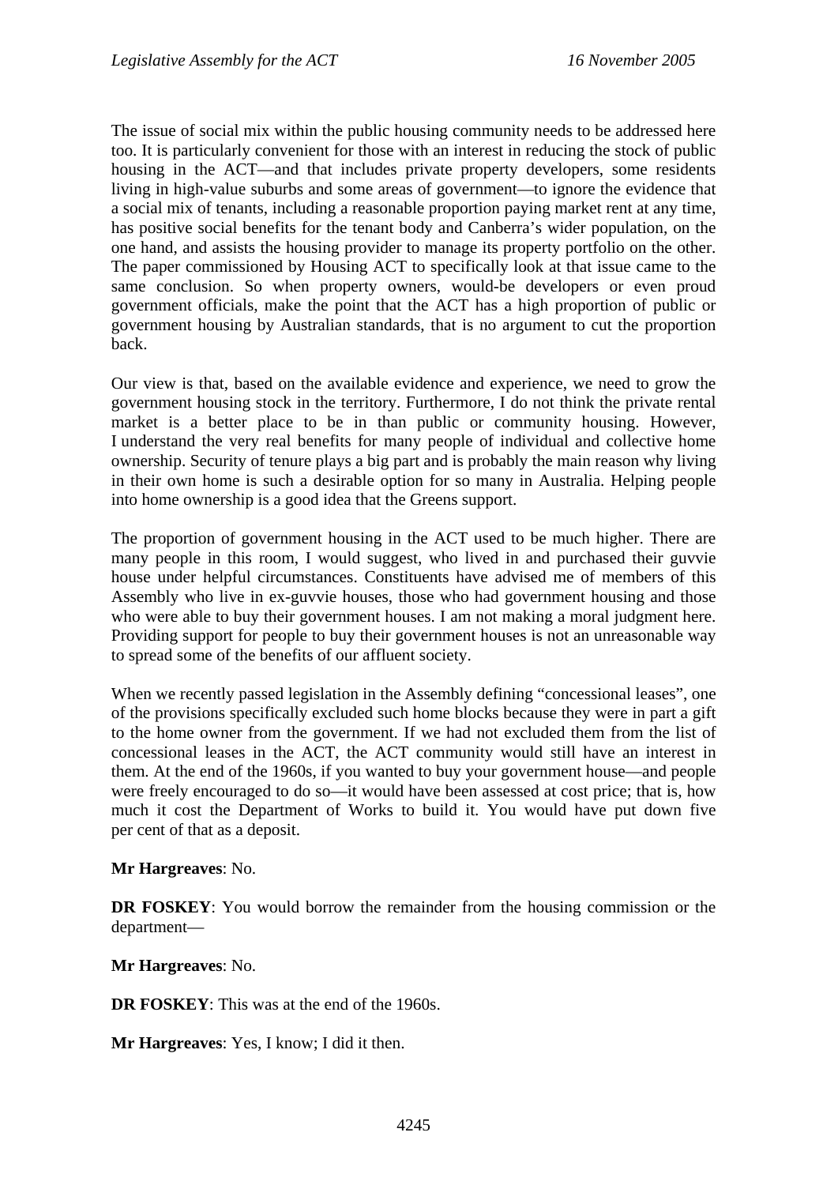The issue of social mix within the public housing community needs to be addressed here too. It is particularly convenient for those with an interest in reducing the stock of public housing in the ACT—and that includes private property developers, some residents living in high-value suburbs and some areas of government—to ignore the evidence that a social mix of tenants, including a reasonable proportion paying market rent at any time, has positive social benefits for the tenant body and Canberra's wider population, on the one hand, and assists the housing provider to manage its property portfolio on the other. The paper commissioned by Housing ACT to specifically look at that issue came to the same conclusion. So when property owners, would-be developers or even proud government officials, make the point that the ACT has a high proportion of public or government housing by Australian standards, that is no argument to cut the proportion back.

Our view is that, based on the available evidence and experience, we need to grow the government housing stock in the territory. Furthermore, I do not think the private rental market is a better place to be in than public or community housing. However, I understand the very real benefits for many people of individual and collective home ownership. Security of tenure plays a big part and is probably the main reason why living in their own home is such a desirable option for so many in Australia. Helping people into home ownership is a good idea that the Greens support.

The proportion of government housing in the ACT used to be much higher. There are many people in this room, I would suggest, who lived in and purchased their guvvie house under helpful circumstances. Constituents have advised me of members of this Assembly who live in ex-guvvie houses, those who had government housing and those who were able to buy their government houses. I am not making a moral judgment here. Providing support for people to buy their government houses is not an unreasonable way to spread some of the benefits of our affluent society.

When we recently passed legislation in the Assembly defining "concessional leases", one of the provisions specifically excluded such home blocks because they were in part a gift to the home owner from the government. If we had not excluded them from the list of concessional leases in the ACT, the ACT community would still have an interest in them. At the end of the 1960s, if you wanted to buy your government house—and people were freely encouraged to do so—it would have been assessed at cost price; that is, how much it cost the Department of Works to build it. You would have put down five per cent of that as a deposit.

**Mr Hargreaves**: No.

**DR FOSKEY**: You would borrow the remainder from the housing commission or the department—

**Mr Hargreaves**: No.

**DR FOSKEY**: This was at the end of the 1960s.

**Mr Hargreaves**: Yes, I know; I did it then.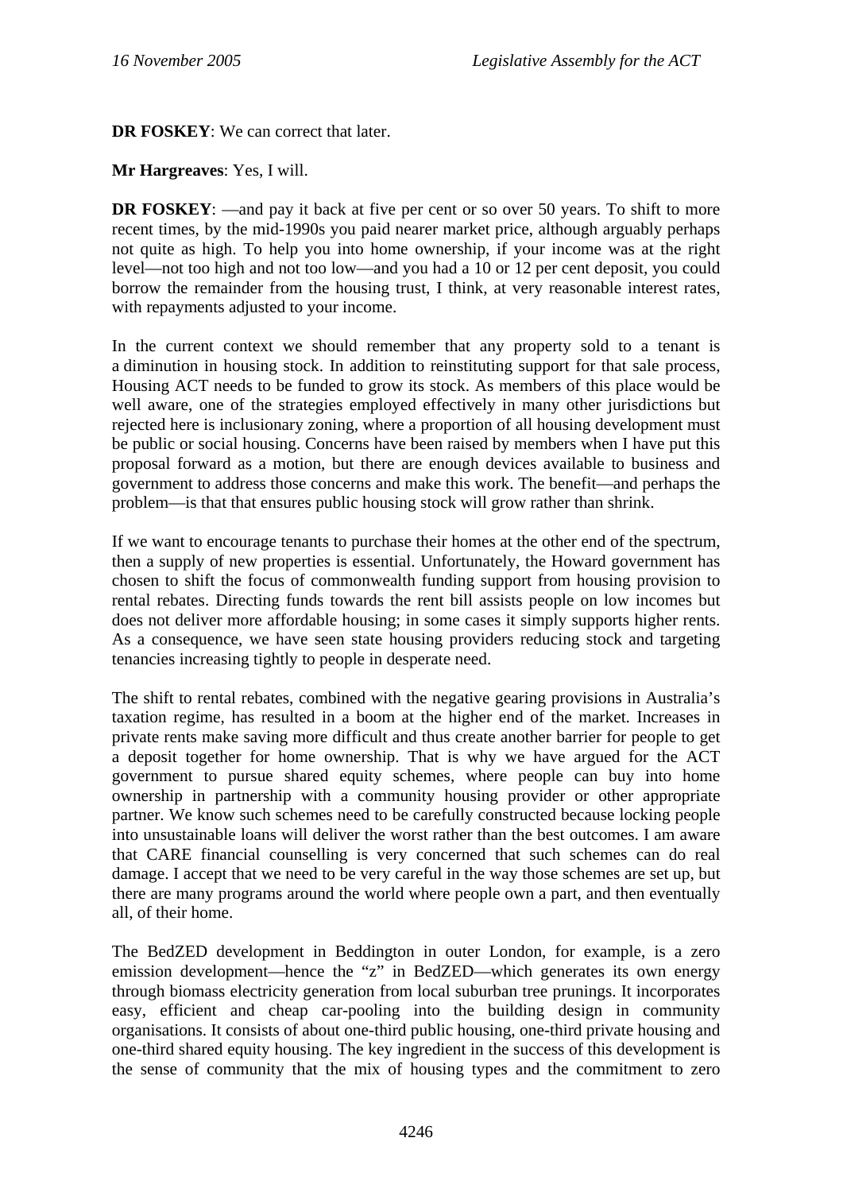**DR FOSKEY**: We can correct that later.

**Mr Hargreaves**: Yes, I will.

**DR FOSKEY**: —and pay it back at five per cent or so over 50 years. To shift to more recent times, by the mid-1990s you paid nearer market price, although arguably perhaps not quite as high. To help you into home ownership, if your income was at the right level—not too high and not too low—and you had a 10 or 12 per cent deposit, you could borrow the remainder from the housing trust, I think, at very reasonable interest rates, with repayments adjusted to your income.

In the current context we should remember that any property sold to a tenant is a diminution in housing stock. In addition to reinstituting support for that sale process, Housing ACT needs to be funded to grow its stock. As members of this place would be well aware, one of the strategies employed effectively in many other jurisdictions but rejected here is inclusionary zoning, where a proportion of all housing development must be public or social housing. Concerns have been raised by members when I have put this proposal forward as a motion, but there are enough devices available to business and government to address those concerns and make this work. The benefit—and perhaps the problem—is that that ensures public housing stock will grow rather than shrink.

If we want to encourage tenants to purchase their homes at the other end of the spectrum, then a supply of new properties is essential. Unfortunately, the Howard government has chosen to shift the focus of commonwealth funding support from housing provision to rental rebates. Directing funds towards the rent bill assists people on low incomes but does not deliver more affordable housing; in some cases it simply supports higher rents. As a consequence, we have seen state housing providers reducing stock and targeting tenancies increasing tightly to people in desperate need.

The shift to rental rebates, combined with the negative gearing provisions in Australia's taxation regime, has resulted in a boom at the higher end of the market. Increases in private rents make saving more difficult and thus create another barrier for people to get a deposit together for home ownership. That is why we have argued for the ACT government to pursue shared equity schemes, where people can buy into home ownership in partnership with a community housing provider or other appropriate partner. We know such schemes need to be carefully constructed because locking people into unsustainable loans will deliver the worst rather than the best outcomes. I am aware that CARE financial counselling is very concerned that such schemes can do real damage. I accept that we need to be very careful in the way those schemes are set up, but there are many programs around the world where people own a part, and then eventually all, of their home.

The BedZED development in Beddington in outer London, for example, is a zero emission development—hence the "z" in BedZED—which generates its own energy through biomass electricity generation from local suburban tree prunings. It incorporates easy, efficient and cheap car-pooling into the building design in community organisations. It consists of about one-third public housing, one-third private housing and one-third shared equity housing. The key ingredient in the success of this development is the sense of community that the mix of housing types and the commitment to zero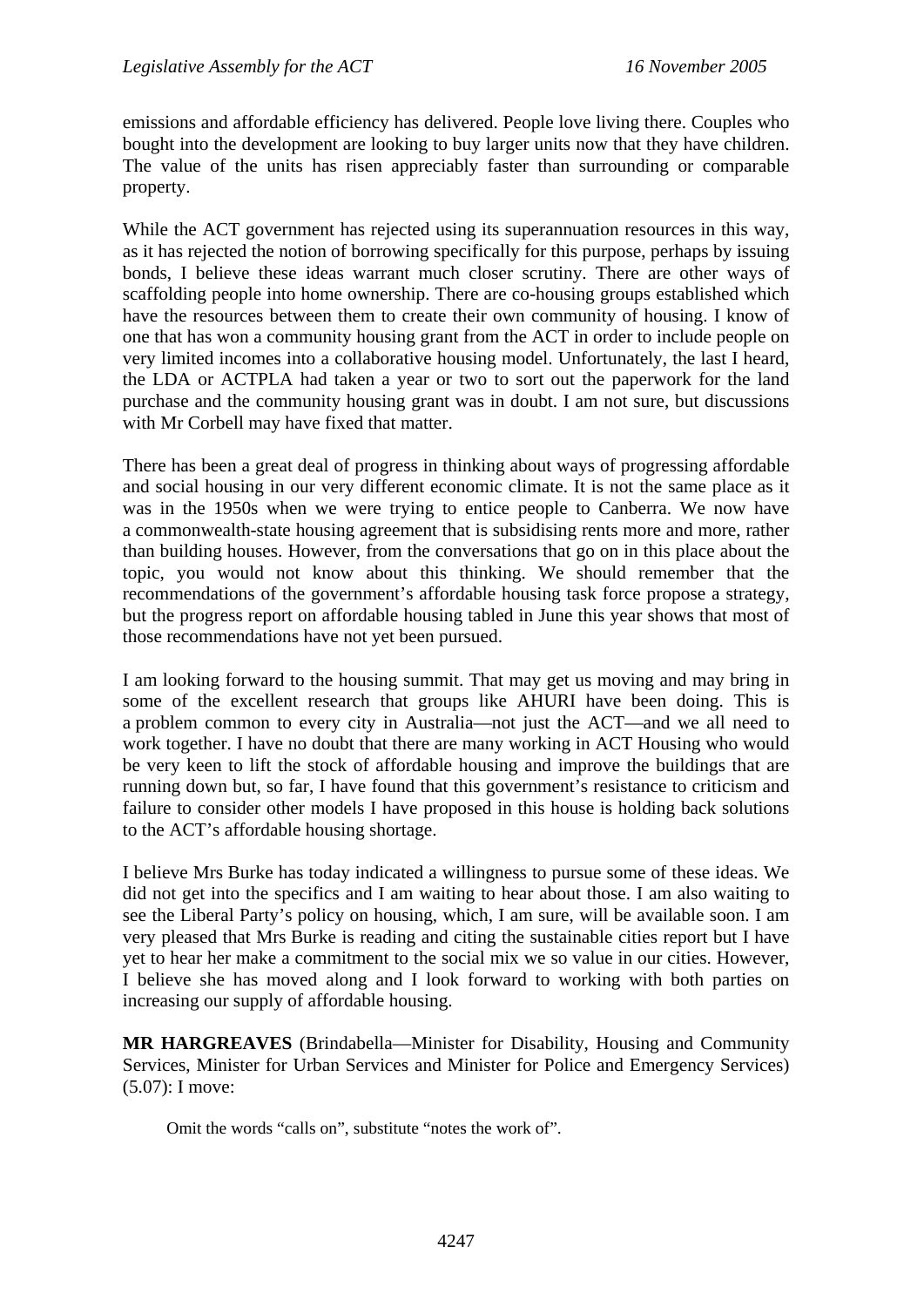emissions and affordable efficiency has delivered. People love living there. Couples who bought into the development are looking to buy larger units now that they have children. The value of the units has risen appreciably faster than surrounding or comparable property.

While the ACT government has rejected using its superannuation resources in this way, as it has rejected the notion of borrowing specifically for this purpose, perhaps by issuing bonds, I believe these ideas warrant much closer scrutiny. There are other ways of scaffolding people into home ownership. There are co-housing groups established which have the resources between them to create their own community of housing. I know of one that has won a community housing grant from the ACT in order to include people on very limited incomes into a collaborative housing model. Unfortunately, the last I heard, the LDA or ACTPLA had taken a year or two to sort out the paperwork for the land purchase and the community housing grant was in doubt. I am not sure, but discussions with Mr Corbell may have fixed that matter.

There has been a great deal of progress in thinking about ways of progressing affordable and social housing in our very different economic climate. It is not the same place as it was in the 1950s when we were trying to entice people to Canberra. We now have a commonwealth-state housing agreement that is subsidising rents more and more, rather than building houses. However, from the conversations that go on in this place about the topic, you would not know about this thinking. We should remember that the recommendations of the government's affordable housing task force propose a strategy, but the progress report on affordable housing tabled in June this year shows that most of those recommendations have not yet been pursued.

I am looking forward to the housing summit. That may get us moving and may bring in some of the excellent research that groups like AHURI have been doing. This is a problem common to every city in Australia—not just the ACT—and we all need to work together. I have no doubt that there are many working in ACT Housing who would be very keen to lift the stock of affordable housing and improve the buildings that are running down but, so far, I have found that this government's resistance to criticism and failure to consider other models I have proposed in this house is holding back solutions to the ACT's affordable housing shortage.

I believe Mrs Burke has today indicated a willingness to pursue some of these ideas. We did not get into the specifics and I am waiting to hear about those. I am also waiting to see the Liberal Party's policy on housing, which, I am sure, will be available soon. I am very pleased that Mrs Burke is reading and citing the sustainable cities report but I have yet to hear her make a commitment to the social mix we so value in our cities. However, I believe she has moved along and I look forward to working with both parties on increasing our supply of affordable housing.

**MR HARGREAVES** (Brindabella—Minister for Disability, Housing and Community Services, Minister for Urban Services and Minister for Police and Emergency Services) (5.07): I move:

> Omit the words "calls on", substitute "notes the work of".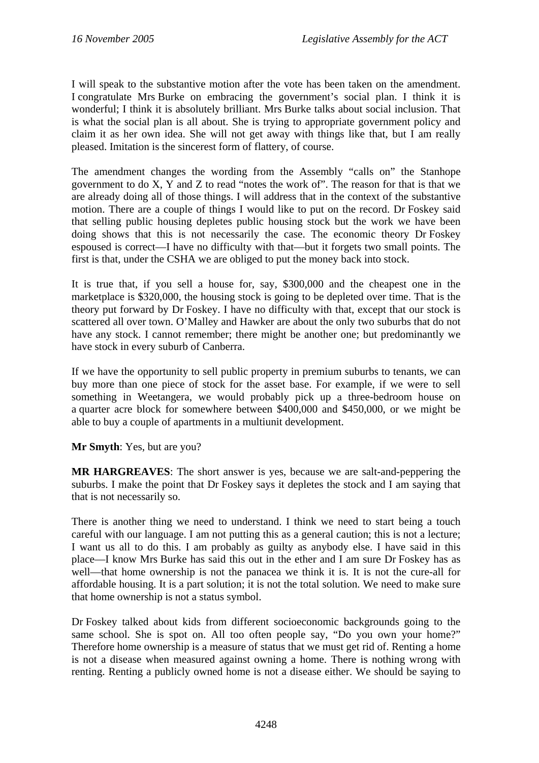I will speak to the substantive motion after the vote has been taken on the amendment. I congratulate Mrs Burke on embracing the government's social plan. I think it is wonderful; I think it is absolutely brilliant. Mrs Burke talks about social inclusion. That is what the social plan is all about. She is trying to appropriate government policy and claim it as her own idea. She will not get away with things like that, but I am really pleased. Imitation is the sincerest form of flattery, of course.

The amendment changes the wording from the Assembly "calls on" the Stanhope government to do X, Y and Z to read "notes the work of". The reason for that is that we are already doing all of those things. I will address that in the context of the substantive motion. There are a couple of things I would like to put on the record. Dr Foskey said that selling public housing depletes public housing stock but the work we have been doing shows that this is not necessarily the case. The economic theory Dr Foskey espoused is correct—I have no difficulty with that—but it forgets two small points. The first is that, under the CSHA we are obliged to put the money back into stock.

It is true that, if you sell a house for, say, $300,000 and the cheapest one in the marketplace is $320,000, the housing stock is going to be depleted over time. That is the theory put forward by Dr Foskey. I have no difficulty with that, except that our stock is scattered all over town. O'Malley and Hawker are about the only two suburbs that do not have any stock. I cannot remember; there might be another one; but predominantly we have stock in every suburb of Canberra.

If we have the opportunity to sell public property in premium suburbs to tenants, we can buy more than one piece of stock for the asset base. For example, if we were to sell something in Weetangera, we would probably pick up a three-bedroom house on a quarter acre block for somewhere between $400,000 and $450,000, or we might be able to buy a couple of apartments in a multiunit development.

**Mr Smyth**: Yes, but are you?

**MR HARGREAVES**: The short answer is yes, because we are salt-and-peppering the suburbs. I make the point that Dr Foskey says it depletes the stock and I am saying that that is not necessarily so.

There is another thing we need to understand. I think we need to start being a touch careful with our language. I am not putting this as a general caution; this is not a lecture; I want us all to do this. I am probably as guilty as anybody else. I have said in this place—I know Mrs Burke has said this out in the ether and I am sure Dr Foskey has as well—that home ownership is not the panacea we think it is. It is not the cure-all for affordable housing. It is a part solution; it is not the total solution. We need to make sure that home ownership is not a status symbol.

Dr Foskey talked about kids from different socioeconomic backgrounds going to the same school. She is spot on. All too often people say, "Do you own your home?" Therefore home ownership is a measure of status that we must get rid of. Renting a home is not a disease when measured against owning a home. There is nothing wrong with renting. Renting a publicly owned home is not a disease either. We should be saying to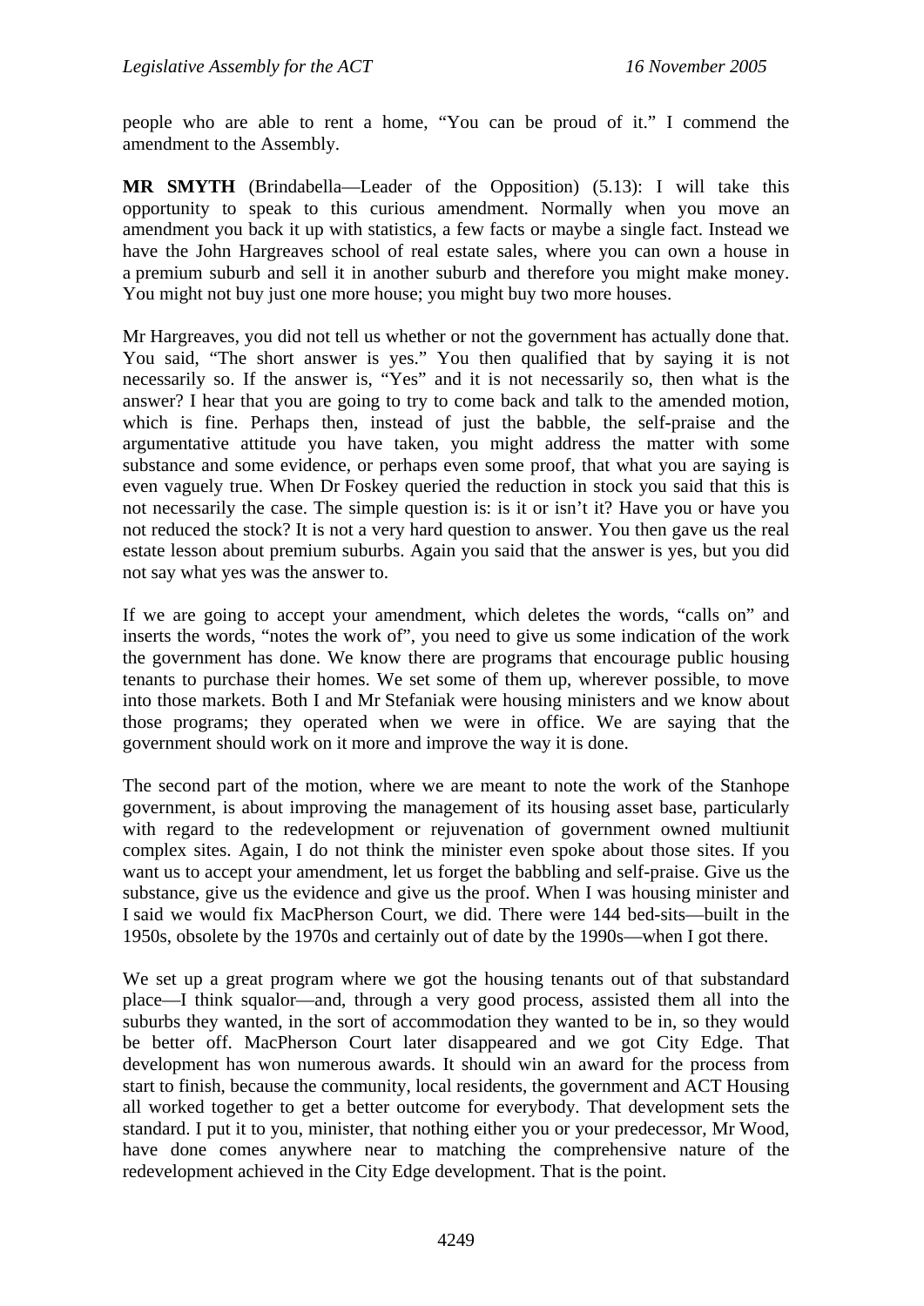people who are able to rent a home, “You can be proud of it.” I commend the amendment to the Assembly.

**MR SMYTH** (Brindabella—Leader of the Opposition) (5.13): I will take this opportunity to speak to this curious amendment. Normally when you move an amendment you back it up with statistics, a few facts or maybe a single fact. Instead we have the John Hargreaves school of real estate sales, where you can own a house in a premium suburb and sell it in another suburb and therefore you might make money. You might not buy just one more house; you might buy two more houses.

Mr Hargreaves, you did not tell us whether or not the government has actually done that. You said, “The short answer is yes.” You then qualified that by saying it is not necessarily so. If the answer is, “Yes” and it is not necessarily so, then what is the answer? I hear that you are going to try to come back and talk to the amended motion, which is fine. Perhaps then, instead of just the babble, the self-praise and the argumentative attitude you have taken, you might address the matter with some substance and some evidence, or perhaps even some proof, that what you are saying is even vaguely true. When Dr Foskey queried the reduction in stock you said that this is not necessarily the case. The simple question is: is it or isn’t it? Have you or have you not reduced the stock? It is not a very hard question to answer. You then gave us the real estate lesson about premium suburbs. Again you said that the answer is yes, but you did not say what yes was the answer to.

If we are going to accept your amendment, which deletes the words, “calls on” and inserts the words, “notes the work of”, you need to give us some indication of the work the government has done. We know there are programs that encourage public housing tenants to purchase their homes. We set some of them up, wherever possible, to move into those markets. Both I and Mr Stefaniak were housing ministers and we know about those programs; they operated when we were in office. We are saying that the government should work on it more and improve the way it is done.

The second part of the motion, where we are meant to note the work of the Stanhope government, is about improving the management of its housing asset base, particularly with regard to the redevelopment or rejuvenation of government owned multiunit complex sites. Again, I do not think the minister even spoke about those sites. If you want us to accept your amendment, let us forget the babbling and self-praise. Give us the substance, give us the evidence and give us the proof. When I was housing minister and I said we would fix MacPherson Court, we did. There were 144 bed-sits—built in the 1950s, obsolete by the 1970s and certainly out of date by the 1990s—when I got there.

We set up a great program where we got the housing tenants out of that substandard place—I think squalor—and, through a very good process, assisted them all into the suburbs they wanted, in the sort of accommodation they wanted to be in, so they would be better off. MacPherson Court later disappeared and we got City Edge. That development has won numerous awards. It should win an award for the process from start to finish, because the community, local residents, the government and ACT Housing all worked together to get a better outcome for everybody. That development sets the standard. I put it to you, minister, that nothing either you or your predecessor, Mr Wood, have done comes anywhere near to matching the comprehensive nature of the redevelopment achieved in the City Edge development. That is the point.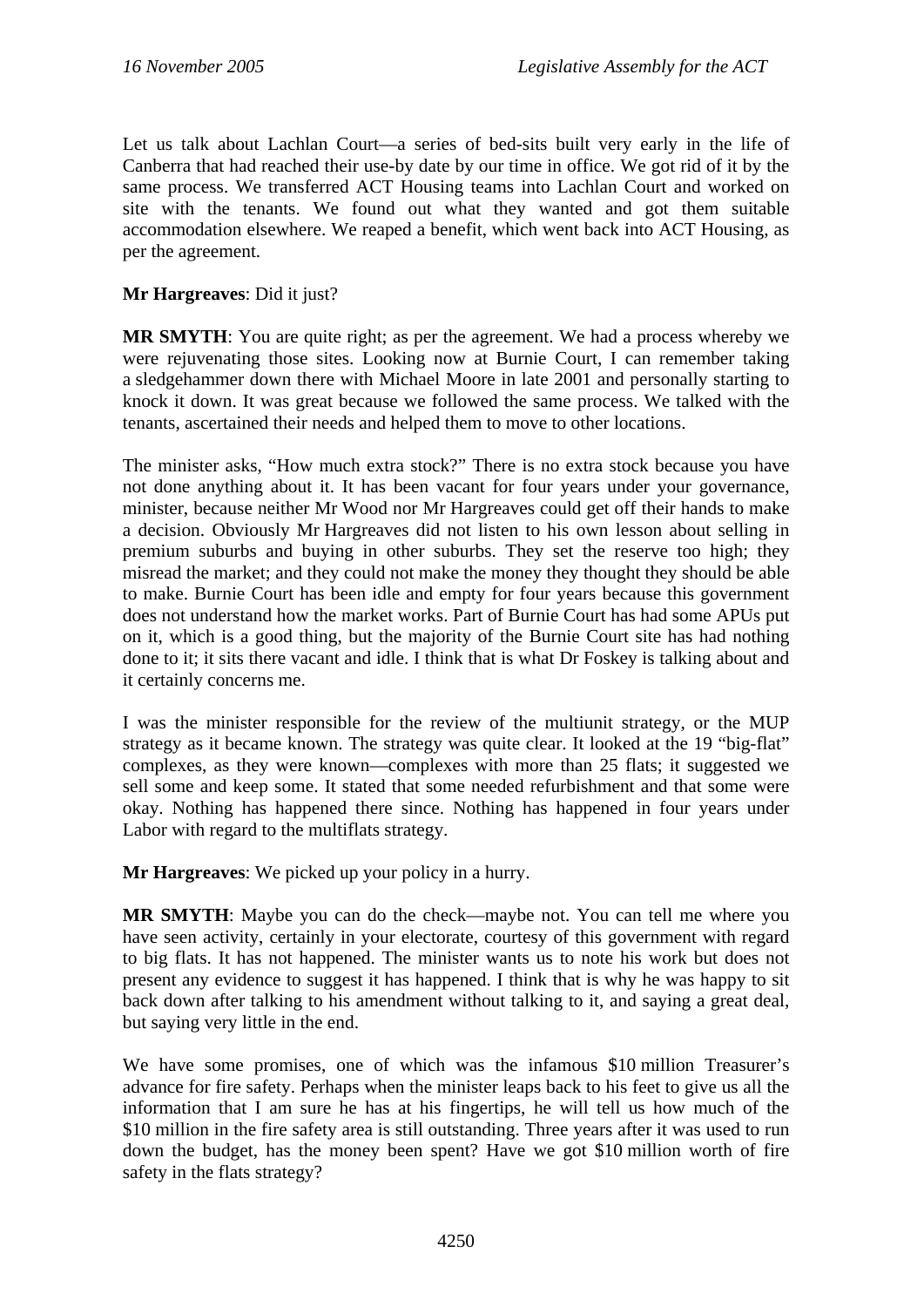Let us talk about Lachlan Court—a series of bed-sits built very early in the life of Canberra that had reached their use-by date by our time in office. We got rid of it by the same process. We transferred ACT Housing teams into Lachlan Court and worked on site with the tenants. We found out what they wanted and got them suitable accommodation elsewhere. We reaped a benefit, which went back into ACT Housing, as per the agreement.

**Mr Hargreaves**: Did it just?

**MR SMYTH**: You are quite right; as per the agreement. We had a process whereby we were rejuvenating those sites. Looking now at Burnie Court, I can remember taking a sledgehammer down there with Michael Moore in late 2001 and personally starting to knock it down. It was great because we followed the same process. We talked with the tenants, ascertained their needs and helped them to move to other locations.

The minister asks, "How much extra stock?" There is no extra stock because you have not done anything about it. It has been vacant for four years under your governance, minister, because neither Mr Wood nor Mr Hargreaves could get off their hands to make a decision. Obviously Mr Hargreaves did not listen to his own lesson about selling in premium suburbs and buying in other suburbs. They set the reserve too high; they misread the market; and they could not make the money they thought they should be able to make. Burnie Court has been idle and empty for four years because this government does not understand how the market works. Part of Burnie Court has had some APUs put on it, which is a good thing, but the majority of the Burnie Court site has had nothing done to it; it sits there vacant and idle. I think that is what Dr Foskey is talking about and it certainly concerns me.

I was the minister responsible for the review of the multiunit strategy, or the MUP strategy as it became known. The strategy was quite clear. It looked at the 19 "big-flat" complexes, as they were known—complexes with more than 25 flats; it suggested we sell some and keep some. It stated that some needed refurbishment and that some were okay. Nothing has happened there since. Nothing has happened in four years under Labor with regard to the multiflats strategy.

**Mr Hargreaves**: We picked up your policy in a hurry.

**MR SMYTH**: Maybe you can do the check—maybe not. You can tell me where you have seen activity, certainly in your electorate, courtesy of this government with regard to big flats. It has not happened. The minister wants us to note his work but does not present any evidence to suggest it has happened. I think that is why he was happy to sit back down after talking to his amendment without talking to it, and saying a great deal, but saying very little in the end.

We have some promises, one of which was the infamous $10 million Treasurer's advance for fire safety. Perhaps when the minister leaps back to his feet to give us all the information that I am sure he has at his fingertips, he will tell us how much of the $10 million in the fire safety area is still outstanding. Three years after it was used to run down the budget, has the money been spent? Have we got $10 million worth of fire safety in the flats strategy?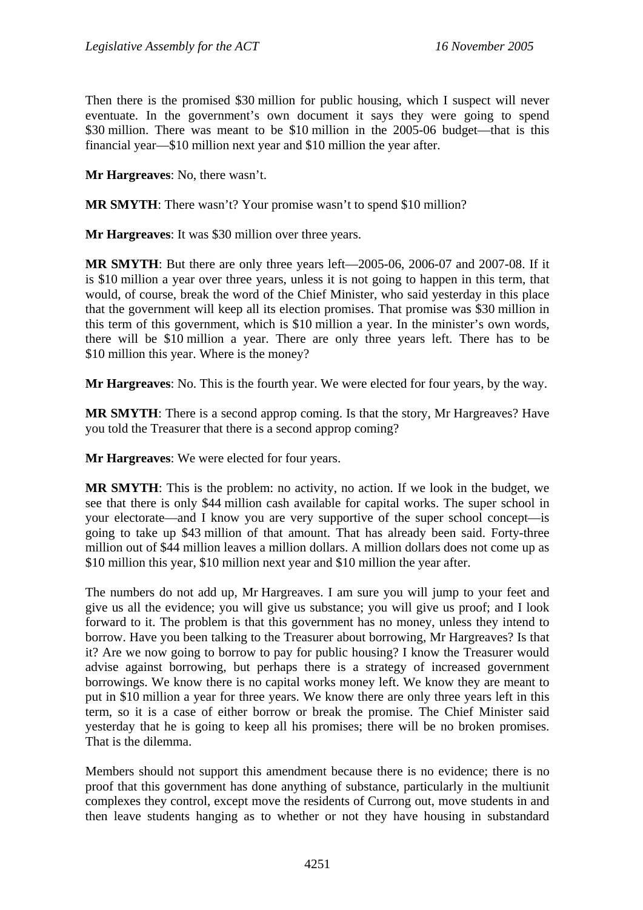Then there is the promised $30 million for public housing, which I suspect will never eventuate. In the government's own document it says they were going to spend $30 million. There was meant to be $10 million in the 2005-06 budget—that is this financial year—$10 million next year and $10 million the year after.

**Mr Hargreaves**: No, there wasn't.

**MR SMYTH**: There wasn't? Your promise wasn't to spend $10 million?

**Mr Hargreaves**: It was $30 million over three years.

**MR SMYTH**: But there are only three years left—2005-06, 2006-07 and 2007-08. If it is $10 million a year over three years, unless it is not going to happen in this term, that would, of course, break the word of the Chief Minister, who said yesterday in this place that the government will keep all its election promises. That promise was $30 million in this term of this government, which is $10 million a year. In the minister's own words, there will be $10 million a year. There are only three years left. There has to be $10 million this year. Where is the money?

**Mr Hargreaves**: No. This is the fourth year. We were elected for four years, by the way.

**MR SMYTH**: There is a second approp coming. Is that the story, Mr Hargreaves? Have you told the Treasurer that there is a second approp coming?

**Mr Hargreaves**: We were elected for four years.

**MR SMYTH**: This is the problem: no activity, no action. If we look in the budget, we see that there is only $44 million cash available for capital works. The super school in your electorate—and I know you are very supportive of the super school concept—is going to take up $43 million of that amount. That has already been said. Forty-three million out of $44 million leaves a million dollars. A million dollars does not come up as $10 million this year, $10 million next year and $10 million the year after.

The numbers do not add up, Mr Hargreaves. I am sure you will jump to your feet and give us all the evidence; you will give us substance; you will give us proof; and I look forward to it. The problem is that this government has no money, unless they intend to borrow. Have you been talking to the Treasurer about borrowing, Mr Hargreaves? Is that it? Are we now going to borrow to pay for public housing? I know the Treasurer would advise against borrowing, but perhaps there is a strategy of increased government borrowings. We know there is no capital works money left. We know they are meant to put in $10 million a year for three years. We know there are only three years left in this term, so it is a case of either borrow or break the promise. The Chief Minister said yesterday that he is going to keep all his promises; there will be no broken promises. That is the dilemma.

Members should not support this amendment because there is no evidence; there is no proof that this government has done anything of substance, particularly in the multiunit complexes they control, except move the residents of Currong out, move students in and then leave students hanging as to whether or not they have housing in substandard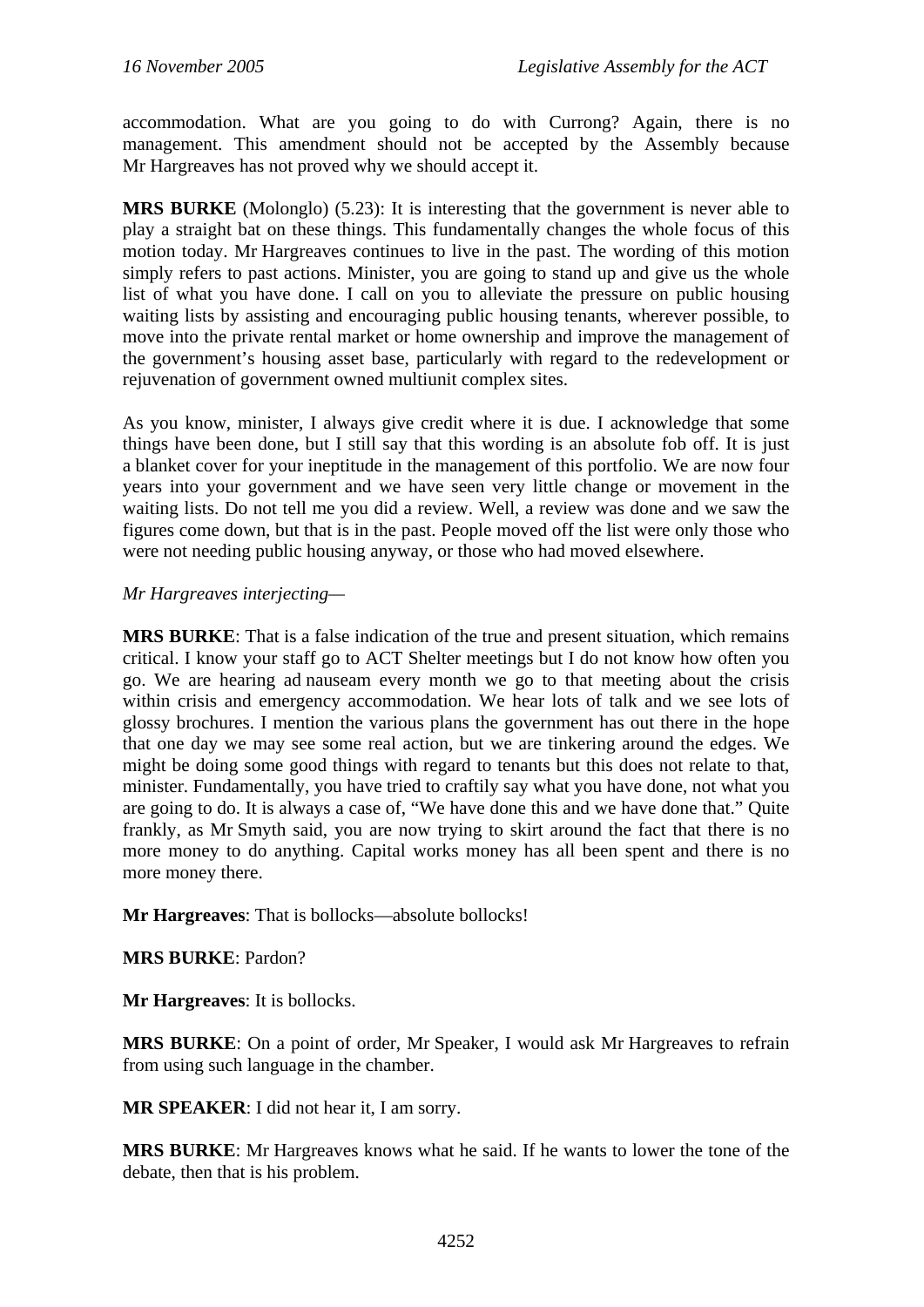accommodation. What are you going to do with Currong? Again, there is no management. This amendment should not be accepted by the Assembly because Mr Hargreaves has not proved why we should accept it.

**MRS BURKE** (Molonglo) (5.23): It is interesting that the government is never able to play a straight bat on these things. This fundamentally changes the whole focus of this motion today. Mr Hargreaves continues to live in the past. The wording of this motion simply refers to past actions. Minister, you are going to stand up and give us the whole list of what you have done. I call on you to alleviate the pressure on public housing waiting lists by assisting and encouraging public housing tenants, wherever possible, to move into the private rental market or home ownership and improve the management of the government's housing asset base, particularly with regard to the redevelopment or rejuvenation of government owned multiunit complex sites.

As you know, minister, I always give credit where it is due. I acknowledge that some things have been done, but I still say that this wording is an absolute fob off. It is just a blanket cover for your ineptitude in the management of this portfolio. We are now four years into your government and we have seen very little change or movement in the waiting lists. Do not tell me you did a review. Well, a review was done and we saw the figures come down, but that is in the past. People moved off the list were only those who were not needing public housing anyway, or those who had moved elsewhere.

*Mr Hargreaves interjecting*—

**MRS BURKE**: That is a false indication of the true and present situation, which remains critical. I know your staff go to ACT Shelter meetings but I do not know how often you go. We are hearing ad nauseam every month we go to that meeting about the crisis within crisis and emergency accommodation. We hear lots of talk and we see lots of glossy brochures. I mention the various plans the government has out there in the hope that one day we may see some real action, but we are tinkering around the edges. We might be doing some good things with regard to tenants but this does not relate to that, minister. Fundamentally, you have tried to craftily say what you have done, not what you are going to do. It is always a case of, "We have done this and we have done that." Quite frankly, as Mr Smyth said, you are now trying to skirt around the fact that there is no more money to do anything. Capital works money has all been spent and there is no more money there.

**Mr Hargreaves**: That is bollocks—absolute bollocks!

**MRS BURKE**: Pardon?

**Mr Hargreaves**: It is bollocks.

**MRS BURKE**: On a point of order, Mr Speaker, I would ask Mr Hargreaves to refrain from using such language in the chamber.

**MR SPEAKER**: I did not hear it, I am sorry.

**MRS BURKE**: Mr Hargreaves knows what he said. If he wants to lower the tone of the debate, then that is his problem.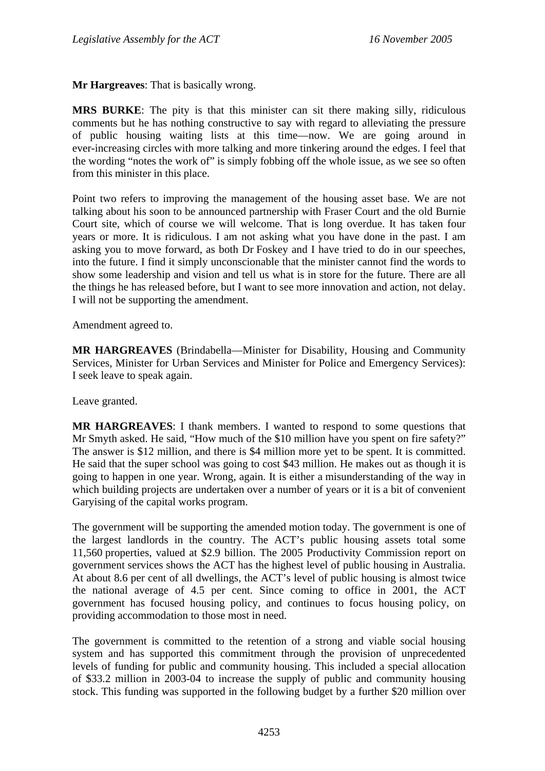**Mr Hargreaves**: That is basically wrong.

**MRS BURKE**: The pity is that this minister can sit there making silly, ridiculous comments but he has nothing constructive to say with regard to alleviating the pressure of public housing waiting lists at this time—now. We are going around in ever-increasing circles with more talking and more tinkering around the edges. I feel that the wording "notes the work of" is simply fobbing off the whole issue, as we see so often from this minister in this place.

Point two refers to improving the management of the housing asset base. We are not talking about his soon to be announced partnership with Fraser Court and the old Burnie Court site, which of course we will welcome. That is long overdue. It has taken four years or more. It is ridiculous. I am not asking what you have done in the past. I am asking you to move forward, as both Dr Foskey and I have tried to do in our speeches, into the future. I find it simply unconscionable that the minister cannot find the words to show some leadership and vision and tell us what is in store for the future. There are all the things he has released before, but I want to see more innovation and action, not delay. I will not be supporting the amendment.

Amendment agreed to.

**MR HARGREAVES** (Brindabella—Minister for Disability, Housing and Community Services, Minister for Urban Services and Minister for Police and Emergency Services): I seek leave to speak again.

Leave granted.

**MR HARGREAVES**: I thank members. I wanted to respond to some questions that Mr Smyth asked. He said, "How much of the $10 million have you spent on fire safety?" The answer is $12 million, and there is $4 million more yet to be spent. It is committed. He said that the super school was going to cost $43 million. He makes out as though it is going to happen in one year. Wrong, again. It is either a misunderstanding of the way in which building projects are undertaken over a number of years or it is a bit of convenient Garyising of the capital works program.

The government will be supporting the amended motion today. The government is one of the largest landlords in the country. The ACT's public housing assets total some 11,560 properties, valued at $2.9 billion. The 2005 Productivity Commission report on government services shows the ACT has the highest level of public housing in Australia. At about 8.6 per cent of all dwellings, the ACT's level of public housing is almost twice the national average of 4.5 per cent. Since coming to office in 2001, the ACT government has focused housing policy, and continues to focus housing policy, on providing accommodation to those most in need.

The government is committed to the retention of a strong and viable social housing system and has supported this commitment through the provision of unprecedented levels of funding for public and community housing. This included a special allocation of $33.2 million in 2003-04 to increase the supply of public and community housing stock. This funding was supported in the following budget by a further $20 million over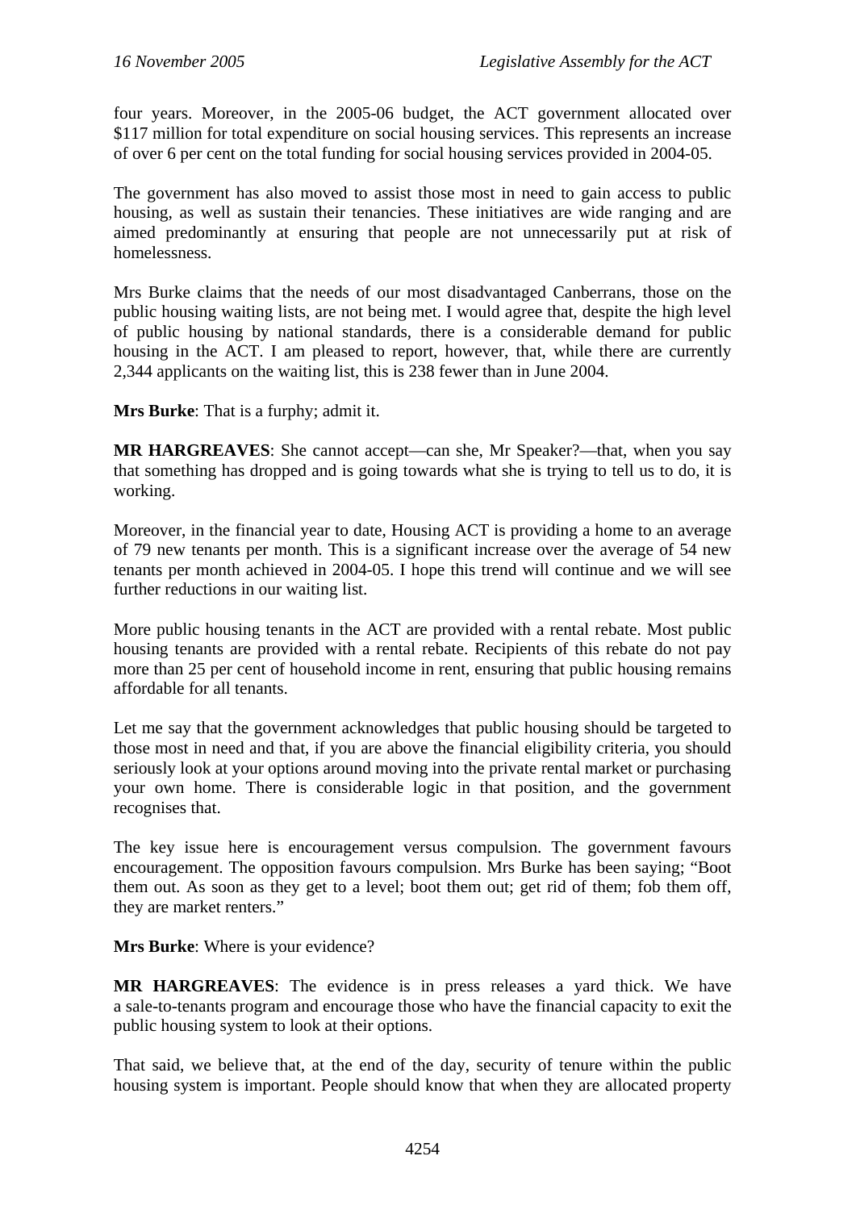four years. Moreover, in the 2005-06 budget, the ACT government allocated over $117 million for total expenditure on social housing services. This represents an increase of over 6 per cent on the total funding for social housing services provided in 2004-05.

The government has also moved to assist those most in need to gain access to public housing, as well as sustain their tenancies. These initiatives are wide ranging and are aimed predominantly at ensuring that people are not unnecessarily put at risk of homelessness.

Mrs Burke claims that the needs of our most disadvantaged Canberrans, those on the public housing waiting lists, are not being met. I would agree that, despite the high level of public housing by national standards, there is a considerable demand for public housing in the ACT. I am pleased to report, however, that, while there are currently 2,344 applicants on the waiting list, this is 238 fewer than in June 2004.

**Mrs Burke**: That is a furphy; admit it.

**MR HARGREAVES**: She cannot accept—can she, Mr Speaker?—that, when you say that something has dropped and is going towards what she is trying to tell us to do, it is working.

Moreover, in the financial year to date, Housing ACT is providing a home to an average of 79 new tenants per month. This is a significant increase over the average of 54 new tenants per month achieved in 2004-05. I hope this trend will continue and we will see further reductions in our waiting list.

More public housing tenants in the ACT are provided with a rental rebate. Most public housing tenants are provided with a rental rebate. Recipients of this rebate do not pay more than 25 per cent of household income in rent, ensuring that public housing remains affordable for all tenants.

Let me say that the government acknowledges that public housing should be targeted to those most in need and that, if you are above the financial eligibility criteria, you should seriously look at your options around moving into the private rental market or purchasing your own home. There is considerable logic in that position, and the government recognises that.

The key issue here is encouragement versus compulsion. The government favours encouragement. The opposition favours compulsion. Mrs Burke has been saying; "Boot them out. As soon as they get to a level; boot them out; get rid of them; fob them off, they are market renters."

**Mrs Burke**: Where is your evidence?

**MR HARGREAVES**: The evidence is in press releases a yard thick. We have a sale-to-tenants program and encourage those who have the financial capacity to exit the public housing system to look at their options.

That said, we believe that, at the end of the day, security of tenure within the public housing system is important. People should know that when they are allocated property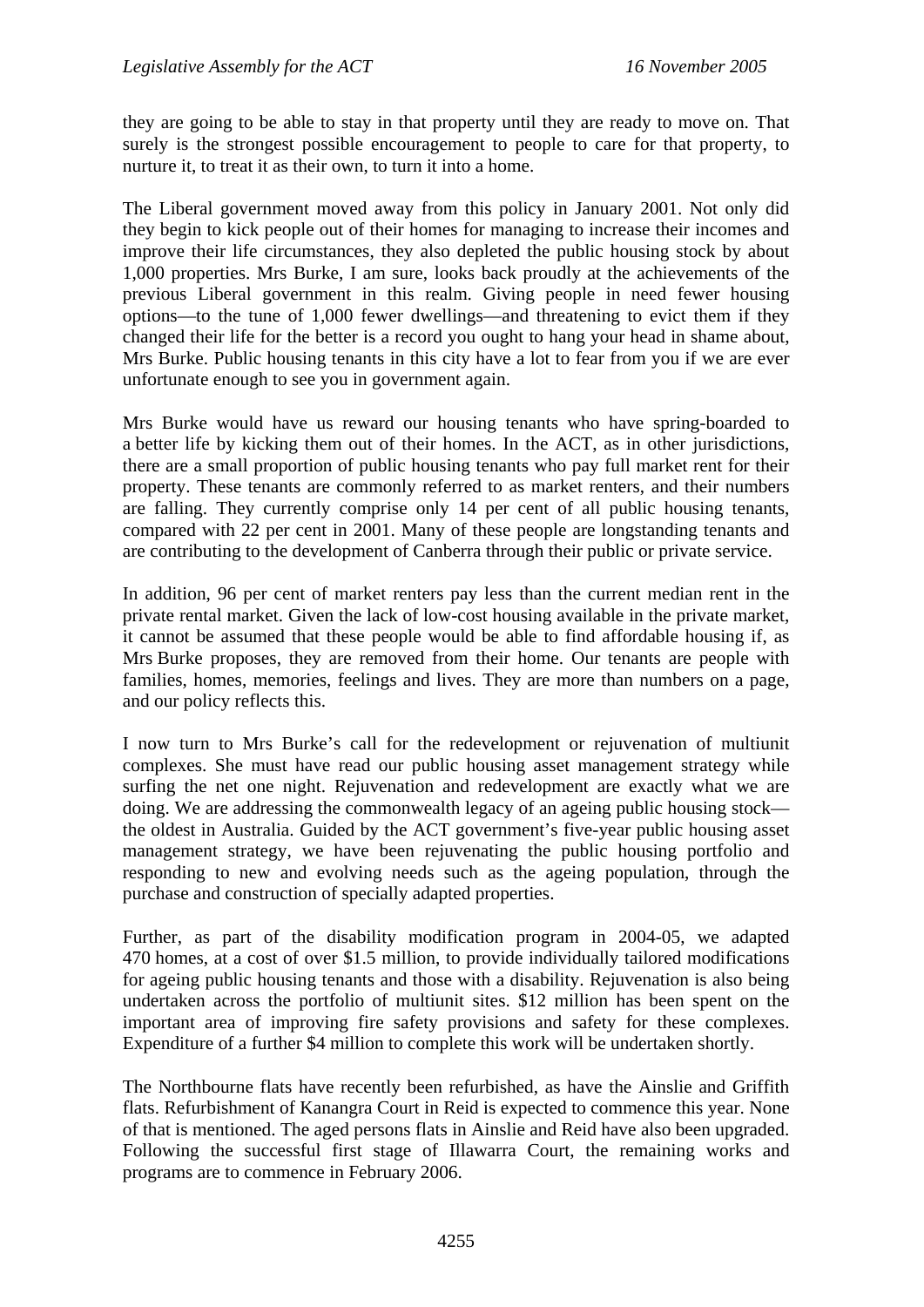they are going to be able to stay in that property until they are ready to move on. That surely is the strongest possible encouragement to people to care for that property, to nurture it, to treat it as their own, to turn it into a home.

The Liberal government moved away from this policy in January 2001. Not only did they begin to kick people out of their homes for managing to increase their incomes and improve their life circumstances, they also depleted the public housing stock by about 1,000 properties. Mrs Burke, I am sure, looks back proudly at the achievements of the previous Liberal government in this realm. Giving people in need fewer housing options—to the tune of 1,000 fewer dwellings—and threatening to evict them if they changed their life for the better is a record you ought to hang your head in shame about, Mrs Burke. Public housing tenants in this city have a lot to fear from you if we are ever unfortunate enough to see you in government again.

Mrs Burke would have us reward our housing tenants who have spring-boarded to a better life by kicking them out of their homes. In the ACT, as in other jurisdictions, there are a small proportion of public housing tenants who pay full market rent for their property. These tenants are commonly referred to as market renters, and their numbers are falling. They currently comprise only 14 per cent of all public housing tenants, compared with 22 per cent in 2001. Many of these people are longstanding tenants and are contributing to the development of Canberra through their public or private service.

In addition, 96 per cent of market renters pay less than the current median rent in the private rental market. Given the lack of low-cost housing available in the private market, it cannot be assumed that these people would be able to find affordable housing if, as Mrs Burke proposes, they are removed from their home. Our tenants are people with families, homes, memories, feelings and lives. They are more than numbers on a page, and our policy reflects this.

I now turn to Mrs Burke's call for the redevelopment or rejuvenation of multiunit complexes. She must have read our public housing asset management strategy while surfing the net one night. Rejuvenation and redevelopment are exactly what we are doing. We are addressing the commonwealth legacy of an ageing public housing stock—the oldest in Australia. Guided by the ACT government's five-year public housing asset management strategy, we have been rejuvenating the public housing portfolio and responding to new and evolving needs such as the ageing population, through the purchase and construction of specially adapted properties.

Further, as part of the disability modification program in 2004-05, we adapted 470 homes, at a cost of over $1.5 million, to provide individually tailored modifications for ageing public housing tenants and those with a disability. Rejuvenation is also being undertaken across the portfolio of multiunit sites. $12 million has been spent on the important area of improving fire safety provisions and safety for these complexes. Expenditure of a further $4 million to complete this work will be undertaken shortly.

The Northbourne flats have recently been refurbished, as have the Ainslie and Griffith flats. Refurbishment of Kanangra Court in Reid is expected to commence this year. None of that is mentioned. The aged persons flats in Ainslie and Reid have also been upgraded. Following the successful first stage of Illawarra Court, the remaining works and programs are to commence in February 2006.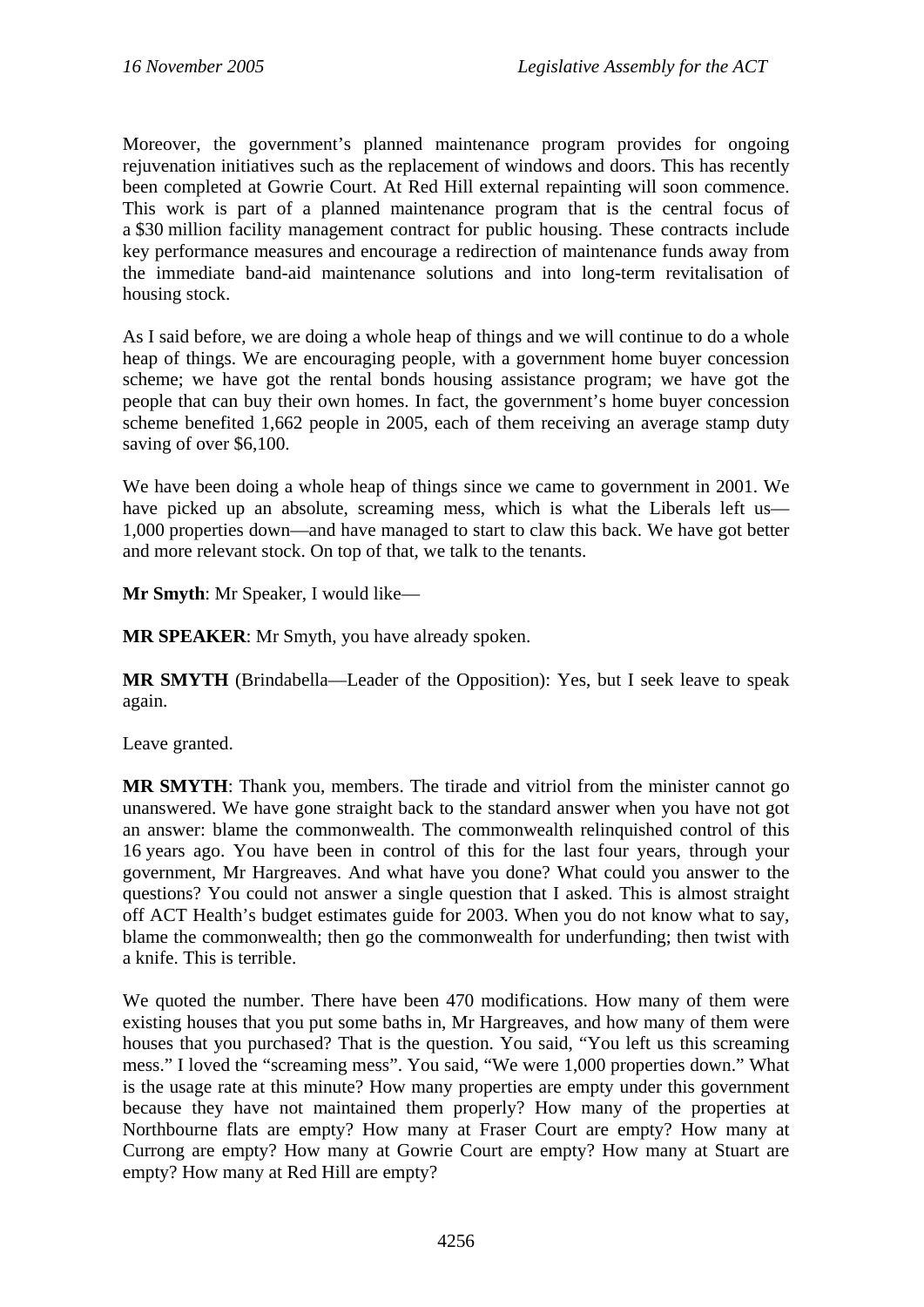Moreover, the government's planned maintenance program provides for ongoing rejuvenation initiatives such as the replacement of windows and doors. This has recently been completed at Gowrie Court. At Red Hill external repainting will soon commence. This work is part of a planned maintenance program that is the central focus of a $30 million facility management contract for public housing. These contracts include key performance measures and encourage a redirection of maintenance funds away from the immediate band-aid maintenance solutions and into long-term revitalisation of housing stock.

As I said before, we are doing a whole heap of things and we will continue to do a whole heap of things. We are encouraging people, with a government home buyer concession scheme; we have got the rental bonds housing assistance program; we have got the people that can buy their own homes. In fact, the government's home buyer concession scheme benefited 1,662 people in 2005, each of them receiving an average stamp duty saving of over $6,100.

We have been doing a whole heap of things since we came to government in 2001. We have picked up an absolute, screaming mess, which is what the Liberals left us—1,000 properties down—and have managed to start to claw this back. We have got better and more relevant stock. On top of that, we talk to the tenants.

**Mr Smyth**: Mr Speaker, I would like—

**MR SPEAKER**: Mr Smyth, you have already spoken.

**MR SMYTH** (Brindabella—Leader of the Opposition): Yes, but I seek leave to speak again.

Leave granted.

**MR SMYTH**: Thank you, members. The tirade and vitriol from the minister cannot go unanswered. We have gone straight back to the standard answer when you have not got an answer: blame the commonwealth. The commonwealth relinquished control of this 16 years ago. You have been in control of this for the last four years, through your government, Mr Hargreaves. And what have you done? What could you answer to the questions? You could not answer a single question that I asked. This is almost straight off ACT Health's budget estimates guide for 2003. When you do not know what to say, blame the commonwealth; then go the commonwealth for underfunding; then twist with a knife. This is terrible.

We quoted the number. There have been 470 modifications. How many of them were existing houses that you put some baths in, Mr Hargreaves, and how many of them were houses that you purchased? That is the question. You said, "You left us this screaming mess." I loved the "screaming mess". You said, "We were 1,000 properties down." What is the usage rate at this minute? How many properties are empty under this government because they have not maintained them properly? How many of the properties at Northbourne flats are empty? How many at Fraser Court are empty? How many at Currong are empty? How many at Gowrie Court are empty? How many at Stuart are empty? How many at Red Hill are empty?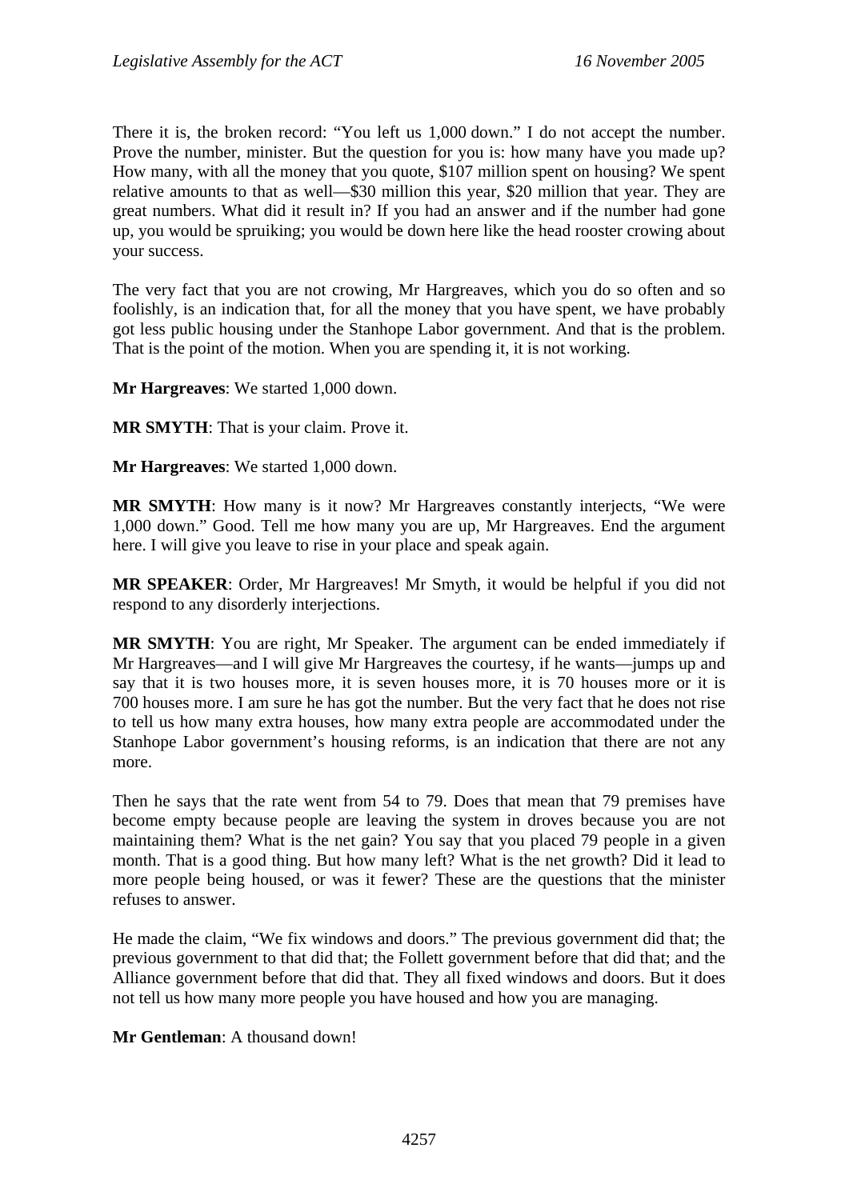There it is, the broken record: "You left us 1,000 down." I do not accept the number. Prove the number, minister. But the question for you is: how many have you made up? How many, with all the money that you quote, $107 million spent on housing? We spent relative amounts to that as well—$30 million this year, $20 million that year. They are great numbers. What did it result in? If you had an answer and if the number had gone up, you would be spruiking; you would be down here like the head rooster crowing about your success.

The very fact that you are not crowing, Mr Hargreaves, which you do so often and so foolishly, is an indication that, for all the money that you have spent, we have probably got less public housing under the Stanhope Labor government. And that is the problem. That is the point of the motion. When you are spending it, it is not working.

**Mr Hargreaves**: We started 1,000 down.

**MR SMYTH**: That is your claim. Prove it.

**Mr Hargreaves**: We started 1,000 down.

**MR SMYTH**: How many is it now? Mr Hargreaves constantly interjects, "We were 1,000 down." Good. Tell me how many you are up, Mr Hargreaves. End the argument here. I will give you leave to rise in your place and speak again.

**MR SPEAKER**: Order, Mr Hargreaves! Mr Smyth, it would be helpful if you did not respond to any disorderly interjections.

**MR SMYTH**: You are right, Mr Speaker. The argument can be ended immediately if Mr Hargreaves—and I will give Mr Hargreaves the courtesy, if he wants—jumps up and say that it is two houses more, it is seven houses more, it is 70 houses more or it is 700 houses more. I am sure he has got the number. But the very fact that he does not rise to tell us how many extra houses, how many extra people are accommodated under the Stanhope Labor government's housing reforms, is an indication that there are not any more.

Then he says that the rate went from 54 to 79. Does that mean that 79 premises have become empty because people are leaving the system in droves because you are not maintaining them? What is the net gain? You say that you placed 79 people in a given month. That is a good thing. But how many left? What is the net growth? Did it lead to more people being housed, or was it fewer? These are the questions that the minister refuses to answer.

He made the claim, "We fix windows and doors." The previous government did that; the previous government to that did that; the Follett government before that did that; and the Alliance government before that did that. They all fixed windows and doors. But it does not tell us how many more people you have housed and how you are managing.

**Mr Gentleman**: A thousand down!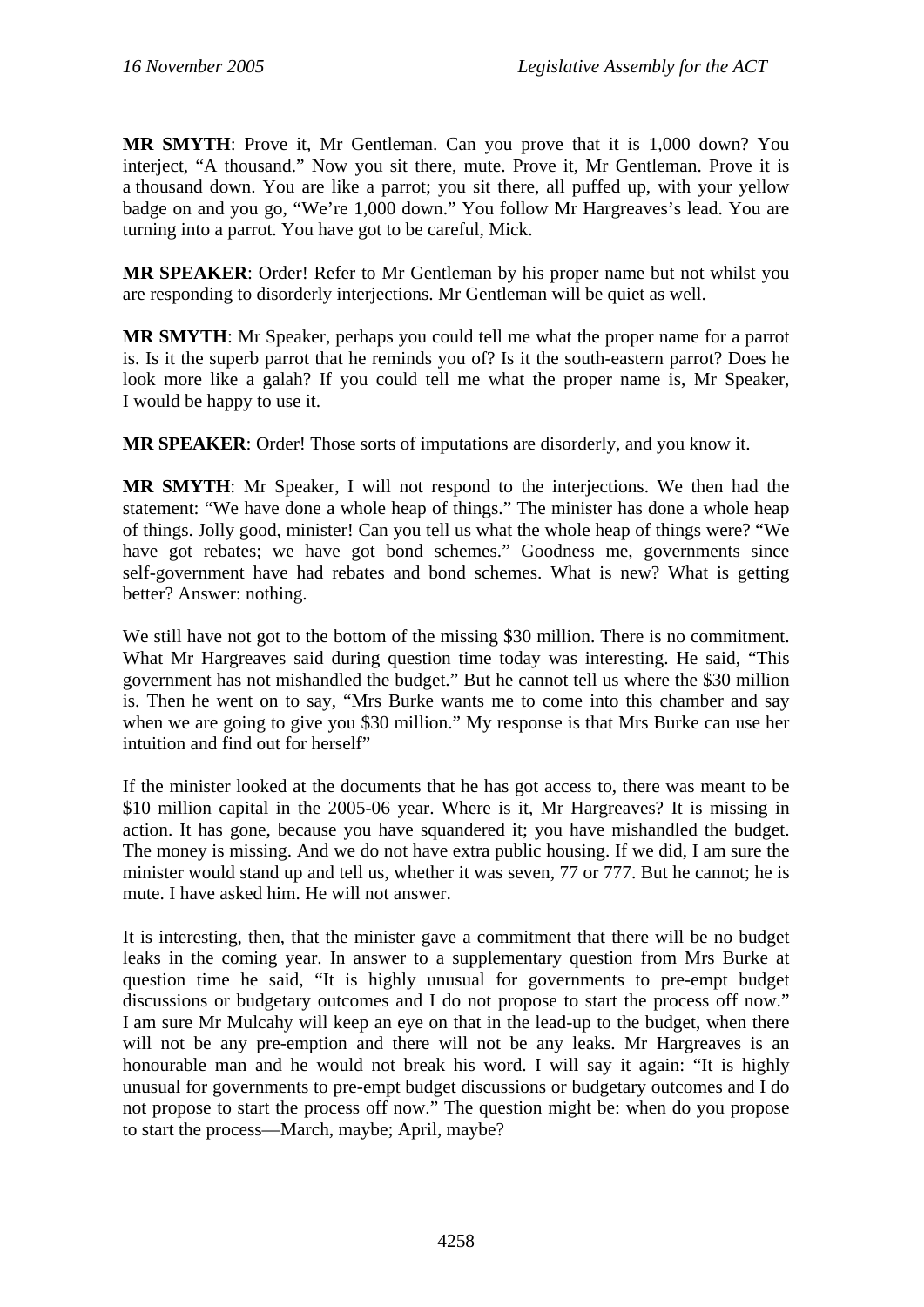**MR SMYTH**: Prove it, Mr Gentleman. Can you prove that it is 1,000 down? You interject, "A thousand." Now you sit there, mute. Prove it, Mr Gentleman. Prove it is a thousand down. You are like a parrot; you sit there, all puffed up, with your yellow badge on and you go, "We're 1,000 down." You follow Mr Hargreaves's lead. You are turning into a parrot. You have got to be careful, Mick.

**MR SPEAKER**: Order! Refer to Mr Gentleman by his proper name but not whilst you are responding to disorderly interjections. Mr Gentleman will be quiet as well.

**MR SMYTH**: Mr Speaker, perhaps you could tell me what the proper name for a parrot is. Is it the superb parrot that he reminds you of? Is it the south-eastern parrot? Does he look more like a galah? If you could tell me what the proper name is, Mr Speaker, I would be happy to use it.

**MR SPEAKER**: Order! Those sorts of imputations are disorderly, and you know it.

**MR SMYTH**: Mr Speaker, I will not respond to the interjections. We then had the statement: "We have done a whole heap of things." The minister has done a whole heap of things. Jolly good, minister! Can you tell us what the whole heap of things were? "We have got rebates; we have got bond schemes." Goodness me, governments since self-government have had rebates and bond schemes. What is new? What is getting better? Answer: nothing.

We still have not got to the bottom of the missing $30 million. There is no commitment. What Mr Hargreaves said during question time today was interesting. He said, "This government has not mishandled the budget." But he cannot tell us where the $30 million is. Then he went on to say, "Mrs Burke wants me to come into this chamber and say when we are going to give you $30 million." My response is that Mrs Burke can use her intuition and find out for herself"

If the minister looked at the documents that he has got access to, there was meant to be $10 million capital in the 2005-06 year. Where is it, Mr Hargreaves? It is missing in action. It has gone, because you have squandered it; you have mishandled the budget. The money is missing. And we do not have extra public housing. If we did, I am sure the minister would stand up and tell us, whether it was seven, 77 or 777. But he cannot; he is mute. I have asked him. He will not answer.

It is interesting, then, that the minister gave a commitment that there will be no budget leaks in the coming year. In answer to a supplementary question from Mrs Burke at question time he said, "It is highly unusual for governments to pre-empt budget discussions or budgetary outcomes and I do not propose to start the process off now." I am sure Mr Mulcahy will keep an eye on that in the lead-up to the budget, when there will not be any pre-emption and there will not be any leaks. Mr Hargreaves is an honourable man and he would not break his word. I will say it again: "It is highly unusual for governments to pre-empt budget discussions or budgetary outcomes and I do not propose to start the process off now." The question might be: when do you propose to start the process—March, maybe; April, maybe?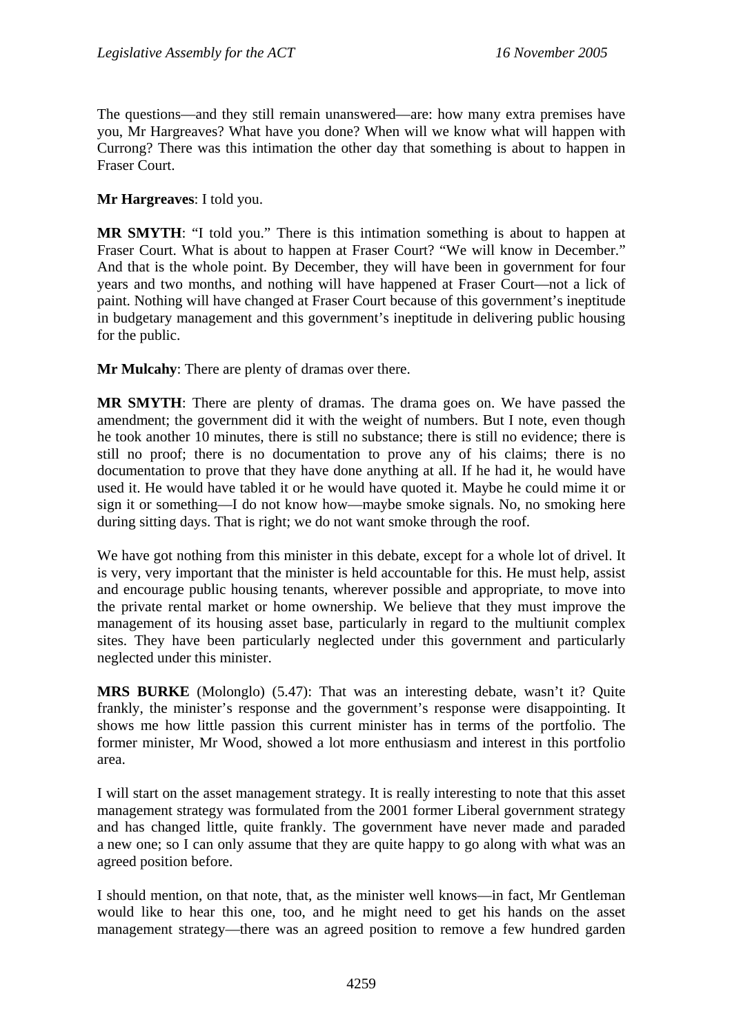The questions—and they still remain unanswered—are: how many extra premises have you, Mr Hargreaves? What have you done? When will we know what will happen with Currong? There was this intimation the other day that something is about to happen in Fraser Court.

**Mr Hargreaves**: I told you.

**MR SMYTH**: "I told you." There is this intimation something is about to happen at Fraser Court. What is about to happen at Fraser Court? "We will know in December." And that is the whole point. By December, they will have been in government for four years and two months, and nothing will have happened at Fraser Court—not a lick of paint. Nothing will have changed at Fraser Court because of this government's ineptitude in budgetary management and this government's ineptitude in delivering public housing for the public.

**Mr Mulcahy**: There are plenty of dramas over there.

**MR SMYTH**: There are plenty of dramas. The drama goes on. We have passed the amendment; the government did it with the weight of numbers. But I note, even though he took another 10 minutes, there is still no substance; there is still no evidence; there is still no proof; there is no documentation to prove any of his claims; there is no documentation to prove that they have done anything at all. If he had it, he would have used it. He would have tabled it or he would have quoted it. Maybe he could mime it or sign it or something—I do not know how—maybe smoke signals. No, no smoking here during sitting days. That is right; we do not want smoke through the roof.

We have got nothing from this minister in this debate, except for a whole lot of drivel. It is very, very important that the minister is held accountable for this. He must help, assist and encourage public housing tenants, wherever possible and appropriate, to move into the private rental market or home ownership. We believe that they must improve the management of its housing asset base, particularly in regard to the multiunit complex sites. They have been particularly neglected under this government and particularly neglected under this minister.

**MRS BURKE** (Molonglo) (5.47): That was an interesting debate, wasn't it? Quite frankly, the minister's response and the government's response were disappointing. It shows me how little passion this current minister has in terms of the portfolio. The former minister, Mr Wood, showed a lot more enthusiasm and interest in this portfolio area.

I will start on the asset management strategy. It is really interesting to note that this asset management strategy was formulated from the 2001 former Liberal government strategy and has changed little, quite frankly. The government have never made and paraded a new one; so I can only assume that they are quite happy to go along with what was an agreed position before.

I should mention, on that note, that, as the minister well knows—in fact, Mr Gentleman would like to hear this one, too, and he might need to get his hands on the asset management strategy—there was an agreed position to remove a few hundred garden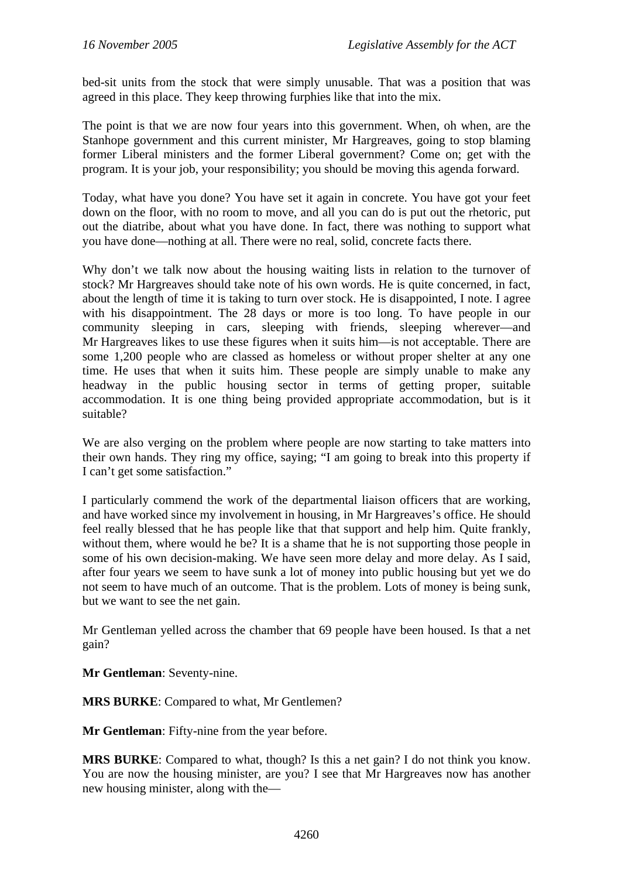bed-sit units from the stock that were simply unusable. That was a position that was agreed in this place. They keep throwing furphies like that into the mix.

The point is that we are now four years into this government. When, oh when, are the Stanhope government and this current minister, Mr Hargreaves, going to stop blaming former Liberal ministers and the former Liberal government? Come on; get with the program. It is your job, your responsibility; you should be moving this agenda forward.

Today, what have you done? You have set it again in concrete. You have got your feet down on the floor, with no room to move, and all you can do is put out the rhetoric, put out the diatribe, about what you have done. In fact, there was nothing to support what you have done—nothing at all. There were no real, solid, concrete facts there.

Why don't we talk now about the housing waiting lists in relation to the turnover of stock? Mr Hargreaves should take note of his own words. He is quite concerned, in fact, about the length of time it is taking to turn over stock. He is disappointed, I note. I agree with his disappointment. The 28 days or more is too long. To have people in our community sleeping in cars, sleeping with friends, sleeping wherever—and Mr Hargreaves likes to use these figures when it suits him—is not acceptable. There are some 1,200 people who are classed as homeless or without proper shelter at any one time. He uses that when it suits him. These people are simply unable to make any headway in the public housing sector in terms of getting proper, suitable accommodation. It is one thing being provided appropriate accommodation, but is it suitable?

We are also verging on the problem where people are now starting to take matters into their own hands. They ring my office, saying; "I am going to break into this property if I can't get some satisfaction."

I particularly commend the work of the departmental liaison officers that are working, and have worked since my involvement in housing, in Mr Hargreaves's office. He should feel really blessed that he has people like that that support and help him. Quite frankly, without them, where would he be? It is a shame that he is not supporting those people in some of his own decision-making. We have seen more delay and more delay. As I said, after four years we seem to have sunk a lot of money into public housing but yet we do not seem to have much of an outcome. That is the problem. Lots of money is being sunk, but we want to see the net gain.

Mr Gentleman yelled across the chamber that 69 people have been housed. Is that a net gain?

**Mr Gentleman**: Seventy-nine.

**MRS BURKE**: Compared to what, Mr Gentlemen?

**Mr Gentleman**: Fifty-nine from the year before.

**MRS BURKE**: Compared to what, though? Is this a net gain? I do not think you know. You are now the housing minister, are you? I see that Mr Hargreaves now has another new housing minister, along with the—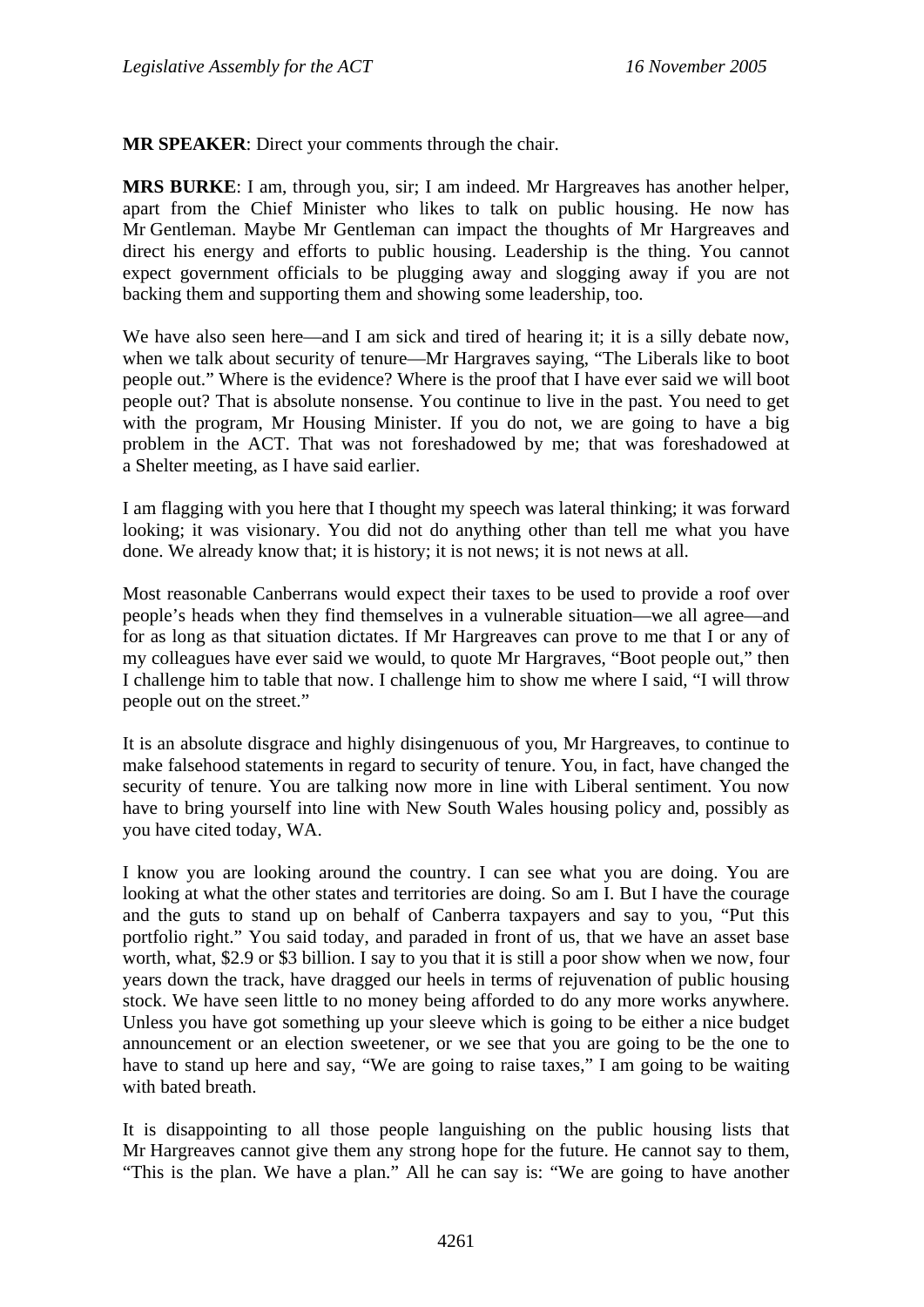**MR SPEAKER**: Direct your comments through the chair.

**MRS BURKE**: I am, through you, sir; I am indeed. Mr Hargreaves has another helper, apart from the Chief Minister who likes to talk on public housing. He now has Mr Gentleman. Maybe Mr Gentleman can impact the thoughts of Mr Hargreaves and direct his energy and efforts to public housing. Leadership is the thing. You cannot expect government officials to be plugging away and slogging away if you are not backing them and supporting them and showing some leadership, too.

We have also seen here—and I am sick and tired of hearing it; it is a silly debate now, when we talk about security of tenure—Mr Hargraves saying, "The Liberals like to boot people out." Where is the evidence? Where is the proof that I have ever said we will boot people out? That is absolute nonsense. You continue to live in the past. You need to get with the program, Mr Housing Minister. If you do not, we are going to have a big problem in the ACT. That was not foreshadowed by me; that was foreshadowed at a Shelter meeting, as I have said earlier.

I am flagging with you here that I thought my speech was lateral thinking; it was forward looking; it was visionary. You did not do anything other than tell me what you have done. We already know that; it is history; it is not news; it is not news at all.

Most reasonable Canberrans would expect their taxes to be used to provide a roof over people's heads when they find themselves in a vulnerable situation—we all agree—and for as long as that situation dictates. If Mr Hargreaves can prove to me that I or any of my colleagues have ever said we would, to quote Mr Hargreaves, "Boot people out," then I challenge him to table that now. I challenge him to show me where I said, "I will throw people out on the street."

It is an absolute disgrace and highly disingenuous of you, Mr Hargreaves, to continue to make falsehood statements in regard to security of tenure. You, in fact, have changed the security of tenure. You are talking now more in line with Liberal sentiment. You now have to bring yourself into line with New South Wales housing policy and, possibly as you have cited today, WA.

I know you are looking around the country. I can see what you are doing. You are looking at what the other states and territories are doing. So am I. But I have the courage and the guts to stand up on behalf of Canberra taxpayers and say to you, "Put this portfolio right." You said today, and paraded in front of us, that we have an asset base worth, what, $2.9 or $3 billion. I say to you that it is still a poor show when we now, four years down the track, have dragged our heels in terms of rejuvenation of public housing stock. We have seen little to no money being afforded to do any more works anywhere. Unless you have got something up your sleeve which is going to be either a nice budget announcement or an election sweetener, or we see that you are going to be the one to have to stand up here and say, "We are going to raise taxes," I am going to be waiting with bated breath.

It is disappointing to all those people languishing on the public housing lists that Mr Hargreaves cannot give them any strong hope for the future. He cannot say to them, "This is the plan. We have a plan." All he can say is: "We are going to have another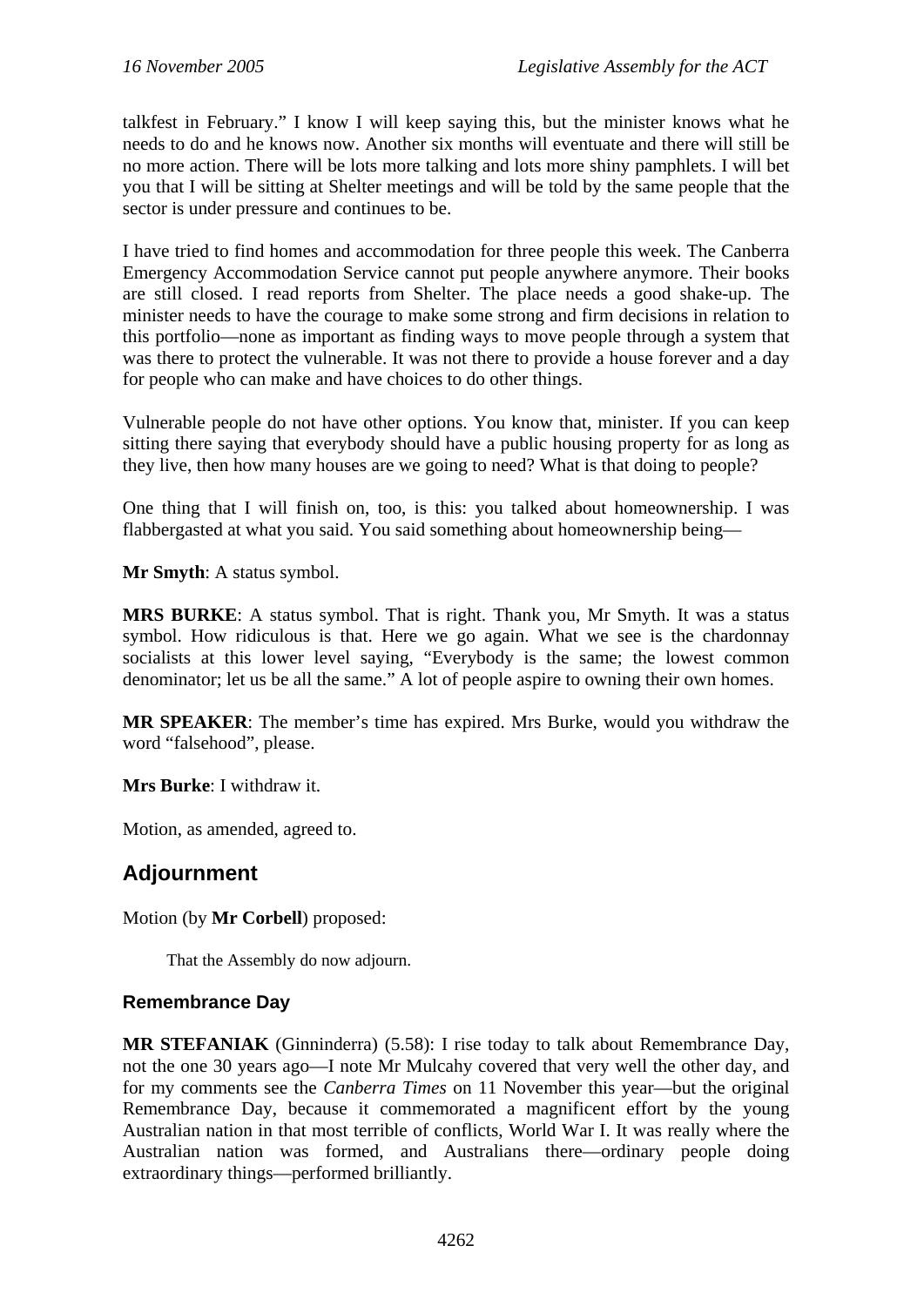talkfest in February." I know I will keep saying this, but the minister knows what he needs to do and he knows now. Another six months will eventuate and there will still be no more action. There will be lots more talking and lots more shiny pamphlets. I will bet you that I will be sitting at Shelter meetings and will be told by the same people that the sector is under pressure and continues to be.

I have tried to find homes and accommodation for three people this week. The Canberra Emergency Accommodation Service cannot put people anywhere anymore. Their books are still closed. I read reports from Shelter. The place needs a good shake-up. The minister needs to have the courage to make some strong and firm decisions in relation to this portfolio—none as important as finding ways to move people through a system that was there to protect the vulnerable. It was not there to provide a house forever and a day for people who can make and have choices to do other things.

Vulnerable people do not have other options. You know that, minister. If you can keep sitting there saying that everybody should have a public housing property for as long as they live, then how many houses are we going to need? What is that doing to people?

One thing that I will finish on, too, is this: you talked about homeownership. I was flabbergasted at what you said. You said something about homeownership being—

**Mr Smyth**: A status symbol.

**MRS BURKE**: A status symbol. That is right. Thank you, Mr Smyth. It was a status symbol. How ridiculous is that. Here we go again. What we see is the chardonnay socialists at this lower level saying, "Everybody is the same; the lowest common denominator; let us be all the same." A lot of people aspire to owning their own homes.

**MR SPEAKER**: The member's time has expired. Mrs Burke, would you withdraw the word "falsehood", please.

**Mrs Burke**: I withdraw it.

Motion, as amended, agreed to.

## Adjournment

Motion (by **Mr Corbell**) proposed:

> That the Assembly do now adjourn.

### Remembrance Day

**MR STEFANIAK** (Ginninderra) (5.58): I rise today to talk about Remembrance Day, not the one 30 years ago—I note Mr Mulcahy covered that very well the other day, and for my comments see the *Canberra Times* on 11 November this year—but the original Remembrance Day, because it commemorated a magnificent effort by the young Australian nation in that most terrible of conflicts, World War I. It was really where the Australian nation was formed, and Australians there—ordinary people doing extraordinary things—performed brilliantly.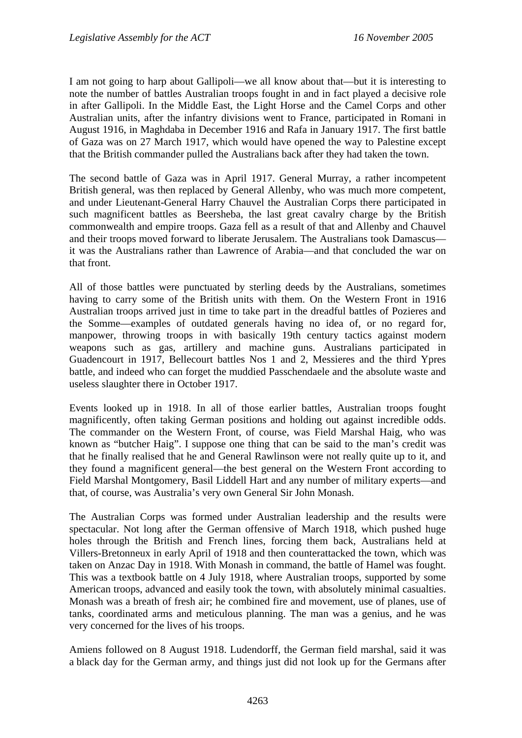I am not going to harp about Gallipoli—we all know about that—but it is interesting to note the number of battles Australian troops fought in and in fact played a decisive role in after Gallipoli. In the Middle East, the Light Horse and the Camel Corps and other Australian units, after the infantry divisions went to France, participated in Romani in August 1916, in Maghdaba in December 1916 and Rafa in January 1917. The first battle of Gaza was on 27 March 1917, which would have opened the way to Palestine except that the British commander pulled the Australians back after they had taken the town.

The second battle of Gaza was in April 1917. General Murray, a rather incompetent British general, was then replaced by General Allenby, who was much more competent, and under Lieutenant-General Harry Chauvel the Australian Corps there participated in such magnificent battles as Beersheba, the last great cavalry charge by the British commonwealth and empire troops. Gaza fell as a result of that and Allenby and Chauvel and their troops moved forward to liberate Jerusalem. The Australians took Damascus—it was the Australians rather than Lawrence of Arabia—and that concluded the war on that front.

All of those battles were punctuated by sterling deeds by the Australians, sometimes having to carry some of the British units with them. On the Western Front in 1916 Australian troops arrived just in time to take part in the dreadful battles of Pozieres and the Somme—examples of outdated generals having no idea of, or no regard for, manpower, throwing troops in with basically 19th century tactics against modern weapons such as gas, artillery and machine guns. Australians participated in Guadencourt in 1917, Bellecourt battles Nos 1 and 2, Messieres and the third Ypres battle, and indeed who can forget the muddied Passchendaele and the absolute waste and useless slaughter there in October 1917.

Events looked up in 1918. In all of those earlier battles, Australian troops fought magnificently, often taking German positions and holding out against incredible odds. The commander on the Western Front, of course, was Field Marshal Haig, who was known as "butcher Haig". I suppose one thing that can be said to the man's credit was that he finally realised that he and General Rawlinson were not really quite up to it, and they found a magnificent general—the best general on the Western Front according to Field Marshal Montgomery, Basil Liddell Hart and any number of military experts—and that, of course, was Australia's very own General Sir John Monash.

The Australian Corps was formed under Australian leadership and the results were spectacular. Not long after the German offensive of March 1918, which pushed huge holes through the British and French lines, forcing them back, Australians held at Villers-Bretonneux in early April of 1918 and then counterattacked the town, which was taken on Anzac Day in 1918. With Monash in command, the battle of Hamel was fought. This was a textbook battle on 4 July 1918, where Australian troops, supported by some American troops, advanced and easily took the town, with absolutely minimal casualties. Monash was a breath of fresh air; he combined fire and movement, use of planes, use of tanks, coordinated arms and meticulous planning. The man was a genius, and he was very concerned for the lives of his troops.

Amiens followed on 8 August 1918. Ludendorff, the German field marshal, said it was a black day for the German army, and things just did not look up for the Germans after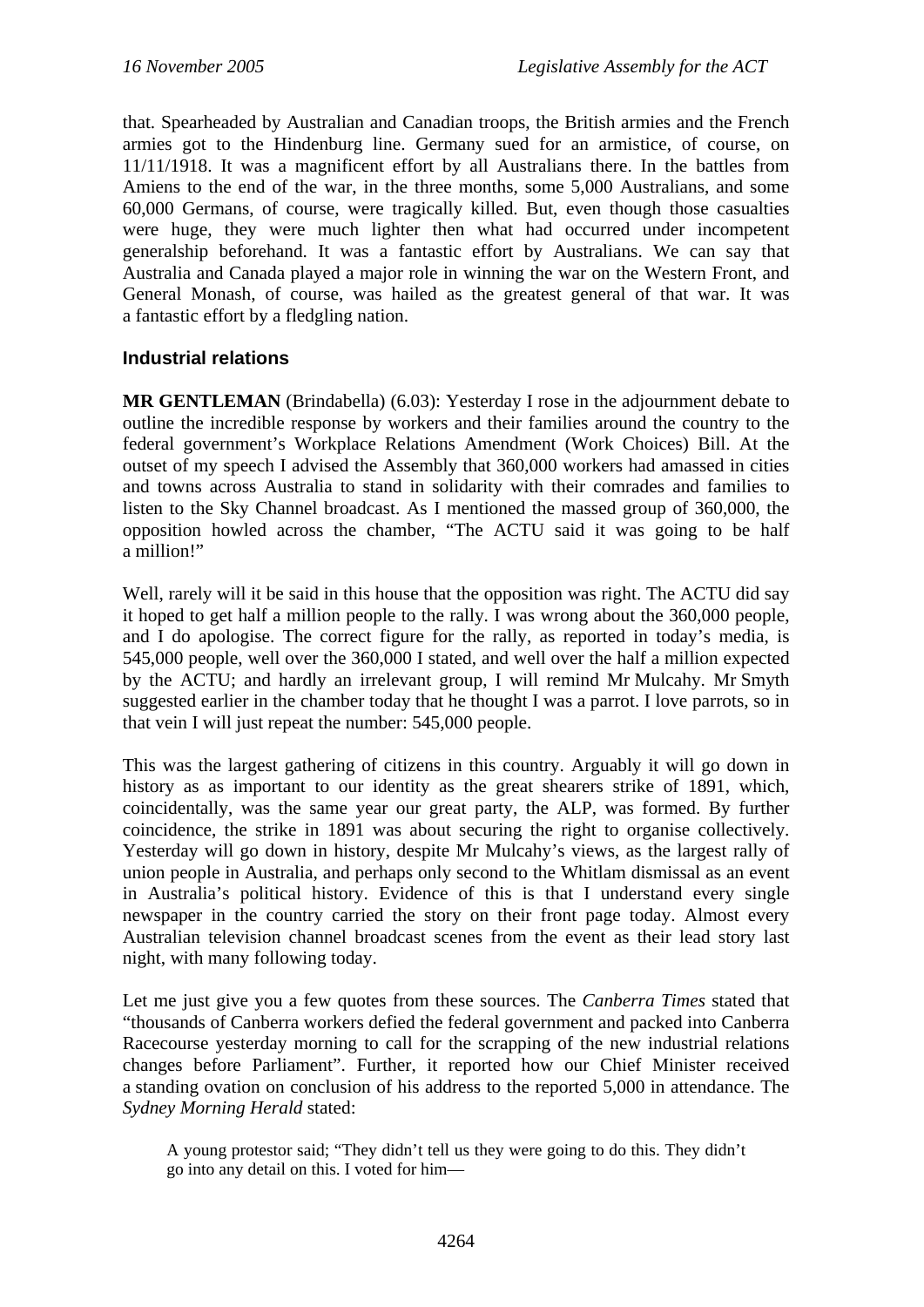that. Spearheaded by Australian and Canadian troops, the British armies and the French armies got to the Hindenburg line. Germany sued for an armistice, of course, on 11/11/1918. It was a magnificent effort by all Australians there. In the battles from Amiens to the end of the war, in the three months, some 5,000 Australians, and some 60,000 Germans, of course, were tragically killed. But, even though those casualties were huge, they were much lighter then what had occurred under incompetent generalship beforehand. It was a fantastic effort by Australians. We can say that Australia and Canada played a major role in winning the war on the Western Front, and General Monash, of course, was hailed as the greatest general of that war. It was a fantastic effort by a fledgling nation.

## Industrial relations

**MR GENTLEMAN** (Brindabella) (6.03): Yesterday I rose in the adjournment debate to outline the incredible response by workers and their families around the country to the federal government's Workplace Relations Amendment (Work Choices) Bill. At the outset of my speech I advised the Assembly that 360,000 workers had amassed in cities and towns across Australia to stand in solidarity with their comrades and families to listen to the Sky Channel broadcast. As I mentioned the massed group of 360,000, the opposition howled across the chamber, "The ACTU said it was going to be half a million!"

Well, rarely will it be said in this house that the opposition was right. The ACTU did say it hoped to get half a million people to the rally. I was wrong about the 360,000 people, and I do apologise. The correct figure for the rally, as reported in today's media, is 545,000 people, well over the 360,000 I stated, and well over the half a million expected by the ACTU; and hardly an irrelevant group, I will remind Mr Mulcahy. Mr Smyth suggested earlier in the chamber today that he thought I was a parrot. I love parrots, so in that vein I will just repeat the number: 545,000 people.

This was the largest gathering of citizens in this country. Arguably it will go down in history as as important to our identity as the great shearers strike of 1891, which, coincidentally, was the same year our great party, the ALP, was formed. By further coincidence, the strike in 1891 was about securing the right to organise collectively. Yesterday will go down in history, despite Mr Mulcahy's views, as the largest rally of union people in Australia, and perhaps only second to the Whitlam dismissal as an event in Australia's political history. Evidence of this is that I understand every single newspaper in the country carried the story on their front page today. Almost every Australian television channel broadcast scenes from the event as their lead story last night, with many following today.

Let me just give you a few quotes from these sources. The *Canberra Times* stated that "thousands of Canberra workers defied the federal government and packed into Canberra Racecourse yesterday morning to call for the scrapping of the new industrial relations changes before Parliament". Further, it reported how our Chief Minister received a standing ovation on conclusion of his address to the reported 5,000 in attendance. The *Sydney Morning Herald* stated:

> A young protestor said; "They didn't tell us they were going to do this. They didn't go into any detail on this. I voted for him—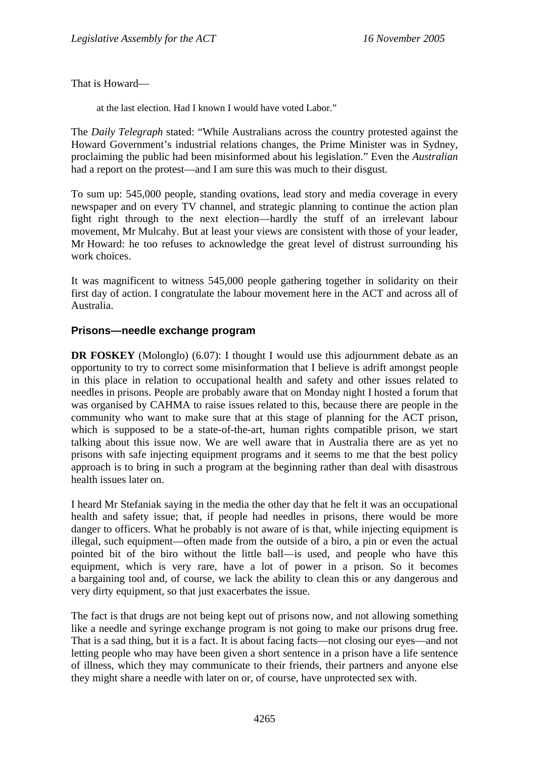That is Howard—

> at the last election. Had I known I would have voted Labor."

The *Daily Telegraph* stated: "While Australians across the country protested against the Howard Government's industrial relations changes, the Prime Minister was in Sydney, proclaiming the public had been misinformed about his legislation." Even the *Australian* had a report on the protest—and I am sure this was much to their disgust.

To sum up: 545,000 people, standing ovations, lead story and media coverage in every newspaper and on every TV channel, and strategic planning to continue the action plan fight right through to the next election—hardly the stuff of an irrelevant labour movement, Mr Mulcahy. But at least your views are consistent with those of your leader, Mr Howard: he too refuses to acknowledge the great level of distrust surrounding his work choices.

It was magnificent to witness 545,000 people gathering together in solidarity on their first day of action. I congratulate the labour movement here in the ACT and across all of Australia.

## Prisons—needle exchange program

**DR FOSKEY** (Molonglo) (6.07): I thought I would use this adjournment debate as an opportunity to try to correct some misinformation that I believe is adrift amongst people in this place in relation to occupational health and safety and other issues related to needles in prisons. People are probably aware that on Monday night I hosted a forum that was organised by CAHMA to raise issues related to this, because there are people in the community who want to make sure that at this stage of planning for the ACT prison, which is supposed to be a state-of-the-art, human rights compatible prison, we start talking about this issue now. We are well aware that in Australia there are as yet no prisons with safe injecting equipment programs and it seems to me that the best policy approach is to bring in such a program at the beginning rather than deal with disastrous health issues later on.

I heard Mr Stefaniak saying in the media the other day that he felt it was an occupational health and safety issue; that, if people had needles in prisons, there would be more danger to officers. What he probably is not aware of is that, while injecting equipment is illegal, such equipment—often made from the outside of a biro, a pin or even the actual pointed bit of the biro without the little ball—is used, and people who have this equipment, which is very rare, have a lot of power in a prison. So it becomes a bargaining tool and, of course, we lack the ability to clean this or any dangerous and very dirty equipment, so that just exacerbates the issue.

The fact is that drugs are not being kept out of prisons now, and not allowing something like a needle and syringe exchange program is not going to make our prisons drug free. That is a sad thing, but it is a fact. It is about facing facts—not closing our eyes—and not letting people who may have been given a short sentence in a prison have a life sentence of illness, which they may communicate to their friends, their partners and anyone else they might share a needle with later on or, of course, have unprotected sex with.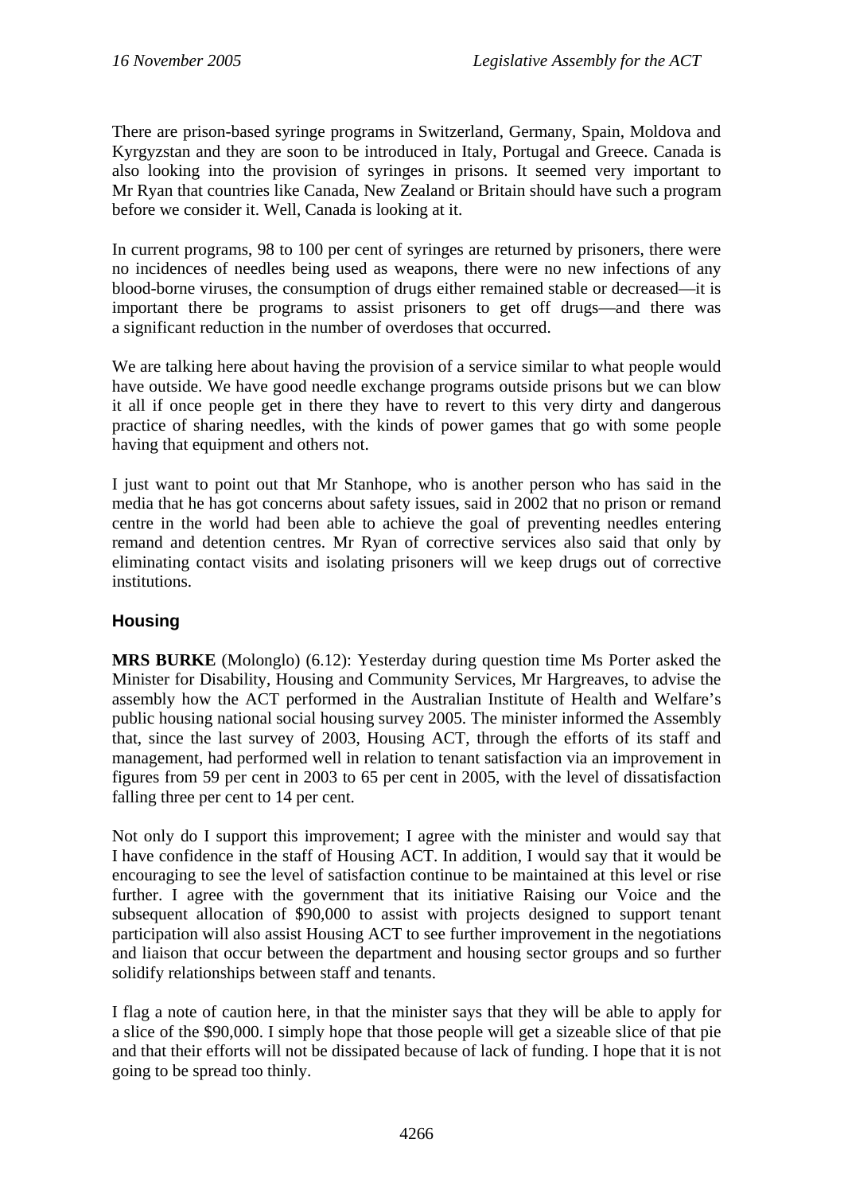There are prison-based syringe programs in Switzerland, Germany, Spain, Moldova and Kyrgyzstan and they are soon to be introduced in Italy, Portugal and Greece. Canada is also looking into the provision of syringes in prisons. It seemed very important to Mr Ryan that countries like Canada, New Zealand or Britain should have such a program before we consider it. Well, Canada is looking at it.

In current programs, 98 to 100 per cent of syringes are returned by prisoners, there were no incidences of needles being used as weapons, there were no new infections of any blood-borne viruses, the consumption of drugs either remained stable or decreased—it is important there be programs to assist prisoners to get off drugs—and there was a significant reduction in the number of overdoses that occurred.

We are talking here about having the provision of a service similar to what people would have outside. We have good needle exchange programs outside prisons but we can blow it all if once people get in there they have to revert to this very dirty and dangerous practice of sharing needles, with the kinds of power games that go with some people having that equipment and others not.

I just want to point out that Mr Stanhope, who is another person who has said in the media that he has got concerns about safety issues, said in 2002 that no prison or remand centre in the world had been able to achieve the goal of preventing needles entering remand and detention centres. Mr Ryan of corrective services also said that only by eliminating contact visits and isolating prisoners will we keep drugs out of corrective institutions.

## Housing

**MRS BURKE** (Molonglo) (6.12): Yesterday during question time Ms Porter asked the Minister for Disability, Housing and Community Services, Mr Hargreaves, to advise the assembly how the ACT performed in the Australian Institute of Health and Welfare's public housing national social housing survey 2005. The minister informed the Assembly that, since the last survey of 2003, Housing ACT, through the efforts of its staff and management, had performed well in relation to tenant satisfaction via an improvement in figures from 59 per cent in 2003 to 65 per cent in 2005, with the level of dissatisfaction falling three per cent to 14 per cent.

Not only do I support this improvement; I agree with the minister and would say that I have confidence in the staff of Housing ACT. In addition, I would say that it would be encouraging to see the level of satisfaction continue to be maintained at this level or rise further. I agree with the government that its initiative Raising our Voice and the subsequent allocation of $90,000 to assist with projects designed to support tenant participation will also assist Housing ACT to see further improvement in the negotiations and liaison that occur between the department and housing sector groups and so further solidify relationships between staff and tenants.

I flag a note of caution here, in that the minister says that they will be able to apply for a slice of the $90,000. I simply hope that those people will get a sizeable slice of that pie and that their efforts will not be dissipated because of lack of funding. I hope that it is not going to be spread too thinly.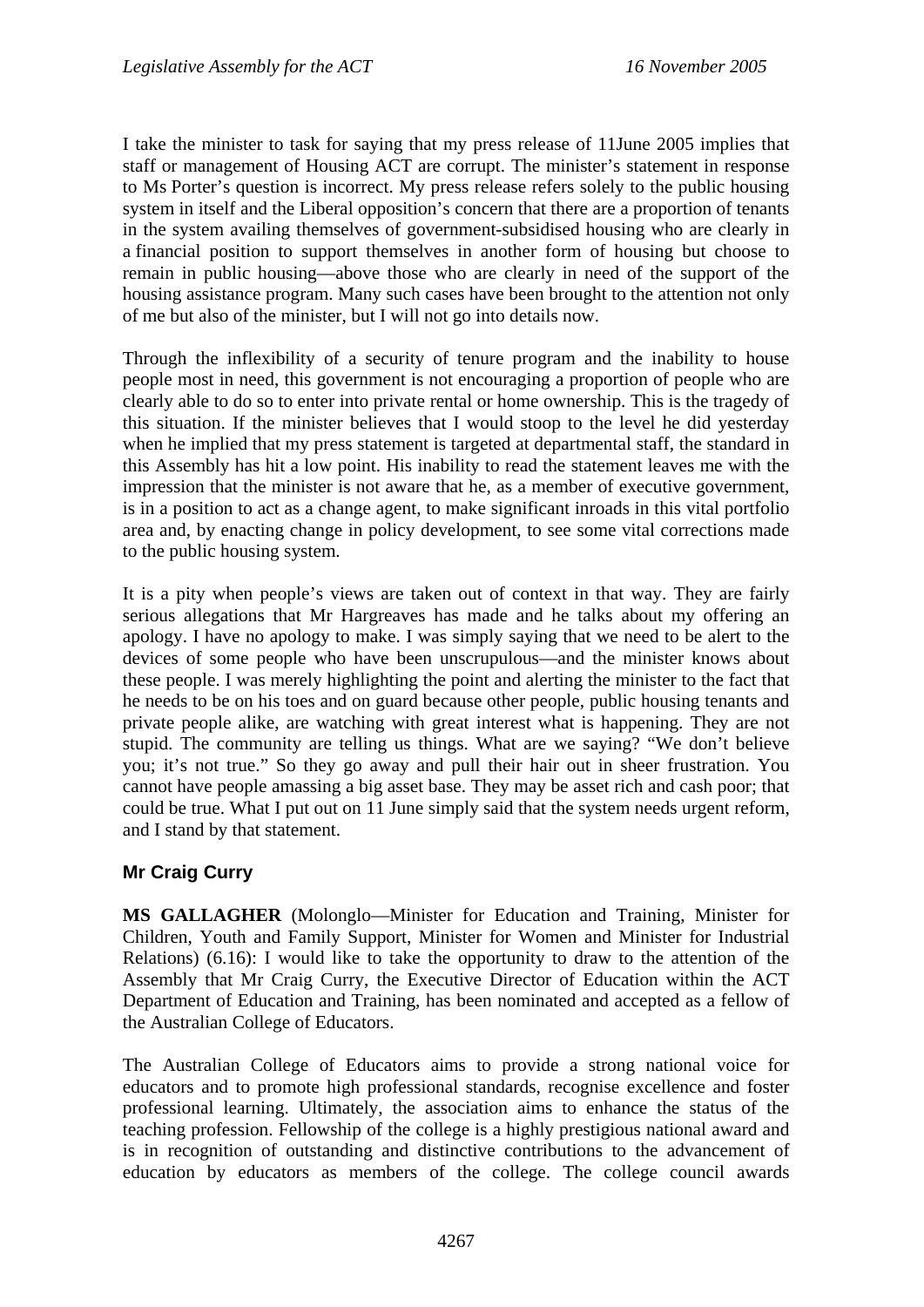I take the minister to task for saying that my press release of 11June 2005 implies that staff or management of Housing ACT are corrupt. The minister's statement in response to Ms Porter's question is incorrect. My press release refers solely to the public housing system in itself and the Liberal opposition's concern that there are a proportion of tenants in the system availing themselves of government-subsidised housing who are clearly in a financial position to support themselves in another form of housing but choose to remain in public housing—above those who are clearly in need of the support of the housing assistance program. Many such cases have been brought to the attention not only of me but also of the minister, but I will not go into details now.

Through the inflexibility of a security of tenure program and the inability to house people most in need, this government is not encouraging a proportion of people who are clearly able to do so to enter into private rental or home ownership. This is the tragedy of this situation. If the minister believes that I would stoop to the level he did yesterday when he implied that my press statement is targeted at departmental staff, the standard in this Assembly has hit a low point. His inability to read the statement leaves me with the impression that the minister is not aware that he, as a member of executive government, is in a position to act as a change agent, to make significant inroads in this vital portfolio area and, by enacting change in policy development, to see some vital corrections made to the public housing system.

It is a pity when people's views are taken out of context in that way. They are fairly serious allegations that Mr Hargreaves has made and he talks about my offering an apology. I have no apology to make. I was simply saying that we need to be alert to the devices of some people who have been unscrupulous—and the minister knows about these people. I was merely highlighting the point and alerting the minister to the fact that he needs to be on his toes and on guard because other people, public housing tenants and private people alike, are watching with great interest what is happening. They are not stupid. The community are telling us things. What are we saying? "We don't believe you; it's not true." So they go away and pull their hair out in sheer frustration. You cannot have people amassing a big asset base. They may be asset rich and cash poor; that could be true. What I put out on 11 June simply said that the system needs urgent reform, and I stand by that statement.

## Mr Craig Curry

**MS GALLAGHER** (Molonglo—Minister for Education and Training, Minister for Children, Youth and Family Support, Minister for Women and Minister for Industrial Relations) (6.16): I would like to take the opportunity to draw to the attention of the Assembly that Mr Craig Curry, the Executive Director of Education within the ACT Department of Education and Training, has been nominated and accepted as a fellow of the Australian College of Educators.

The Australian College of Educators aims to provide a strong national voice for educators and to promote high professional standards, recognise excellence and foster professional learning. Ultimately, the association aims to enhance the status of the teaching profession. Fellowship of the college is a highly prestigious national award and is in recognition of outstanding and distinctive contributions to the advancement of education by educators as members of the college. The college council awards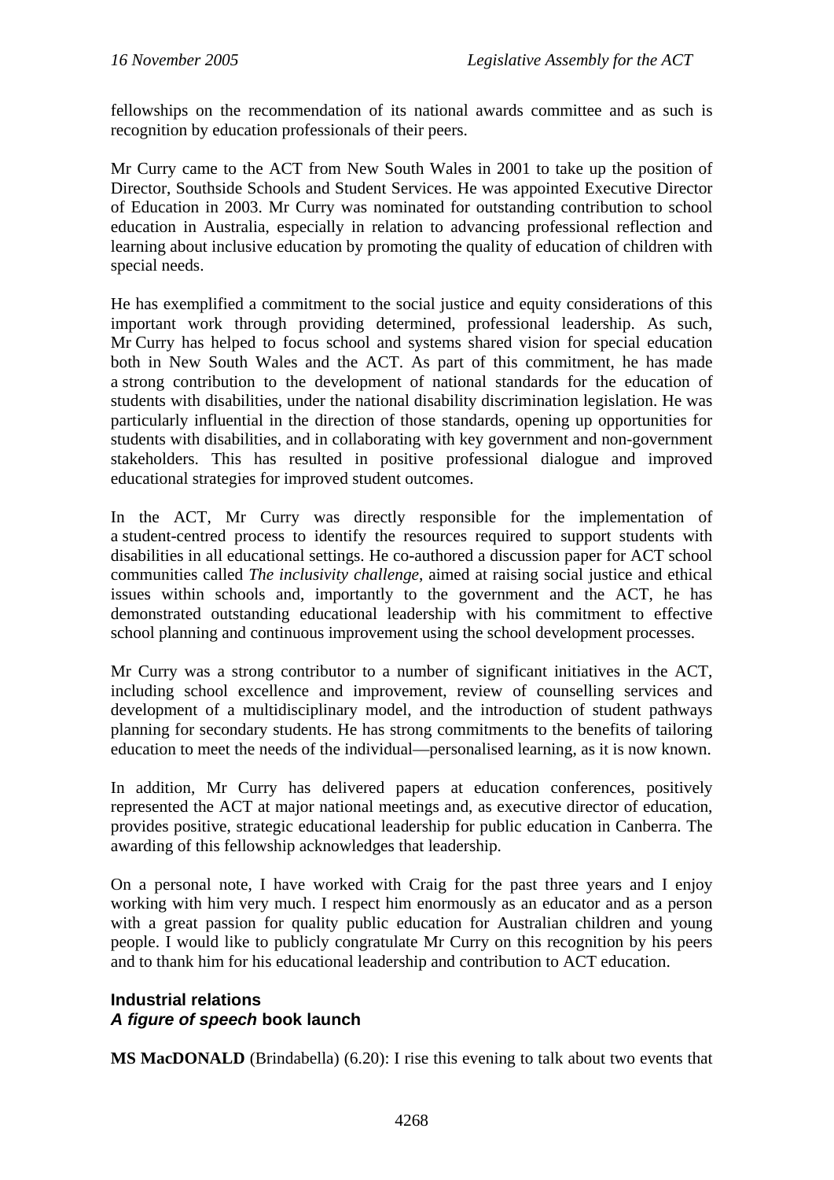fellowships on the recommendation of its national awards committee and as such is recognition by education professionals of their peers.

Mr Curry came to the ACT from New South Wales in 2001 to take up the position of Director, Southside Schools and Student Services. He was appointed Executive Director of Education in 2003. Mr Curry was nominated for outstanding contribution to school education in Australia, especially in relation to advancing professional reflection and learning about inclusive education by promoting the quality of education of children with special needs.

He has exemplified a commitment to the social justice and equity considerations of this important work through providing determined, professional leadership. As such, Mr Curry has helped to focus school and systems shared vision for special education both in New South Wales and the ACT. As part of this commitment, he has made a strong contribution to the development of national standards for the education of students with disabilities, under the national disability discrimination legislation. He was particularly influential in the direction of those standards, opening up opportunities for students with disabilities, and in collaborating with key government and non-government stakeholders. This has resulted in positive professional dialogue and improved educational strategies for improved student outcomes.

In the ACT, Mr Curry was directly responsible for the implementation of a student-centred process to identify the resources required to support students with disabilities in all educational settings. He co-authored a discussion paper for ACT school communities called *The inclusivity challenge*, aimed at raising social justice and ethical issues within schools and, importantly to the government and the ACT, he has demonstrated outstanding educational leadership with his commitment to effective school planning and continuous improvement using the school development processes.

Mr Curry was a strong contributor to a number of significant initiatives in the ACT, including school excellence and improvement, review of counselling services and development of a multidisciplinary model, and the introduction of student pathways planning for secondary students. He has strong commitments to the benefits of tailoring education to meet the needs of the individual—personalised learning, as it is now known.

In addition, Mr Curry has delivered papers at education conferences, positively represented the ACT at major national meetings and, as executive director of education, provides positive, strategic educational leadership for public education in Canberra. The awarding of this fellowship acknowledges that leadership.

On a personal note, I have worked with Craig for the past three years and I enjoy working with him very much. I respect him enormously as an educator and as a person with a great passion for quality public education for Australian children and young people. I would like to publicly congratulate Mr Curry on this recognition by his peers and to thank him for his educational leadership and contribution to ACT education.

### Industrial relations
### *A figure of speech* book launch

**MS MacDONALD** (Brindabella) (6.20): I rise this evening to talk about two events that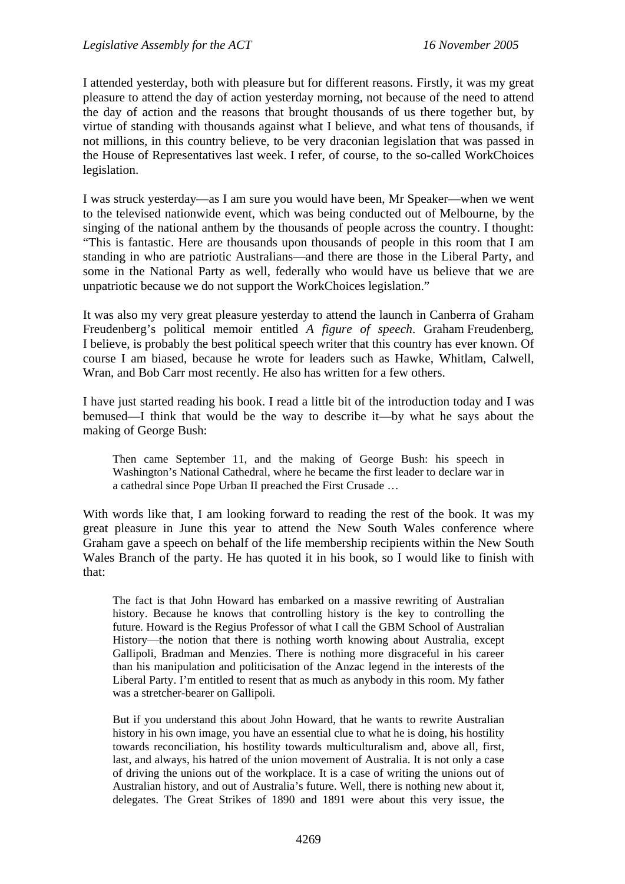I attended yesterday, both with pleasure but for different reasons. Firstly, it was my great pleasure to attend the day of action yesterday morning, not because of the need to attend the day of action and the reasons that brought thousands of us there together but, by virtue of standing with thousands against what I believe, and what tens of thousands, if not millions, in this country believe, to be very draconian legislation that was passed in the House of Representatives last week. I refer, of course, to the so-called WorkChoices legislation.

I was struck yesterday—as I am sure you would have been, Mr Speaker—when we went to the televised nationwide event, which was being conducted out of Melbourne, by the singing of the national anthem by the thousands of people across the country. I thought: "This is fantastic. Here are thousands upon thousands of people in this room that I am standing in who are patriotic Australians—and there are those in the Liberal Party, and some in the National Party as well, federally who would have us believe that we are unpatriotic because we do not support the WorkChoices legislation."

It was also my very great pleasure yesterday to attend the launch in Canberra of Graham Freudenberg's political memoir entitled *A figure of speech*. Graham Freudenberg, I believe, is probably the best political speech writer that this country has ever known. Of course I am biased, because he wrote for leaders such as Hawke, Whitlam, Calwell, Wran, and Bob Carr most recently. He also has written for a few others.

I have just started reading his book. I read a little bit of the introduction today and I was bemused—I think that would be the way to describe it—by what he says about the making of George Bush:

> Then came September 11, and the making of George Bush: his speech in Washington's National Cathedral, where he became the first leader to declare war in a cathedral since Pope Urban II preached the First Crusade …

With words like that, I am looking forward to reading the rest of the book. It was my great pleasure in June this year to attend the New South Wales conference where Graham gave a speech on behalf of the life membership recipients within the New South Wales Branch of the party. He has quoted it in his book, so I would like to finish with that:

> The fact is that John Howard has embarked on a massive rewriting of Australian history. Because he knows that controlling history is the key to controlling the future. Howard is the Regius Professor of what I call the GBM School of Australian History—the notion that there is nothing worth knowing about Australia, except Gallipoli, Bradman and Menzies. There is nothing more disgraceful in his career than his manipulation and politicisation of the Anzac legend in the interests of the Liberal Party. I'm entitled to resent that as much as anybody in this room. My father was a stretcher-bearer on Gallipoli.
>
> But if you understand this about John Howard, that he wants to rewrite Australian history in his own image, you have an essential clue to what he is doing, his hostility towards reconciliation, his hostility towards multiculturalism and, above all, first, last, and always, his hatred of the union movement of Australia. It is not only a case of driving the unions out of the workplace. It is a case of writing the unions out of Australian history, and out of Australia's future. Well, there is nothing new about it, delegates. The Great Strikes of 1890 and 1891 were about this very issue, the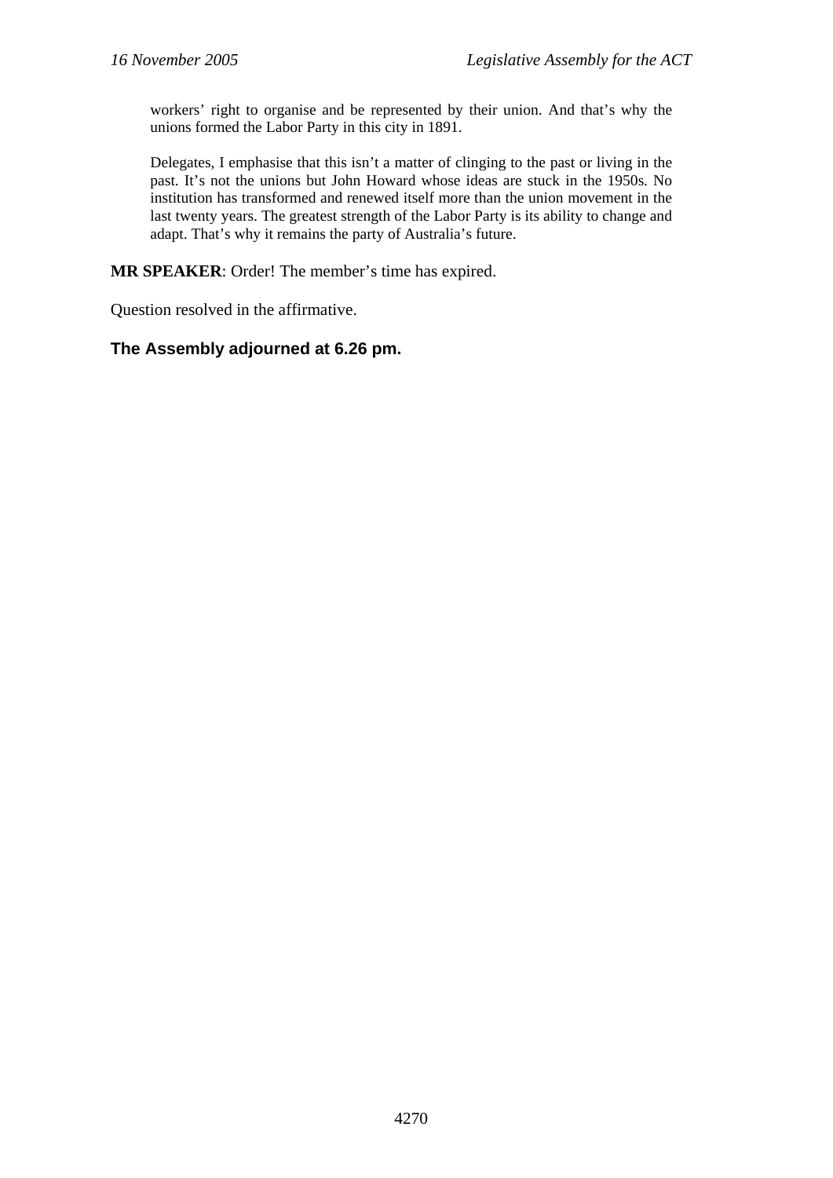> workers' right to organise and be represented by their union. And that's why the unions formed the Labor Party in this city in 1891.
>
> Delegates, I emphasise that this isn't a matter of clinging to the past or living in the past. It's not the unions but John Howard whose ideas are stuck in the 1950s. No institution has transformed and renewed itself more than the union movement in the last twenty years. The greatest strength of the Labor Party is its ability to change and adapt. That's why it remains the party of Australia's future.

**MR SPEAKER**: Order! The member's time has expired.

Question resolved in the affirmative.

**The Assembly adjourned at 6.26 pm.**